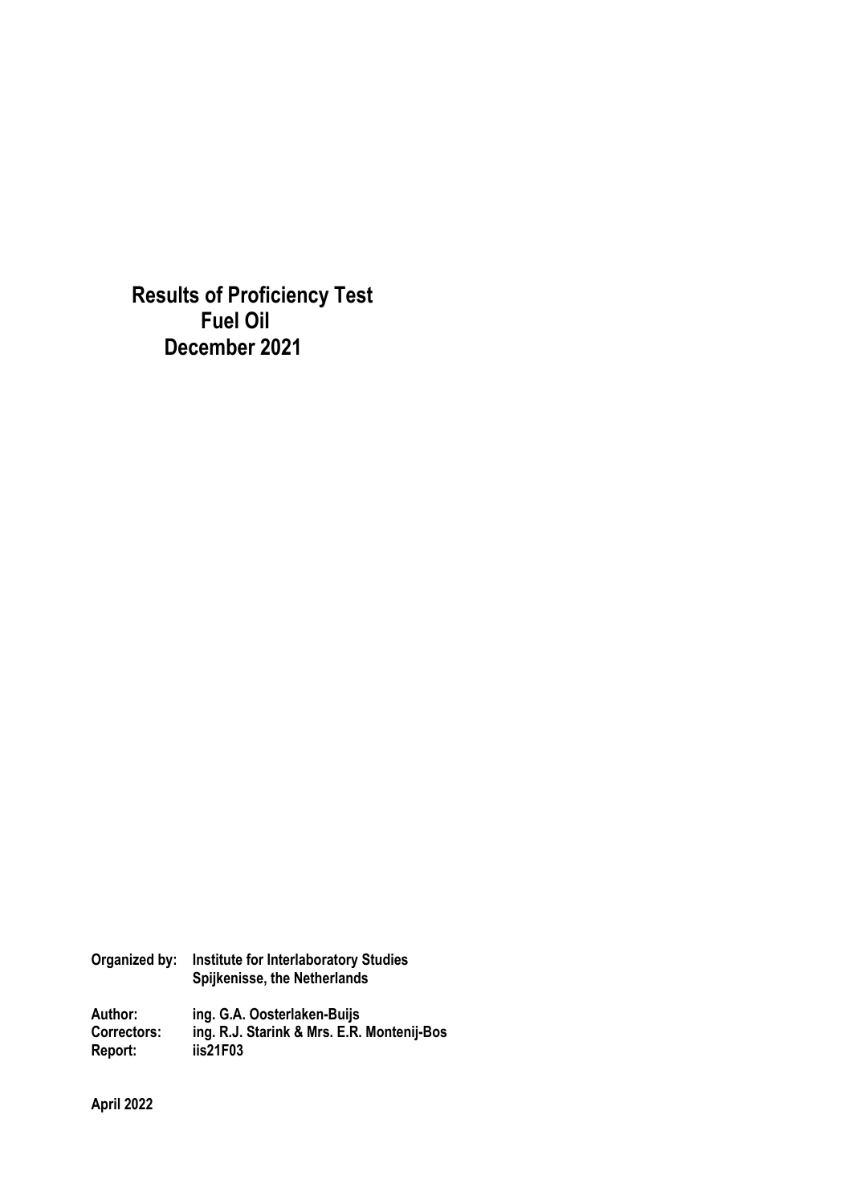# Results of Proficiency Test
# Fuel Oil
# December 2021

| | |
|---|---|
| **Organized by:** | **Institute for Interlaboratory Studies** |
| | **Spijkenisse, the Netherlands** |
| **Author:** | **ing. G.A. Oosterlaken-Buijs** |
| **Correctors:** | **ing. R.J. Starink & Mrs. E.R. Montenij-Bos** |
| **Report:** | **iis21F03** |

**April 2022**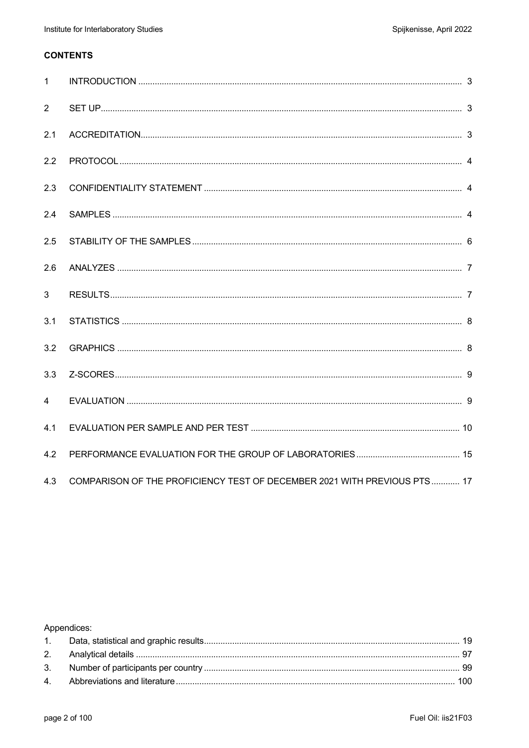**CONTENTS**

| | | |
|---|---|---|
| 1 | INTRODUCTION | 3 |
| 2 | SET UP | 3 |
| 2.1 | ACCREDITATION | 3 |
| 2.2 | PROTOCOL | 4 |
| 2.3 | CONFIDENTIALITY STATEMENT | 4 |
| 2.4 | SAMPLES | 4 |
| 2.5 | STABILITY OF THE SAMPLES | 6 |
| 2.6 | ANALYZES | 7 |
| 3 | RESULTS | 7 |
| 3.1 | STATISTICS | 8 |
| 3.2 | GRAPHICS | 8 |
| 3.3 | Z-SCORES | 9 |
| 4 | EVALUATION | 9 |
| 4.1 | EVALUATION PER SAMPLE AND PER TEST | 10 |
| 4.2 | PERFORMANCE EVALUATION FOR THE GROUP OF LABORATORIES | 15 |
| 4.3 | COMPARISON OF THE PROFICIENCY TEST OF DECEMBER 2021 WITH PREVIOUS PTS | 17 |

Appendices:

| | | |
|---|---|---|
| 1. | Data, statistical and graphic results | 19 |
| 2. | Analytical details | 97 |
| 3. | Number of participants per country | 99 |
| 4. | Abbreviations and literature | 100 |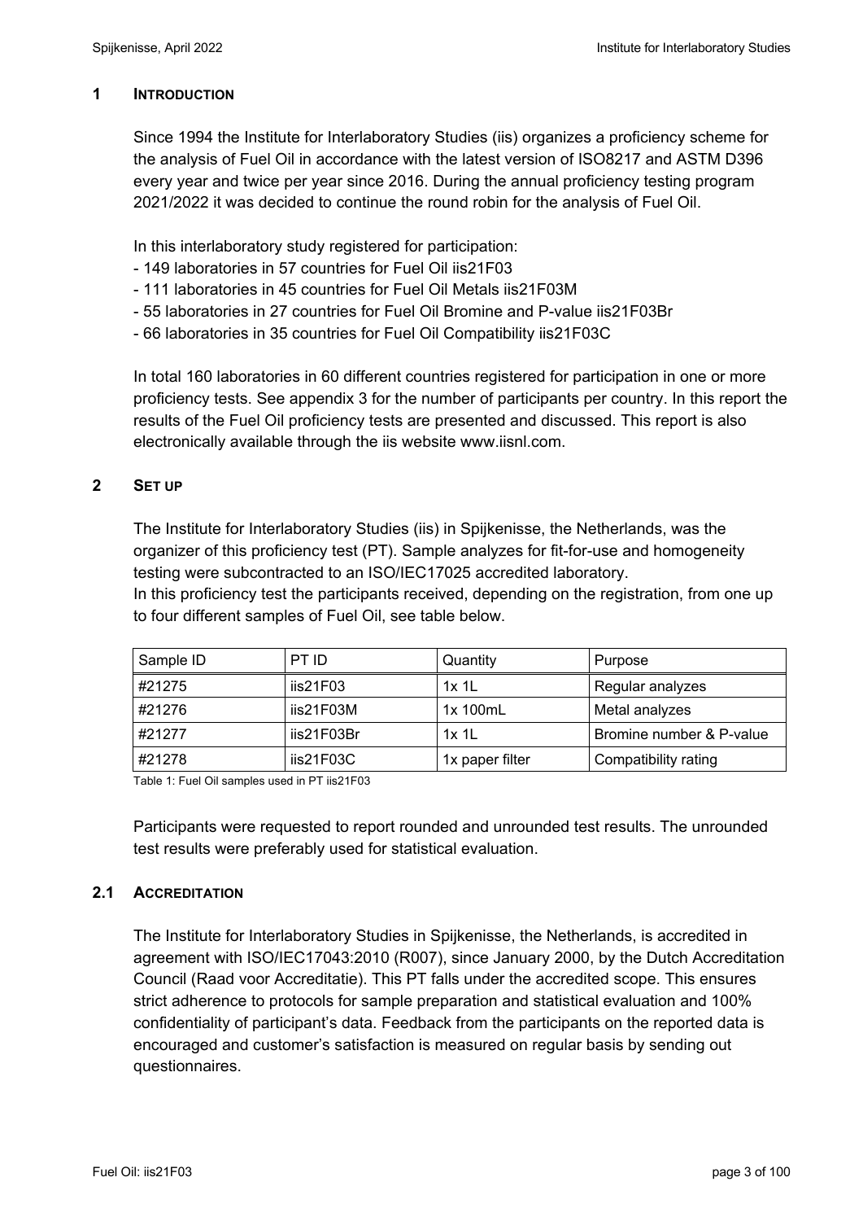## 1 INTRODUCTION

Since 1994 the Institute for Interlaboratory Studies (iis) organizes a proficiency scheme for the analysis of Fuel Oil in accordance with the latest version of ISO8217 and ASTM D396 every year and twice per year since 2016. During the annual proficiency testing program 2021/2022 it was decided to continue the round robin for the analysis of Fuel Oil.

In this interlaboratory study registered for participation:

- 149 laboratories in 57 countries for Fuel Oil iis21F03
- 111 laboratories in 45 countries for Fuel Oil Metals iis21F03M
- 55 laboratories in 27 countries for Fuel Oil Bromine and P-value iis21F03Br
- 66 laboratories in 35 countries for Fuel Oil Compatibility iis21F03C

In total 160 laboratories in 60 different countries registered for participation in one or more proficiency tests. See appendix 3 for the number of participants per country. In this report the results of the Fuel Oil proficiency tests are presented and discussed. This report is also electronically available through the iis website www.iisnl.com.

## 2 SET UP

The Institute for Interlaboratory Studies (iis) in Spijkenisse, the Netherlands, was the organizer of this proficiency test (PT). Sample analyzes for fit-for-use and homogeneity testing were subcontracted to an ISO/IEC17025 accredited laboratory.
In this proficiency test the participants received, depending on the registration, from one up to four different samples of Fuel Oil, see table below.

| Sample ID | PT ID | Quantity | Purpose |
|---|---|---|---|
| #21275 | iis21F03 | 1x 1L | Regular analyzes |
| #21276 | iis21F03M | 1x 100mL | Metal analyzes |
| #21277 | iis21F03Br | 1x 1L | Bromine number & P-value |
| #21278 | iis21F03C | 1x paper filter | Compatibility rating |

Table 1: Fuel Oil samples used in PT iis21F03

Participants were requested to report rounded and unrounded test results. The unrounded test results were preferably used for statistical evaluation.

### 2.1 ACCREDITATION

The Institute for Interlaboratory Studies in Spijkenisse, the Netherlands, is accredited in agreement with ISO/IEC17043:2010 (R007), since January 2000, by the Dutch Accreditation Council (Raad voor Accreditatie). This PT falls under the accredited scope. This ensures strict adherence to protocols for sample preparation and statistical evaluation and 100% confidentiality of participant's data. Feedback from the participants on the reported data is encouraged and customer's satisfaction is measured on regular basis by sending out questionnaires.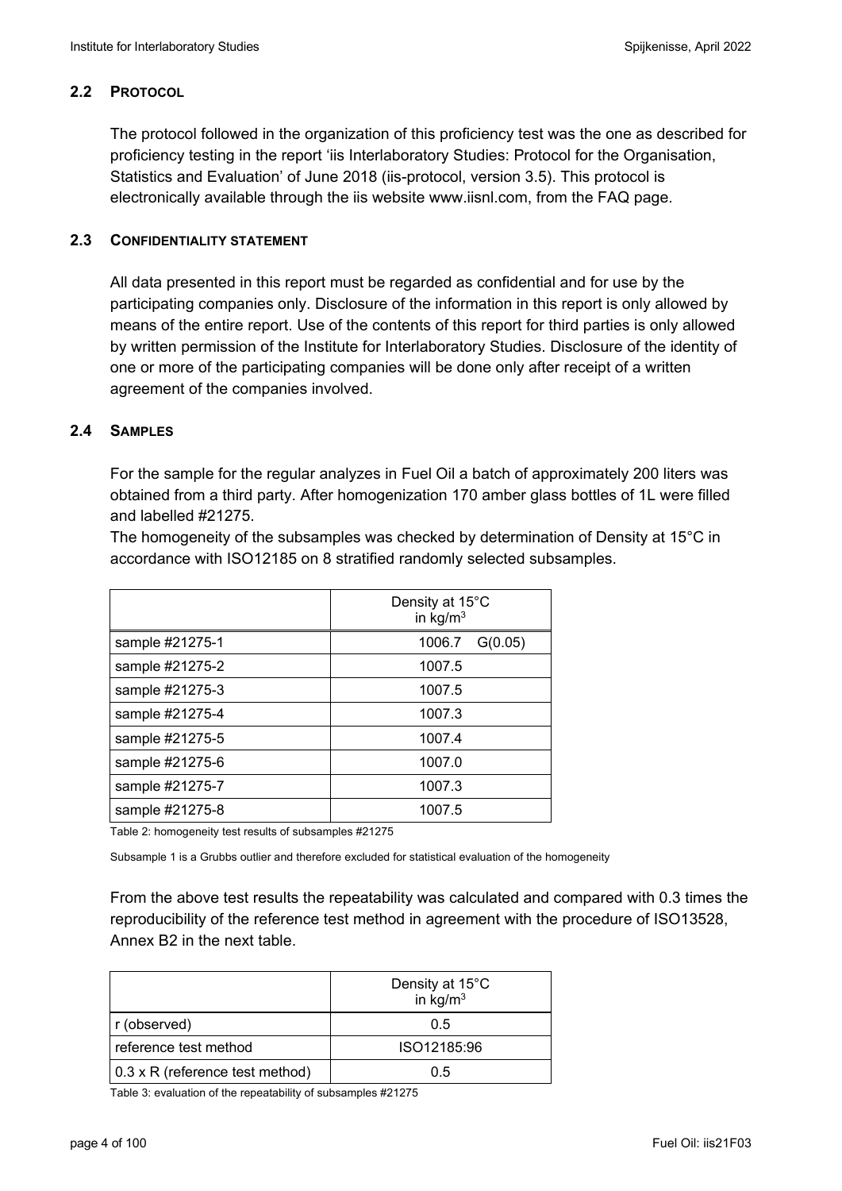## 2.2 PROTOCOL

The protocol followed in the organization of this proficiency test was the one as described for proficiency testing in the report 'iis Interlaboratory Studies: Protocol for the Organisation, Statistics and Evaluation' of June 2018 (iis-protocol, version 3.5). This protocol is electronically available through the iis website www.iisnl.com, from the FAQ page.

## 2.3 CONFIDENTIALITY STATEMENT

All data presented in this report must be regarded as confidential and for use by the participating companies only. Disclosure of the information in this report is only allowed by means of the entire report. Use of the contents of this report for third parties is only allowed by written permission of the Institute for Interlaboratory Studies. Disclosure of the identity of one or more of the participating companies will be done only after receipt of a written agreement of the companies involved.

## 2.4 SAMPLES

For the sample for the regular analyzes in Fuel Oil a batch of approximately 200 liters was obtained from a third party. After homogenization 170 amber glass bottles of 1L were filled and labelled #21275.

The homogeneity of the subsamples was checked by determination of Density at 15°C in accordance with ISO12185 on 8 stratified randomly selected subsamples.

| | Density at 15°C in kg/m$^3$ |
|---|---|
| sample #21275-1 | 1006.7 G(0.05) |
| sample #21275-2 | 1007.5 |
| sample #21275-3 | 1007.5 |
| sample #21275-4 | 1007.3 |
| sample #21275-5 | 1007.4 |
| sample #21275-6 | 1007.0 |
| sample #21275-7 | 1007.3 |
| sample #21275-8 | 1007.5 |

Table 2: homogeneity test results of subsamples #21275

Subsample 1 is a Grubbs outlier and therefore excluded for statistical evaluation of the homogeneity

From the above test results the repeatability was calculated and compared with 0.3 times the reproducibility of the reference test method in agreement with the procedure of ISO13528, Annex B2 in the next table.

| | Density at 15°C in kg/m$^3$ |
|---|---|
| r (observed) | 0.5 |
| reference test method | ISO12185:96 |
| 0.3 x R (reference test method) | 0.5 |

Table 3: evaluation of the repeatability of subsamples #21275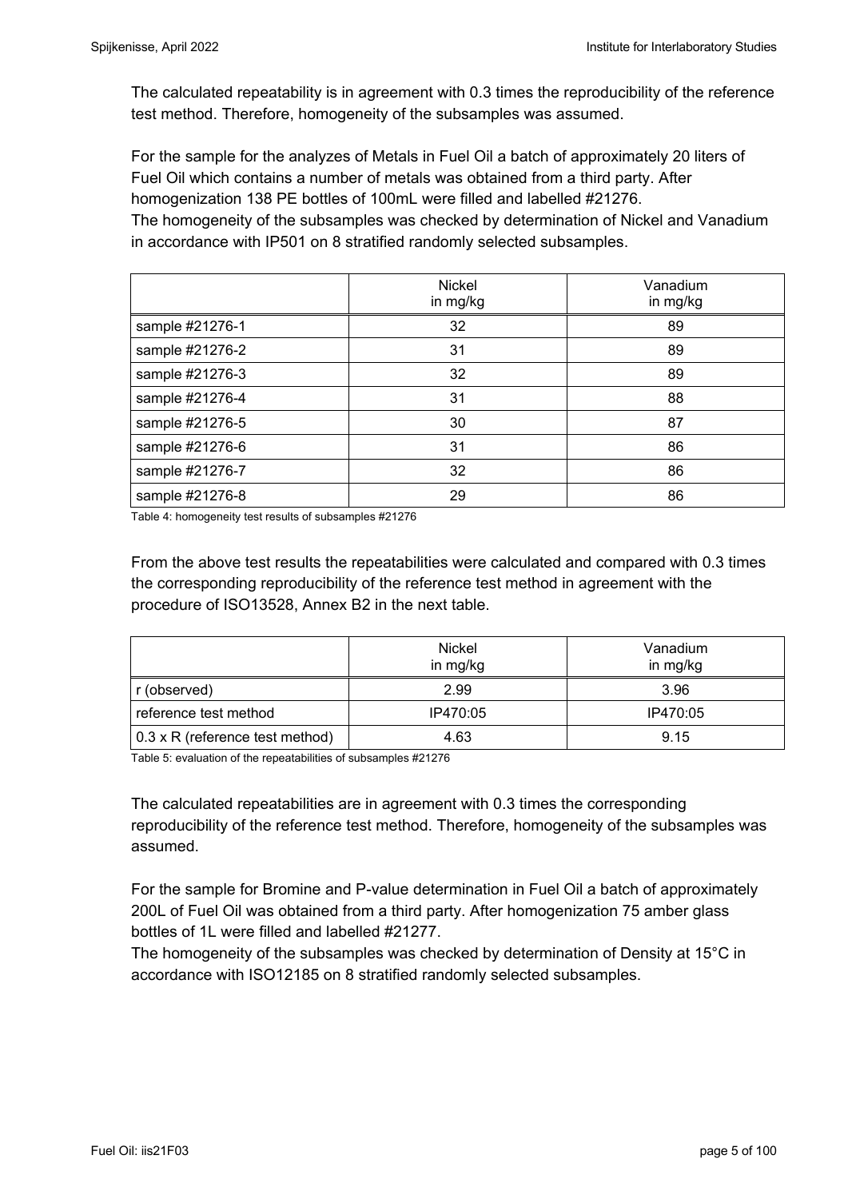The calculated repeatability is in agreement with 0.3 times the reproducibility of the reference test method. Therefore, homogeneity of the subsamples was assumed.

For the sample for the analyzes of Metals in Fuel Oil a batch of approximately 20 liters of Fuel Oil which contains a number of metals was obtained from a third party. After homogenization 138 PE bottles of 100mL were filled and labelled #21276.
The homogeneity of the subsamples was checked by determination of Nickel and Vanadium in accordance with IP501 on 8 stratified randomly selected subsamples.

| | Nickel in mg/kg | Vanadium in mg/kg |
|---|---|---|
| sample #21276-1 | 32 | 89 |
| sample #21276-2 | 31 | 89 |
| sample #21276-3 | 32 | 89 |
| sample #21276-4 | 31 | 88 |
| sample #21276-5 | 30 | 87 |
| sample #21276-6 | 31 | 86 |
| sample #21276-7 | 32 | 86 |
| sample #21276-8 | 29 | 86 |

Table 4: homogeneity test results of subsamples #21276

From the above test results the repeatabilities were calculated and compared with 0.3 times the corresponding reproducibility of the reference test method in agreement with the procedure of ISO13528, Annex B2 in the next table.

| | Nickel in mg/kg | Vanadium in mg/kg |
|---|---|---|
| r (observed) | 2.99 | 3.96 |
| reference test method | IP470:05 | IP470:05 |
| 0.3 x R (reference test method) | 4.63 | 9.15 |

Table 5: evaluation of the repeatabilities of subsamples #21276

The calculated repeatabilities are in agreement with 0.3 times the corresponding reproducibility of the reference test method. Therefore, homogeneity of the subsamples was assumed.

For the sample for Bromine and P-value determination in Fuel Oil a batch of approximately 200L of Fuel Oil was obtained from a third party. After homogenization 75 amber glass bottles of 1L were filled and labelled #21277.
The homogeneity of the subsamples was checked by determination of Density at 15°C in accordance with ISO12185 on 8 stratified randomly selected subsamples.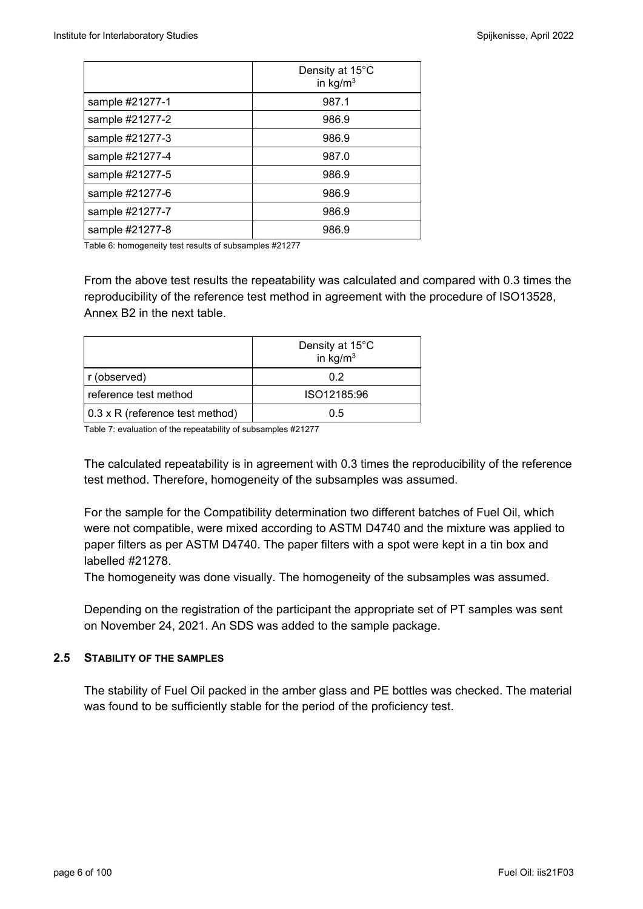|  | Density at 15°C in kg/m$^3$ |
|---|---|
| sample #21277-1 | 987.1 |
| sample #21277-2 | 986.9 |
| sample #21277-3 | 986.9 |
| sample #21277-4 | 987.0 |
| sample #21277-5 | 986.9 |
| sample #21277-6 | 986.9 |
| sample #21277-7 | 986.9 |
| sample #21277-8 | 986.9 |

Table 6: homogeneity test results of subsamples #21277

From the above test results the repeatability was calculated and compared with 0.3 times the reproducibility of the reference test method in agreement with the procedure of ISO13528, Annex B2 in the next table.

|  | Density at 15°C in kg/m$^3$ |
|---|---|
| r (observed) | 0.2 |
| reference test method | ISO12185:96 |
| 0.3 x R (reference test method) | 0.5 |

Table 7: evaluation of the repeatability of subsamples #21277

The calculated repeatability is in agreement with 0.3 times the reproducibility of the reference test method. Therefore, homogeneity of the subsamples was assumed.

For the sample for the Compatibility determination two different batches of Fuel Oil, which were not compatible, were mixed according to ASTM D4740 and the mixture was applied to paper filters as per ASTM D4740. The paper filters with a spot were kept in a tin box and labelled #21278.
The homogeneity was done visually. The homogeneity of the subsamples was assumed.

Depending on the registration of the participant the appropriate set of PT samples was sent on November 24, 2021. An SDS was added to the sample package.

### 2.5 STABILITY OF THE SAMPLES

The stability of Fuel Oil packed in the amber glass and PE bottles was checked. The material was found to be sufficiently stable for the period of the proficiency test.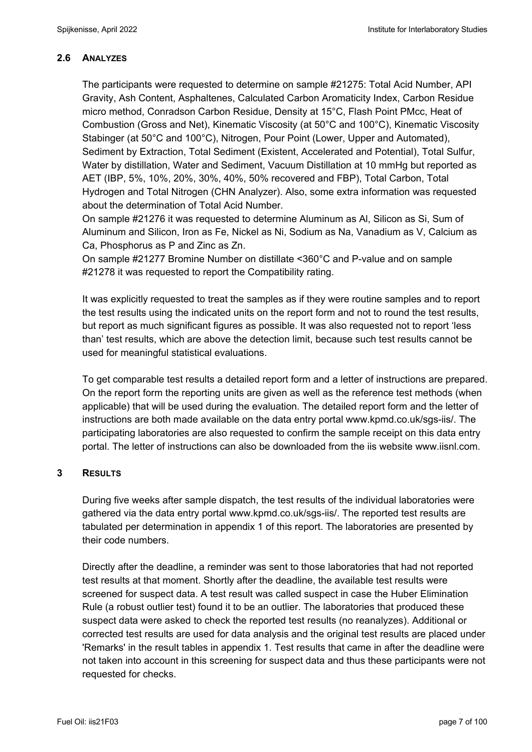## 2.6 ANALYZES

The participants were requested to determine on sample #21275: Total Acid Number, API Gravity, Ash Content, Asphaltenes, Calculated Carbon Aromaticity Index, Carbon Residue micro method, Conradson Carbon Residue, Density at 15°C, Flash Point PMcc, Heat of Combustion (Gross and Net), Kinematic Viscosity (at 50°C and 100°C), Kinematic Viscosity Stabinger (at 50°C and 100°C), Nitrogen, Pour Point (Lower, Upper and Automated), Sediment by Extraction, Total Sediment (Existent, Accelerated and Potential), Total Sulfur, Water by distillation, Water and Sediment, Vacuum Distillation at 10 mmHg but reported as AET (IBP, 5%, 10%, 20%, 30%, 40%, 50% recovered and FBP), Total Carbon, Total Hydrogen and Total Nitrogen (CHN Analyzer). Also, some extra information was requested about the determination of Total Acid Number.

On sample #21276 it was requested to determine Aluminum as Al, Silicon as Si, Sum of Aluminum and Silicon, Iron as Fe, Nickel as Ni, Sodium as Na, Vanadium as V, Calcium as Ca, Phosphorus as P and Zinc as Zn.

On sample #21277 Bromine Number on distillate <360°C and P-value and on sample #21278 it was requested to report the Compatibility rating.

It was explicitly requested to treat the samples as if they were routine samples and to report the test results using the indicated units on the report form and not to round the test results, but report as much significant figures as possible. It was also requested not to report 'less than' test results, which are above the detection limit, because such test results cannot be used for meaningful statistical evaluations.

To get comparable test results a detailed report form and a letter of instructions are prepared. On the report form the reporting units are given as well as the reference test methods (when applicable) that will be used during the evaluation. The detailed report form and the letter of instructions are both made available on the data entry portal www.kpmd.co.uk/sgs-iis/. The participating laboratories are also requested to confirm the sample receipt on this data entry portal. The letter of instructions can also be downloaded from the iis website www.iisnl.com.

# 3 RESULTS

During five weeks after sample dispatch, the test results of the individual laboratories were gathered via the data entry portal www.kpmd.co.uk/sgs-iis/. The reported test results are tabulated per determination in appendix 1 of this report. The laboratories are presented by their code numbers.

Directly after the deadline, a reminder was sent to those laboratories that had not reported test results at that moment. Shortly after the deadline, the available test results were screened for suspect data. A test result was called suspect in case the Huber Elimination Rule (a robust outlier test) found it to be an outlier. The laboratories that produced these suspect data were asked to check the reported test results (no reanalyzes). Additional or corrected test results are used for data analysis and the original test results are placed under 'Remarks' in the result tables in appendix 1. Test results that came in after the deadline were not taken into account in this screening for suspect data and thus these participants were not requested for checks.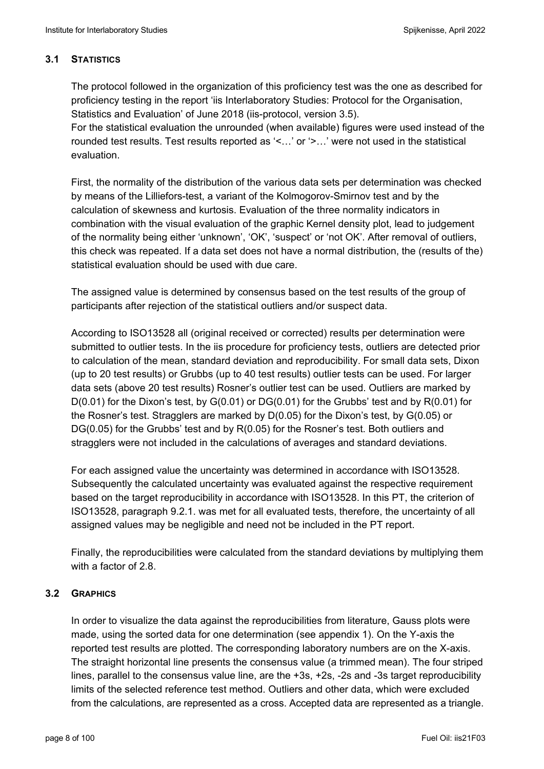### 3.1 STATISTICS

The protocol followed in the organization of this proficiency test was the one as described for proficiency testing in the report 'iis Interlaboratory Studies: Protocol for the Organisation, Statistics and Evaluation' of June 2018 (iis-protocol, version 3.5).
For the statistical evaluation the unrounded (when available) figures were used instead of the rounded test results. Test results reported as '<…' or '>…' were not used in the statistical evaluation.

First, the normality of the distribution of the various data sets per determination was checked by means of the Lilliefors-test, a variant of the Kolmogorov-Smirnov test and by the calculation of skewness and kurtosis. Evaluation of the three normality indicators in combination with the visual evaluation of the graphic Kernel density plot, lead to judgement of the normality being either 'unknown', 'OK', 'suspect' or 'not OK'. After removal of outliers, this check was repeated. If a data set does not have a normal distribution, the (results of the) statistical evaluation should be used with due care.

The assigned value is determined by consensus based on the test results of the group of participants after rejection of the statistical outliers and/or suspect data.

According to ISO13528 all (original received or corrected) results per determination were submitted to outlier tests. In the iis procedure for proficiency tests, outliers are detected prior to calculation of the mean, standard deviation and reproducibility. For small data sets, Dixon (up to 20 test results) or Grubbs (up to 40 test results) outlier tests can be used. For larger data sets (above 20 test results) Rosner's outlier test can be used. Outliers are marked by D(0.01) for the Dixon's test, by G(0.01) or DG(0.01) for the Grubbs' test and by R(0.01) for the Rosner's test. Stragglers are marked by D(0.05) for the Dixon's test, by G(0.05) or DG(0.05) for the Grubbs' test and by R(0.05) for the Rosner's test. Both outliers and stragglers were not included in the calculations of averages and standard deviations.

For each assigned value the uncertainty was determined in accordance with ISO13528. Subsequently the calculated uncertainty was evaluated against the respective requirement based on the target reproducibility in accordance with ISO13528. In this PT, the criterion of ISO13528, paragraph 9.2.1. was met for all evaluated tests, therefore, the uncertainty of all assigned values may be negligible and need not be included in the PT report.

Finally, the reproducibilities were calculated from the standard deviations by multiplying them with a factor of 2.8.

### 3.2 GRAPHICS

In order to visualize the data against the reproducibilities from literature, Gauss plots were made, using the sorted data for one determination (see appendix 1). On the Y-axis the reported test results are plotted. The corresponding laboratory numbers are on the X-axis. The straight horizontal line presents the consensus value (a trimmed mean). The four striped lines, parallel to the consensus value line, are the +3s, +2s, -2s and -3s target reproducibility limits of the selected reference test method. Outliers and other data, which were excluded from the calculations, are represented as a cross. Accepted data are represented as a triangle.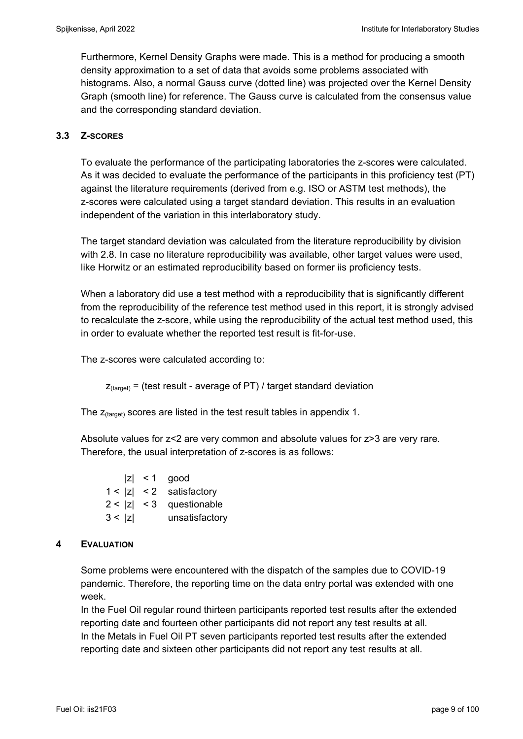Furthermore, Kernel Density Graphs were made. This is a method for producing a smooth density approximation to a set of data that avoids some problems associated with histograms. Also, a normal Gauss curve (dotted line) was projected over the Kernel Density Graph (smooth line) for reference. The Gauss curve is calculated from the consensus value and the corresponding standard deviation.

### 3.3 Z-SCORES

To evaluate the performance of the participating laboratories the z-scores were calculated. As it was decided to evaluate the performance of the participants in this proficiency test (PT) against the literature requirements (derived from e.g. ISO or ASTM test methods), the z-scores were calculated using a target standard deviation. This results in an evaluation independent of the variation in this interlaboratory study.

The target standard deviation was calculated from the literature reproducibility by division with 2.8. In case no literature reproducibility was available, other target values were used, like Horwitz or an estimated reproducibility based on former iis proficiency tests.

When a laboratory did use a test method with a reproducibility that is significantly different from the reproducibility of the reference test method used in this report, it is strongly advised to recalculate the z-score, while using the reproducibility of the actual test method used, this in order to evaluate whether the reported test result is fit-for-use.

The z-scores were calculated according to:

$$z_{(target)} = \text{(test result - average of PT) / target standard deviation}$$

The $z_{(target)}$ scores are listed in the test result tables in appendix 1.

Absolute values for z<2 are very common and absolute values for z>3 are very rare. Therefore, the usual interpretation of z-scores is as follows:

| | |
|---|---|
| $\lvert z \rvert < 1$ | good |
| $1 < \lvert z \rvert < 2$ | satisfactory |
| $2 < \lvert z \rvert < 3$ | questionable |
| $3 < \lvert z \rvert$ | unsatisfactory |

## 4 EVALUATION

Some problems were encountered with the dispatch of the samples due to COVID-19 pandemic. Therefore, the reporting time on the data entry portal was extended with one week.
In the Fuel Oil regular round thirteen participants reported test results after the extended reporting date and fourteen other participants did not report any test results at all.
In the Metals in Fuel Oil PT seven participants reported test results after the extended reporting date and sixteen other participants did not report any test results at all.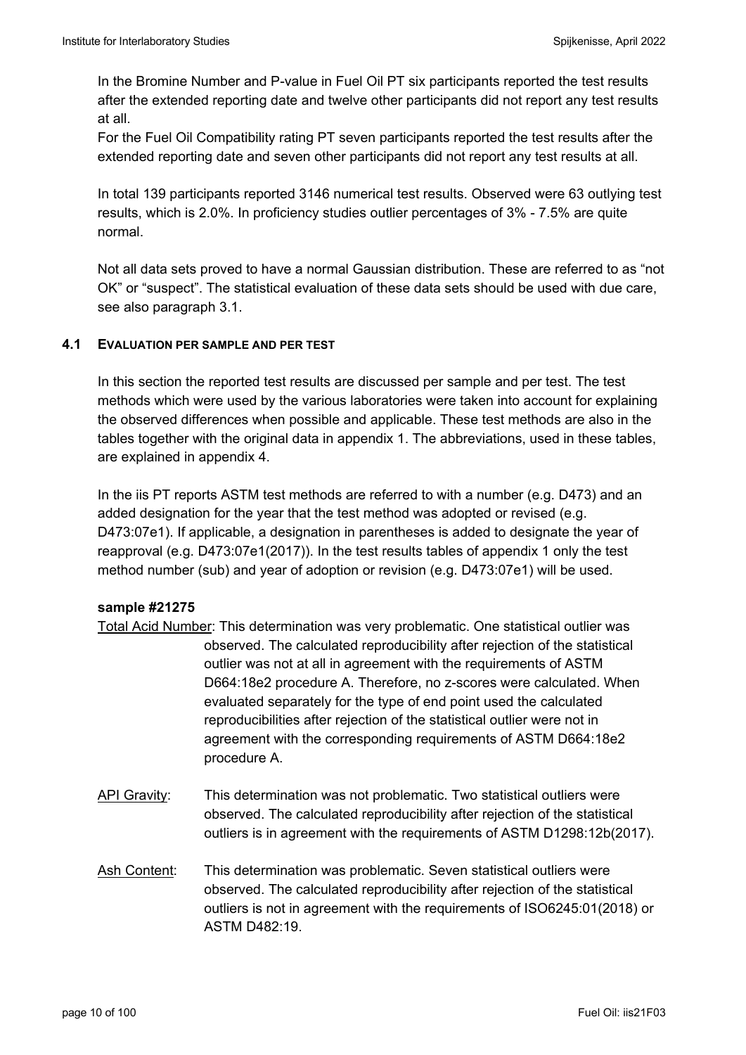In the Bromine Number and P-value in Fuel Oil PT six participants reported the test results after the extended reporting date and twelve other participants did not report any test results at all.
For the Fuel Oil Compatibility rating PT seven participants reported the test results after the extended reporting date and seven other participants did not report any test results at all.

In total 139 participants reported 3146 numerical test results. Observed were 63 outlying test results, which is 2.0%. In proficiency studies outlier percentages of 3% - 7.5% are quite normal.

Not all data sets proved to have a normal Gaussian distribution. These are referred to as "not OK" or "suspect". The statistical evaluation of these data sets should be used with due care, see also paragraph 3.1.

## 4.1 EVALUATION PER SAMPLE AND PER TEST

In this section the reported test results are discussed per sample and per test. The test methods which were used by the various laboratories were taken into account for explaining the observed differences when possible and applicable. These test methods are also in the tables together with the original data in appendix 1. The abbreviations, used in these tables, are explained in appendix 4.

In the iis PT reports ASTM test methods are referred to with a number (e.g. D473) and an added designation for the year that the test method was adopted or revised (e.g. D473:07e1). If applicable, a designation in parentheses is added to designate the year of reapproval (e.g. D473:07e1(2017)). In the test results tables of appendix 1 only the test method number (sub) and year of adoption or revision (e.g. D473:07e1) will be used.

**sample #21275**

Total Acid Number: This determination was very problematic. One statistical outlier was observed. The calculated reproducibility after rejection of the statistical outlier was not at all in agreement with the requirements of ASTM D664:18e2 procedure A. Therefore, no z-scores were calculated. When evaluated separately for the type of end point used the calculated reproducibilities after rejection of the statistical outlier were not in agreement with the corresponding requirements of ASTM D664:18e2 procedure A.

API Gravity: This determination was not problematic. Two statistical outliers were observed. The calculated reproducibility after rejection of the statistical outliers is in agreement with the requirements of ASTM D1298:12b(2017).

Ash Content: This determination was problematic. Seven statistical outliers were observed. The calculated reproducibility after rejection of the statistical outliers is not in agreement with the requirements of ISO6245:01(2018) or ASTM D482:19.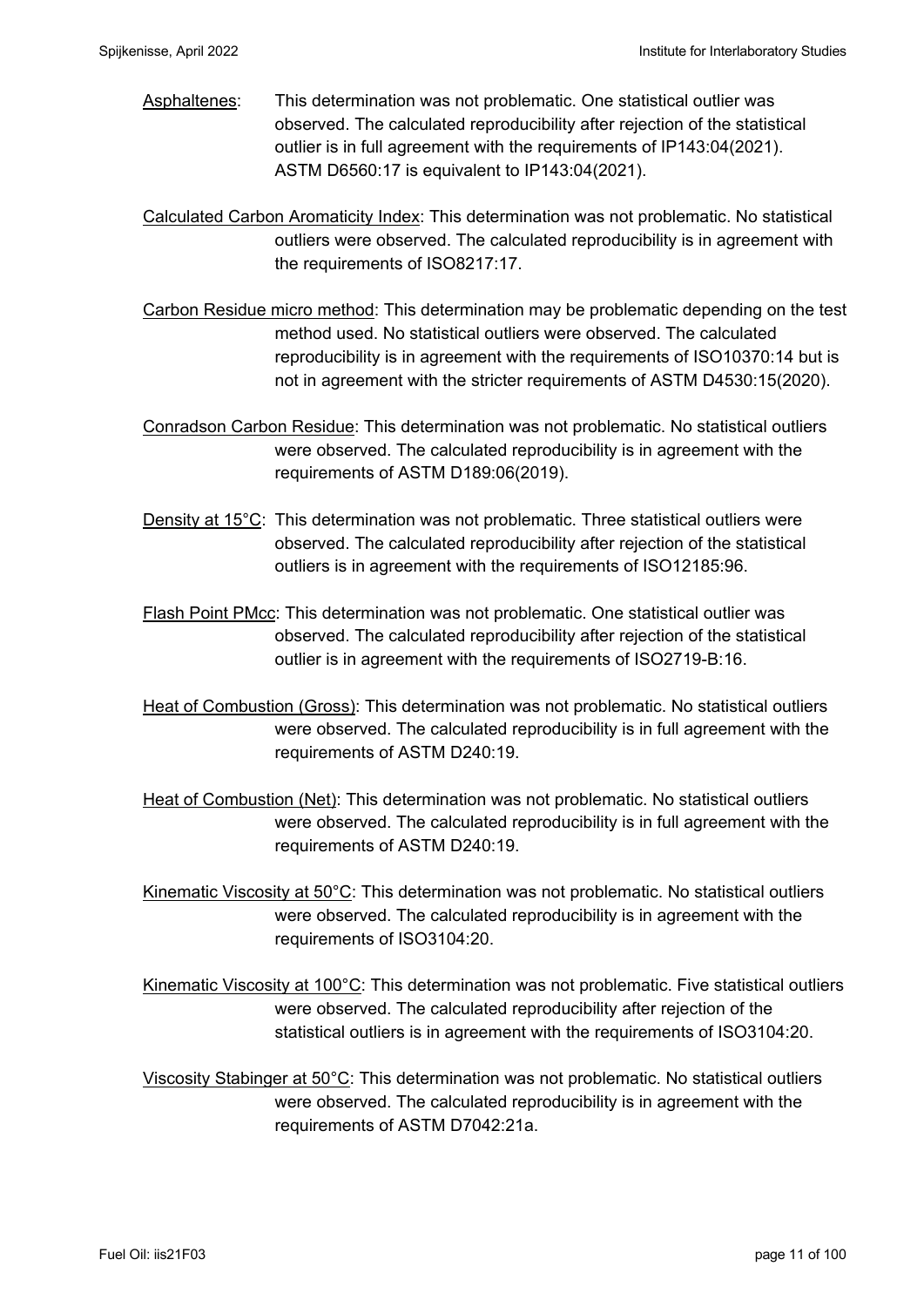Asphaltenes: This determination was not problematic. One statistical outlier was observed. The calculated reproducibility after rejection of the statistical outlier is in full agreement with the requirements of IP143:04(2021). ASTM D6560:17 is equivalent to IP143:04(2021).

Calculated Carbon Aromaticity Index: This determination was not problematic. No statistical outliers were observed. The calculated reproducibility is in agreement with the requirements of ISO8217:17.

Carbon Residue micro method: This determination may be problematic depending on the test method used. No statistical outliers were observed. The calculated reproducibility is in agreement with the requirements of ISO10370:14 but is not in agreement with the stricter requirements of ASTM D4530:15(2020).

Conradson Carbon Residue: This determination was not problematic. No statistical outliers were observed. The calculated reproducibility is in agreement with the requirements of ASTM D189:06(2019).

Density at 15°C: This determination was not problematic. Three statistical outliers were observed. The calculated reproducibility after rejection of the statistical outliers is in agreement with the requirements of ISO12185:96.

Flash Point PMcc: This determination was not problematic. One statistical outlier was observed. The calculated reproducibility after rejection of the statistical outlier is in agreement with the requirements of ISO2719-B:16.

Heat of Combustion (Gross): This determination was not problematic. No statistical outliers were observed. The calculated reproducibility is in full agreement with the requirements of ASTM D240:19.

Heat of Combustion (Net): This determination was not problematic. No statistical outliers were observed. The calculated reproducibility is in full agreement with the requirements of ASTM D240:19.

Kinematic Viscosity at 50°C: This determination was not problematic. No statistical outliers were observed. The calculated reproducibility is in agreement with the requirements of ISO3104:20.

Kinematic Viscosity at 100°C: This determination was not problematic. Five statistical outliers were observed. The calculated reproducibility after rejection of the statistical outliers is in agreement with the requirements of ISO3104:20.

Viscosity Stabinger at 50°C: This determination was not problematic. No statistical outliers were observed. The calculated reproducibility is in agreement with the requirements of ASTM D7042:21a.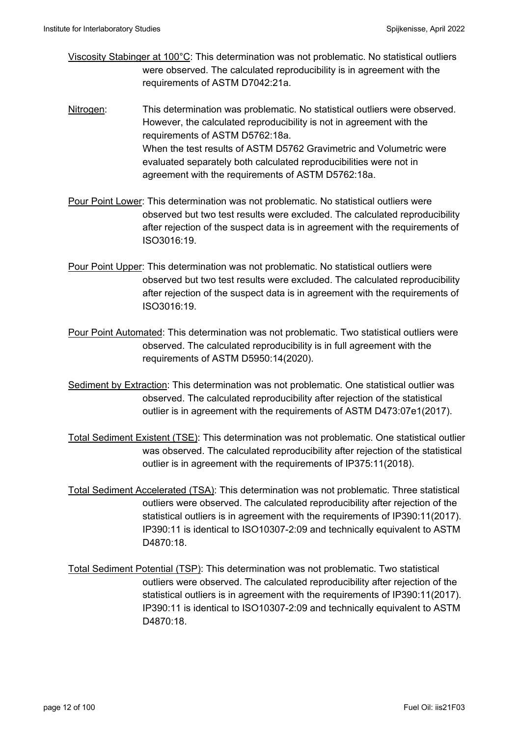Viscosity Stabinger at 100°C: This determination was not problematic. No statistical outliers were observed. The calculated reproducibility is in agreement with the requirements of ASTM D7042:21a.

Nitrogen: This determination was problematic. No statistical outliers were observed. However, the calculated reproducibility is not in agreement with the requirements of ASTM D5762:18a.
When the test results of ASTM D5762 Gravimetric and Volumetric were evaluated separately both calculated reproducibilities were not in agreement with the requirements of ASTM D5762:18a.

Pour Point Lower: This determination was not problematic. No statistical outliers were observed but two test results were excluded. The calculated reproducibility after rejection of the suspect data is in agreement with the requirements of ISO3016:19.

Pour Point Upper: This determination was not problematic. No statistical outliers were observed but two test results were excluded. The calculated reproducibility after rejection of the suspect data is in agreement with the requirements of ISO3016:19.

Pour Point Automated: This determination was not problematic. Two statistical outliers were observed. The calculated reproducibility is in full agreement with the requirements of ASTM D5950:14(2020).

Sediment by Extraction: This determination was not problematic. One statistical outlier was observed. The calculated reproducibility after rejection of the statistical outlier is in agreement with the requirements of ASTM D473:07e1(2017).

Total Sediment Existent (TSE): This determination was not problematic. One statistical outlier was observed. The calculated reproducibility after rejection of the statistical outlier is in agreement with the requirements of IP375:11(2018).

Total Sediment Accelerated (TSA): This determination was not problematic. Three statistical outliers were observed. The calculated reproducibility after rejection of the statistical outliers is in agreement with the requirements of IP390:11(2017). IP390:11 is identical to ISO10307-2:09 and technically equivalent to ASTM D4870:18.

Total Sediment Potential (TSP): This determination was not problematic. Two statistical outliers were observed. The calculated reproducibility after rejection of the statistical outliers is in agreement with the requirements of IP390:11(2017). IP390:11 is identical to ISO10307-2:09 and technically equivalent to ASTM D4870:18.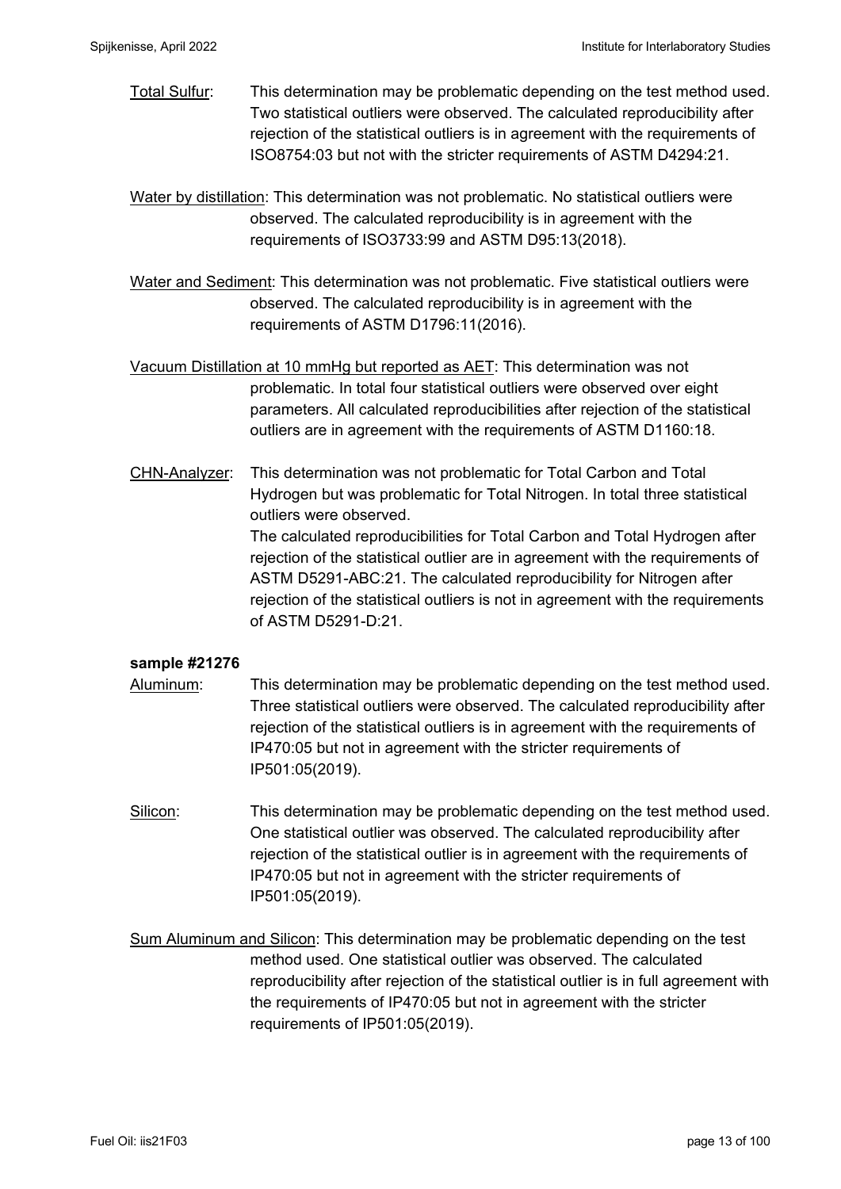Total Sulfur: This determination may be problematic depending on the test method used. Two statistical outliers were observed. The calculated reproducibility after rejection of the statistical outliers is in agreement with the requirements of ISO8754:03 but not with the stricter requirements of ASTM D4294:21.

Water by distillation: This determination was not problematic. No statistical outliers were observed. The calculated reproducibility is in agreement with the requirements of ISO3733:99 and ASTM D95:13(2018).

Water and Sediment: This determination was not problematic. Five statistical outliers were observed. The calculated reproducibility is in agreement with the requirements of ASTM D1796:11(2016).

Vacuum Distillation at 10 mmHg but reported as AET: This determination was not problematic. In total four statistical outliers were observed over eight parameters. All calculated reproducibilities after rejection of the statistical outliers are in agreement with the requirements of ASTM D1160:18.

CHN-Analyzer: This determination was not problematic for Total Carbon and Total Hydrogen but was problematic for Total Nitrogen. In total three statistical outliers were observed.
The calculated reproducibilities for Total Carbon and Total Hydrogen after rejection of the statistical outlier are in agreement with the requirements of ASTM D5291-ABC:21. The calculated reproducibility for Nitrogen after rejection of the statistical outliers is not in agreement with the requirements of ASTM D5291-D:21.

**sample #21276**

Aluminum: This determination may be problematic depending on the test method used. Three statistical outliers were observed. The calculated reproducibility after rejection of the statistical outliers is in agreement with the requirements of IP470:05 but not in agreement with the stricter requirements of IP501:05(2019).

Silicon: This determination may be problematic depending on the test method used. One statistical outlier was observed. The calculated reproducibility after rejection of the statistical outlier is in agreement with the requirements of IP470:05 but not in agreement with the stricter requirements of IP501:05(2019).

Sum Aluminum and Silicon: This determination may be problematic depending on the test method used. One statistical outlier was observed. The calculated reproducibility after rejection of the statistical outlier is in full agreement with the requirements of IP470:05 but not in agreement with the stricter requirements of IP501:05(2019).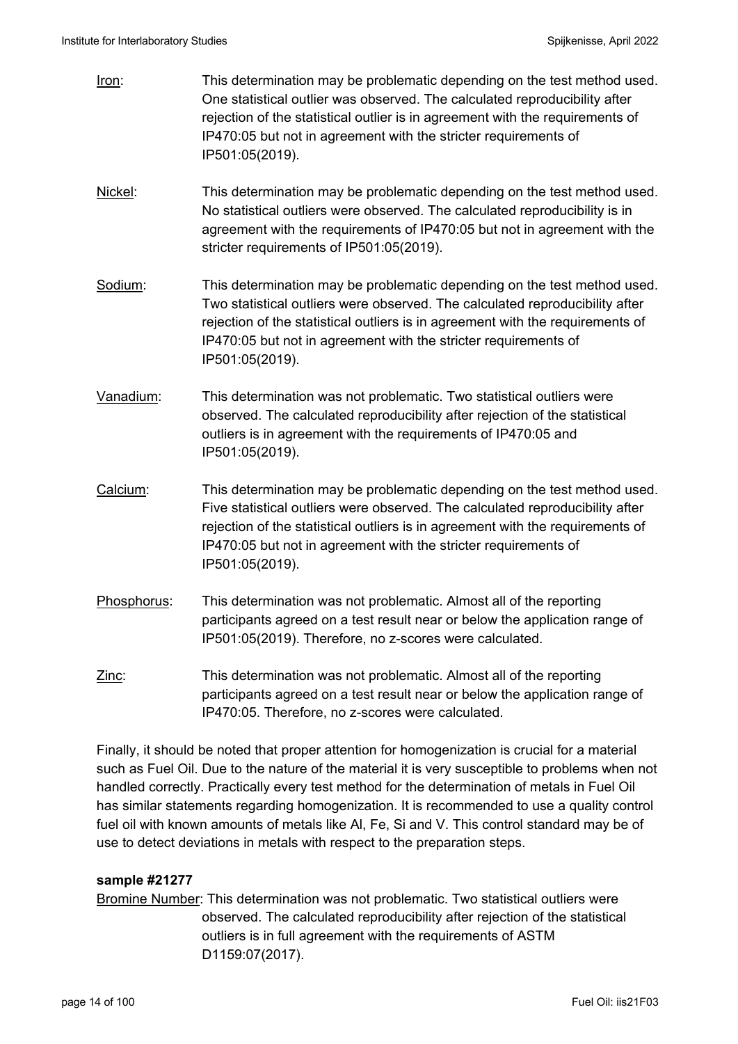Iron: This determination may be problematic depending on the test method used. One statistical outlier was observed. The calculated reproducibility after rejection of the statistical outlier is in agreement with the requirements of IP470:05 but not in agreement with the stricter requirements of IP501:05(2019).

Nickel: This determination may be problematic depending on the test method used. No statistical outliers were observed. The calculated reproducibility is in agreement with the requirements of IP470:05 but not in agreement with the stricter requirements of IP501:05(2019).

Sodium: This determination may be problematic depending on the test method used. Two statistical outliers were observed. The calculated reproducibility after rejection of the statistical outliers is in agreement with the requirements of IP470:05 but not in agreement with the stricter requirements of IP501:05(2019).

Vanadium: This determination was not problematic. Two statistical outliers were observed. The calculated reproducibility after rejection of the statistical outliers is in agreement with the requirements of IP470:05 and IP501:05(2019).

Calcium: This determination may be problematic depending on the test method used. Five statistical outliers were observed. The calculated reproducibility after rejection of the statistical outliers is in agreement with the requirements of IP470:05 but not in agreement with the stricter requirements of IP501:05(2019).

Phosphorus: This determination was not problematic. Almost all of the reporting participants agreed on a test result near or below the application range of IP501:05(2019). Therefore, no z-scores were calculated.

Zinc: This determination was not problematic. Almost all of the reporting participants agreed on a test result near or below the application range of IP470:05. Therefore, no z-scores were calculated.

Finally, it should be noted that proper attention for homogenization is crucial for a material such as Fuel Oil. Due to the nature of the material it is very susceptible to problems when not handled correctly. Practically every test method for the determination of metals in Fuel Oil has similar statements regarding homogenization. It is recommended to use a quality control fuel oil with known amounts of metals like Al, Fe, Si and V. This control standard may be of use to detect deviations in metals with respect to the preparation steps.

**sample #21277**

Bromine Number: This determination was not problematic. Two statistical outliers were observed. The calculated reproducibility after rejection of the statistical outliers is in full agreement with the requirements of ASTM D1159:07(2017).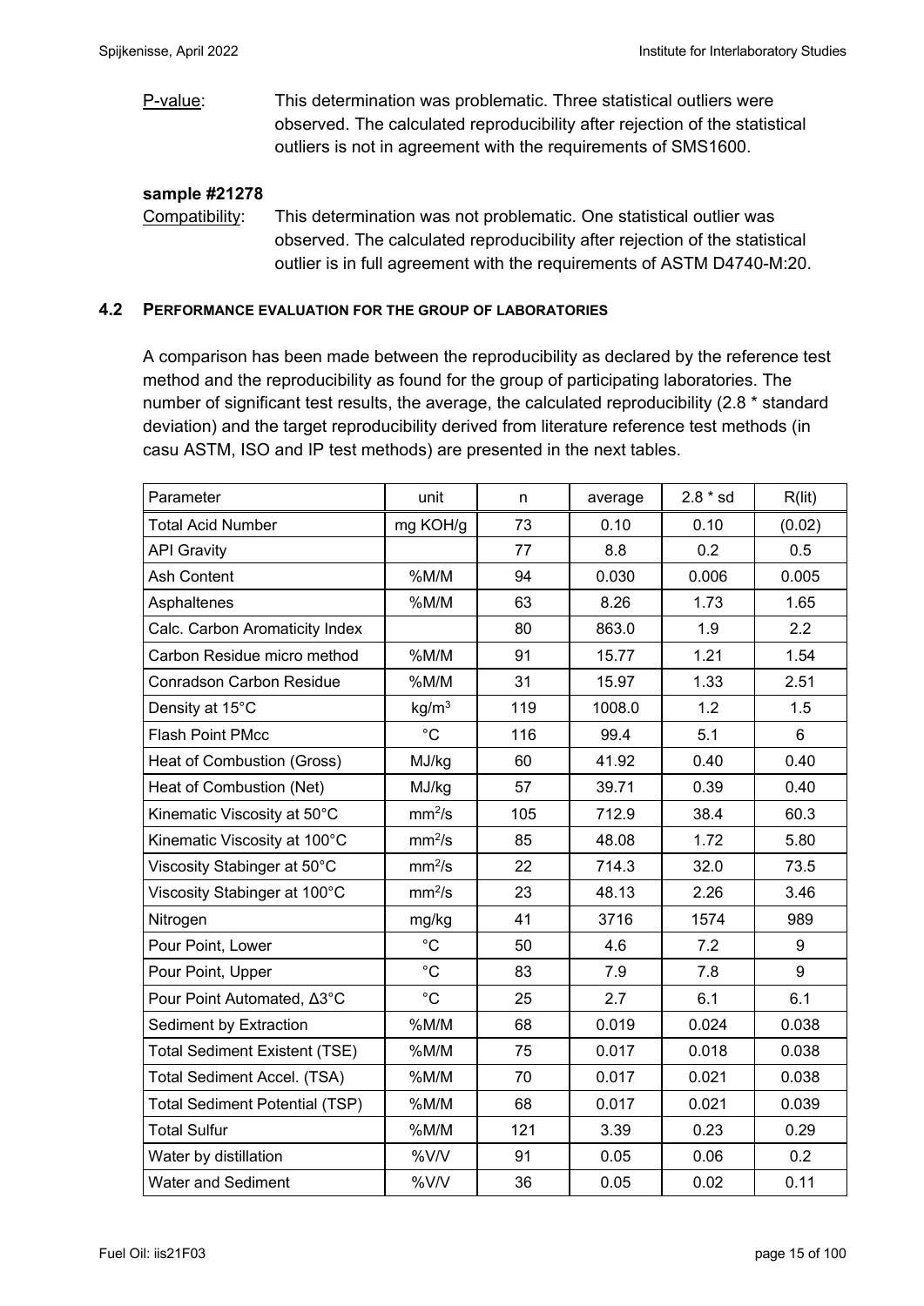P-value: This determination was problematic. Three statistical outliers were observed. The calculated reproducibility after rejection of the statistical outliers is not in agreement with the requirements of SMS1600.

**sample #21278**

Compatibility: This determination was not problematic. One statistical outlier was observed. The calculated reproducibility after rejection of the statistical outlier is in full agreement with the requirements of ASTM D4740-M:20.

### 4.2 PERFORMANCE EVALUATION FOR THE GROUP OF LABORATORIES

A comparison has been made between the reproducibility as declared by the reference test method and the reproducibility as found for the group of participating laboratories. The number of significant test results, the average, the calculated reproducibility (2.8 * standard deviation) and the target reproducibility derived from literature reference test methods (in casu ASTM, ISO and IP test methods) are presented in the next tables.

| Parameter | unit | n | average | 2.8 * sd | R(lit) |
|---|---|---|---|---|---|
| Total Acid Number | mg KOH/g | 73 | 0.10 | 0.10 | (0.02) |
| API Gravity | | 77 | 8.8 | 0.2 | 0.5 |
| Ash Content | %M/M | 94 | 0.030 | 0.006 | 0.005 |
| Asphaltenes | %M/M | 63 | 8.26 | 1.73 | 1.65 |
| Calc. Carbon Aromaticity Index | | 80 | 863.0 | 1.9 | 2.2 |
| Carbon Residue micro method | %M/M | 91 | 15.77 | 1.21 | 1.54 |
| Conradson Carbon Residue | %M/M | 31 | 15.97 | 1.33 | 2.51 |
| Density at 15°C | kg/m$^3$ | 119 | 1008.0 | 1.2 | 1.5 |
| Flash Point PMcc | °C | 116 | 99.4 | 5.1 | 6 |
| Heat of Combustion (Gross) | MJ/kg | 60 | 41.92 | 0.40 | 0.40 |
| Heat of Combustion (Net) | MJ/kg | 57 | 39.71 | 0.39 | 0.40 |
| Kinematic Viscosity at 50°C | mm$^2$/s | 105 | 712.9 | 38.4 | 60.3 |
| Kinematic Viscosity at 100°C | mm$^2$/s | 85 | 48.08 | 1.72 | 5.80 |
| Viscosity Stabinger at 50°C | mm$^2$/s | 22 | 714.3 | 32.0 | 73.5 |
| Viscosity Stabinger at 100°C | mm$^2$/s | 23 | 48.13 | 2.26 | 3.46 |
| Nitrogen | mg/kg | 41 | 3716 | 1574 | 989 |
| Pour Point, Lower | °C | 50 | 4.6 | 7.2 | 9 |
| Pour Point, Upper | °C | 83 | 7.9 | 7.8 | 9 |
| Pour Point Automated, Δ3°C | °C | 25 | 2.7 | 6.1 | 6.1 |
| Sediment by Extraction | %M/M | 68 | 0.019 | 0.024 | 0.038 |
| Total Sediment Existent (TSE) | %M/M | 75 | 0.017 | 0.018 | 0.038 |
| Total Sediment Accel. (TSA) | %M/M | 70 | 0.017 | 0.021 | 0.038 |
| Total Sediment Potential (TSP) | %M/M | 68 | 0.017 | 0.021 | 0.039 |
| Total Sulfur | %M/M | 121 | 3.39 | 0.23 | 0.29 |
| Water by distillation | %V/V | 91 | 0.05 | 0.06 | 0.2 |
| Water and Sediment | %V/V | 36 | 0.05 | 0.02 | 0.11 |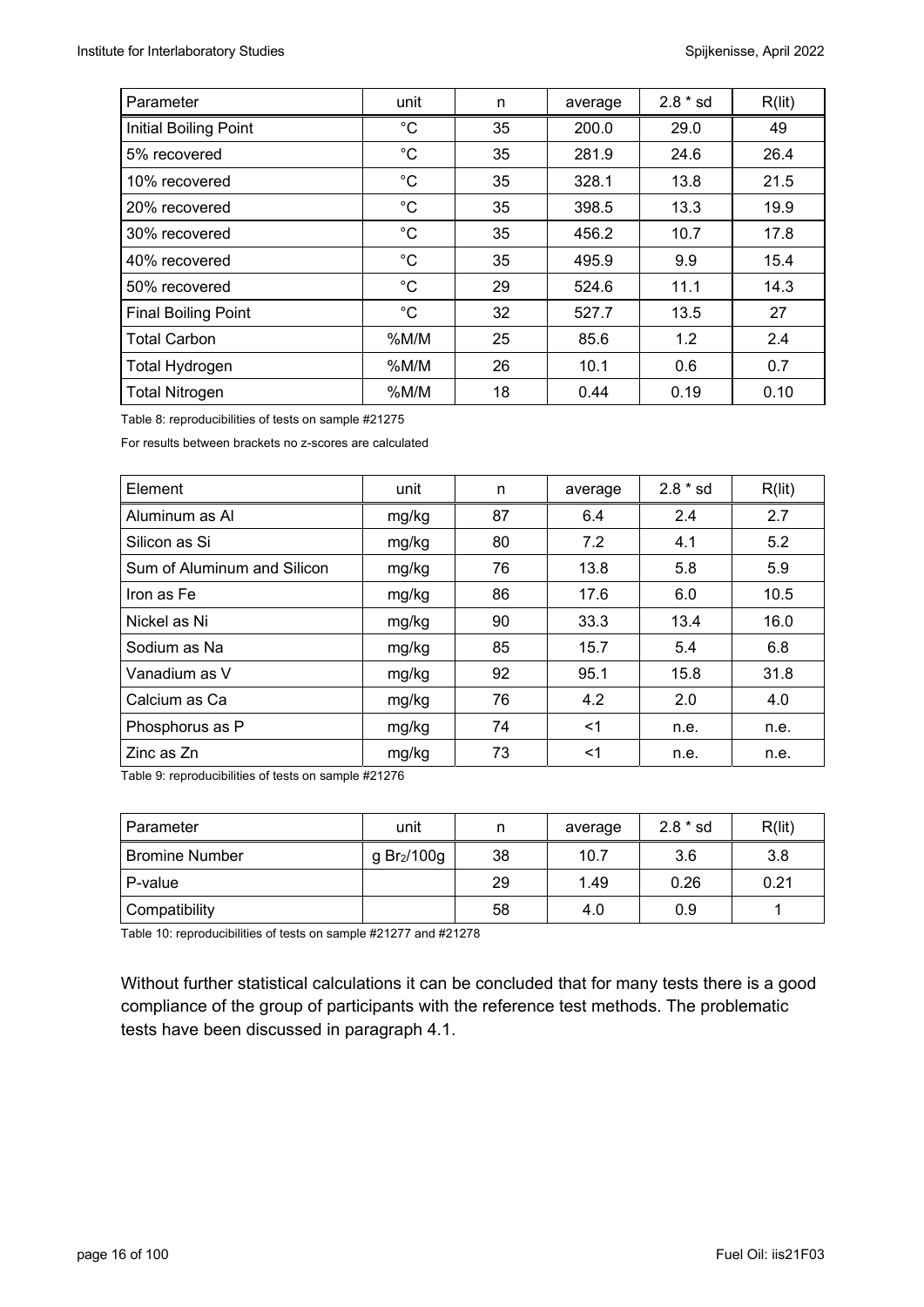| Parameter | unit | n | average | 2.8 * sd | R(lit) |
|---|---|---|---|---|---|
| Initial Boiling Point | °C | 35 | 200.0 | 29.0 | 49 |
| 5% recovered | °C | 35 | 281.9 | 24.6 | 26.4 |
| 10% recovered | °C | 35 | 328.1 | 13.8 | 21.5 |
| 20% recovered | °C | 35 | 398.5 | 13.3 | 19.9 |
| 30% recovered | °C | 35 | 456.2 | 10.7 | 17.8 |
| 40% recovered | °C | 35 | 495.9 | 9.9 | 15.4 |
| 50% recovered | °C | 29 | 524.6 | 11.1 | 14.3 |
| Final Boiling Point | °C | 32 | 527.7 | 13.5 | 27 |
| Total Carbon | %M/M | 25 | 85.6 | 1.2 | 2.4 |
| Total Hydrogen | %M/M | 26 | 10.1 | 0.6 | 0.7 |
| Total Nitrogen | %M/M | 18 | 0.44 | 0.19 | 0.10 |

Table 8: reproducibilities of tests on sample #21275

For results between brackets no z-scores are calculated

| Element | unit | n | average | 2.8 * sd | R(lit) |
|---|---|---|---|---|---|
| Aluminum as Al | mg/kg | 87 | 6.4 | 2.4 | 2.7 |
| Silicon as Si | mg/kg | 80 | 7.2 | 4.1 | 5.2 |
| Sum of Aluminum and Silicon | mg/kg | 76 | 13.8 | 5.8 | 5.9 |
| Iron as Fe | mg/kg | 86 | 17.6 | 6.0 | 10.5 |
| Nickel as Ni | mg/kg | 90 | 33.3 | 13.4 | 16.0 |
| Sodium as Na | mg/kg | 85 | 15.7 | 5.4 | 6.8 |
| Vanadium as V | mg/kg | 92 | 95.1 | 15.8 | 31.8 |
| Calcium as Ca | mg/kg | 76 | 4.2 | 2.0 | 4.0 |
| Phosphorus as P | mg/kg | 74 | <1 | n.e. | n.e. |
| Zinc as Zn | mg/kg | 73 | <1 | n.e. | n.e. |

Table 9: reproducibilities of tests on sample #21276

| Parameter | unit | n | average | 2.8 * sd | R(lit) |
|---|---|---|---|---|---|
| Bromine Number | g $Br_2$/100g | 38 | 10.7 | 3.6 | 3.8 |
| P-value | | 29 | 1.49 | 0.26 | 0.21 |
| Compatibility | | 58 | 4.0 | 0.9 | 1 |

Table 10: reproducibilities of tests on sample #21277 and #21278

Without further statistical calculations it can be concluded that for many tests there is a good compliance of the group of participants with the reference test methods. The problematic tests have been discussed in paragraph 4.1.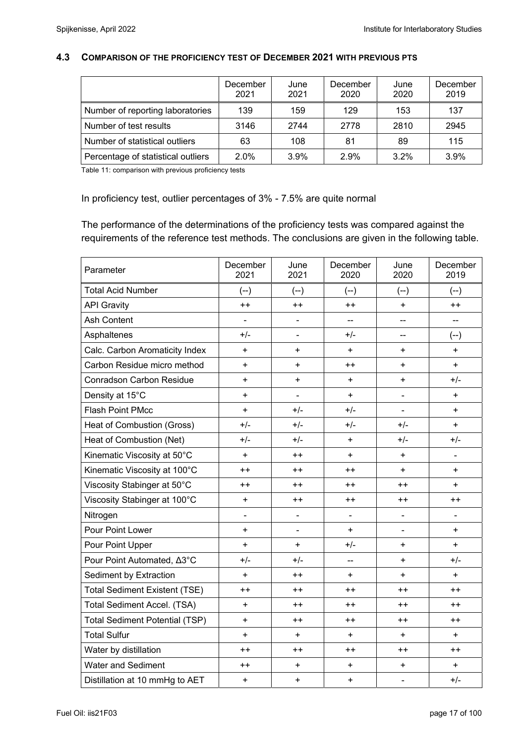### 4.3 COMPARISON OF THE PROFICIENCY TEST OF DECEMBER 2021 WITH PREVIOUS PTS

| | December 2021 | June 2021 | December 2020 | June 2020 | December 2019 |
|---|---|---|---|---|---|
| Number of reporting laboratories | 139 | 159 | 129 | 153 | 137 |
| Number of test results | 3146 | 2744 | 2778 | 2810 | 2945 |
| Number of statistical outliers | 63 | 108 | 81 | 89 | 115 |
| Percentage of statistical outliers | 2.0% | 3.9% | 2.9% | 3.2% | 3.9% |

Table 11: comparison with previous proficiency tests

In proficiency test, outlier percentages of 3% - 7.5% are quite normal

The performance of the determinations of the proficiency tests was compared against the requirements of the reference test methods. The conclusions are given in the following table.

| Parameter | December 2021 | June 2021 | December 2020 | June 2020 | December 2019 |
|---|---|---|---|---|---|
| Total Acid Number | (--) | (--) | (--) | (--) | (--) |
| API Gravity | ++ | ++ | ++ | + | ++ |
| Ash Content | - | - | -- | -- | -- |
| Asphaltenes | +/- | - | +/- | -- | (--) |
| Calc. Carbon Aromaticity Index | + | + | + | + | + |
| Carbon Residue micro method | + | + | ++ | + | + |
| Conradson Carbon Residue | + | + | + | + | +/- |
| Density at 15°C | + | - | + | - | + |
| Flash Point PMcc | + | +/- | +/- | - | + |
| Heat of Combustion (Gross) | +/- | +/- | +/- | +/- | + |
| Heat of Combustion (Net) | +/- | +/- | + | +/- | +/- |
| Kinematic Viscosity at 50°C | + | ++ | + | + | - |
| Kinematic Viscosity at 100°C | ++ | ++ | ++ | + | + |
| Viscosity Stabinger at 50°C | ++ | ++ | ++ | ++ | + |
| Viscosity Stabinger at 100°C | + | ++ | ++ | ++ | ++ |
| Nitrogen | - | - | - | - | - |
| Pour Point Lower | + | - | + | - | + |
| Pour Point Upper | + | + | +/- | + | + |
| Pour Point Automated, Δ3°C | +/- | +/- | -- | + | +/- |
| Sediment by Extraction | + | ++ | + | + | + |
| Total Sediment Existent (TSE) | ++ | ++ | ++ | ++ | ++ |
| Total Sediment Accel. (TSA) | + | ++ | ++ | ++ | ++ |
| Total Sediment Potential (TSP) | + | ++ | ++ | ++ | ++ |
| Total Sulfur | + | + | + | + | + |
| Water by distillation | ++ | ++ | ++ | ++ | ++ |
| Water and Sediment | ++ | + | + | + | + |
| Distillation at 10 mmHg to AET | + | + | + | - | +/- |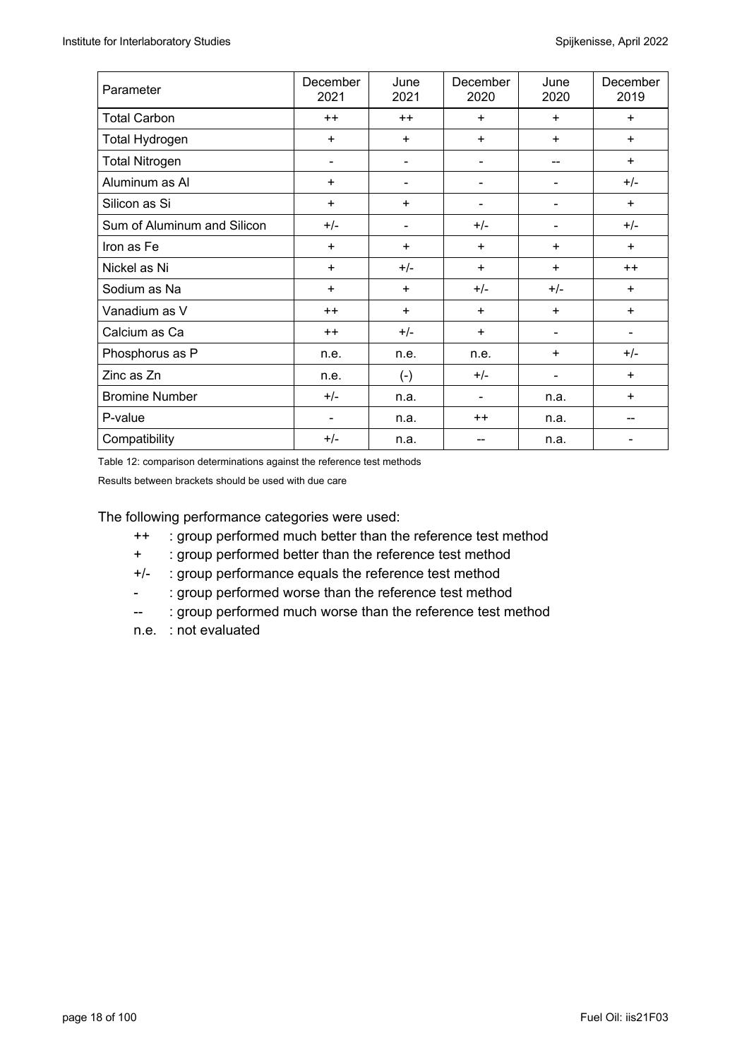| Parameter | December 2021 | June 2021 | December 2020 | June 2020 | December 2019 |
|---|---|---|---|---|---|
| Total Carbon | ++ | ++ | + | + | + |
| Total Hydrogen | + | + | + | + | + |
| Total Nitrogen | - | - | - | -- | + |
| Aluminum as Al | + | - | - | - | +/- |
| Silicon as Si | + | + | - | - | + |
| Sum of Aluminum and Silicon | +/- | - | +/- | - | +/- |
| Iron as Fe | + | + | + | + | + |
| Nickel as Ni | + | +/- | + | + | ++ |
| Sodium as Na | + | + | +/- | +/- | + |
| Vanadium as V | ++ | + | + | + | + |
| Calcium as Ca | ++ | +/- | + | - | - |
| Phosphorus as P | n.e. | n.e. | n.e. | + | +/- |
| Zinc as Zn | n.e. | (-) | +/- | - | + |
| Bromine Number | +/- | n.a. | - | n.a. | + |
| P-value | - | n.a. | ++ | n.a. | -- |
| Compatibility | +/- | n.a. | -- | n.a. | - |

Table 12: comparison determinations against the reference test methods

Results between brackets should be used with due care

The following performance categories were used:

- ++ : group performed much better than the reference test method
- \+ : group performed better than the reference test method
- +/- : group performance equals the reference test method
- \- : group performed worse than the reference test method
- -- : group performed much worse than the reference test method
- n.e. : not evaluated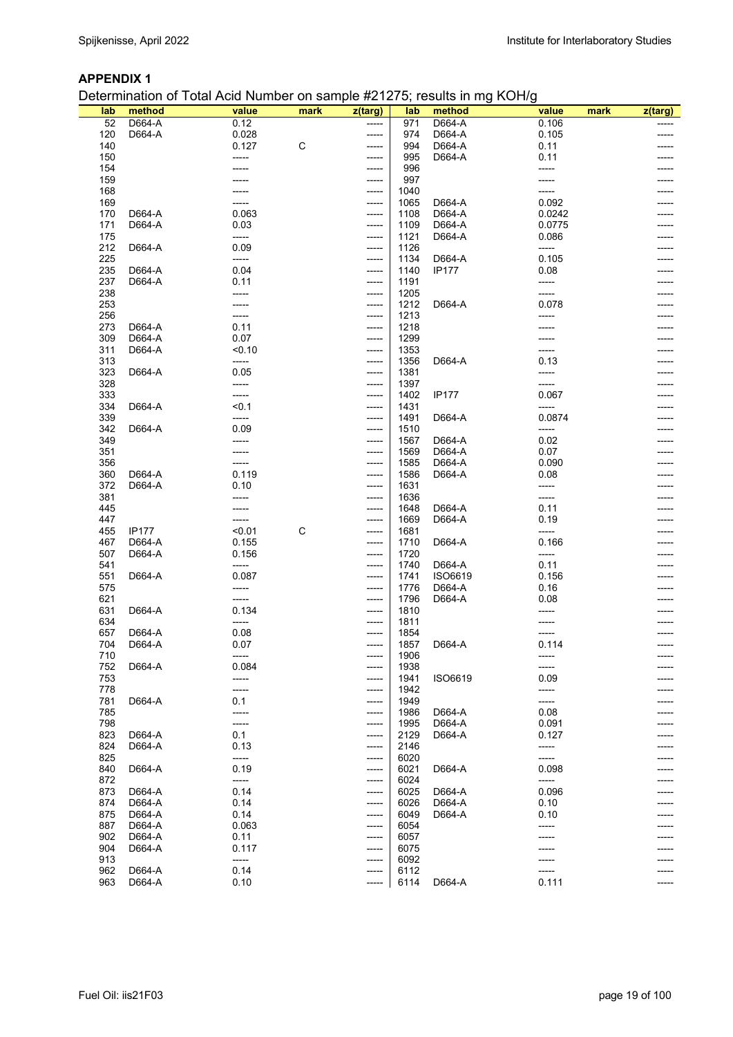## APPENDIX 1

Determination of Total Acid Number on sample #21275; results in mg KOH/g

| lab | method | value | mark | z(targ) | lab | method | value | mark | z(targ) |
|---|---|---|---|---|---|---|---|---|---|
| 52 | D664-A | 0.12 | | ----- | 971 | D664-A | 0.106 | | ----- |
| 120 | D664-A | 0.028 | | ----- | 974 | D664-A | 0.105 | | ----- |
| 140 | | 0.127 | C | ----- | 994 | D664-A | 0.11 | | ----- |
| 150 | | ----- | | ----- | 995 | D664-A | 0.11 | | ----- |
| 154 | | ----- | | ----- | 996 | | ----- | | ----- |
| 159 | | ----- | | ----- | 997 | | ----- | | ----- |
| 168 | | ----- | | ----- | 1040 | | ----- | | ----- |
| 169 | | ----- | | ----- | 1065 | D664-A | 0.092 | | ----- |
| 170 | D664-A | 0.063 | | ----- | 1108 | D664-A | 0.0242 | | ----- |
| 171 | D664-A | 0.03 | | ----- | 1109 | D664-A | 0.0775 | | ----- |
| 175 | | ----- | | ----- | 1121 | D664-A | 0.086 | | ----- |
| 212 | D664-A | 0.09 | | ----- | 1126 | | ----- | | ----- |
| 225 | | ----- | | ----- | 1134 | D664-A | 0.105 | | ----- |
| 235 | D664-A | 0.04 | | ----- | 1140 | IP177 | 0.08 | | ----- |
| 237 | D664-A | 0.11 | | ----- | 1191 | | ----- | | ----- |
| 238 | | ----- | | ----- | 1205 | | ----- | | ----- |
| 253 | | ----- | | ----- | 1212 | D664-A | 0.078 | | ----- |
| 256 | | ----- | | ----- | 1213 | | ----- | | ----- |
| 273 | D664-A | 0.11 | | ----- | 1218 | | ----- | | ----- |
| 309 | D664-A | 0.07 | | ----- | 1299 | | ----- | | ----- |
| 311 | D664-A | <0.10 | | ----- | 1353 | | ----- | | ----- |
| 313 | | ----- | | ----- | 1356 | D664-A | 0.13 | | ----- |
| 323 | D664-A | 0.05 | | ----- | 1381 | | ----- | | ----- |
| 328 | | ----- | | ----- | 1397 | | ----- | | ----- |
| 333 | | ----- | | ----- | 1402 | IP177 | 0.067 | | ----- |
| 334 | D664-A | <0.1 | | ----- | 1431 | | ----- | | ----- |
| 339 | | ----- | | ----- | 1491 | D664-A | 0.0874 | | ----- |
| 342 | D664-A | 0.09 | | ----- | 1510 | | ----- | | ----- |
| 349 | | ----- | | ----- | 1567 | D664-A | 0.02 | | ----- |
| 351 | | ----- | | ----- | 1569 | D664-A | 0.07 | | ----- |
| 356 | | ----- | | ----- | 1585 | D664-A | 0.090 | | ----- |
| 360 | D664-A | 0.119 | | ----- | 1586 | D664-A | 0.08 | | ----- |
| 372 | D664-A | 0.10 | | ----- | 1631 | | ----- | | ----- |
| 381 | | ----- | | ----- | 1636 | | ----- | | ----- |
| 445 | | ----- | | ----- | 1648 | D664-A | 0.11 | | ----- |
| 447 | | ----- | | ----- | 1669 | D664-A | 0.19 | | ----- |
| 455 | IP177 | <0.01 | C | ----- | 1681 | | ----- | | ----- |
| 467 | D664-A | 0.155 | | ----- | 1710 | D664-A | 0.166 | | ----- |
| 507 | D664-A | 0.156 | | ----- | 1720 | | ----- | | ----- |
| 541 | | ----- | | ----- | 1740 | D664-A | 0.11 | | ----- |
| 551 | D664-A | 0.087 | | ----- | 1741 | ISO6619 | 0.156 | | ----- |
| 575 | | ----- | | ----- | 1776 | D664-A | 0.16 | | ----- |
| 621 | | ----- | | ----- | 1796 | D664-A | 0.08 | | ----- |
| 631 | D664-A | 0.134 | | ----- | 1810 | | ----- | | ----- |
| 634 | | ----- | | ----- | 1811 | | ----- | | ----- |
| 657 | D664-A | 0.08 | | ----- | 1854 | | ----- | | ----- |
| 704 | D664-A | 0.07 | | ----- | 1857 | D664-A | 0.114 | | ----- |
| 710 | | ----- | | ----- | 1906 | | ----- | | ----- |
| 752 | D664-A | 0.084 | | ----- | 1938 | | ----- | | ----- |
| 753 | | ----- | | ----- | 1941 | ISO6619 | 0.09 | | ----- |
| 778 | | ----- | | ----- | 1942 | | ----- | | ----- |
| 781 | D664-A | 0.1 | | ----- | 1949 | | ----- | | ----- |
| 785 | | ----- | | ----- | 1986 | D664-A | 0.08 | | ----- |
| 798 | | ----- | | ----- | 1995 | D664-A | 0.091 | | ----- |
| 823 | D664-A | 0.1 | | ----- | 2129 | D664-A | 0.127 | | ----- |
| 824 | D664-A | 0.13 | | ----- | 2146 | | ----- | | ----- |
| 825 | | ----- | | ----- | 6020 | | ----- | | ----- |
| 840 | D664-A | 0.19 | | ----- | 6021 | D664-A | 0.098 | | ----- |
| 872 | | ----- | | ----- | 6024 | | ----- | | ----- |
| 873 | D664-A | 0.14 | | ----- | 6025 | D664-A | 0.096 | | ----- |
| 874 | D664-A | 0.14 | | ----- | 6026 | D664-A | 0.10 | | ----- |
| 875 | D664-A | 0.14 | | ----- | 6049 | D664-A | 0.10 | | ----- |
| 887 | D664-A | 0.063 | | ----- | 6054 | | ----- | | ----- |
| 902 | D664-A | 0.11 | | ----- | 6057 | | ----- | | ----- |
| 904 | D664-A | 0.117 | | ----- | 6075 | | ----- | | ----- |
| 913 | | ----- | | ----- | 6092 | | ----- | | ----- |
| 962 | D664-A | 0.14 | | ----- | 6112 | | ----- | | ----- |
| 963 | D664-A | 0.10 | | ----- | 6114 | D664-A | 0.111 | | ----- |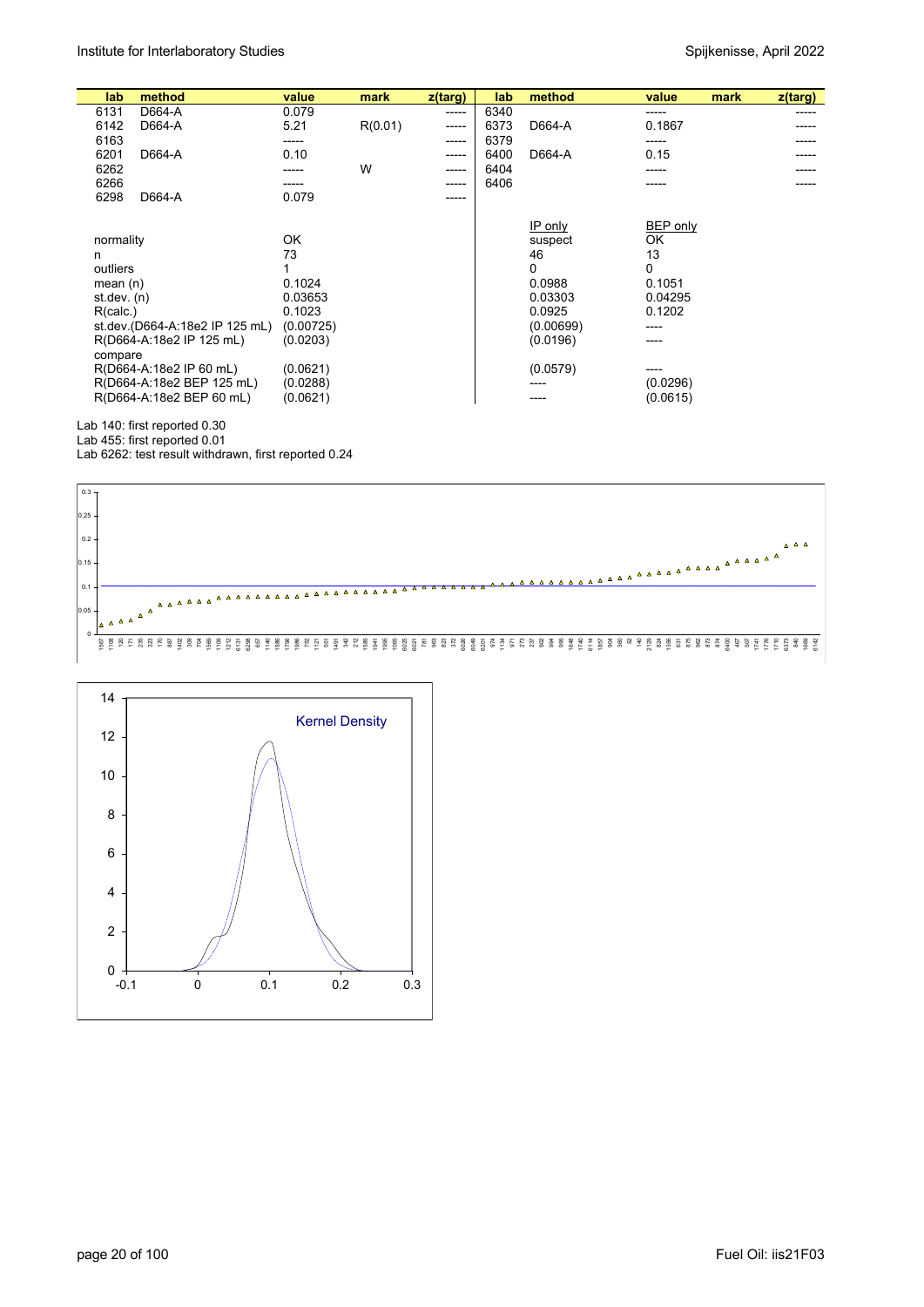| lab | method | value | mark | z(targ) | lab | method | value | mark | z(targ) |
|---|---|---|---|---|---|---|---|---|---|
| 6131 | D664-A | 0.079 | | ----- | 6340 | | ----- | | ----- |
| 6142 | D664-A | 5.21 | R(0.01) | ----- | 6373 | D664-A | 0.1867 | | ----- |
| 6163 | | ----- | | ----- | 6379 | | ----- | | ----- |
| 6201 | D664-A | 0.10 | | ----- | 6400 | D664-A | 0.15 | | ----- |
| 6262 | | ----- | W | ----- | 6404 | | ----- | | ----- |
| 6266 | | ----- | | ----- | 6406 | | ----- | | ----- |
| 6298 | D664-A | 0.079 | | ----- | | | | | |

| | | IP only | BEP only |
|---|---|---|---|
| normality | OK | suspect | OK |
| n | 73 | 46 | 13 |
| outliers | 1 | 0 | 0 |
| mean (n) | 0.1024 | 0.0988 | 0.1051 |
| st.dev. (n) | 0.03653 | 0.03303 | 0.04295 |
| R(calc.) | 0.1023 | 0.0925 | 0.1202 |
| st.dev.(D664-A:18e2 IP 125 mL) | (0.00725) | (0.00699) | ---- |
| R(D664-A:18e2 IP 125 mL) | (0.0203) | (0.0196) | ---- |
| compare | | | |
| R(D664-A:18e2 IP 60 mL) | (0.0621) | (0.0579) | ---- |
| R(D664-A:18e2 BEP 125 mL) | (0.0288) | ---- | (0.0296) |
| R(D664-A:18e2 BEP 60 mL) | (0.0621) | ---- | (0.0615) |

Lab 140: first reported 0.30

Lab 455: first reported 0.01

Lab 6262: test result withdrawn, first reported 0.24

Kernel Density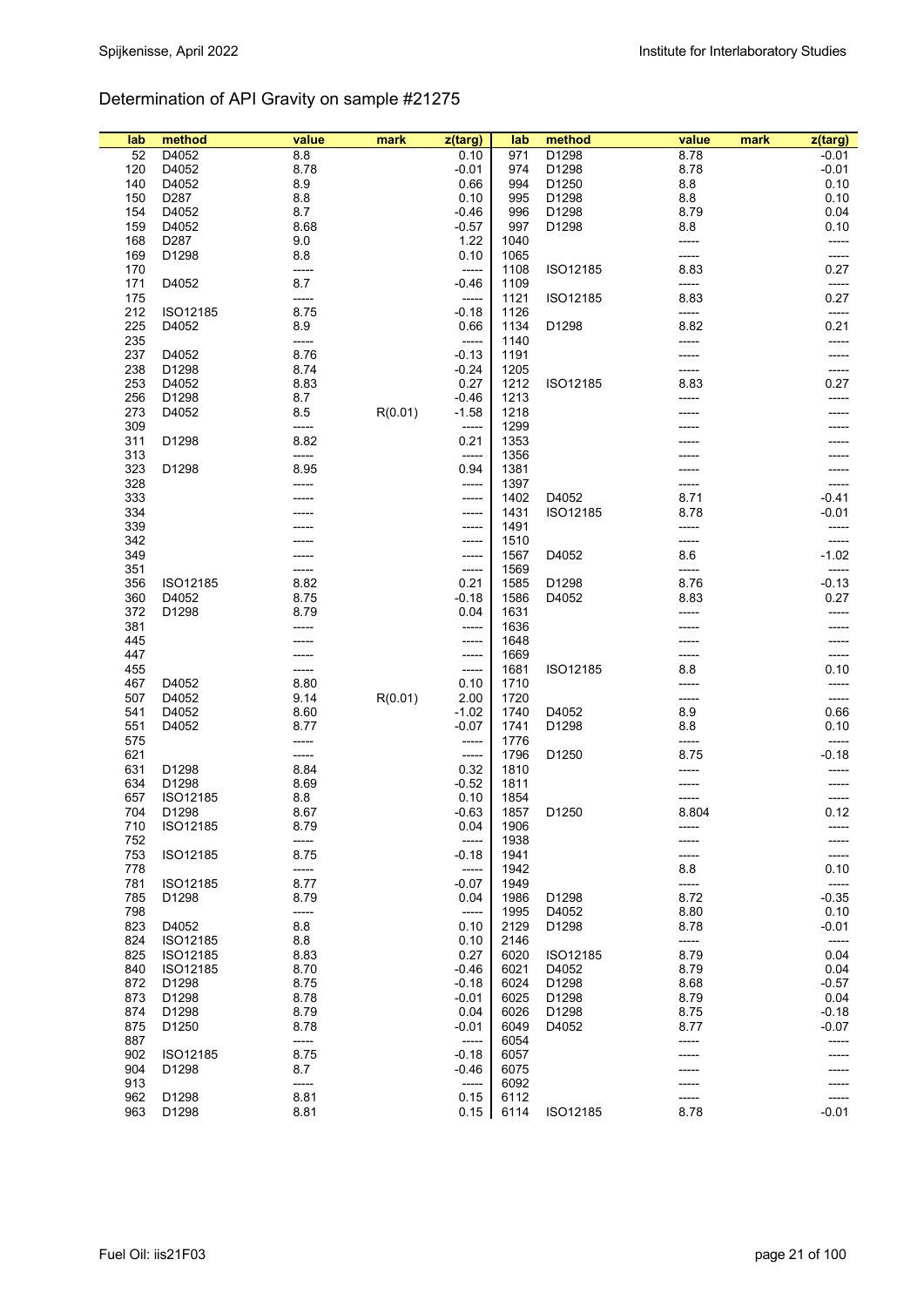## Determination of API Gravity on sample #21275

| lab | method | value | mark | z(targ) | lab | method | value | mark | z(targ) |
|---|---|---|---|---|---|---|---|---|---|
| 52 | D4052 | 8.8 | | 0.10 | 971 | D1298 | 8.78 | | -0.01 |
| 120 | D4052 | 8.78 | | -0.01 | 974 | D1298 | 8.78 | | -0.01 |
| 140 | D4052 | 8.9 | | 0.66 | 994 | D1250 | 8.8 | | 0.10 |
| 150 | D287 | 8.8 | | 0.10 | 995 | D1298 | 8.8 | | 0.10 |
| 154 | D4052 | 8.7 | | -0.46 | 996 | D1298 | 8.79 | | 0.04 |
| 159 | D4052 | 8.68 | | -0.57 | 997 | D1298 | 8.8 | | 0.10 |
| 168 | D287 | 9.0 | | 1.22 | 1040 | | ----- | | ----- |
| 169 | D1298 | 8.8 | | 0.10 | 1065 | | ----- | | ----- |
| 170 | | ----- | | ----- | 1108 | ISO12185 | 8.83 | | 0.27 |
| 171 | D4052 | 8.7 | | -0.46 | 1109 | | ----- | | ----- |
| 175 | | ----- | | ----- | 1121 | ISO12185 | 8.83 | | 0.27 |
| 212 | ISO12185 | 8.75 | | -0.18 | 1126 | | ----- | | ----- |
| 225 | D4052 | 8.9 | | 0.66 | 1134 | D1298 | 8.82 | | 0.21 |
| 235 | | ----- | | ----- | 1140 | | ----- | | ----- |
| 237 | D4052 | 8.76 | | -0.13 | 1191 | | ----- | | ----- |
| 238 | D1298 | 8.74 | | -0.24 | 1205 | | ----- | | ----- |
| 253 | D4052 | 8.83 | | 0.27 | 1212 | ISO12185 | 8.83 | | 0.27 |
| 256 | D1298 | 8.7 | | -0.46 | 1213 | | ----- | | ----- |
| 273 | D4052 | 8.5 | R(0.01) | -1.58 | 1218 | | ----- | | ----- |
| 309 | | ----- | | ----- | 1299 | | ----- | | ----- |
| 311 | D1298 | 8.82 | | 0.21 | 1353 | | ----- | | ----- |
| 313 | | ----- | | ----- | 1356 | | ----- | | ----- |
| 323 | D1298 | 8.95 | | 0.94 | 1381 | | ----- | | ----- |
| 328 | | ----- | | ----- | 1397 | | ----- | | ----- |
| 333 | | ----- | | ----- | 1402 | D4052 | 8.71 | | -0.41 |
| 334 | | ----- | | ----- | 1431 | ISO12185 | 8.78 | | -0.01 |
| 339 | | ----- | | ----- | 1491 | | ----- | | ----- |
| 342 | | ----- | | ----- | 1510 | | ----- | | ----- |
| 349 | | ----- | | ----- | 1567 | D4052 | 8.6 | | -1.02 |
| 351 | | ----- | | ----- | 1569 | | ----- | | ----- |
| 356 | ISO12185 | 8.82 | | 0.21 | 1585 | D1298 | 8.76 | | -0.13 |
| 360 | D4052 | 8.75 | | -0.18 | 1586 | D4052 | 8.83 | | 0.27 |
| 372 | D1298 | 8.79 | | 0.04 | 1631 | | ----- | | ----- |
| 381 | | ----- | | ----- | 1636 | | ----- | | ----- |
| 445 | | ----- | | ----- | 1648 | | ----- | | ----- |
| 447 | | ----- | | ----- | 1669 | | ----- | | ----- |
| 455 | | ----- | | ----- | 1681 | ISO12185 | 8.8 | | 0.10 |
| 467 | D4052 | 8.80 | | 0.10 | 1710 | | ----- | | ----- |
| 507 | D4052 | 9.14 | R(0.01) | 2.00 | 1720 | | ----- | | ----- |
| 541 | D4052 | 8.60 | | -1.02 | 1740 | D4052 | 8.9 | | 0.66 |
| 551 | D4052 | 8.77 | | -0.07 | 1741 | D1298 | 8.8 | | 0.10 |
| 575 | | ----- | | ----- | 1776 | | ----- | | ----- |
| 621 | | ----- | | ----- | 1796 | D1250 | 8.75 | | -0.18 |
| 631 | D1298 | 8.84 | | 0.32 | 1810 | | ----- | | ----- |
| 634 | D1298 | 8.69 | | -0.52 | 1811 | | ----- | | ----- |
| 657 | ISO12185 | 8.8 | | 0.10 | 1854 | | ----- | | ----- |
| 704 | D1298 | 8.67 | | -0.63 | 1857 | D1250 | 8.804 | | 0.12 |
| 710 | ISO12185 | 8.79 | | 0.04 | 1906 | | ----- | | ----- |
| 752 | | ----- | | ----- | 1938 | | ----- | | ----- |
| 753 | ISO12185 | 8.75 | | -0.18 | 1941 | | ----- | | ----- |
| 778 | | ----- | | ----- | 1942 | | 8.8 | | 0.10 |
| 781 | ISO12185 | 8.77 | | -0.07 | 1949 | | ----- | | ----- |
| 785 | D1298 | 8.79 | | 0.04 | 1986 | D1298 | 8.72 | | -0.35 |
| 798 | | ----- | | ----- | 1995 | D4052 | 8.80 | | 0.10 |
| 823 | D4052 | 8.8 | | 0.10 | 2129 | D1298 | 8.78 | | -0.01 |
| 824 | ISO12185 | 8.8 | | 0.10 | 2146 | | ----- | | ----- |
| 825 | ISO12185 | 8.83 | | 0.27 | 6020 | ISO12185 | 8.79 | | 0.04 |
| 840 | ISO12185 | 8.70 | | -0.46 | 6021 | D4052 | 8.79 | | 0.04 |
| 872 | D1298 | 8.75 | | -0.18 | 6024 | D1298 | 8.68 | | -0.57 |
| 873 | D1298 | 8.78 | | -0.01 | 6025 | D1298 | 8.79 | | 0.04 |
| 874 | D1298 | 8.79 | | 0.04 | 6026 | D1298 | 8.75 | | -0.18 |
| 875 | D1250 | 8.78 | | -0.01 | 6049 | D4052 | 8.77 | | -0.07 |
| 887 | | ----- | | ----- | 6054 | | ----- | | ----- |
| 902 | ISO12185 | 8.75 | | -0.18 | 6057 | | ----- | | ----- |
| 904 | D1298 | 8.7 | | -0.46 | 6075 | | ----- | | ----- |
| 913 | | ----- | | ----- | 6092 | | ----- | | ----- |
| 962 | D1298 | 8.81 | | 0.15 | 6112 | | ----- | | ----- |
| 963 | D1298 | 8.81 | | 0.15 | 6114 | ISO12185 | 8.78 | | -0.01 |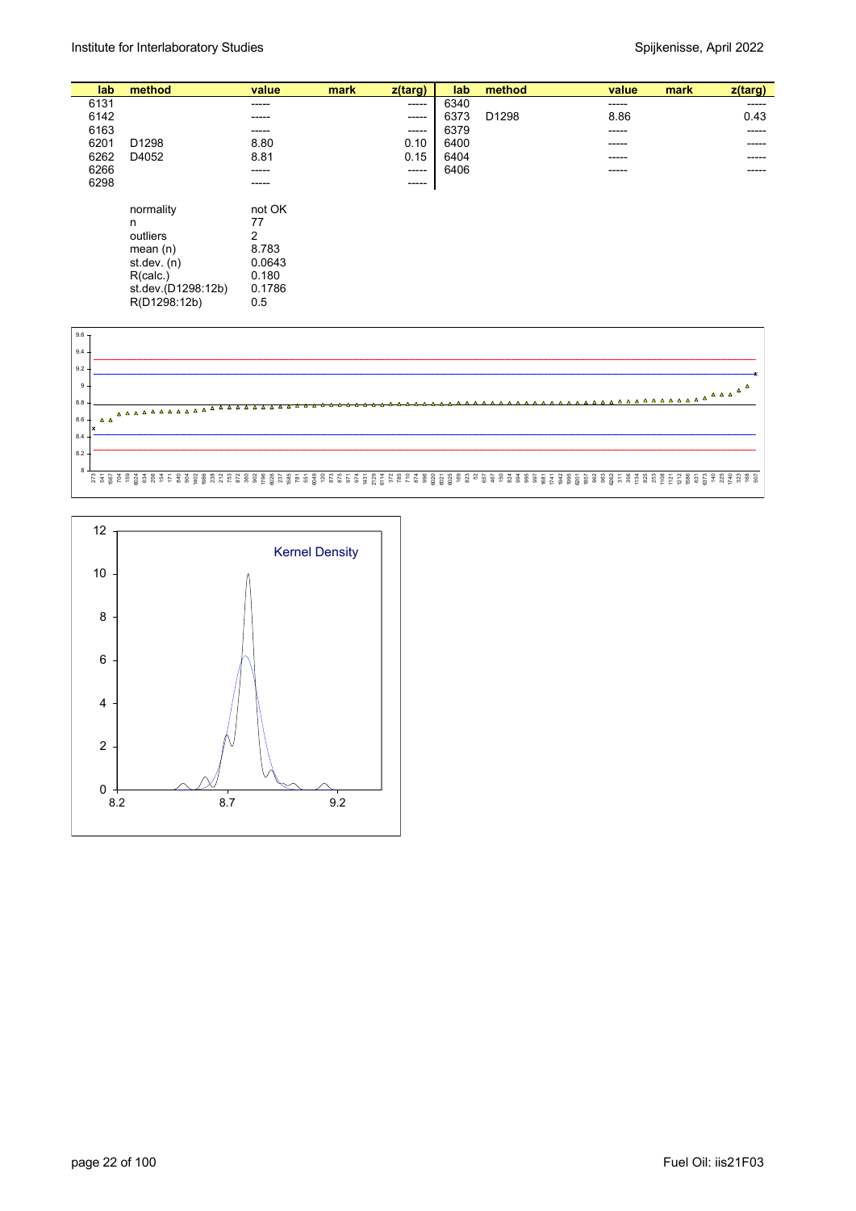| lab | method | value | mark | z(targ) | lab | method | value | mark | z(targ) |
|---|---|---|---|---|---|---|---|---|---|
| 6131 | | ----- | | ----- | 6340 | | ----- | | ----- |
| 6142 | | ----- | | ----- | 6373 | D1298 | 8.86 | | 0.43 |
| 6163 | | ----- | | ----- | 6379 | | ----- | | ----- |
| 6201 | D1298 | 8.80 | | 0.10 | 6400 | | ----- | | ----- |
| 6262 | D4052 | 8.81 | | 0.15 | 6404 | | ----- | | ----- |
| 6266 | | ----- | | ----- | 6406 | | ----- | | ----- |
| 6298 | | ----- | | ----- | | | | | |

| | |
|---|---|
| normality | not OK |
| n | 77 |
| outliers | 2 |
| mean (n) | 8.783 |
| st.dev. (n) | 0.0643 |
| R(calc.) | 0.180 |
| st.dev.(D1298:12b) | 0.1786 |
| R(D1298:12b) | 0.5 |

9.6
9.4
9.2
9
8.8
8.6
8.4
8.2
8

273 541 1567 704 159 6024 634 256 154 171 840 904 1402 1886 238 212 753 872 360 902 1796 6026 237 1585 781 551 6049 120 873 875 971 974 1431 2129 614 372 785 710 874 996 6020 6021 6025 169 823 52 657 467 150 824 994 995 997 1681 1741 1942 6095 6201 1817 962 963 6262 311 356 1134 825 253 1108 1121 1212 1656 631 6373 140 225 1740 323 168 507

12
10
8
6
4
2
0

8.2
8.7
9.2

Kernel Density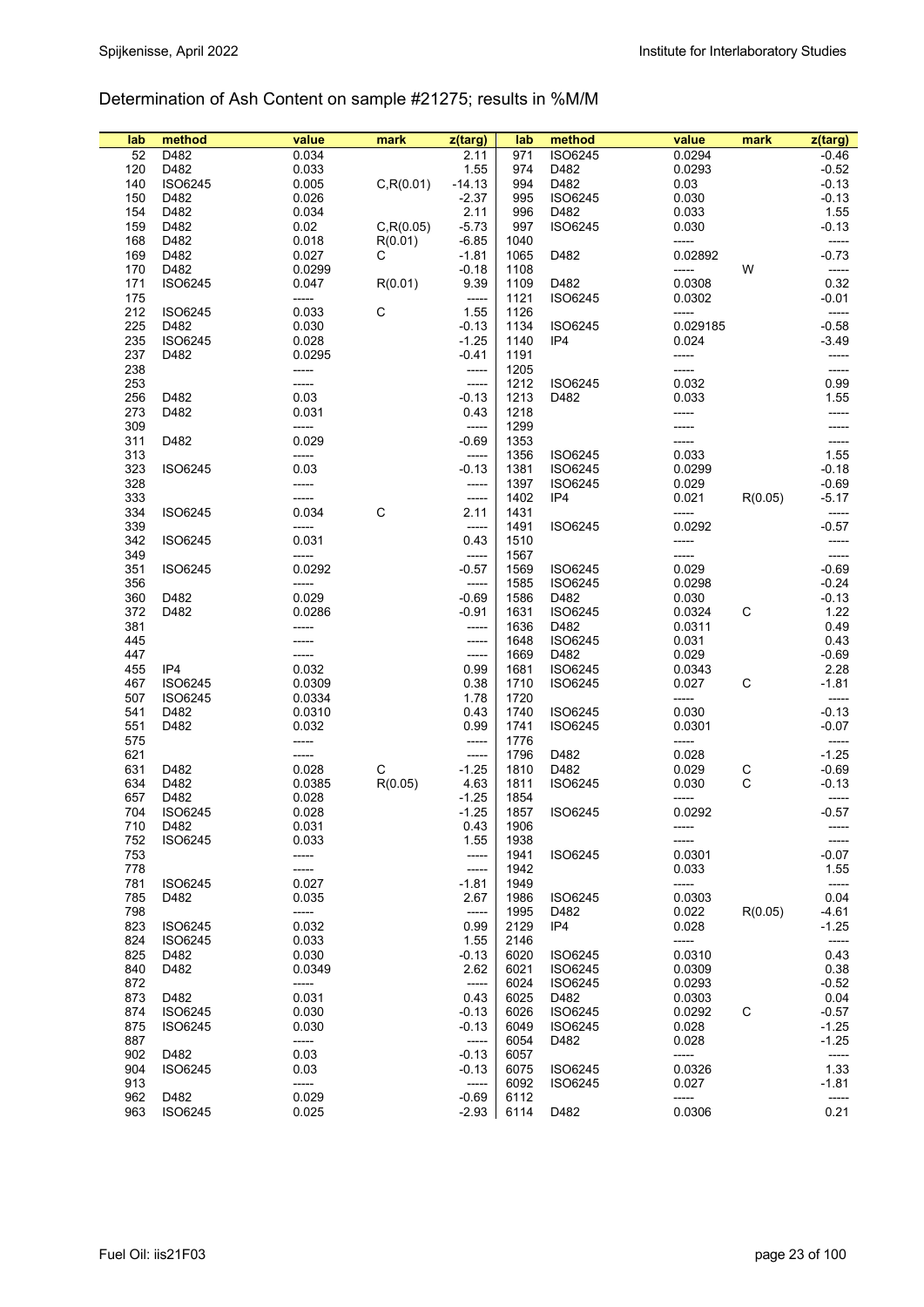## Determination of Ash Content on sample #21275; results in %M/M

| lab | method | value | mark | z(targ) | lab | method | value | mark | z(targ) |
|---|---|---|---|---|---|---|---|---|---|
| 52 | D482 | 0.034 | | 2.11 | 971 | ISO6245 | 0.0294 | | -0.46 |
| 120 | D482 | 0.033 | | 1.55 | 974 | D482 | 0.0293 | | -0.52 |
| 140 | ISO6245 | 0.005 | C,R(0.01) | -14.13 | 994 | D482 | 0.03 | | -0.13 |
| 150 | D482 | 0.026 | | -2.37 | 995 | ISO6245 | 0.030 | | -0.13 |
| 154 | D482 | 0.034 | | 2.11 | 996 | D482 | 0.033 | | 1.55 |
| 159 | D482 | 0.02 | C,R(0.05) | -5.73 | 997 | ISO6245 | 0.030 | | -0.13 |
| 168 | D482 | 0.018 | R(0.01) | -6.85 | 1040 | | ----- | | ----- |
| 169 | D482 | 0.027 | C | -1.81 | 1065 | D482 | 0.02892 | | -0.73 |
| 170 | D482 | 0.0299 | | -0.18 | 1108 | | ----- | W | ----- |
| 171 | ISO6245 | 0.047 | R(0.01) | 9.39 | 1109 | D482 | 0.0308 | | 0.32 |
| 175 | | ----- | | ----- | 1121 | ISO6245 | 0.0302 | | -0.01 |
| 212 | ISO6245 | 0.033 | C | 1.55 | 1126 | | ----- | | ----- |
| 225 | D482 | 0.030 | | -0.13 | 1134 | ISO6245 | 0.029185 | | -0.58 |
| 235 | ISO6245 | 0.028 | | -1.25 | 1140 | IP4 | 0.024 | | -3.49 |
| 237 | D482 | 0.0295 | | -0.41 | 1191 | | ----- | | ----- |
| 238 | | ----- | | ----- | 1205 | | ----- | | ----- |
| 253 | | ----- | | ----- | 1212 | ISO6245 | 0.032 | | 0.99 |
| 256 | D482 | 0.03 | | -0.13 | 1213 | D482 | 0.033 | | 1.55 |
| 273 | D482 | 0.031 | | 0.43 | 1218 | | ----- | | ----- |
| 309 | | ----- | | ----- | 1299 | | ----- | | ----- |
| 311 | D482 | 0.029 | | -0.69 | 1353 | | ----- | | ----- |
| 313 | | ----- | | ----- | 1356 | ISO6245 | 0.033 | | 1.55 |
| 323 | ISO6245 | 0.03 | | -0.13 | 1381 | ISO6245 | 0.0299 | | -0.18 |
| 328 | | ----- | | ----- | 1397 | ISO6245 | 0.029 | | -0.69 |
| 333 | | ----- | | ----- | 1402 | IP4 | 0.021 | R(0.05) | -5.17 |
| 334 | ISO6245 | 0.034 | C | 2.11 | 1431 | | ----- | | ----- |
| 339 | | ----- | | ----- | 1491 | ISO6245 | 0.0292 | | -0.57 |
| 342 | ISO6245 | 0.031 | | 0.43 | 1510 | | ----- | | ----- |
| 349 | | ----- | | ----- | 1567 | | ----- | | ----- |
| 351 | ISO6245 | 0.0292 | | -0.57 | 1569 | ISO6245 | 0.029 | | -0.69 |
| 356 | | ----- | | ----- | 1585 | ISO6245 | 0.0298 | | -0.24 |
| 360 | D482 | 0.029 | | -0.69 | 1586 | D482 | 0.030 | | -0.13 |
| 372 | D482 | 0.0286 | | -0.91 | 1631 | ISO6245 | 0.0324 | C | 1.22 |
| 381 | | ----- | | ----- | 1636 | D482 | 0.0311 | | 0.49 |
| 445 | | ----- | | ----- | 1648 | ISO6245 | 0.031 | | 0.43 |
| 447 | | ----- | | ----- | 1669 | D482 | 0.029 | | -0.69 |
| 455 | IP4 | 0.032 | | 0.99 | 1681 | ISO6245 | 0.0343 | | 2.28 |
| 467 | ISO6245 | 0.0309 | | 0.38 | 1710 | ISO6245 | 0.027 | C | -1.81 |
| 507 | ISO6245 | 0.0334 | | 1.78 | 1720 | | ----- | | ----- |
| 541 | D482 | 0.0310 | | 0.43 | 1740 | ISO6245 | 0.030 | | -0.13 |
| 551 | D482 | 0.032 | | 0.99 | 1741 | ISO6245 | 0.0301 | | -0.07 |
| 575 | | ----- | | ----- | 1776 | | ----- | | ----- |
| 621 | | ----- | | ----- | 1796 | D482 | 0.028 | | -1.25 |
| 631 | D482 | 0.028 | C | -1.25 | 1810 | D482 | 0.029 | C | -0.69 |
| 634 | D482 | 0.0385 | R(0.05) | 4.63 | 1811 | ISO6245 | 0.030 | C | -0.13 |
| 657 | D482 | 0.028 | | -1.25 | 1854 | | ----- | | ----- |
| 704 | ISO6245 | 0.028 | | -1.25 | 1857 | ISO6245 | 0.0292 | | -0.57 |
| 710 | D482 | 0.031 | | 0.43 | 1906 | | ----- | | ----- |
| 752 | ISO6245 | 0.033 | | 1.55 | 1938 | | ----- | | ----- |
| 753 | | ----- | | ----- | 1941 | ISO6245 | 0.0301 | | -0.07 |
| 778 | | ----- | | ----- | 1942 | | 0.033 | | 1.55 |
| 781 | ISO6245 | 0.027 | | -1.81 | 1949 | | ----- | | ----- |
| 785 | D482 | 0.035 | | 2.67 | 1986 | ISO6245 | 0.0303 | | 0.04 |
| 798 | | ----- | | ----- | 1995 | D482 | 0.022 | R(0.05) | -4.61 |
| 823 | ISO6245 | 0.032 | | 0.99 | 2129 | IP4 | 0.028 | | -1.25 |
| 824 | ISO6245 | 0.033 | | 1.55 | 2146 | | ----- | | ----- |
| 825 | D482 | 0.030 | | -0.13 | 6020 | ISO6245 | 0.0310 | | 0.43 |
| 840 | D482 | 0.0349 | | 2.62 | 6021 | ISO6245 | 0.0309 | | 0.38 |
| 872 | | ----- | | ----- | 6024 | ISO6245 | 0.0293 | | -0.52 |
| 873 | D482 | 0.031 | | 0.43 | 6025 | D482 | 0.0303 | | 0.04 |
| 874 | ISO6245 | 0.030 | | -0.13 | 6026 | ISO6245 | 0.0292 | C | -0.57 |
| 875 | ISO6245 | 0.030 | | -0.13 | 6049 | ISO6245 | 0.028 | | -1.25 |
| 887 | | ----- | | ----- | 6054 | D482 | 0.028 | | -1.25 |
| 902 | D482 | 0.03 | | -0.13 | 6057 | | ----- | | ----- |
| 904 | ISO6245 | 0.03 | | -0.13 | 6075 | ISO6245 | 0.0326 | | 1.33 |
| 913 | | ----- | | ----- | 6092 | ISO6245 | 0.027 | | -1.81 |
| 962 | D482 | 0.029 | | -0.69 | 6112 | | ----- | | ----- |
| 963 | ISO6245 | 0.025 | | -2.93 | 6114 | D482 | 0.0306 | | 0.21 |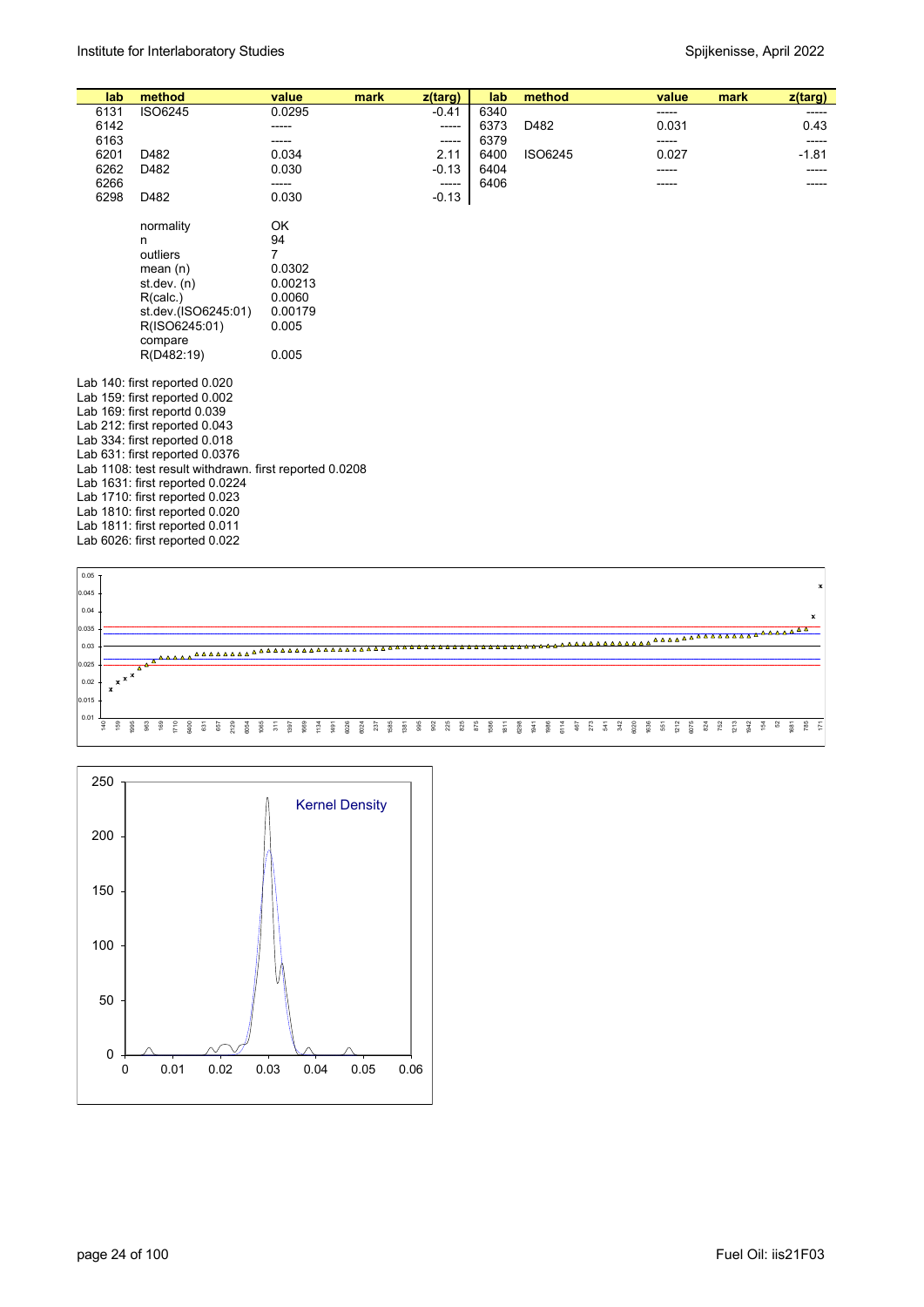| lab | method | value | mark | z(targ) | lab | method | value | mark | z(targ) |
|---|---|---|---|---|---|---|---|---|---|
| 6131 | ISO6245 | 0.0295 | | -0.41 | 6340 | | ----- | | ----- |
| 6142 | | ----- | | ----- | 6373 | D482 | 0.031 | | 0.43 |
| 6163 | | ----- | | ----- | 6379 | | ----- | | ----- |
| 6201 | D482 | 0.034 | | 2.11 | 6400 | ISO6245 | 0.027 | | -1.81 |
| 6262 | D482 | 0.030 | | -0.13 | 6404 | | ----- | | ----- |
| 6266 | | ----- | | ----- | 6406 | | ----- | | ----- |
| 6298 | D482 | 0.030 | | -0.13 | | | | | |

| | |
|---|---|
| normality | OK |
| n | 94 |
| outliers | 7 |
| mean (n) | 0.0302 |
| st.dev. (n) | 0.00213 |
| R(calc.) | 0.0060 |
| st.dev.(ISO6245:01) | 0.00179 |
| R(ISO6245:01) | 0.005 |
| compare | |
| R(D482:19) | 0.005 |

Lab 140: first reported 0.020
Lab 159: first reported 0.002
Lab 169: first reportd 0.039
Lab 212: first reported 0.043
Lab 334: first reported 0.018
Lab 631: first reported 0.0376
Lab 1108: test result withdrawn. first reported 0.0208
Lab 1631: first reported 0.0224
Lab 1710: first reported 0.023
Lab 1810: first reported 0.020
Lab 1811: first reported 0.011
Lab 6026: first reported 0.022

0.05
0.045
0.04
0.035
0.03
0.025
0.02
0.015
0.01

140 159 1995 963 169 1710 6400 631 657 2129 6054 1065 311 1397 1669 1134 1491 6026 6024 237 1585 1381 995 902 225 825 875 1566 1811 6298 1941 1986 6114 467 273 541 342 6020 1636 551 1212 6075 824 752 1213 1942 154 52 1681 785 171

250
200
150
100
50
0

0 0.01 0.02 0.03 0.04 0.05 0.06

Kernel Density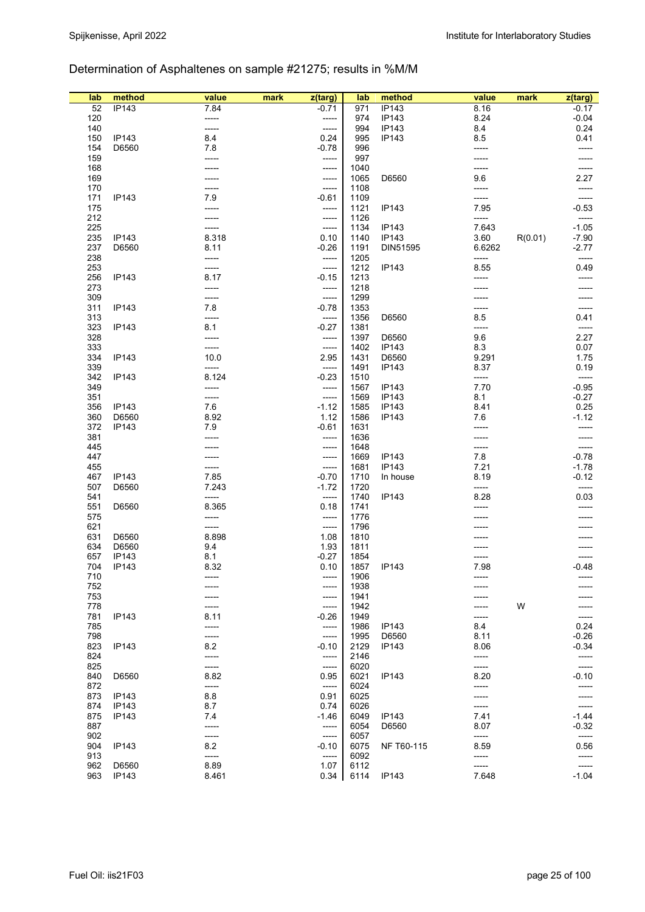## Determination of Asphaltenes on sample #21275; results in %M/M

| lab | method | value | mark | z(targ) | lab | method | value | mark | z(targ) |
|---|---|---|---|---|---|---|---|---|---|
| 52 | IP143 | 7.84 | | -0.71 | 971 | IP143 | 8.16 | | -0.17 |
| 120 | | ----- | | ----- | 974 | IP143 | 8.24 | | -0.04 |
| 140 | | ----- | | ----- | 994 | IP143 | 8.4 | | 0.24 |
| 150 | IP143 | 8.4 | | 0.24 | 995 | IP143 | 8.5 | | 0.41 |
| 154 | D6560 | 7.8 | | -0.78 | 996 | | ----- | | ----- |
| 159 | | ----- | | ----- | 997 | | ----- | | ----- |
| 168 | | ----- | | ----- | 1040 | | ----- | | ----- |
| 169 | | ----- | | ----- | 1065 | D6560 | 9.6 | | 2.27 |
| 170 | | ----- | | ----- | 1108 | | ----- | | ----- |
| 171 | IP143 | 7.9 | | -0.61 | 1109 | | ----- | | ----- |
| 175 | | ----- | | ----- | 1121 | IP143 | 7.95 | | -0.53 |
| 212 | | ----- | | ----- | 1126 | | ----- | | ----- |
| 225 | | ----- | | ----- | 1134 | IP143 | 7.643 | | -1.05 |
| 235 | IP143 | 8.318 | | 0.10 | 1140 | IP143 | 3.60 | R(0.01) | -7.90 |
| 237 | D6560 | 8.11 | | -0.26 | 1191 | DIN51595 | 6.6262 | | -2.77 |
| 238 | | ----- | | ----- | 1205 | | ----- | | ----- |
| 253 | | ----- | | ----- | 1212 | IP143 | 8.55 | | 0.49 |
| 256 | IP143 | 8.17 | | -0.15 | 1213 | | ----- | | ----- |
| 273 | | ----- | | ----- | 1218 | | ----- | | ----- |
| 309 | | ----- | | ----- | 1299 | | ----- | | ----- |
| 311 | IP143 | 7.8 | | -0.78 | 1353 | | ----- | | ----- |
| 313 | | ----- | | ----- | 1356 | D6560 | 8.5 | | 0.41 |
| 323 | IP143 | 8.1 | | -0.27 | 1381 | | ----- | | ----- |
| 328 | | ----- | | ----- | 1397 | D6560 | 9.6 | | 2.27 |
| 333 | | ----- | | ----- | 1402 | IP143 | 8.3 | | 0.07 |
| 334 | IP143 | 10.0 | | 2.95 | 1431 | D6560 | 9.291 | | 1.75 |
| 339 | | ----- | | ----- | 1491 | IP143 | 8.37 | | 0.19 |
| 342 | IP143 | 8.124 | | -0.23 | 1510 | | ----- | | ----- |
| 349 | | ----- | | ----- | 1567 | IP143 | 7.70 | | -0.95 |
| 351 | | ----- | | ----- | 1569 | IP143 | 8.1 | | -0.27 |
| 356 | IP143 | 7.6 | | -1.12 | 1585 | IP143 | 8.41 | | 0.25 |
| 360 | D6560 | 8.92 | | 1.12 | 1586 | IP143 | 7.6 | | -1.12 |
| 372 | IP143 | 7.9 | | -0.61 | 1631 | | ----- | | ----- |
| 381 | | ----- | | ----- | 1636 | | ----- | | ----- |
| 445 | | ----- | | ----- | 1648 | | ----- | | ----- |
| 447 | | ----- | | ----- | 1669 | IP143 | 7.8 | | -0.78 |
| 455 | | ----- | | ----- | 1681 | IP143 | 7.21 | | -1.78 |
| 467 | IP143 | 7.85 | | -0.70 | 1710 | In house | 8.19 | | -0.12 |
| 507 | D6560 | 7.243 | | -1.72 | 1720 | | ----- | | ----- |
| 541 | | ----- | | ----- | 1740 | IP143 | 8.28 | | 0.03 |
| 551 | D6560 | 8.365 | | 0.18 | 1741 | | ----- | | ----- |
| 575 | | ----- | | ----- | 1776 | | ----- | | ----- |
| 621 | | ----- | | ----- | 1796 | | ----- | | ----- |
| 631 | D6560 | 8.898 | | 1.08 | 1810 | | ----- | | ----- |
| 634 | D6560 | 9.4 | | 1.93 | 1811 | | ----- | | ----- |
| 657 | IP143 | 8.1 | | -0.27 | 1854 | | ----- | | ----- |
| 704 | IP143 | 8.32 | | 0.10 | 1857 | IP143 | 7.98 | | -0.48 |
| 710 | | ----- | | ----- | 1906 | | ----- | | ----- |
| 752 | | ----- | | ----- | 1938 | | ----- | | ----- |
| 753 | | ----- | | ----- | 1941 | | ----- | | ----- |
| 778 | | ----- | | ----- | 1942 | | ----- | W | ----- |
| 781 | IP143 | 8.11 | | -0.26 | 1949 | | ----- | | ----- |
| 785 | | ----- | | ----- | 1986 | IP143 | 8.4 | | 0.24 |
| 798 | | ----- | | ----- | 1995 | D6560 | 8.11 | | -0.26 |
| 823 | IP143 | 8.2 | | -0.10 | 2129 | IP143 | 8.06 | | -0.34 |
| 824 | | ----- | | ----- | 2146 | | ----- | | ----- |
| 825 | | ----- | | ----- | 6020 | | ----- | | ----- |
| 840 | D6560 | 8.82 | | 0.95 | 6021 | IP143 | 8.20 | | -0.10 |
| 872 | | ----- | | ----- | 6024 | | ----- | | ----- |
| 873 | IP143 | 8.8 | | 0.91 | 6025 | | ----- | | ----- |
| 874 | IP143 | 8.7 | | 0.74 | 6026 | | ----- | | ----- |
| 875 | IP143 | 7.4 | | -1.46 | 6049 | IP143 | 7.41 | | -1.44 |
| 887 | | ----- | | ----- | 6054 | D6560 | 8.07 | | -0.32 |
| 902 | | ----- | | ----- | 6057 | | ----- | | ----- |
| 904 | IP143 | 8.2 | | -0.10 | 6075 | NF T60-115 | 8.59 | | 0.56 |
| 913 | | ----- | | ----- | 6092 | | ----- | | ----- |
| 962 | D6560 | 8.89 | | 1.07 | 6112 | | ----- | | ----- |
| 963 | IP143 | 8.461 | | 0.34 | 6114 | IP143 | 7.648 | | -1.04 |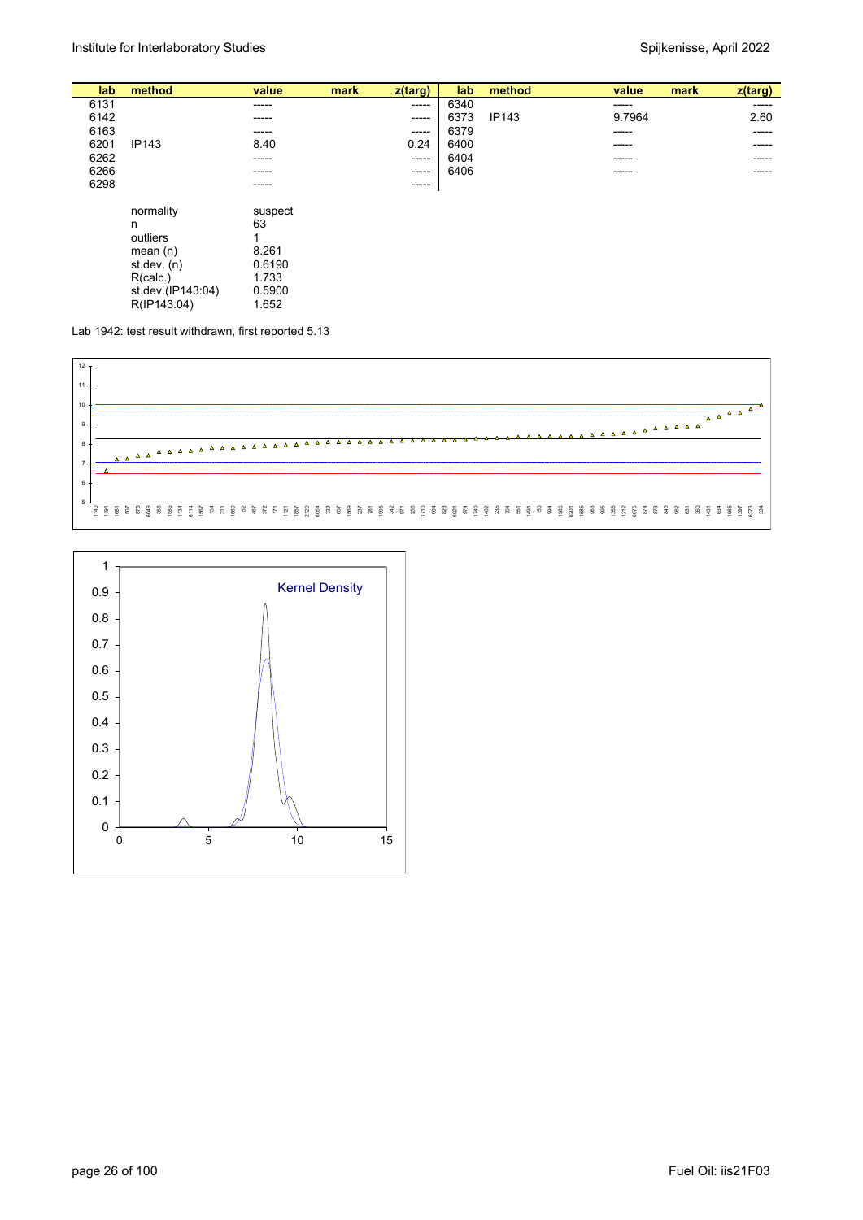| lab | method | value | mark | z(targ) | lab | method | value | mark | z(targ) |
|---|---|---|---|---|---|---|---|---|---|
| 6131 | | ----- | | ----- | 6340 | | ----- | | ----- |
| 6142 | | ----- | | ----- | 6373 | IP143 | 9.7964 | | 2.60 |
| 6163 | | ----- | | ----- | 6379 | | ----- | | ----- |
| 6201 | IP143 | 8.40 | | 0.24 | 6400 | | ----- | | ----- |
| 6262 | | ----- | | ----- | 6404 | | ----- | | ----- |
| 6266 | | ----- | | ----- | 6406 | | ----- | | ----- |
| 6298 | | ----- | | ----- | | | | | |

| | |
|---|---|
| normality | suspect |
| n | 63 |
| outliers | 1 |
| mean (n) | 8.261 |
| st.dev. (n) | 0.6190 |
| R(calc.) | 1.733 |
| st.dev.(IP143:04) | 0.5900 |
| R(IP143:04) | 1.652 |

Lab 1942: test result withdrawn, first reported 5.13

12
11
10
9
8
7
6
5
1140 1191 1681 657 875 6049 396 1586 1134 6114 1567 154 311 1669 52 467 372 171 121 1367 2129 6054 323 657 1569 237 781 1995 342 971 256 1710 904 823 6021 974 1740 1402 235 704 551 1491 150 994 1986 6201 1585 963 995 1356 1212 6075 874 873 840 962 631 360 1431 634 1065 1397 6373 334

1
0.9
0.8
0.7
0.6
0.5
0.4
0.3
0.2
0.1
0
0 5 10 15
Kernel Density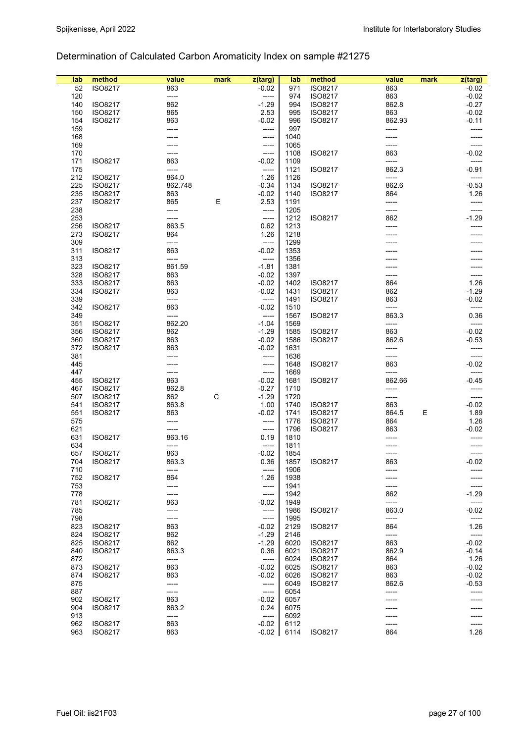## Determination of Calculated Carbon Aromaticity Index on sample #21275

| lab | method | value | mark | z(targ) | lab | method | value | mark | z(targ) |
|---|---|---|---|---|---|---|---|---|---|
| 52 | ISO8217 | 863 | | -0.02 | 971 | ISO8217 | 863 | | -0.02 |
| 120 | | ----- | | ----- | 974 | ISO8217 | 863 | | -0.02 |
| 140 | ISO8217 | 862 | | -1.29 | 994 | ISO8217 | 862.8 | | -0.27 |
| 150 | ISO8217 | 865 | | 2.53 | 995 | ISO8217 | 863 | | -0.02 |
| 154 | ISO8217 | 863 | | -0.02 | 996 | ISO8217 | 862.93 | | -0.11 |
| 159 | | ----- | | ----- | 997 | | ----- | | ----- |
| 168 | | ----- | | ----- | 1040 | | ----- | | ----- |
| 169 | | ----- | | ----- | 1065 | | ----- | | ----- |
| 170 | | ----- | | ----- | 1108 | ISO8217 | 863 | | -0.02 |
| 171 | ISO8217 | 863 | | -0.02 | 1109 | | ----- | | ----- |
| 175 | | ----- | | ----- | 1121 | ISO8217 | 862.3 | | -0.91 |
| 212 | ISO8217 | 864.0 | | 1.26 | 1126 | | ----- | | ----- |
| 225 | ISO8217 | 862.748 | | -0.34 | 1134 | ISO8217 | 862.6 | | -0.53 |
| 235 | ISO8217 | 863 | | -0.02 | 1140 | ISO8217 | 864 | | 1.26 |
| 237 | ISO8217 | 865 | E | 2.53 | 1191 | | ----- | | ----- |
| 238 | | ----- | | ----- | 1205 | | ----- | | ----- |
| 253 | | ----- | | ----- | 1212 | ISO8217 | 862 | | -1.29 |
| 256 | ISO8217 | 863.5 | | 0.62 | 1213 | | ----- | | ----- |
| 273 | ISO8217 | 864 | | 1.26 | 1218 | | ----- | | ----- |
| 309 | | ----- | | ----- | 1299 | | ----- | | ----- |
| 311 | ISO8217 | 863 | | -0.02 | 1353 | | ----- | | ----- |
| 313 | | ----- | | ----- | 1356 | | ----- | | ----- |
| 323 | ISO8217 | 861.59 | | -1.81 | 1381 | | ----- | | ----- |
| 328 | ISO8217 | 863 | | -0.02 | 1397 | | ----- | | ----- |
| 333 | ISO8217 | 863 | | -0.02 | 1402 | ISO8217 | 864 | | 1.26 |
| 334 | ISO8217 | 863 | | -0.02 | 1431 | ISO8217 | 862 | | -1.29 |
| 339 | | ----- | | ----- | 1491 | ISO8217 | 863 | | -0.02 |
| 342 | ISO8217 | 863 | | -0.02 | 1510 | | ----- | | ----- |
| 349 | | ----- | | ----- | 1567 | ISO8217 | 863.3 | | 0.36 |
| 351 | ISO8217 | 862.20 | | -1.04 | 1569 | | ----- | | ----- |
| 356 | ISO8217 | 862 | | -1.29 | 1585 | ISO8217 | 863 | | -0.02 |
| 360 | ISO8217 | 863 | | -0.02 | 1586 | ISO8217 | 862.6 | | -0.53 |
| 372 | ISO8217 | 863 | | -0.02 | 1631 | | ----- | | ----- |
| 381 | | ----- | | ----- | 1636 | | ----- | | ----- |
| 445 | | ----- | | ----- | 1648 | ISO8217 | 863 | | -0.02 |
| 447 | | ----- | | ----- | 1669 | | ----- | | ----- |
| 455 | ISO8217 | 863 | | -0.02 | 1681 | ISO8217 | 862.66 | | -0.45 |
| 467 | ISO8217 | 862.8 | | -0.27 | 1710 | | ----- | | ----- |
| 507 | ISO8217 | 862 | C | -1.29 | 1720 | | ----- | | ----- |
| 541 | ISO8217 | 863.8 | | 1.00 | 1740 | ISO8217 | 863 | | -0.02 |
| 551 | ISO8217 | 863 | | -0.02 | 1741 | ISO8217 | 864.5 | E | 1.89 |
| 575 | | ----- | | ----- | 1776 | ISO8217 | 864 | | 1.26 |
| 621 | | ----- | | ----- | 1796 | ISO8217 | 863 | | -0.02 |
| 631 | ISO8217 | 863.16 | | 0.19 | 1810 | | ----- | | ----- |
| 634 | | ----- | | ----- | 1811 | | ----- | | ----- |
| 657 | ISO8217 | 863 | | -0.02 | 1854 | | ----- | | ----- |
| 704 | ISO8217 | 863.3 | | 0.36 | 1857 | ISO8217 | 863 | | -0.02 |
| 710 | | ----- | | ----- | 1906 | | ----- | | ----- |
| 752 | ISO8217 | 864 | | 1.26 | 1938 | | ----- | | ----- |
| 753 | | ----- | | ----- | 1941 | | ----- | | ----- |
| 778 | | ----- | | ----- | 1942 | | 862 | | -1.29 |
| 781 | ISO8217 | 863 | | -0.02 | 1949 | | ----- | | ----- |
| 785 | | ----- | | ----- | 1986 | ISO8217 | 863.0 | | -0.02 |
| 798 | | ----- | | ----- | 1995 | | ----- | | ----- |
| 823 | ISO8217 | 863 | | -0.02 | 2129 | ISO8217 | 864 | | 1.26 |
| 824 | ISO8217 | 862 | | -1.29 | 2146 | | ----- | | ----- |
| 825 | ISO8217 | 862 | | -1.29 | 6020 | ISO8217 | 863 | | -0.02 |
| 840 | ISO8217 | 863.3 | | 0.36 | 6021 | ISO8217 | 862.9 | | -0.14 |
| 872 | | ----- | | ----- | 6024 | ISO8217 | 864 | | 1.26 |
| 873 | ISO8217 | 863 | | -0.02 | 6025 | ISO8217 | 863 | | -0.02 |
| 874 | ISO8217 | 863 | | -0.02 | 6026 | ISO8217 | 863 | | -0.02 |
| 875 | | ----- | | ----- | 6049 | ISO8217 | 862.6 | | -0.53 |
| 887 | | ----- | | ----- | 6054 | | ----- | | ----- |
| 902 | ISO8217 | 863 | | -0.02 | 6057 | | ----- | | ----- |
| 904 | ISO8217 | 863.2 | | 0.24 | 6075 | | ----- | | ----- |
| 913 | | ----- | | ----- | 6092 | | ----- | | ----- |
| 962 | ISO8217 | 863 | | -0.02 | 6112 | | ----- | | ----- |
| 963 | ISO8217 | 863 | | -0.02 | 6114 | ISO8217 | 864 | | 1.26 |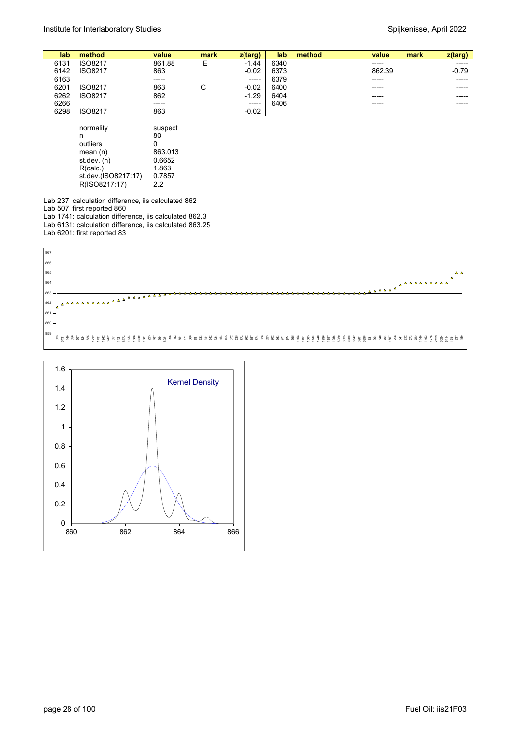| lab | method | value | mark | z(targ) | lab | method | value | mark | z(targ) |
|---|---|---|---|---|---|---|---|---|---|
| 6131 | ISO8217 | 861.88 | E | -1.44 | 6340 | | ----- | | ----- |
| 6142 | ISO8217 | 863 | | -0.02 | 6373 | | 862.39 | | -0.79 |
| 6163 | | ----- | | ----- | 6379 | | ----- | | ----- |
| 6201 | ISO8217 | 863 | C | -0.02 | 6400 | | ----- | | ----- |
| 6262 | ISO8217 | 862 | | -1.29 | 6404 | | ----- | | ----- |
| 6266 | | ----- | | ----- | 6406 | | ----- | | ----- |
| 6298 | ISO8217 | 863 | | -0.02 | | | | | |

| | |
|---|---|
| normality | suspect |
| n | 80 |
| outliers | 0 |
| mean (n) | 863.013 |
| st.dev. (n) | 0.6652 |
| R(calc.) | 1.863 |
| st.dev.(ISO8217:17) | 0.7857 |
| R(ISO8217:17) | 2.2 |

Lab 237: calculation difference, iis calculated 862
Lab 507: first reported 860
Lab 1741: calculation difference, iis calculated 862.3
Lab 6131: calculation difference, iis calculated 863.25
Lab 6201: first reported 83

867
866
865
864
863
862
861
860
859

323 6131 140 356 607 824 825 1212 1431 1842 6262 351 1121 6373 1134 1586 6049 1961 225 467 994 6201 996 52 657 171 360 781 333 311 342 334 154 455 372 235 873 962 657 874 328 823 902 963 971 974 995 1108 1491 1585 1648 1740 1766 1857 1966 6020 6025 6026 6142 6201 6298 631 904 840 704 1567 256 541 212 273 752 1140 1402 1776 2129 6024 6114 1741 237 150

Kernel Density

1.6
1.4
1.2
1
0.8
0.6
0.4
0.2
0
860
862
864
866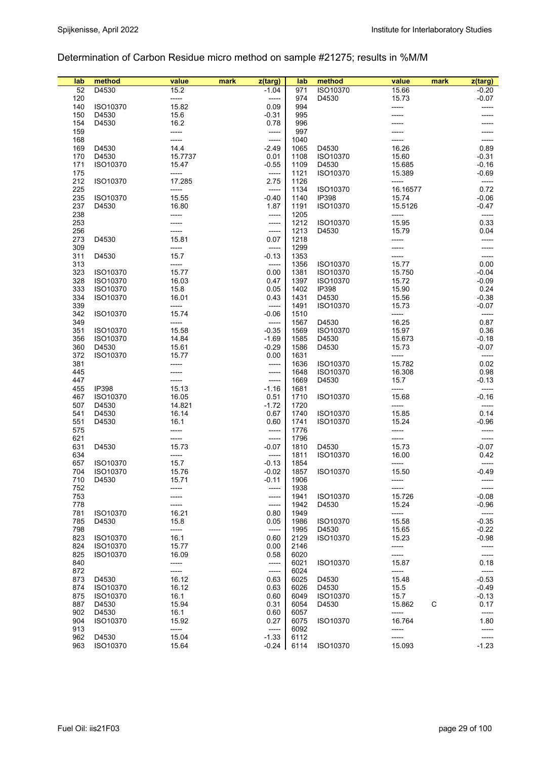## Determination of Carbon Residue micro method on sample #21275; results in %M/M

| lab | method | value | mark | z(targ) | lab | method | value | mark | z(targ) |
|---|---|---|---|---|---|---|---|---|---|
| 52 | D4530 | 15.2 | | -1.04 | 971 | ISO10370 | 15.66 | | -0.20 |
| 120 | | ----- | | ----- | 974 | D4530 | 15.73 | | -0.07 |
| 140 | ISO10370 | 15.82 | | 0.09 | 994 | | ----- | | ----- |
| 150 | D4530 | 15.6 | | -0.31 | 995 | | ----- | | ----- |
| 154 | D4530 | 16.2 | | 0.78 | 996 | | ----- | | ----- |
| 159 | | ----- | | ----- | 997 | | ----- | | ----- |
| 168 | | ----- | | ----- | 1040 | | ----- | | ----- |
| 169 | D4530 | 14.4 | | -2.49 | 1065 | D4530 | 16.26 | | 0.89 |
| 170 | D4530 | 15.7737 | | 0.01 | 1108 | ISO10370 | 15.60 | | -0.31 |
| 171 | ISO10370 | 15.47 | | -0.55 | 1109 | D4530 | 15.685 | | -0.16 |
| 175 | | ----- | | ----- | 1121 | ISO10370 | 15.389 | | -0.69 |
| 212 | ISO10370 | 17.285 | | 2.75 | 1126 | | ----- | | ----- |
| 225 | | ----- | | ----- | 1134 | ISO10370 | 16.16577 | | 0.72 |
| 235 | ISO10370 | 15.55 | | -0.40 | 1140 | IP398 | 15.74 | | -0.06 |
| 237 | D4530 | 16.80 | | 1.87 | 1191 | ISO10370 | 15.5126 | | -0.47 |
| 238 | | ----- | | ----- | 1205 | | ----- | | ----- |
| 253 | | ----- | | ----- | 1212 | ISO10370 | 15.95 | | 0.33 |
| 256 | | ----- | | ----- | 1213 | D4530 | 15.79 | | 0.04 |
| 273 | D4530 | 15.81 | | 0.07 | 1218 | | ----- | | ----- |
| 309 | | ----- | | ----- | 1299 | | ----- | | ----- |
| 311 | D4530 | 15.7 | | -0.13 | 1353 | | ----- | | ----- |
| 313 | | ----- | | ----- | 1356 | ISO10370 | 15.77 | | 0.00 |
| 323 | ISO10370 | 15.77 | | 0.00 | 1381 | ISO10370 | 15.750 | | -0.04 |
| 328 | ISO10370 | 16.03 | | 0.47 | 1397 | ISO10370 | 15.72 | | -0.09 |
| 333 | ISO10370 | 15.8 | | 0.05 | 1402 | IP398 | 15.90 | | 0.24 |
| 334 | ISO10370 | 16.01 | | 0.43 | 1431 | D4530 | 15.56 | | -0.38 |
| 339 | | ----- | | ----- | 1491 | ISO10370 | 15.73 | | -0.07 |
| 342 | ISO10370 | 15.74 | | -0.06 | 1510 | | ----- | | ----- |
| 349 | | ----- | | ----- | 1567 | D4530 | 16.25 | | 0.87 |
| 351 | ISO10370 | 15.58 | | -0.35 | 1569 | ISO10370 | 15.97 | | 0.36 |
| 356 | ISO10370 | 14.84 | | -1.69 | 1585 | D4530 | 15.673 | | -0.18 |
| 360 | D4530 | 15.61 | | -0.29 | 1586 | D4530 | 15.73 | | -0.07 |
| 372 | ISO10370 | 15.77 | | 0.00 | 1631 | | ----- | | ----- |
| 381 | | ----- | | ----- | 1636 | ISO10370 | 15.782 | | 0.02 |
| 445 | | ----- | | ----- | 1648 | ISO10370 | 16.308 | | 0.98 |
| 447 | | ----- | | ----- | 1669 | D4530 | 15.7 | | -0.13 |
| 455 | IP398 | 15.13 | | -1.16 | 1681 | | ----- | | ----- |
| 467 | ISO10370 | 16.05 | | 0.51 | 1710 | ISO10370 | 15.68 | | -0.16 |
| 507 | D4530 | 14.821 | | -1.72 | 1720 | | ----- | | ----- |
| 541 | D4530 | 16.14 | | 0.67 | 1740 | ISO10370 | 15.85 | | 0.14 |
| 551 | D4530 | 16.1 | | 0.60 | 1741 | ISO10370 | 15.24 | | -0.96 |
| 575 | | ----- | | ----- | 1776 | | ----- | | ----- |
| 621 | | ----- | | ----- | 1796 | | ----- | | ----- |
| 631 | D4530 | 15.73 | | -0.07 | 1810 | D4530 | 15.73 | | -0.07 |
| 634 | | ----- | | ----- | 1811 | ISO10370 | 16.00 | | 0.42 |
| 657 | ISO10370 | 15.7 | | -0.13 | 1854 | | ----- | | ----- |
| 704 | ISO10370 | 15.76 | | -0.02 | 1857 | ISO10370 | 15.50 | | -0.49 |
| 710 | D4530 | 15.71 | | -0.11 | 1906 | | ----- | | ----- |
| 752 | | ----- | | ----- | 1938 | | ----- | | ----- |
| 753 | | ----- | | ----- | 1941 | ISO10370 | 15.726 | | -0.08 |
| 778 | | ----- | | ----- | 1942 | D4530 | 15.24 | | -0.96 |
| 781 | ISO10370 | 16.21 | | 0.80 | 1949 | | ----- | | ----- |
| 785 | D4530 | 15.8 | | 0.05 | 1986 | ISO10370 | 15.58 | | -0.35 |
| 798 | | ----- | | ----- | 1995 | D4530 | 15.65 | | -0.22 |
| 823 | ISO10370 | 16.1 | | 0.60 | 2129 | ISO10370 | 15.23 | | -0.98 |
| 824 | ISO10370 | 15.77 | | 0.00 | 2146 | | ----- | | ----- |
| 825 | ISO10370 | 16.09 | | 0.58 | 6020 | | ----- | | ----- |
| 840 | | ----- | | ----- | 6021 | ISO10370 | 15.87 | | 0.18 |
| 872 | | ----- | | ----- | 6024 | | ----- | | ----- |
| 873 | D4530 | 16.12 | | 0.63 | 6025 | D4530 | 15.48 | | -0.53 |
| 874 | ISO10370 | 16.12 | | 0.63 | 6026 | D4530 | 15.5 | | -0.49 |
| 875 | ISO10370 | 16.1 | | 0.60 | 6049 | ISO10370 | 15.7 | | -0.13 |
| 887 | D4530 | 15.94 | | 0.31 | 6054 | D4530 | 15.862 | C | 0.17 |
| 902 | D4530 | 16.1 | | 0.60 | 6057 | | ----- | | ----- |
| 904 | ISO10370 | 15.92 | | 0.27 | 6075 | ISO10370 | 16.764 | | 1.80 |
| 913 | | ----- | | ----- | 6092 | | ----- | | ----- |
| 962 | D4530 | 15.04 | | -1.33 | 6112 | | ----- | | ----- |
| 963 | ISO10370 | 15.64 | | -0.24 | 6114 | ISO10370 | 15.093 | | -1.23 |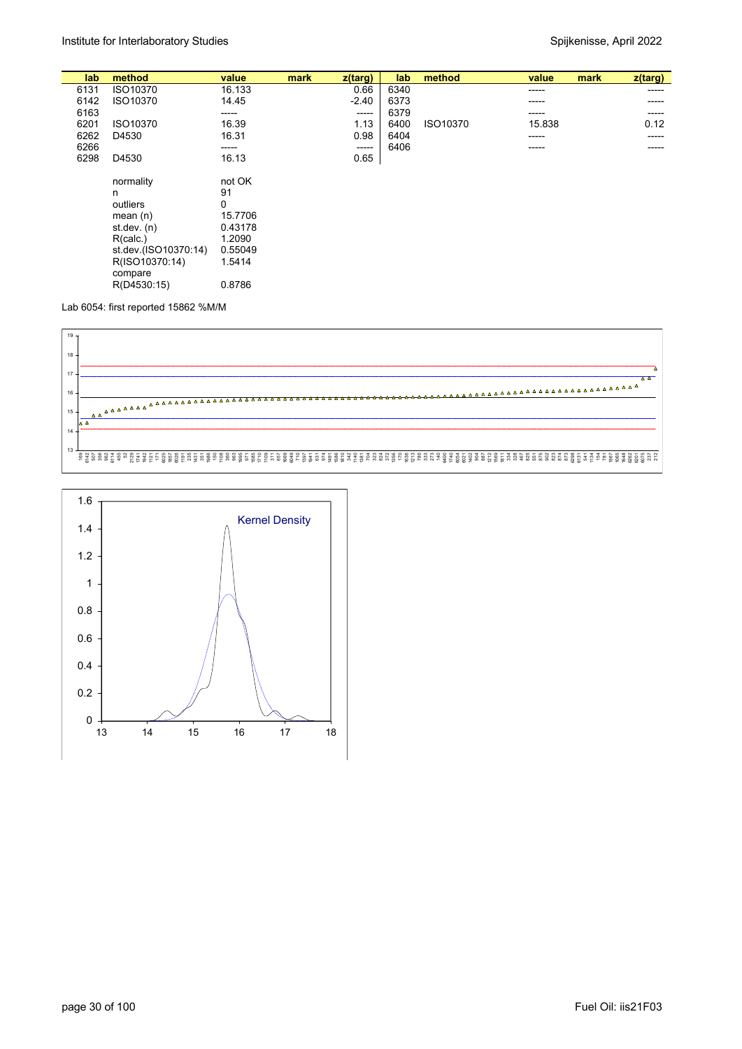| lab | method | value | mark | z(targ) | lab | method | value | mark | z(targ) |
|---|---|---|---|---|---|---|---|---|---|
| 6131 | ISO10370 | 16.133 | | 0.66 | 6340 | | ----- | | ----- |
| 6142 | ISO10370 | 14.45 | | -2.40 | 6373 | | ----- | | ----- |
| 6163 | | ----- | | ----- | 6379 | | ----- | | ----- |
| 6201 | ISO10370 | 16.39 | | 1.13 | 6400 | ISO10370 | 15.838 | | 0.12 |
| 6262 | D4530 | 16.31 | | 0.98 | 6404 | | ----- | | ----- |
| 6266 | | ----- | | ----- | 6406 | | ----- | | ----- |
| 6298 | D4530 | 16.13 | | 0.65 | | | | | |

| | |
|---|---|
| normality | not OK |
| n | 91 |
| outliers | 0 |
| mean (n) | 15.7706 |
| st.dev. (n) | 0.43178 |
| R(calc.) | 1.2090 |
| st.dev.(ISO10370:14) | 0.55049 |
| R(ISO10370:14) | 1.5414 |
| compare | |
| R(D4530:15) | 0.8786 |

Lab 6054: first reported 15862 %M/M

19
18
17
16
15
14
13

1.6
1.4
1.2
1
0.8
0.6
0.4
0.2
0
13 14 15 16 17 18
Kernel Density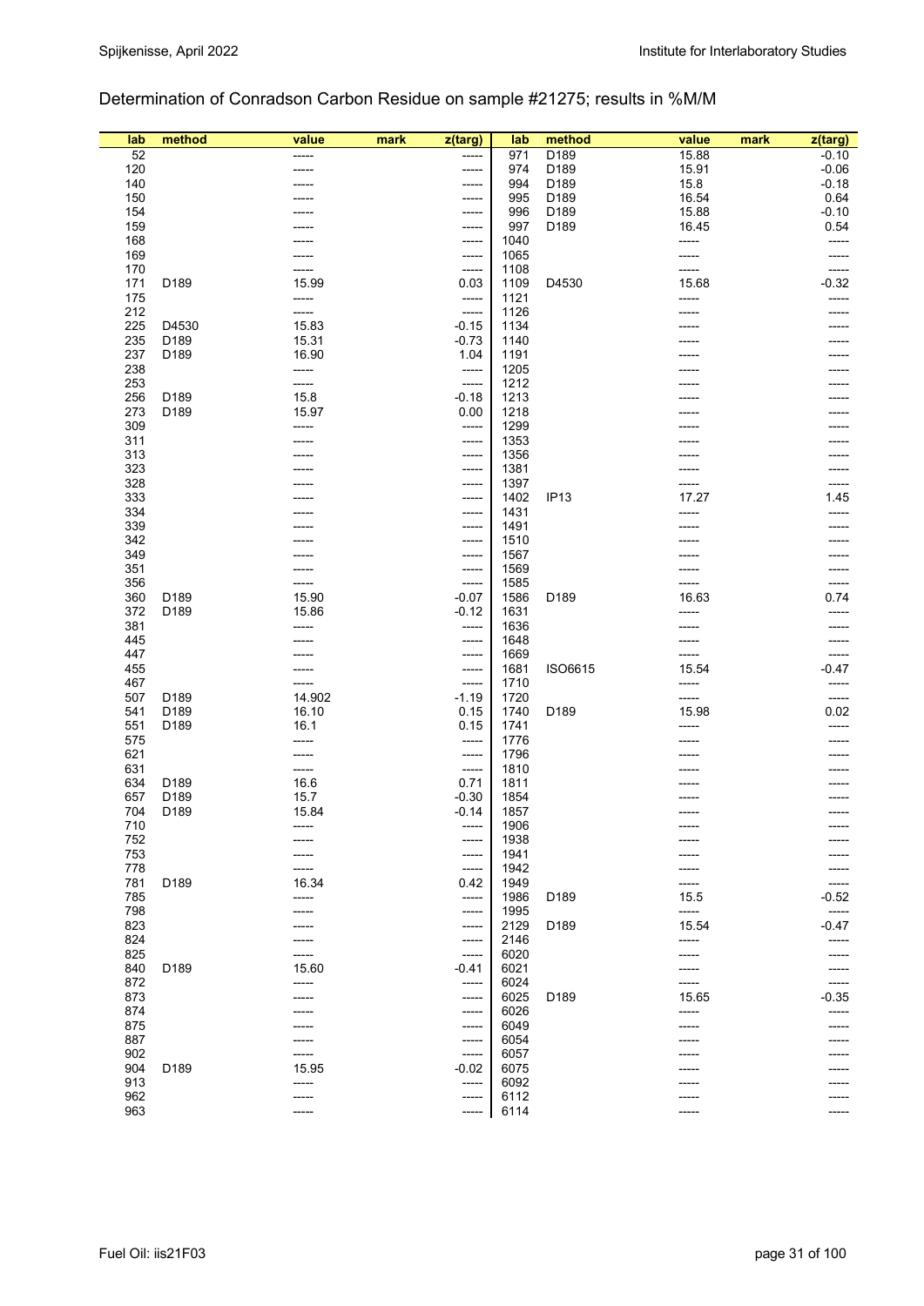## Determination of Conradson Carbon Residue on sample #21275; results in %M/M

| lab | method | value | mark | z(targ) | lab | method | value | mark | z(targ) |
|---|---|---|---|---|---|---|---|---|---|
| 52 | | ----- | | ----- | 971 | D189 | 15.88 | | -0.10 |
| 120 | | ----- | | ----- | 974 | D189 | 15.91 | | -0.06 |
| 140 | | ----- | | ----- | 994 | D189 | 15.8 | | -0.18 |
| 150 | | ----- | | ----- | 995 | D189 | 16.54 | | 0.64 |
| 154 | | ----- | | ----- | 996 | D189 | 15.88 | | -0.10 |
| 159 | | ----- | | ----- | 997 | D189 | 16.45 | | 0.54 |
| 168 | | ----- | | ----- | 1040 | | ----- | | ----- |
| 169 | | ----- | | ----- | 1065 | | ----- | | ----- |
| 170 | | ----- | | ----- | 1108 | | ----- | | ----- |
| 171 | D189 | 15.99 | | 0.03 | 1109 | D4530 | 15.68 | | -0.32 |
| 175 | | ----- | | ----- | 1121 | | ----- | | ----- |
| 212 | | ----- | | ----- | 1126 | | ----- | | ----- |
| 225 | D4530 | 15.83 | | -0.15 | 1134 | | ----- | | ----- |
| 235 | D189 | 15.31 | | -0.73 | 1140 | | ----- | | ----- |
| 237 | D189 | 16.90 | | 1.04 | 1191 | | ----- | | ----- |
| 238 | | ----- | | ----- | 1205 | | ----- | | ----- |
| 253 | | ----- | | ----- | 1212 | | ----- | | ----- |
| 256 | D189 | 15.8 | | -0.18 | 1213 | | ----- | | ----- |
| 273 | D189 | 15.97 | | 0.00 | 1218 | | ----- | | ----- |
| 309 | | ----- | | ----- | 1299 | | ----- | | ----- |
| 311 | | ----- | | ----- | 1353 | | ----- | | ----- |
| 313 | | ----- | | ----- | 1356 | | ----- | | ----- |
| 323 | | ----- | | ----- | 1381 | | ----- | | ----- |
| 328 | | ----- | | ----- | 1397 | | ----- | | ----- |
| 333 | | ----- | | ----- | 1402 | IP13 | 17.27 | | 1.45 |
| 334 | | ----- | | ----- | 1431 | | ----- | | ----- |
| 339 | | ----- | | ----- | 1491 | | ----- | | ----- |
| 342 | | ----- | | ----- | 1510 | | ----- | | ----- |
| 349 | | ----- | | ----- | 1567 | | ----- | | ----- |
| 351 | | ----- | | ----- | 1569 | | ----- | | ----- |
| 356 | | ----- | | ----- | 1585 | | ----- | | ----- |
| 360 | D189 | 15.90 | | -0.07 | 1586 | D189 | 16.63 | | 0.74 |
| 372 | D189 | 15.86 | | -0.12 | 1631 | | ----- | | ----- |
| 381 | | ----- | | ----- | 1636 | | ----- | | ----- |
| 445 | | ----- | | ----- | 1648 | | ----- | | ----- |
| 447 | | ----- | | ----- | 1669 | | ----- | | ----- |
| 455 | | ----- | | ----- | 1681 | ISO6615 | 15.54 | | -0.47 |
| 467 | | ----- | | ----- | 1710 | | ----- | | ----- |
| 507 | D189 | 14.902 | | -1.19 | 1720 | | ----- | | ----- |
| 541 | D189 | 16.10 | | 0.15 | 1740 | D189 | 15.98 | | 0.02 |
| 551 | D189 | 16.1 | | 0.15 | 1741 | | ----- | | ----- |
| 575 | | ----- | | ----- | 1776 | | ----- | | ----- |
| 621 | | ----- | | ----- | 1796 | | ----- | | ----- |
| 631 | | ----- | | ----- | 1810 | | ----- | | ----- |
| 634 | D189 | 16.6 | | 0.71 | 1811 | | ----- | | ----- |
| 657 | D189 | 15.7 | | -0.30 | 1854 | | ----- | | ----- |
| 704 | D189 | 15.84 | | -0.14 | 1857 | | ----- | | ----- |
| 710 | | ----- | | ----- | 1906 | | ----- | | ----- |
| 752 | | ----- | | ----- | 1938 | | ----- | | ----- |
| 753 | | ----- | | ----- | 1941 | | ----- | | ----- |
| 778 | | ----- | | ----- | 1942 | | ----- | | ----- |
| 781 | D189 | 16.34 | | 0.42 | 1949 | | ----- | | ----- |
| 785 | | ----- | | ----- | 1986 | D189 | 15.5 | | -0.52 |
| 798 | | ----- | | ----- | 1995 | | ----- | | ----- |
| 823 | | ----- | | ----- | 2129 | D189 | 15.54 | | -0.47 |
| 824 | | ----- | | ----- | 2146 | | ----- | | ----- |
| 825 | | ----- | | ----- | 6020 | | ----- | | ----- |
| 840 | D189 | 15.60 | | -0.41 | 6021 | | ----- | | ----- |
| 872 | | ----- | | ----- | 6024 | | ----- | | ----- |
| 873 | | ----- | | ----- | 6025 | D189 | 15.65 | | -0.35 |
| 874 | | ----- | | ----- | 6026 | | ----- | | ----- |
| 875 | | ----- | | ----- | 6049 | | ----- | | ----- |
| 887 | | ----- | | ----- | 6054 | | ----- | | ----- |
| 902 | | ----- | | ----- | 6057 | | ----- | | ----- |
| 904 | D189 | 15.95 | | -0.02 | 6075 | | ----- | | ----- |
| 913 | | ----- | | ----- | 6092 | | ----- | | ----- |
| 962 | | ----- | | ----- | 6112 | | ----- | | ----- |
| 963 | | ----- | | ----- | 6114 | | ----- | | ----- |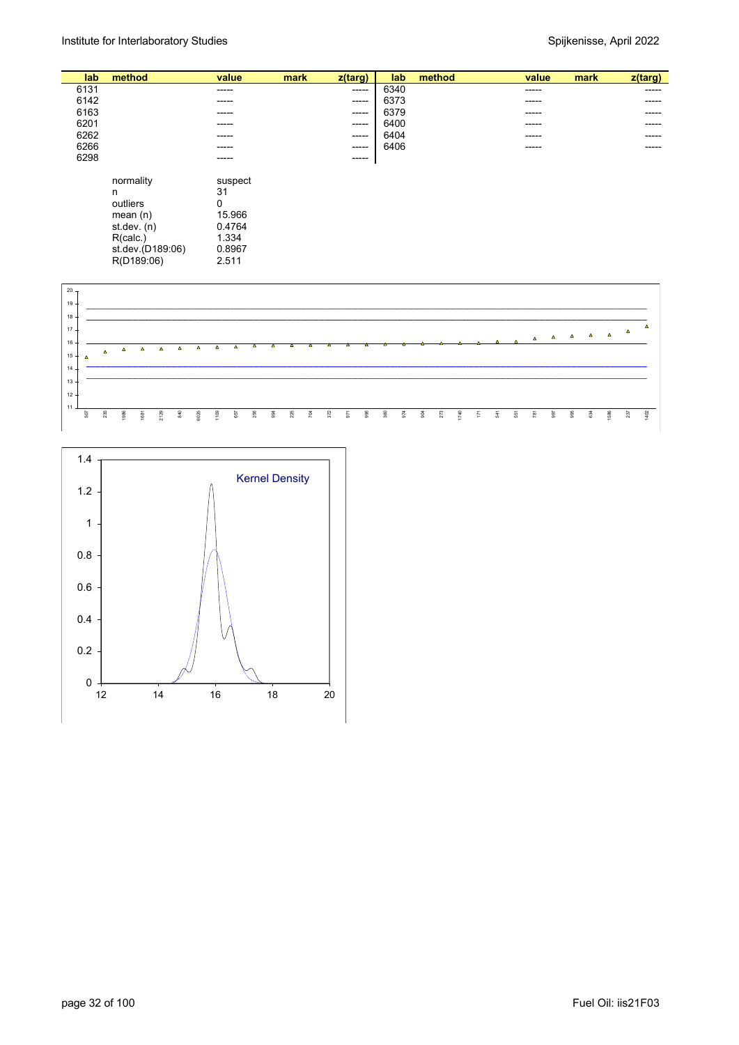| lab | method | value | mark | z(targ) | lab | method | value | mark | z(targ) |
|---|---|---|---|---|---|---|---|---|---|
| 6131 | | ----- | | ----- | 6340 | | ----- | | ----- |
| 6142 | | ----- | | ----- | 6373 | | ----- | | ----- |
| 6163 | | ----- | | ----- | 6379 | | ----- | | ----- |
| 6201 | | ----- | | ----- | 6400 | | ----- | | ----- |
| 6262 | | ----- | | ----- | 6404 | | ----- | | ----- |
| 6266 | | ----- | | ----- | 6406 | | ----- | | ----- |
| 6298 | | ----- | | ----- | | | | | |

| | |
|---|---|
| normality | suspect |
| n | 31 |
| outliers | 0 |
| mean (n) | 15.966 |
| st.dev. (n) | 0.4764 |
| R(calc.) | 1.334 |
| st.dev.(D189:06) | 0.8967 |
| R(D189:06) | 2.511 |

20
19
18
17
16
15
14
13
12
11
507 235 1986 1681 2129 840 6025 1109 657 238 994 225 704 372 971 996 360 974 904 273 1740 171 541 551 781 997 995 634 1586 237 1402

1.4
1.2
1
0.8
0.6
0.4
0.2
0
12 14 16 18 20
Kernel Density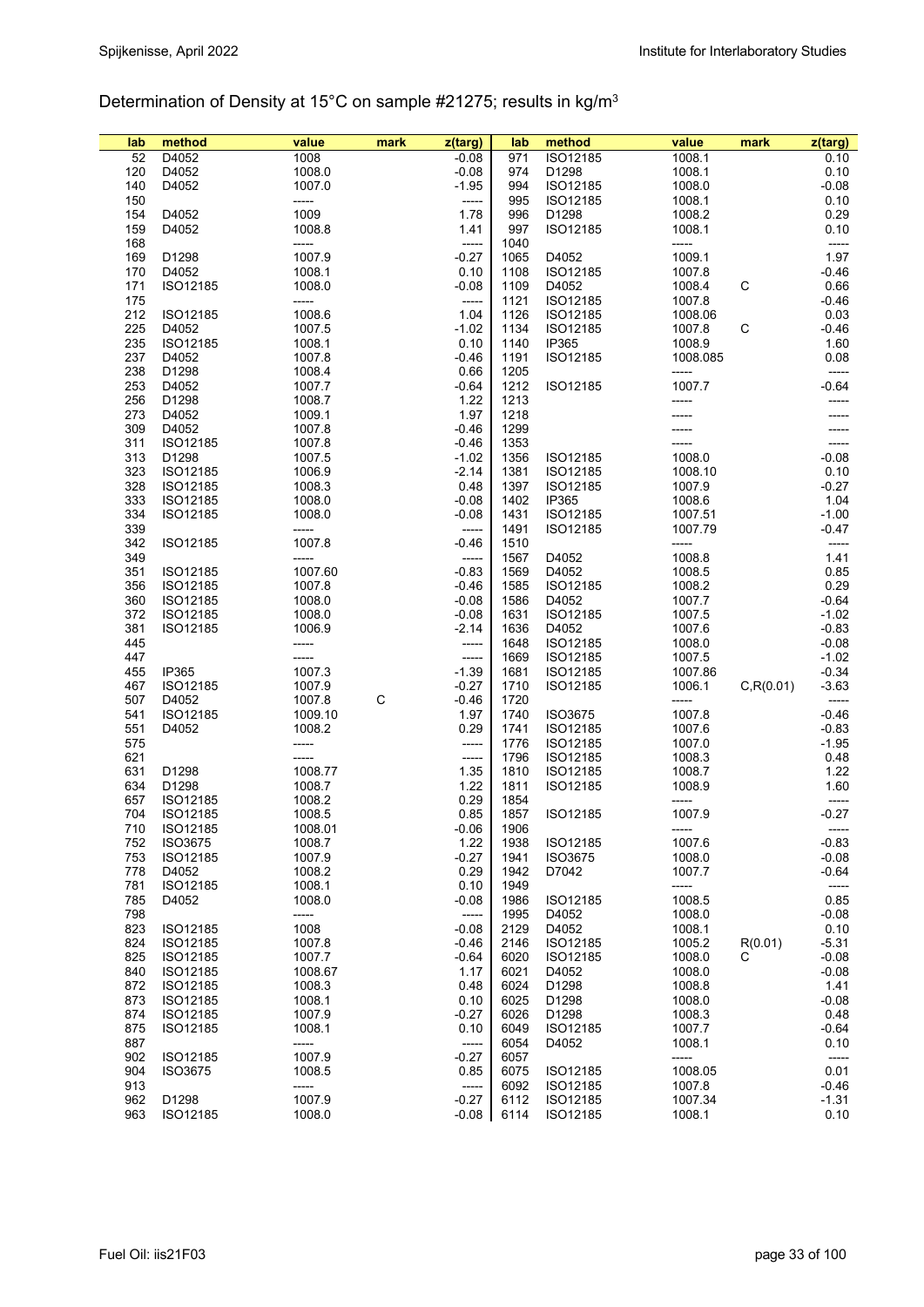## Determination of Density at 15°C on sample #21275; results in kg/m$^3$

| lab | method | value | mark | z(targ) | lab | method | value | mark | z(targ) |
|---|---|---|---|---|---|---|---|---|---|
| 52 | D4052 | 1008 | | -0.08 | 971 | ISO12185 | 1008.1 | | 0.10 |
| 120 | D4052 | 1008.0 | | -0.08 | 974 | D1298 | 1008.1 | | 0.10 |
| 140 | D4052 | 1007.0 | | -1.95 | 994 | ISO12185 | 1008.0 | | -0.08 |
| 150 | | ----- | | ----- | 995 | ISO12185 | 1008.1 | | 0.10 |
| 154 | D4052 | 1009 | | 1.78 | 996 | D1298 | 1008.2 | | 0.29 |
| 159 | D4052 | 1008.8 | | 1.41 | 997 | ISO12185 | 1008.1 | | 0.10 |
| 168 | | ----- | | ----- | 1040 | | ----- | | ----- |
| 169 | D1298 | 1007.9 | | -0.27 | 1065 | D4052 | 1009.1 | | 1.97 |
| 170 | D4052 | 1008.1 | | 0.10 | 1108 | ISO12185 | 1007.8 | | -0.46 |
| 171 | ISO12185 | 1008.0 | | -0.08 | 1109 | D4052 | 1008.4 | C | 0.66 |
| 175 | | ----- | | ----- | 1121 | ISO12185 | 1007.8 | | -0.46 |
| 212 | ISO12185 | 1008.6 | | 1.04 | 1126 | ISO12185 | 1008.06 | | 0.03 |
| 225 | D4052 | 1007.5 | | -1.02 | 1134 | ISO12185 | 1007.8 | C | -0.46 |
| 235 | ISO12185 | 1008.1 | | 0.10 | 1140 | IP365 | 1008.9 | | 1.60 |
| 237 | D4052 | 1007.8 | | -0.46 | 1191 | ISO12185 | 1008.085 | | 0.08 |
| 238 | D1298 | 1008.4 | | 0.66 | 1205 | | ----- | | ----- |
| 253 | D4052 | 1007.7 | | -0.64 | 1212 | ISO12185 | 1007.7 | | -0.64 |
| 256 | D1298 | 1008.7 | | 1.22 | 1213 | | ----- | | ----- |
| 273 | D4052 | 1009.1 | | 1.97 | 1218 | | ----- | | ----- |
| 309 | D4052 | 1007.8 | | -0.46 | 1299 | | ----- | | ----- |
| 311 | ISO12185 | 1007.8 | | -0.46 | 1353 | | ----- | | ----- |
| 313 | D1298 | 1007.5 | | -1.02 | 1356 | ISO12185 | 1008.0 | | -0.08 |
| 323 | ISO12185 | 1006.9 | | -2.14 | 1381 | ISO12185 | 1008.10 | | 0.10 |
| 328 | ISO12185 | 1008.3 | | 0.48 | 1397 | ISO12185 | 1007.9 | | -0.27 |
| 333 | ISO12185 | 1008.0 | | -0.08 | 1402 | IP365 | 1008.6 | | 1.04 |
| 334 | ISO12185 | 1008.0 | | -0.08 | 1431 | ISO12185 | 1007.51 | | -1.00 |
| 339 | | ----- | | ----- | 1491 | ISO12185 | 1007.79 | | -0.47 |
| 342 | ISO12185 | 1007.8 | | -0.46 | 1510 | | ----- | | ----- |
| 349 | | ----- | | ----- | 1567 | D4052 | 1008.8 | | 1.41 |
| 351 | ISO12185 | 1007.60 | | -0.83 | 1569 | D4052 | 1008.5 | | 0.85 |
| 356 | ISO12185 | 1007.8 | | -0.46 | 1585 | ISO12185 | 1008.2 | | 0.29 |
| 360 | ISO12185 | 1008.0 | | -0.08 | 1586 | D4052 | 1007.7 | | -0.64 |
| 372 | ISO12185 | 1008.0 | | -0.08 | 1631 | ISO12185 | 1007.5 | | -1.02 |
| 381 | ISO12185 | 1006.9 | | -2.14 | 1636 | D4052 | 1007.6 | | -0.83 |
| 445 | | ----- | | ----- | 1648 | ISO12185 | 1008.0 | | -0.08 |
| 447 | | ----- | | ----- | 1669 | ISO12185 | 1007.5 | | -1.02 |
| 455 | IP365 | 1007.3 | | -1.39 | 1681 | ISO12185 | 1007.86 | | -0.34 |
| 467 | ISO12185 | 1007.9 | | -0.27 | 1710 | ISO12185 | 1006.1 | C,R(0.01) | -3.63 |
| 507 | D4052 | 1007.8 | C | -0.46 | 1720 | | ----- | | ----- |
| 541 | ISO12185 | 1009.10 | | 1.97 | 1740 | ISO3675 | 1007.8 | | -0.46 |
| 551 | D4052 | 1008.2 | | 0.29 | 1741 | ISO12185 | 1007.6 | | -0.83 |
| 575 | | ----- | | ----- | 1776 | ISO12185 | 1007.0 | | -1.95 |
| 621 | | ----- | | ----- | 1796 | ISO12185 | 1008.3 | | 0.48 |
| 631 | D1298 | 1008.77 | | 1.35 | 1810 | ISO12185 | 1008.7 | | 1.22 |
| 634 | D1298 | 1008.7 | | 1.22 | 1811 | ISO12185 | 1008.9 | | 1.60 |
| 657 | ISO12185 | 1008.2 | | 0.29 | 1854 | | ----- | | ----- |
| 704 | ISO12185 | 1008.5 | | 0.85 | 1857 | ISO12185 | 1007.9 | | -0.27 |
| 710 | ISO12185 | 1008.01 | | -0.06 | 1906 | | ----- | | ----- |
| 752 | ISO3675 | 1008.7 | | 1.22 | 1938 | ISO12185 | 1007.6 | | -0.83 |
| 753 | ISO12185 | 1007.9 | | -0.27 | 1941 | ISO3675 | 1008.0 | | -0.08 |
| 778 | D4052 | 1008.2 | | 0.29 | 1942 | D7042 | 1007.7 | | -0.64 |
| 781 | ISO12185 | 1008.1 | | 0.10 | 1949 | | ----- | | ----- |
| 785 | D4052 | 1008.0 | | -0.08 | 1986 | ISO12185 | 1008.5 | | 0.85 |
| 798 | | ----- | | ----- | 1995 | D4052 | 1008.0 | | -0.08 |
| 823 | ISO12185 | 1008 | | -0.08 | 2129 | D4052 | 1008.1 | | 0.10 |
| 824 | ISO12185 | 1007.8 | | -0.46 | 2146 | ISO12185 | 1005.2 | R(0.01) | -5.31 |
| 825 | ISO12185 | 1007.7 | | -0.64 | 6020 | ISO12185 | 1008.0 | C | -0.08 |
| 840 | ISO12185 | 1008.67 | | 1.17 | 6021 | D4052 | 1008.0 | | -0.08 |
| 872 | ISO12185 | 1008.3 | | 0.48 | 6024 | D1298 | 1008.8 | | 1.41 |
| 873 | ISO12185 | 1008.1 | | 0.10 | 6025 | D1298 | 1008.0 | | -0.08 |
| 874 | ISO12185 | 1007.9 | | -0.27 | 6026 | D1298 | 1008.3 | | 0.48 |
| 875 | ISO12185 | 1008.1 | | 0.10 | 6049 | ISO12185 | 1007.7 | | -0.64 |
| 887 | | ----- | | ----- | 6054 | D4052 | 1008.1 | | 0.10 |
| 902 | ISO12185 | 1007.9 | | -0.27 | 6057 | | ----- | | ----- |
| 904 | ISO3675 | 1008.5 | | 0.85 | 6075 | ISO12185 | 1008.05 | | 0.01 |
| 913 | | ----- | | ----- | 6092 | ISO12185 | 1007.8 | | -0.46 |
| 962 | D1298 | 1007.9 | | -0.27 | 6112 | ISO12185 | 1007.34 | | -1.31 |
| 963 | ISO12185 | 1008.0 | | -0.08 | 6114 | ISO12185 | 1008.1 | | 0.10 |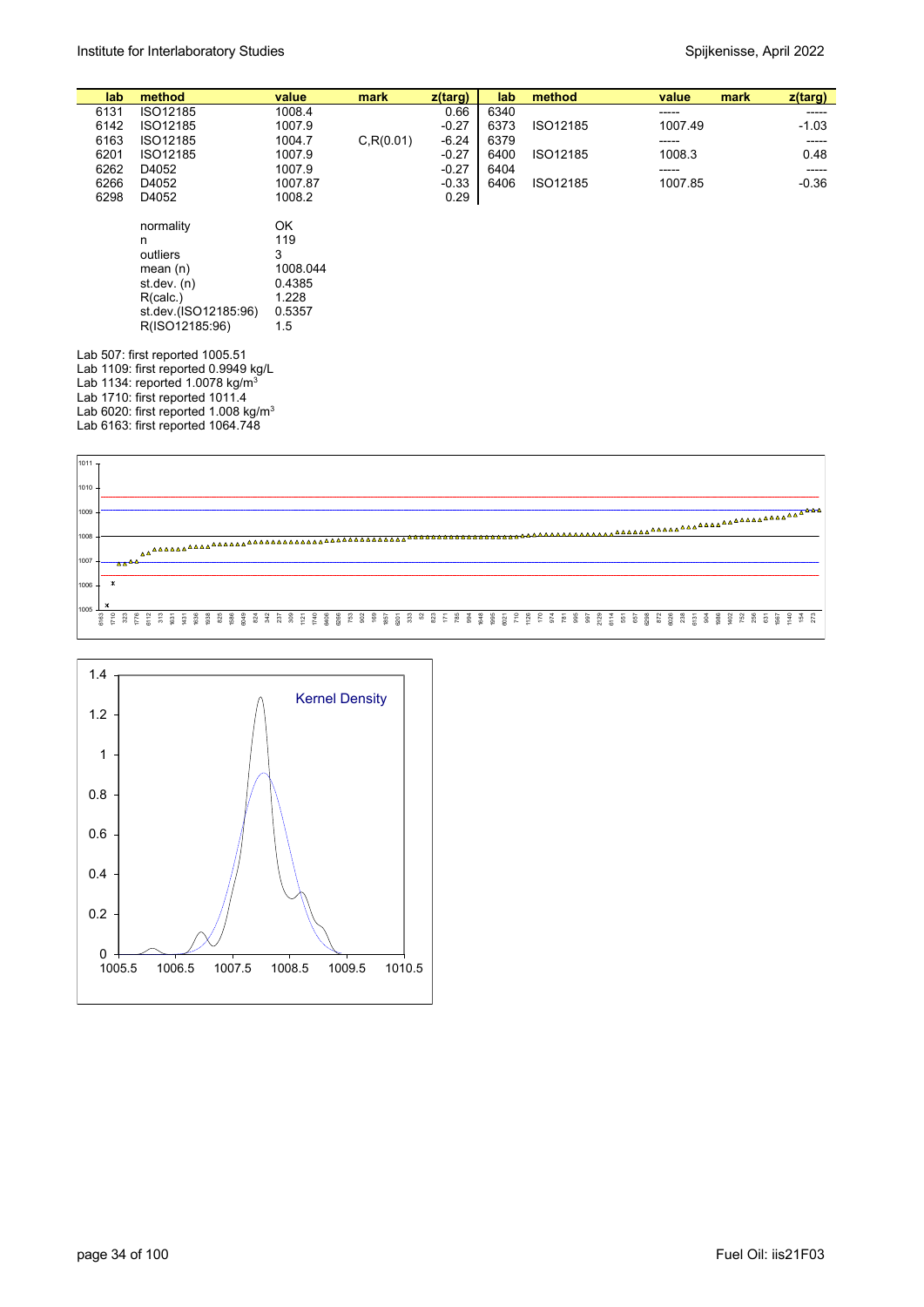| lab | method | value | mark | z(targ) | lab | method | value | mark | z(targ) |
|---|---|---|---|---|---|---|---|---|---|
| 6131 | ISO12185 | 1008.4 | | 0.66 | 6340 | | ----- | | ----- |
| 6142 | ISO12185 | 1007.9 | | -0.27 | 6373 | ISO12185 | 1007.49 | | -1.03 |
| 6163 | ISO12185 | 1004.7 | C,R(0.01) | -6.24 | 6379 | | ----- | | ----- |
| 6201 | ISO12185 | 1007.9 | | -0.27 | 6400 | ISO12185 | 1008.3 | | 0.48 |
| 6262 | D4052 | 1007.9 | | -0.27 | 6404 | | ----- | | ----- |
| 6266 | D4052 | 1007.87 | | -0.33 | 6406 | ISO12185 | 1007.85 | | -0.36 |
| 6298 | D4052 | 1008.2 | | 0.29 | | | | | |

| | |
|---|---|
| normality | OK |
| n | 119 |
| outliers | 3 |
| mean (n) | 1008.044 |
| st.dev. (n) | 0.4385 |
| R(calc.) | 1.228 |
| st.dev.(ISO12185:96) | 0.5357 |
| R(ISO12185:96) | 1.5 |

Lab 507: first reported 1005.51
Lab 1109: first reported 0.9949 kg/L
Lab 1134: reported 1.0078 kg/m$^3$
Lab 1710: first reported 1011.4
Lab 6020: first reported 1.008 kg/m$^3$
Lab 6163: first reported 1064.748

Kernel Density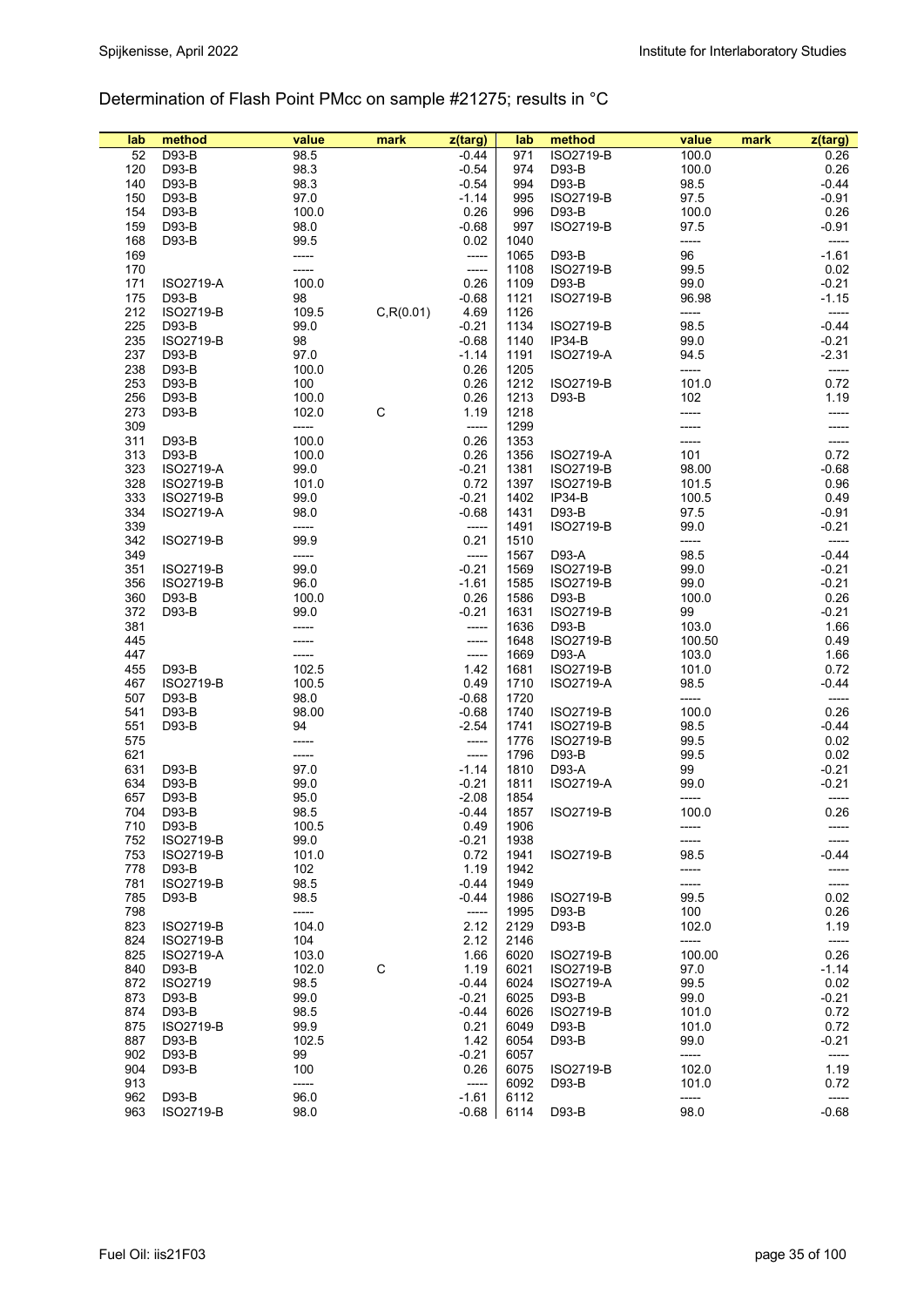## Determination of Flash Point PMcc on sample #21275; results in °C

| lab | method | value | mark | z(targ) | lab | method | value | mark | z(targ) |
|---|---|---|---|---|---|---|---|---|---|
| 52 | D93-B | 98.5 | | -0.44 | 971 | ISO2719-B | 100.0 | | 0.26 |
| 120 | D93-B | 98.3 | | -0.54 | 974 | D93-B | 100.0 | | 0.26 |
| 140 | D93-B | 98.3 | | -0.54 | 994 | D93-B | 98.5 | | -0.44 |
| 150 | D93-B | 97.0 | | -1.14 | 995 | ISO2719-B | 97.5 | | -0.91 |
| 154 | D93-B | 100.0 | | 0.26 | 996 | D93-B | 100.0 | | 0.26 |
| 159 | D93-B | 98.0 | | -0.68 | 997 | ISO2719-B | 97.5 | | -0.91 |
| 168 | D93-B | 99.5 | | 0.02 | 1040 | | ----- | | ----- |
| 169 | | ----- | | ----- | 1065 | D93-B | 96 | | -1.61 |
| 170 | | ----- | | ----- | 1108 | ISO2719-B | 99.5 | | 0.02 |
| 171 | ISO2719-A | 100.0 | | 0.26 | 1109 | D93-B | 99.0 | | -0.21 |
| 175 | D93-B | 98 | | -0.68 | 1121 | ISO2719-B | 96.98 | | -1.15 |
| 212 | ISO2719-B | 109.5 | C,R(0.01) | 4.69 | 1126 | | ----- | | ----- |
| 225 | D93-B | 99.0 | | -0.21 | 1134 | ISO2719-B | 98.5 | | -0.44 |
| 235 | ISO2719-B | 98 | | -0.68 | 1140 | IP34-B | 99.0 | | -0.21 |
| 237 | D93-B | 97.0 | | -1.14 | 1191 | ISO2719-A | 94.5 | | -2.31 |
| 238 | D93-B | 100.0 | | 0.26 | 1205 | | ----- | | ----- |
| 253 | D93-B | 100 | | 0.26 | 1212 | ISO2719-B | 101.0 | | 0.72 |
| 256 | D93-B | 100.0 | | 0.26 | 1213 | D93-B | 102 | | 1.19 |
| 273 | D93-B | 102.0 | C | 1.19 | 1218 | | ----- | | ----- |
| 309 | | ----- | | ----- | 1299 | | ----- | | ----- |
| 311 | D93-B | 100.0 | | 0.26 | 1353 | | ----- | | ----- |
| 313 | D93-B | 100.0 | | 0.26 | 1356 | ISO2719-A | 101 | | 0.72 |
| 323 | ISO2719-A | 99.0 | | -0.21 | 1381 | ISO2719-B | 98.00 | | -0.68 |
| 328 | ISO2719-B | 101.0 | | 0.72 | 1397 | ISO2719-B | 101.5 | | 0.96 |
| 333 | ISO2719-B | 99.0 | | -0.21 | 1402 | IP34-B | 100.5 | | 0.49 |
| 334 | ISO2719-A | 98.0 | | -0.68 | 1431 | D93-B | 97.5 | | -0.91 |
| 339 | | ----- | | ----- | 1491 | ISO2719-B | 99.0 | | -0.21 |
| 342 | ISO2719-B | 99.9 | | 0.21 | 1510 | | ----- | | ----- |
| 349 | | ----- | | ----- | 1567 | D93-A | 98.5 | | -0.44 |
| 351 | ISO2719-B | 99.0 | | -0.21 | 1569 | ISO2719-B | 99.0 | | -0.21 |
| 356 | ISO2719-B | 96.0 | | -1.61 | 1585 | ISO2719-B | 99.0 | | -0.21 |
| 360 | D93-B | 100.0 | | 0.26 | 1586 | D93-B | 100.0 | | 0.26 |
| 372 | D93-B | 99.0 | | -0.21 | 1631 | ISO2719-B | 99 | | -0.21 |
| 381 | | ----- | | ----- | 1636 | D93-B | 103.0 | | 1.66 |
| 445 | | ----- | | ----- | 1648 | ISO2719-B | 100.50 | | 0.49 |
| 447 | | ----- | | ----- | 1669 | D93-A | 103.0 | | 1.66 |
| 455 | D93-B | 102.5 | | 1.42 | 1681 | ISO2719-B | 101.0 | | 0.72 |
| 467 | ISO2719-B | 100.5 | | 0.49 | 1710 | ISO2719-A | 98.5 | | -0.44 |
| 507 | D93-B | 98.0 | | -0.68 | 1720 | | ----- | | ----- |
| 541 | D93-B | 98.00 | | -0.68 | 1740 | ISO2719-B | 100.0 | | 0.26 |
| 551 | D93-B | 94 | | -2.54 | 1741 | ISO2719-B | 98.5 | | -0.44 |
| 575 | | ----- | | ----- | 1776 | ISO2719-B | 99.5 | | 0.02 |
| 621 | | ----- | | ----- | 1796 | D93-B | 99.5 | | 0.02 |
| 631 | D93-B | 97.0 | | -1.14 | 1810 | D93-A | 99 | | -0.21 |
| 634 | D93-B | 99.0 | | -0.21 | 1811 | ISO2719-A | 99.0 | | -0.21 |
| 657 | D93-B | 95.0 | | -2.08 | 1854 | | ----- | | ----- |
| 704 | D93-B | 98.5 | | -0.44 | 1857 | ISO2719-B | 100.0 | | 0.26 |
| 710 | D93-B | 100.5 | | 0.49 | 1906 | | ----- | | ----- |
| 752 | ISO2719-B | 99.0 | | -0.21 | 1938 | | ----- | | ----- |
| 753 | ISO2719-B | 101.0 | | 0.72 | 1941 | ISO2719-B | 98.5 | | -0.44 |
| 778 | D93-B | 102 | | 1.19 | 1942 | | ----- | | ----- |
| 781 | ISO2719-B | 98.5 | | -0.44 | 1949 | | ----- | | ----- |
| 785 | D93-B | 98.5 | | -0.44 | 1986 | ISO2719-B | 99.5 | | 0.02 |
| 798 | | ----- | | ----- | 1995 | D93-B | 100 | | 0.26 |
| 823 | ISO2719-B | 104.0 | | 2.12 | 2129 | D93-B | 102.0 | | 1.19 |
| 824 | ISO2719-B | 104 | | 2.12 | 2146 | | ----- | | ----- |
| 825 | ISO2719-A | 103.0 | | 1.66 | 6020 | ISO2719-B | 100.00 | | 0.26 |
| 840 | D93-B | 102.0 | C | 1.19 | 6021 | ISO2719-B | 97.0 | | -1.14 |
| 872 | ISO2719 | 98.5 | | -0.44 | 6024 | ISO2719-A | 99.5 | | 0.02 |
| 873 | D93-B | 99.0 | | -0.21 | 6025 | D93-B | 99.0 | | -0.21 |
| 874 | D93-B | 98.5 | | -0.44 | 6026 | ISO2719-B | 101.0 | | 0.72 |
| 875 | ISO2719-B | 99.9 | | 0.21 | 6049 | D93-B | 101.0 | | 0.72 |
| 887 | D93-B | 102.5 | | 1.42 | 6054 | D93-B | 99.0 | | -0.21 |
| 902 | D93-B | 99 | | -0.21 | 6057 | | ----- | | ----- |
| 904 | D93-B | 100 | | 0.26 | 6075 | ISO2719-B | 102.0 | | 1.19 |
| 913 | | ----- | | ----- | 6092 | D93-B | 101.0 | | 0.72 |
| 962 | D93-B | 96.0 | | -1.61 | 6112 | | ----- | | ----- |
| 963 | ISO2719-B | 98.0 | | -0.68 | 6114 | D93-B | 98.0 | | -0.68 |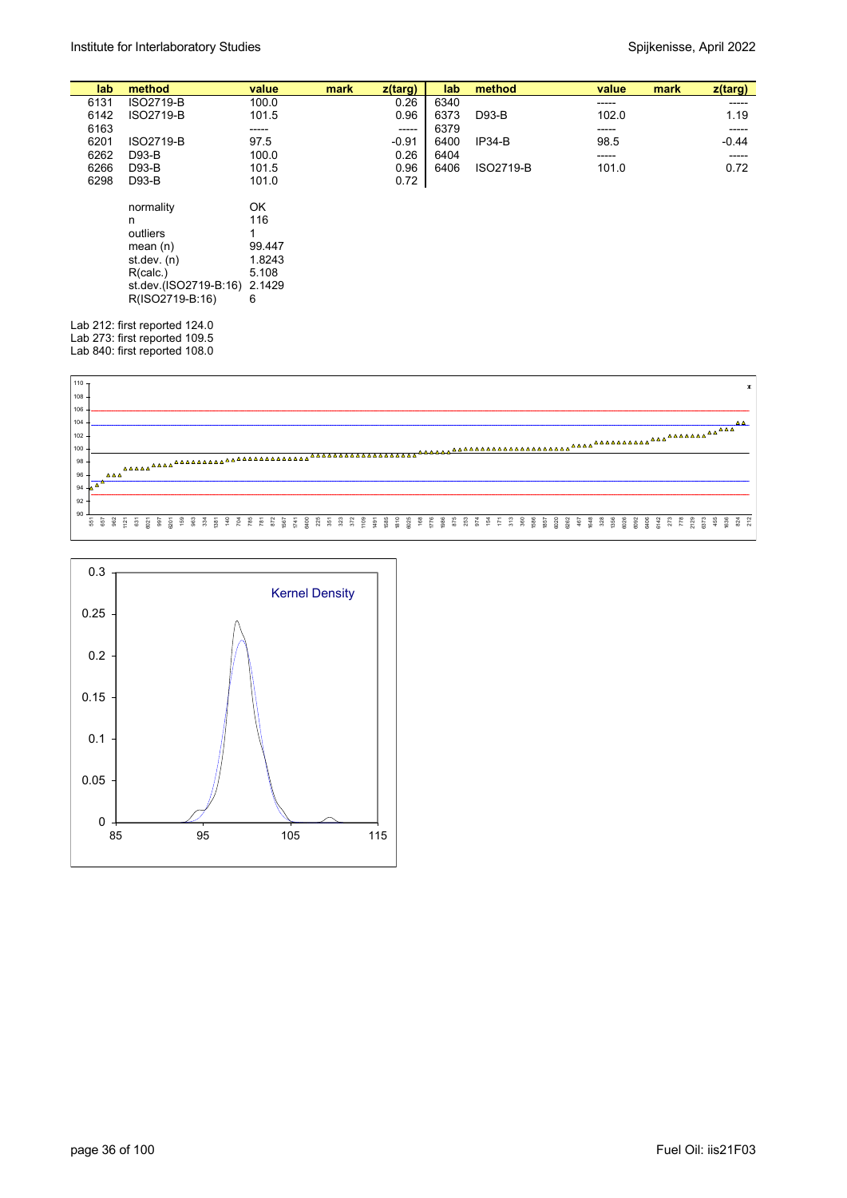| lab | method | value | mark | z(targ) | lab | method | value | mark | z(targ) |
|---|---|---|---|---|---|---|---|---|---|
| 6131 | ISO2719-B | 100.0 | | 0.26 | 6340 | | ----- | | ----- |
| 6142 | ISO2719-B | 101.5 | | 0.96 | 6373 | D93-B | 102.0 | | 1.19 |
| 6163 | | ----- | | ----- | 6379 | | ----- | | ----- |
| 6201 | ISO2719-B | 97.5 | | -0.91 | 6400 | IP34-B | 98.5 | | -0.44 |
| 6262 | D93-B | 100.0 | | 0.26 | 6404 | | ----- | | ----- |
| 6266 | D93-B | 101.5 | | 0.96 | 6406 | ISO2719-B | 101.0 | | 0.72 |
| 6298 | D93-B | 101.0 | | 0.72 | | | | | |

| | |
|---|---|
| normality | OK |
| n | 116 |
| outliers | 1 |
| mean (n) | 99.447 |
| st.dev. (n) | 1.8243 |
| R(calc.) | 5.108 |
| st.dev.(ISO2719-B:16) | 2.1429 |
| R(ISO2719-B:16) | 6 |

Lab 212: first reported 124.0
Lab 273: first reported 109.5
Lab 840: first reported 108.0

110
108
106
104
102
100
98
96
94
92
90

551 657 962 1121 631 6021 997 6201 159 963 334 1381 140 704 785 781 872 1567 1741 6400 225 351 323 372 1109 1491 1585 1810 6025 168 1776 1986 875 253 974 154 171 313 360 1586 1857 6020 6262 467 1648 328 1356 6026 6092 6406 6142 273 778 2129 6373 485 1636 824 212

0.3
0.25
0.2
0.15
0.1
0.05
0

85 95 105 115

Kernel Density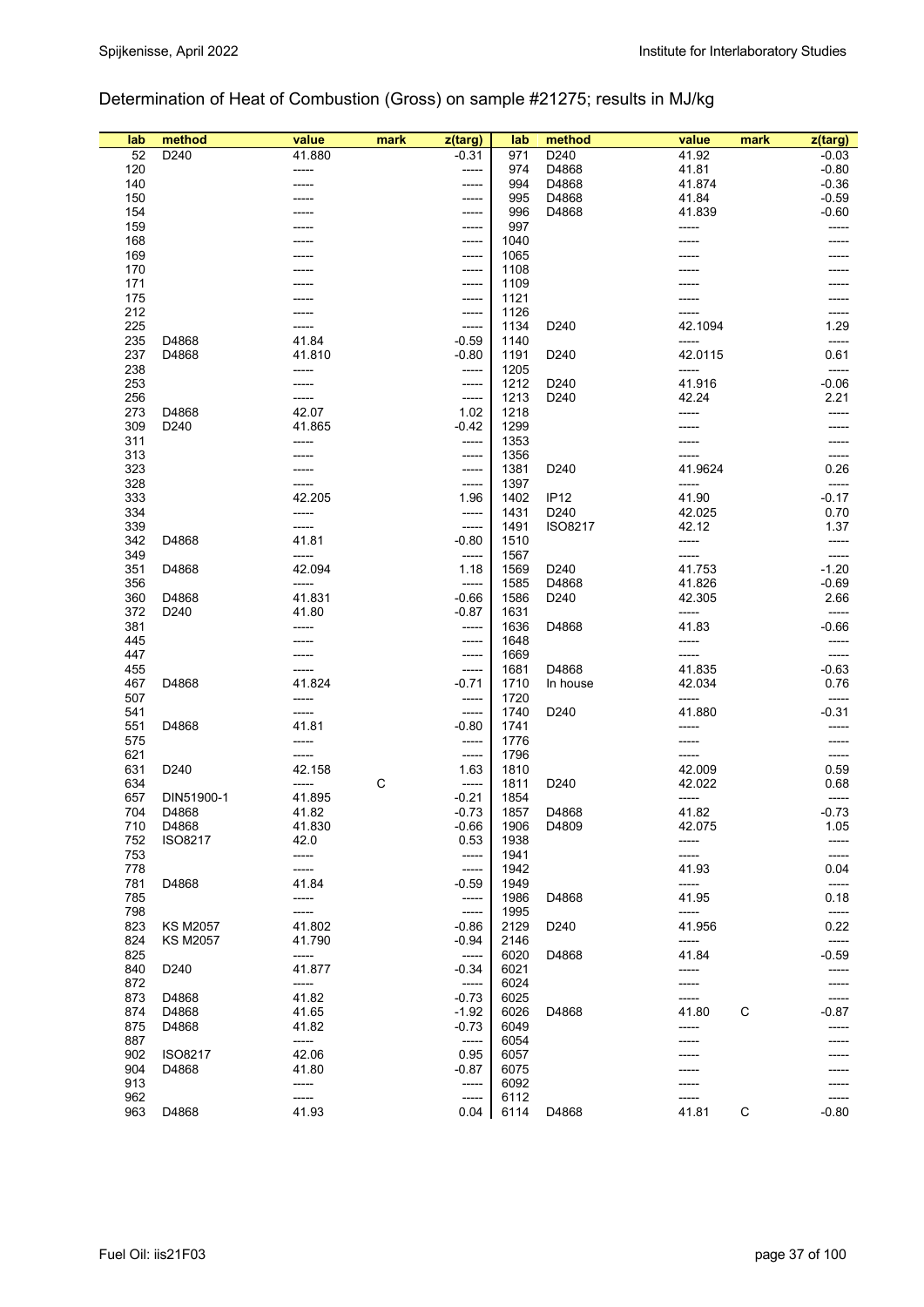## Determination of Heat of Combustion (Gross) on sample #21275; results in MJ/kg

| lab | method | value | mark | z(targ) | lab | method | value | mark | z(targ) |
|---|---|---|---|---|---|---|---|---|---|
| 52 | D240 | 41.880 | | -0.31 | 971 | D240 | 41.92 | | -0.03 |
| 120 | | ----- | | ----- | 974 | D4868 | 41.81 | | -0.80 |
| 140 | | ----- | | ----- | 994 | D4868 | 41.874 | | -0.36 |
| 150 | | ----- | | ----- | 995 | D4868 | 41.84 | | -0.59 |
| 154 | | ----- | | ----- | 996 | D4868 | 41.839 | | -0.60 |
| 159 | | ----- | | ----- | 997 | | ----- | | ----- |
| 168 | | ----- | | ----- | 1040 | | ----- | | ----- |
| 169 | | ----- | | ----- | 1065 | | ----- | | ----- |
| 170 | | ----- | | ----- | 1108 | | ----- | | ----- |
| 171 | | ----- | | ----- | 1109 | | ----- | | ----- |
| 175 | | ----- | | ----- | 1121 | | ----- | | ----- |
| 212 | | ----- | | ----- | 1126 | | ----- | | ----- |
| 225 | | ----- | | ----- | 1134 | D240 | 42.1094 | | 1.29 |
| 235 | D4868 | 41.84 | | -0.59 | 1140 | | ----- | | ----- |
| 237 | D4868 | 41.810 | | -0.80 | 1191 | D240 | 42.0115 | | 0.61 |
| 238 | | ----- | | ----- | 1205 | | ----- | | ----- |
| 253 | | ----- | | ----- | 1212 | D240 | 41.916 | | -0.06 |
| 256 | | ----- | | ----- | 1213 | D240 | 42.24 | | 2.21 |
| 273 | D4868 | 42.07 | | 1.02 | 1218 | | ----- | | ----- |
| 309 | D240 | 41.865 | | -0.42 | 1299 | | ----- | | ----- |
| 311 | | ----- | | ----- | 1353 | | ----- | | ----- |
| 313 | | ----- | | ----- | 1356 | | ----- | | ----- |
| 323 | | ----- | | ----- | 1381 | D240 | 41.9624 | | 0.26 |
| 328 | | ----- | | ----- | 1397 | | ----- | | ----- |
| 333 | | 42.205 | | 1.96 | 1402 | IP12 | 41.90 | | -0.17 |
| 334 | | ----- | | ----- | 1431 | D240 | 42.025 | | 0.70 |
| 339 | | ----- | | ----- | 1491 | ISO8217 | 42.12 | | 1.37 |
| 342 | D4868 | 41.81 | | -0.80 | 1510 | | ----- | | ----- |
| 349 | | ----- | | ----- | 1567 | | ----- | | ----- |
| 351 | D4868 | 42.094 | | 1.18 | 1569 | D240 | 41.753 | | -1.20 |
| 356 | | ----- | | ----- | 1585 | D4868 | 41.826 | | -0.69 |
| 360 | D4868 | 41.831 | | -0.66 | 1586 | D240 | 42.305 | | 2.66 |
| 372 | D240 | 41.80 | | -0.87 | 1631 | | ----- | | ----- |
| 381 | | ----- | | ----- | 1636 | D4868 | 41.83 | | -0.66 |
| 445 | | ----- | | ----- | 1648 | | ----- | | ----- |
| 447 | | ----- | | ----- | 1669 | | ----- | | ----- |
| 455 | | ----- | | ----- | 1681 | D4868 | 41.835 | | -0.63 |
| 467 | D4868 | 41.824 | | -0.71 | 1710 | In house | 42.034 | | 0.76 |
| 507 | | ----- | | ----- | 1720 | | ----- | | ----- |
| 541 | | ----- | | ----- | 1740 | D240 | 41.880 | | -0.31 |
| 551 | D4868 | 41.81 | | -0.80 | 1741 | | ----- | | ----- |
| 575 | | ----- | | ----- | 1776 | | ----- | | ----- |
| 621 | | ----- | | ----- | 1796 | | ----- | | ----- |
| 631 | D240 | 42.158 | | 1.63 | 1810 | | 42.009 | | 0.59 |
| 634 | | ----- | C | ----- | 1811 | D240 | 42.022 | | 0.68 |
| 657 | DIN51900-1 | 41.895 | | -0.21 | 1854 | | ----- | | ----- |
| 704 | D4868 | 41.82 | | -0.73 | 1857 | D4868 | 41.82 | | -0.73 |
| 710 | D4868 | 41.830 | | -0.66 | 1906 | D4809 | 42.075 | | 1.05 |
| 752 | ISO8217 | 42.0 | | 0.53 | 1938 | | ----- | | ----- |
| 753 | | ----- | | ----- | 1941 | | ----- | | ----- |
| 778 | | ----- | | ----- | 1942 | | 41.93 | | 0.04 |
| 781 | D4868 | 41.84 | | -0.59 | 1949 | | ----- | | ----- |
| 785 | | ----- | | ----- | 1986 | D4868 | 41.95 | | 0.18 |
| 798 | | ----- | | ----- | 1995 | | ----- | | ----- |
| 823 | KS M2057 | 41.802 | | -0.86 | 2129 | D240 | 41.956 | | 0.22 |
| 824 | KS M2057 | 41.790 | | -0.94 | 2146 | | ----- | | ----- |
| 825 | | ----- | | ----- | 6020 | D4868 | 41.84 | | -0.59 |
| 840 | D240 | 41.877 | | -0.34 | 6021 | | ----- | | ----- |
| 872 | | ----- | | ----- | 6024 | | ----- | | ----- |
| 873 | D4868 | 41.82 | | -0.73 | 6025 | | ----- | | ----- |
| 874 | D4868 | 41.65 | | -1.92 | 6026 | D4868 | 41.80 | C | -0.87 |
| 875 | D4868 | 41.82 | | -0.73 | 6049 | | ----- | | ----- |
| 887 | | ----- | | ----- | 6054 | | ----- | | ----- |
| 902 | ISO8217 | 42.06 | | 0.95 | 6057 | | ----- | | ----- |
| 904 | D4868 | 41.80 | | -0.87 | 6075 | | ----- | | ----- |
| 913 | | ----- | | ----- | 6092 | | ----- | | ----- |
| 962 | | ----- | | ----- | 6112 | | ----- | | ----- |
| 963 | D4868 | 41.93 | | 0.04 | 6114 | D4868 | 41.81 | C | -0.80 |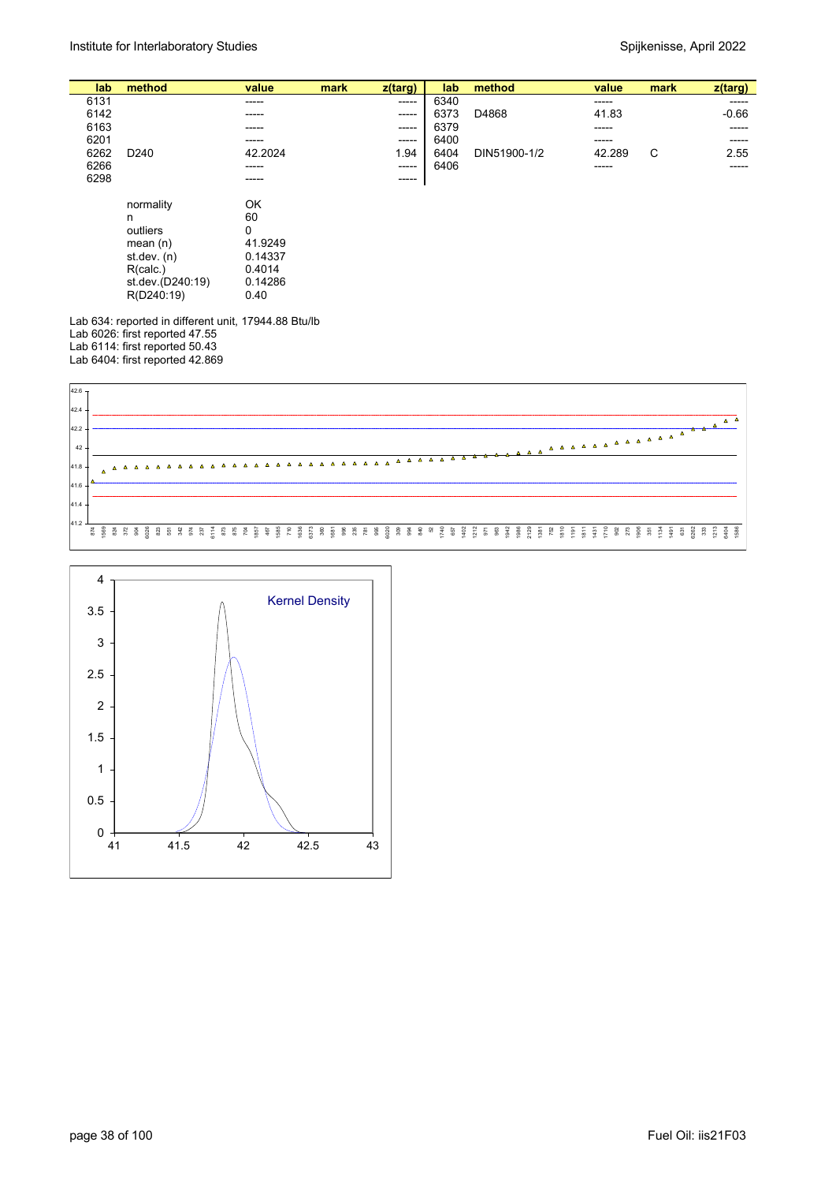| lab | method | value | mark | z(targ) | lab | method | value | mark | z(targ) |
|---|---|---|---|---|---|---|---|---|---|
| 6131 | | ----- | | ----- | 6340 | | ----- | | ----- |
| 6142 | | ----- | | ----- | 6373 | D4868 | 41.83 | | -0.66 |
| 6163 | | ----- | | ----- | 6379 | | ----- | | ----- |
| 6201 | | ----- | | ----- | 6400 | | ----- | | ----- |
| 6262 | D240 | 42.2024 | | 1.94 | 6404 | DIN51900-1/2 | 42.289 | C | 2.55 |
| 6266 | | ----- | | ----- | 6406 | | ----- | | ----- |
| 6298 | | ----- | | ----- | | | | | |

| | |
|---|---|
| normality | OK |
| n | 60 |
| outliers | 0 |
| mean (n) | 41.9249 |
| st.dev. (n) | 0.14337 |
| R(calc.) | 0.4014 |
| st.dev.(D240:19) | 0.14286 |
| R(D240:19) | 0.40 |

Lab 634: reported in different unit, 17944.88 Btu/lb
Lab 6026: first reported 47.55
Lab 6114: first reported 50.43
Lab 6404: first reported 42.869

42.6
42.4
42.2
42
41.8
41.6
41.4
41.2

874 1569 634 372 904 6026 823 551 342 974 237 6114 873 875 704 1857 467 1585 710 1636 6373 360 1661 996 235 781 995 6020 309 994 840 92 1740 657 1402 1212 971 963 1942 1956 2129 1381 782 1810 1191 1811 1431 1710 902 273 1806 351 1134 1491 631 6262 333 1213 6404 1586

Kernel Density

4
3.5
3
2.5
2
1.5
1
0.5
0
41 41.5 42 42.5 43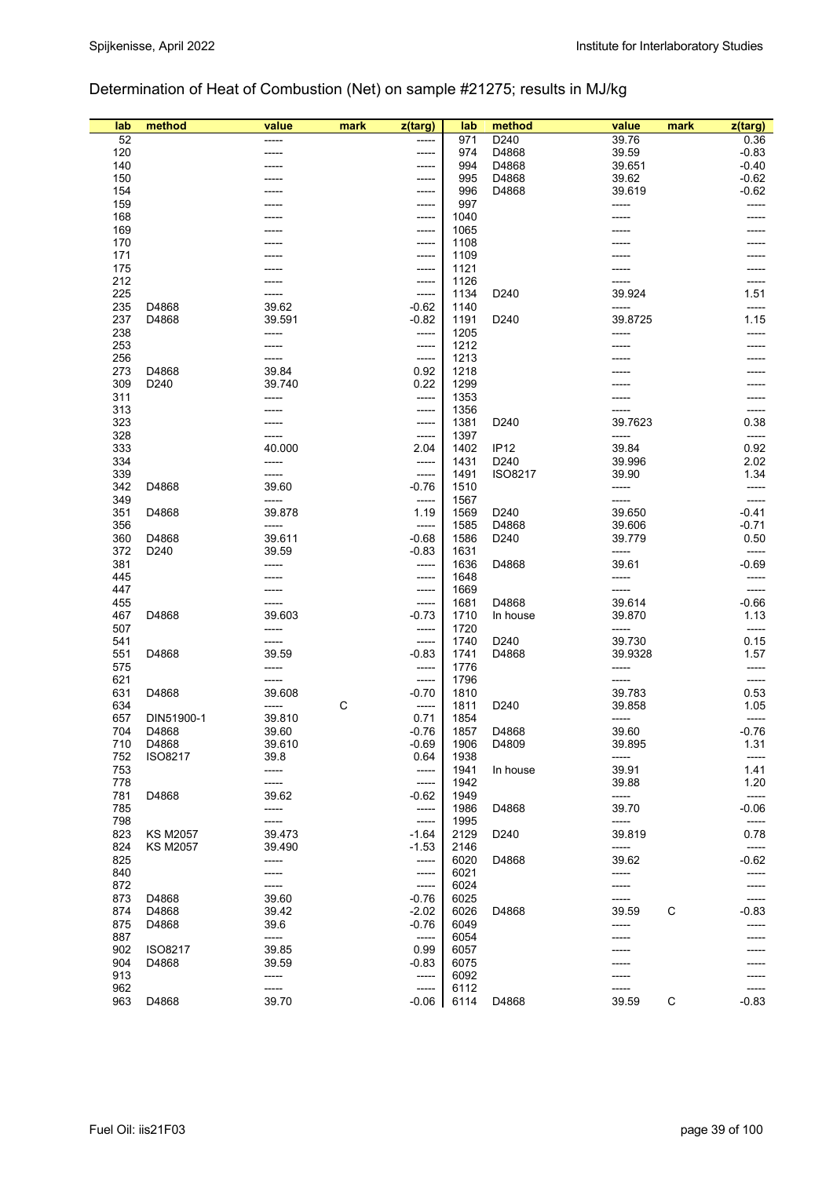## Determination of Heat of Combustion (Net) on sample #21275; results in MJ/kg

| lab | method | value | mark | z(targ) | lab | method | value | mark | z(targ) |
|---|---|---|---|---|---|---|---|---|---|
| 52 | | ----- | | ----- | 971 | D240 | 39.76 | | 0.36 |
| 120 | | ----- | | ----- | 974 | D4868 | 39.59 | | -0.83 |
| 140 | | ----- | | ----- | 994 | D4868 | 39.651 | | -0.40 |
| 150 | | ----- | | ----- | 995 | D4868 | 39.62 | | -0.62 |
| 154 | | ----- | | ----- | 996 | D4868 | 39.619 | | -0.62 |
| 159 | | ----- | | ----- | 997 | | ----- | | ----- |
| 168 | | ----- | | ----- | 1040 | | ----- | | ----- |
| 169 | | ----- | | ----- | 1065 | | ----- | | ----- |
| 170 | | ----- | | ----- | 1108 | | ----- | | ----- |
| 171 | | ----- | | ----- | 1109 | | ----- | | ----- |
| 175 | | ----- | | ----- | 1121 | | ----- | | ----- |
| 212 | | ----- | | ----- | 1126 | | ----- | | ----- |
| 225 | | ----- | | ----- | 1134 | D240 | 39.924 | | 1.51 |
| 235 | D4868 | 39.62 | | -0.62 | 1140 | | ----- | | ----- |
| 237 | D4868 | 39.591 | | -0.82 | 1191 | D240 | 39.8725 | | 1.15 |
| 238 | | ----- | | ----- | 1205 | | ----- | | ----- |
| 253 | | ----- | | ----- | 1212 | | ----- | | ----- |
| 256 | | ----- | | ----- | 1213 | | ----- | | ----- |
| 273 | D4868 | 39.84 | | 0.92 | 1218 | | ----- | | ----- |
| 309 | D240 | 39.740 | | 0.22 | 1299 | | ----- | | ----- |
| 311 | | ----- | | ----- | 1353 | | ----- | | ----- |
| 313 | | ----- | | ----- | 1356 | | ----- | | ----- |
| 323 | | ----- | | ----- | 1381 | D240 | 39.7623 | | 0.38 |
| 328 | | ----- | | ----- | 1397 | | ----- | | ----- |
| 333 | | 40.000 | | 2.04 | 1402 | IP12 | 39.84 | | 0.92 |
| 334 | | ----- | | ----- | 1431 | D240 | 39.996 | | 2.02 |
| 339 | | ----- | | ----- | 1491 | ISO8217 | 39.90 | | 1.34 |
| 342 | D4868 | 39.60 | | -0.76 | 1510 | | ----- | | ----- |
| 349 | | ----- | | ----- | 1567 | | ----- | | ----- |
| 351 | D4868 | 39.878 | | 1.19 | 1569 | D240 | 39.650 | | -0.41 |
| 356 | | ----- | | ----- | 1585 | D4868 | 39.606 | | -0.71 |
| 360 | D4868 | 39.611 | | -0.68 | 1586 | D240 | 39.779 | | 0.50 |
| 372 | D240 | 39.59 | | -0.83 | 1631 | | ----- | | ----- |
| 381 | | ----- | | ----- | 1636 | D4868 | 39.61 | | -0.69 |
| 445 | | ----- | | ----- | 1648 | | ----- | | ----- |
| 447 | | ----- | | ----- | 1669 | | ----- | | ----- |
| 455 | | ----- | | ----- | 1681 | D4868 | 39.614 | | -0.66 |
| 467 | D4868 | 39.603 | | -0.73 | 1710 | In house | 39.870 | | 1.13 |
| 507 | | ----- | | ----- | 1720 | | ----- | | ----- |
| 541 | | ----- | | ----- | 1740 | D240 | 39.730 | | 0.15 |
| 551 | D4868 | 39.59 | | -0.83 | 1741 | D4868 | 39.9328 | | 1.57 |
| 575 | | ----- | | ----- | 1776 | | ----- | | ----- |
| 621 | | ----- | | ----- | 1796 | | ----- | | ----- |
| 631 | D4868 | 39.608 | | -0.70 | 1810 | | 39.783 | | 0.53 |
| 634 | | ----- | C | ----- | 1811 | D240 | 39.858 | | 1.05 |
| 657 | DIN51900-1 | 39.810 | | 0.71 | 1854 | | ----- | | ----- |
| 704 | D4868 | 39.60 | | -0.76 | 1857 | D4868 | 39.60 | | -0.76 |
| 710 | D4868 | 39.610 | | -0.69 | 1906 | D4809 | 39.895 | | 1.31 |
| 752 | ISO8217 | 39.8 | | 0.64 | 1938 | | ----- | | ----- |
| 753 | | ----- | | ----- | 1941 | In house | 39.91 | | 1.41 |
| 778 | | ----- | | ----- | 1942 | | 39.88 | | 1.20 |
| 781 | D4868 | 39.62 | | -0.62 | 1949 | | ----- | | ----- |
| 785 | | ----- | | ----- | 1986 | D4868 | 39.70 | | -0.06 |
| 798 | | ----- | | ----- | 1995 | | ----- | | ----- |
| 823 | KS M2057 | 39.473 | | -1.64 | 2129 | D240 | 39.819 | | 0.78 |
| 824 | KS M2057 | 39.490 | | -1.53 | 2146 | | ----- | | ----- |
| 825 | | ----- | | ----- | 6020 | D4868 | 39.62 | | -0.62 |
| 840 | | ----- | | ----- | 6021 | | ----- | | ----- |
| 872 | | ----- | | ----- | 6024 | | ----- | | ----- |
| 873 | D4868 | 39.60 | | -0.76 | 6025 | | ----- | | ----- |
| 874 | D4868 | 39.42 | | -2.02 | 6026 | D4868 | 39.59 | C | -0.83 |
| 875 | D4868 | 39.6 | | -0.76 | 6049 | | ----- | | ----- |
| 887 | | ----- | | ----- | 6054 | | ----- | | ----- |
| 902 | ISO8217 | 39.85 | | 0.99 | 6057 | | ----- | | ----- |
| 904 | D4868 | 39.59 | | -0.83 | 6075 | | ----- | | ----- |
| 913 | | ----- | | ----- | 6092 | | ----- | | ----- |
| 962 | | ----- | | ----- | 6112 | | ----- | | ----- |
| 963 | D4868 | 39.70 | | -0.06 | 6114 | D4868 | 39.59 | C | -0.83 |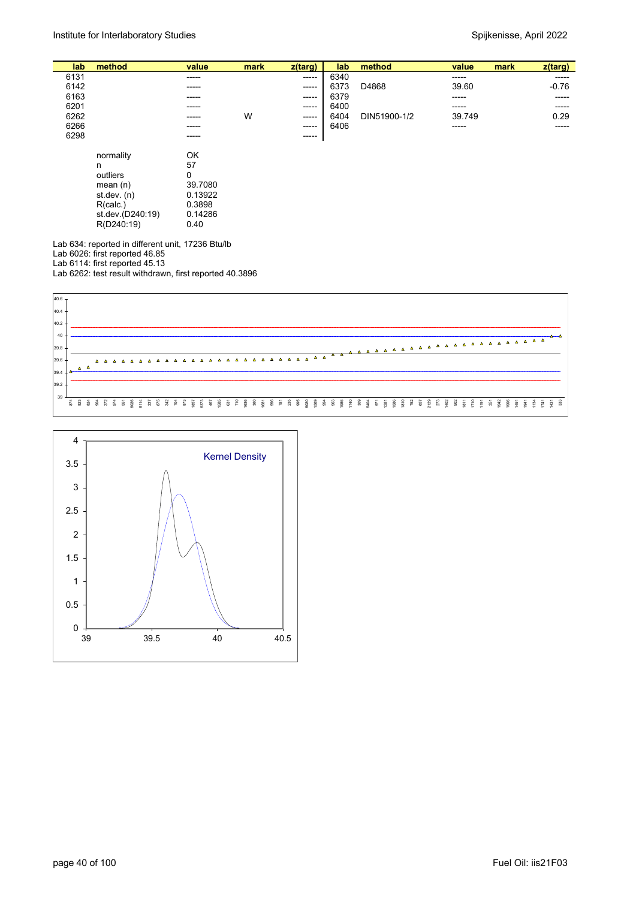| lab | method | value | mark | z(targ) | lab | method | value | mark | z(targ) |
|---|---|---|---|---|---|---|---|---|---|
| 6131 | | ----- | | ----- | 6340 | | ----- | | ----- |
| 6142 | | ----- | | ----- | 6373 | D4868 | 39.60 | | -0.76 |
| 6163 | | ----- | | ----- | 6379 | | ----- | | ----- |
| 6201 | | ----- | | ----- | 6400 | | ----- | | ----- |
| 6262 | | ----- | W | ----- | 6404 | DIN51900-1/2 | 39.749 | | 0.29 |
| 6266 | | ----- | | ----- | 6406 | | ----- | | ----- |
| 6298 | | ----- | | ----- | | | | | |

| | |
|---|---|
| normality | OK |
| n | 57 |
| outliers | 0 |
| mean (n) | 39.7080 |
| st.dev. (n) | 0.13922 |
| R(calc.) | 0.3898 |
| st.dev.(D240:19) | 0.14286 |
| R(D240:19) | 0.40 |

Lab 634: reported in different unit, 17236 Btu/lb
Lab 6026: first reported 46.85
Lab 6114: first reported 45.13
Lab 6262: test result withdrawn, first reported 40.3896

40.6
40.4
40.2
40
39.8
39.6
39.4
39.2
39

874 823 824 904 372 974 851 6026 6114 237 875 342 704 873 1857 6373 467 1585 631 710 1636 360 1681 996 781 235 995 6020 1569 994 963 1966 1740 309 6404 971 1381 1986 1810 752 657 2129 273 1402 902 1811 1710 1191 351 1942 1906 1461 1941 1134 1741 1431 333

Kernel Density

4
3.5
3
2.5
2
1.5
1
0.5
0
39
39.5
40
40.5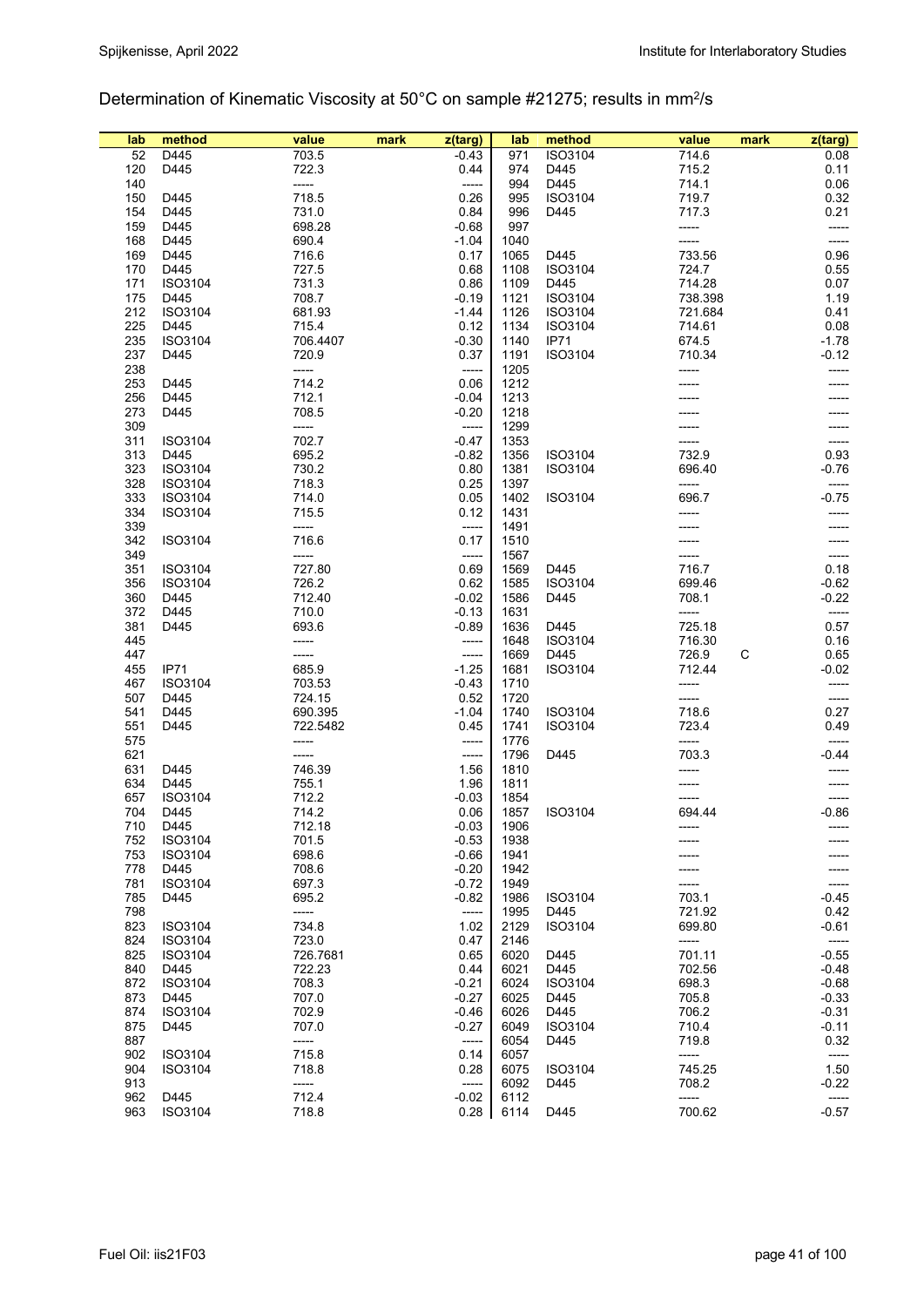## Determination of Kinematic Viscosity at 50°C on sample #21275; results in mm²/s

| lab | method | value | mark | z(targ) | lab | method | value | mark | z(targ) |
|---|---|---|---|---|---|---|---|---|---|
| 52 | D445 | 703.5 | | -0.43 | 971 | ISO3104 | 714.6 | | 0.08 |
| 120 | D445 | 722.3 | | 0.44 | 974 | D445 | 715.2 | | 0.11 |
| 140 | | ----- | | ----- | 994 | D445 | 714.1 | | 0.06 |
| 150 | D445 | 718.5 | | 0.26 | 995 | ISO3104 | 719.7 | | 0.32 |
| 154 | D445 | 731.0 | | 0.84 | 996 | D445 | 717.3 | | 0.21 |
| 159 | D445 | 698.28 | | -0.68 | 997 | | ----- | | ----- |
| 168 | D445 | 690.4 | | -1.04 | 1040 | | ----- | | ----- |
| 169 | D445 | 716.6 | | 0.17 | 1065 | D445 | 733.56 | | 0.96 |
| 170 | D445 | 727.5 | | 0.68 | 1108 | ISO3104 | 724.7 | | 0.55 |
| 171 | ISO3104 | 731.3 | | 0.86 | 1109 | D445 | 714.28 | | 0.07 |
| 175 | D445 | 708.7 | | -0.19 | 1121 | ISO3104 | 738.398 | | 1.19 |
| 212 | ISO3104 | 681.93 | | -1.44 | 1126 | ISO3104 | 721.684 | | 0.41 |
| 225 | D445 | 715.4 | | 0.12 | 1134 | ISO3104 | 714.61 | | 0.08 |
| 235 | ISO3104 | 706.4407 | | -0.30 | 1140 | IP71 | 674.5 | | -1.78 |
| 237 | D445 | 720.9 | | 0.37 | 1191 | ISO3104 | 710.34 | | -0.12 |
| 238 | | ----- | | ----- | 1205 | | ----- | | ----- |
| 253 | D445 | 714.2 | | 0.06 | 1212 | | ----- | | ----- |
| 256 | D445 | 712.1 | | -0.04 | 1213 | | ----- | | ----- |
| 273 | D445 | 708.5 | | -0.20 | 1218 | | ----- | | ----- |
| 309 | | ----- | | ----- | 1299 | | ----- | | ----- |
| 311 | ISO3104 | 702.7 | | -0.47 | 1353 | | ----- | | ----- |
| 313 | D445 | 695.2 | | -0.82 | 1356 | ISO3104 | 732.9 | | 0.93 |
| 323 | ISO3104 | 730.2 | | 0.80 | 1381 | ISO3104 | 696.40 | | -0.76 |
| 328 | ISO3104 | 718.3 | | 0.25 | 1397 | | ----- | | ----- |
| 333 | ISO3104 | 714.0 | | 0.05 | 1402 | ISO3104 | 696.7 | | -0.75 |
| 334 | ISO3104 | 715.5 | | 0.12 | 1431 | | ----- | | ----- |
| 339 | | ----- | | ----- | 1491 | | ----- | | ----- |
| 342 | ISO3104 | 716.6 | | 0.17 | 1510 | | ----- | | ----- |
| 349 | | ----- | | ----- | 1567 | | ----- | | ----- |
| 351 | ISO3104 | 727.80 | | 0.69 | 1569 | D445 | 716.7 | | 0.18 |
| 356 | ISO3104 | 726.2 | | 0.62 | 1585 | ISO3104 | 699.46 | | -0.62 |
| 360 | D445 | 712.40 | | -0.02 | 1586 | D445 | 708.1 | | -0.22 |
| 372 | D445 | 710.0 | | -0.13 | 1631 | | ----- | | ----- |
| 381 | D445 | 693.6 | | -0.89 | 1636 | D445 | 725.18 | | 0.57 |
| 445 | | ----- | | ----- | 1648 | ISO3104 | 716.30 | | 0.16 |
| 447 | | ----- | | ----- | 1669 | D445 | 726.9 | C | 0.65 |
| 455 | IP71 | 685.9 | | -1.25 | 1681 | ISO3104 | 712.44 | | -0.02 |
| 467 | ISO3104 | 703.53 | | -0.43 | 1710 | | ----- | | ----- |
| 507 | D445 | 724.15 | | 0.52 | 1720 | | ----- | | ----- |
| 541 | D445 | 690.395 | | -1.04 | 1740 | ISO3104 | 718.6 | | 0.27 |
| 551 | D445 | 722.5482 | | 0.45 | 1741 | ISO3104 | 723.4 | | 0.49 |
| 575 | | ----- | | ----- | 1776 | | ----- | | ----- |
| 621 | | ----- | | ----- | 1796 | D445 | 703.3 | | -0.44 |
| 631 | D445 | 746.39 | | 1.56 | 1810 | | ----- | | ----- |
| 634 | D445 | 755.1 | | 1.96 | 1811 | | ----- | | ----- |
| 657 | ISO3104 | 712.2 | | -0.03 | 1854 | | ----- | | ----- |
| 704 | D445 | 714.2 | | 0.06 | 1857 | ISO3104 | 694.44 | | -0.86 |
| 710 | D445 | 712.18 | | -0.03 | 1906 | | ----- | | ----- |
| 752 | ISO3104 | 701.5 | | -0.53 | 1938 | | ----- | | ----- |
| 753 | ISO3104 | 698.6 | | -0.66 | 1941 | | ----- | | ----- |
| 778 | D445 | 708.6 | | -0.20 | 1942 | | ----- | | ----- |
| 781 | ISO3104 | 697.3 | | -0.72 | 1949 | | ----- | | ----- |
| 785 | D445 | 695.2 | | -0.82 | 1986 | ISO3104 | 703.1 | | -0.45 |
| 798 | | ----- | | ----- | 1995 | D445 | 721.92 | | 0.42 |
| 823 | ISO3104 | 734.8 | | 1.02 | 2129 | ISO3104 | 699.80 | | -0.61 |
| 824 | ISO3104 | 723.0 | | 0.47 | 2146 | | ----- | | ----- |
| 825 | ISO3104 | 726.7681 | | 0.65 | 6020 | D445 | 701.11 | | -0.55 |
| 840 | D445 | 722.23 | | 0.44 | 6021 | D445 | 702.56 | | -0.48 |
| 872 | ISO3104 | 708.3 | | -0.21 | 6024 | ISO3104 | 698.3 | | -0.68 |
| 873 | D445 | 707.0 | | -0.27 | 6025 | D445 | 705.8 | | -0.33 |
| 874 | ISO3104 | 702.9 | | -0.46 | 6026 | D445 | 706.2 | | -0.31 |
| 875 | D445 | 707.0 | | -0.27 | 6049 | ISO3104 | 710.4 | | -0.11 |
| 887 | | ----- | | ----- | 6054 | D445 | 719.8 | | 0.32 |
| 902 | ISO3104 | 715.8 | | 0.14 | 6057 | | ----- | | ----- |
| 904 | ISO3104 | 718.8 | | 0.28 | 6075 | ISO3104 | 745.25 | | 1.50 |
| 913 | | ----- | | ----- | 6092 | D445 | 708.2 | | -0.22 |
| 962 | D445 | 712.4 | | -0.02 | 6112 | | ----- | | ----- |
| 963 | ISO3104 | 718.8 | | 0.28 | 6114 | D445 | 700.62 | | -0.57 |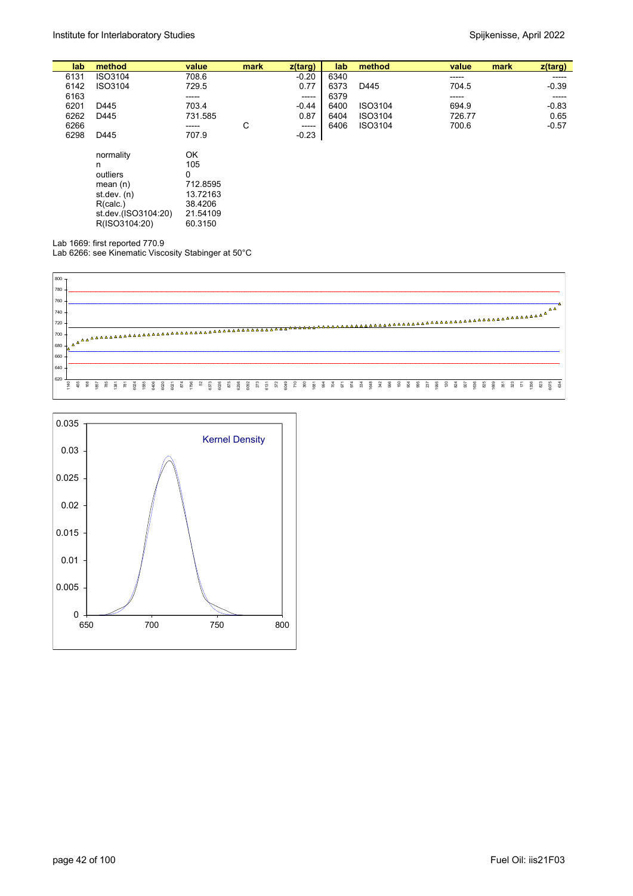| lab | method | value | mark | z(targ) | lab | method | value | mark | z(targ) |
|---|---|---|---|---|---|---|---|---|---|
| 6131 | ISO3104 | 708.6 | | -0.20 | 6340 | | ----- | | ----- |
| 6142 | ISO3104 | 729.5 | | 0.77 | 6373 | D445 | 704.5 | | -0.39 |
| 6163 | | ----- | | ----- | 6379 | | ----- | | ----- |
| 6201 | D445 | 703.4 | | -0.44 | 6400 | ISO3104 | 694.9 | | -0.83 |
| 6262 | D445 | 731.585 | | 0.87 | 6404 | ISO3104 | 726.77 | | 0.65 |
| 6266 | | ----- | C | ----- | 6406 | ISO3104 | 700.6 | | -0.57 |
| 6298 | D445 | 707.9 | | -0.23 | | | | | |

| | |
|---|---|
| normality | OK |
| n | 105 |
| outliers | 0 |
| mean (n) | 712.8595 |
| st.dev. (n) | 13.72163 |
| R(calc.) | 38.4206 |
| st.dev.(ISO3104:20) | 21.54109 |
| R(ISO3104:20) | 60.3150 |

Lab 1669: first reported 770.9

Lab 6266: see Kinematic Viscosity Stabinger at 50°C

800
780
760
740
720
700
680
660
640
620

1140 455 168 1857 785 1381 781 6024 1585 6406 6020 6021 874 1796 52 6373 6026 875 6298 6092 273 6131 372 6049 710 360 1661 994 704 971 974 334 1648 342 996 150 904 995 237 1995 120 824 507 1656 825 1869 351 323 171 1356 823 6075 634

0.035
0.03
0.025
0.02
0.015
0.01
0.005
0

650 700 750 800

Kernel Density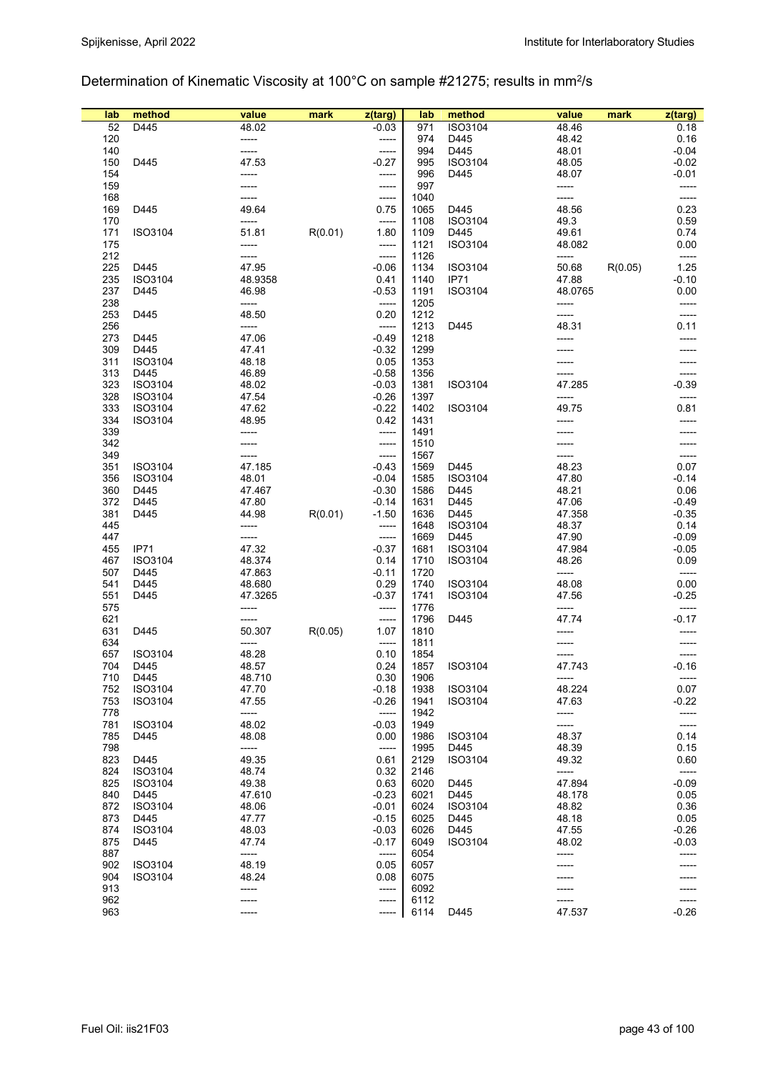Determination of Kinematic Viscosity at 100°C on sample #21275; results in mm²/s

| lab | method | value | mark | z(targ) | lab | method | value | mark | z(targ) |
|---|---|---|---|---|---|---|---|---|---|
| 52 | D445 | 48.02 | | -0.03 | 971 | ISO3104 | 48.46 | | 0.18 |
| 120 | | ----- | | ----- | 974 | D445 | 48.42 | | 0.16 |
| 140 | | ----- | | ----- | 994 | D445 | 48.01 | | -0.04 |
| 150 | D445 | 47.53 | | -0.27 | 995 | ISO3104 | 48.05 | | -0.02 |
| 154 | | ----- | | ----- | 996 | D445 | 48.07 | | -0.01 |
| 159 | | ----- | | ----- | 997 | | ----- | | ----- |
| 168 | | ----- | | ----- | 1040 | | ----- | | ----- |
| 169 | D445 | 49.64 | | 0.75 | 1065 | D445 | 48.56 | | 0.23 |
| 170 | | ----- | | ----- | 1108 | ISO3104 | 49.3 | | 0.59 |
| 171 | ISO3104 | 51.81 | R(0.01) | 1.80 | 1109 | D445 | 49.61 | | 0.74 |
| 175 | | ----- | | ----- | 1121 | ISO3104 | 48.082 | | 0.00 |
| 212 | | ----- | | ----- | 1126 | | ----- | | ----- |
| 225 | D445 | 47.95 | | -0.06 | 1134 | ISO3104 | 50.68 | R(0.05) | 1.25 |
| 235 | ISO3104 | 48.9358 | | 0.41 | 1140 | IP71 | 47.88 | | -0.10 |
| 237 | D445 | 46.98 | | -0.53 | 1191 | ISO3104 | 48.0765 | | 0.00 |
| 238 | | ----- | | ----- | 1205 | | ----- | | ----- |
| 253 | D445 | 48.50 | | 0.20 | 1212 | | ----- | | ----- |
| 256 | | ----- | | ----- | 1213 | D445 | 48.31 | | 0.11 |
| 273 | D445 | 47.06 | | -0.49 | 1218 | | ----- | | ----- |
| 309 | D445 | 47.41 | | -0.32 | 1299 | | ----- | | ----- |
| 311 | ISO3104 | 48.18 | | 0.05 | 1353 | | ----- | | ----- |
| 313 | D445 | 46.89 | | -0.58 | 1356 | | ----- | | ----- |
| 323 | ISO3104 | 48.02 | | -0.03 | 1381 | ISO3104 | 47.285 | | -0.39 |
| 328 | ISO3104 | 47.54 | | -0.26 | 1397 | | ----- | | ----- |
| 333 | ISO3104 | 47.62 | | -0.22 | 1402 | ISO3104 | 49.75 | | 0.81 |
| 334 | ISO3104 | 48.95 | | 0.42 | 1431 | | ----- | | ----- |
| 339 | | ----- | | ----- | 1491 | | ----- | | ----- |
| 342 | | ----- | | ----- | 1510 | | ----- | | ----- |
| 349 | | ----- | | ----- | 1567 | | ----- | | ----- |
| 351 | ISO3104 | 47.185 | | -0.43 | 1569 | D445 | 48.23 | | 0.07 |
| 356 | ISO3104 | 48.01 | | -0.04 | 1585 | ISO3104 | 47.80 | | -0.14 |
| 360 | D445 | 47.467 | | -0.30 | 1586 | D445 | 48.21 | | 0.06 |
| 372 | D445 | 47.80 | | -0.14 | 1631 | D445 | 47.06 | | -0.49 |
| 381 | D445 | 44.98 | R(0.01) | -1.50 | 1636 | D445 | 47.358 | | -0.35 |
| 445 | | ----- | | ----- | 1648 | ISO3104 | 48.37 | | 0.14 |
| 447 | | ----- | | ----- | 1669 | D445 | 47.90 | | -0.09 |
| 455 | IP71 | 47.32 | | -0.37 | 1681 | ISO3104 | 47.984 | | -0.05 |
| 467 | ISO3104 | 48.374 | | 0.14 | 1710 | ISO3104 | 48.26 | | 0.09 |
| 507 | D445 | 47.863 | | -0.11 | 1720 | | ----- | | ----- |
| 541 | D445 | 48.680 | | 0.29 | 1740 | ISO3104 | 48.08 | | 0.00 |
| 551 | D445 | 47.3265 | | -0.37 | 1741 | ISO3104 | 47.56 | | -0.25 |
| 575 | | ----- | | ----- | 1776 | | ----- | | ----- |
| 621 | | ----- | | ----- | 1796 | D445 | 47.74 | | -0.17 |
| 631 | D445 | 50.307 | R(0.05) | 1.07 | 1810 | | ----- | | ----- |
| 634 | | ----- | | ----- | 1811 | | ----- | | ----- |
| 657 | ISO3104 | 48.28 | | 0.10 | 1854 | | ----- | | ----- |
| 704 | D445 | 48.57 | | 0.24 | 1857 | ISO3104 | 47.743 | | -0.16 |
| 710 | D445 | 48.710 | | 0.30 | 1906 | | ----- | | ----- |
| 752 | ISO3104 | 47.70 | | -0.18 | 1938 | ISO3104 | 48.224 | | 0.07 |
| 753 | ISO3104 | 47.55 | | -0.26 | 1941 | ISO3104 | 47.63 | | -0.22 |
| 778 | | ----- | | ----- | 1942 | | ----- | | ----- |
| 781 | ISO3104 | 48.02 | | -0.03 | 1949 | | ----- | | ----- |
| 785 | D445 | 48.08 | | 0.00 | 1986 | ISO3104 | 48.37 | | 0.14 |
| 798 | | ----- | | ----- | 1995 | D445 | 48.39 | | 0.15 |
| 823 | D445 | 49.35 | | 0.61 | 2129 | ISO3104 | 49.32 | | 0.60 |
| 824 | ISO3104 | 48.74 | | 0.32 | 2146 | | ----- | | ----- |
| 825 | ISO3104 | 49.38 | | 0.63 | 6020 | D445 | 47.894 | | -0.09 |
| 840 | D445 | 47.610 | | -0.23 | 6021 | D445 | 48.178 | | 0.05 |
| 872 | ISO3104 | 48.06 | | -0.01 | 6024 | ISO3104 | 48.82 | | 0.36 |
| 873 | D445 | 47.77 | | -0.15 | 6025 | D445 | 48.18 | | 0.05 |
| 874 | ISO3104 | 48.03 | | -0.03 | 6026 | D445 | 47.55 | | -0.26 |
| 875 | D445 | 47.74 | | -0.17 | 6049 | ISO3104 | 48.02 | | -0.03 |
| 887 | | ----- | | ----- | 6054 | | ----- | | ----- |
| 902 | ISO3104 | 48.19 | | 0.05 | 6057 | | ----- | | ----- |
| 904 | ISO3104 | 48.24 | | 0.08 | 6075 | | ----- | | ----- |
| 913 | | ----- | | ----- | 6092 | | ----- | | ----- |
| 962 | | ----- | | ----- | 6112 | | ----- | | ----- |
| 963 | | ----- | | ----- | 6114 | D445 | 47.537 | | -0.26 |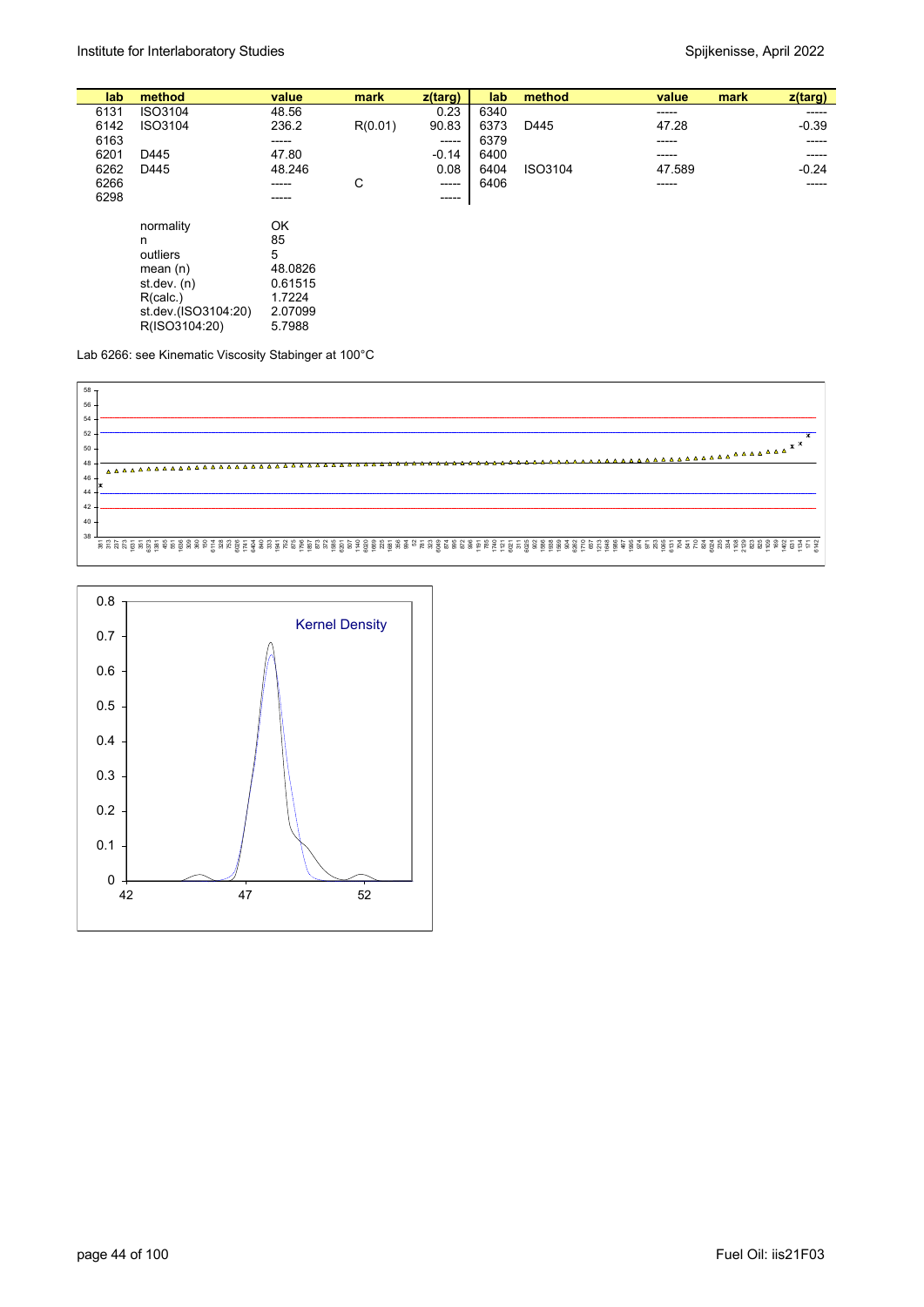| lab | method | value | mark | z(targ) | lab | method | value | mark | z(targ) |
|---|---|---|---|---|---|---|---|---|---|
| 6131 | ISO3104 | 48.56 | | 0.23 | 6340 | | ----- | | ----- |
| 6142 | ISO3104 | 236.2 | R(0.01) | 90.83 | 6373 | D445 | 47.28 | | -0.39 |
| 6163 | | ----- | | ----- | 6379 | | ----- | | ----- |
| 6201 | D445 | 47.80 | | -0.14 | 6400 | | ----- | | ----- |
| 6262 | D445 | 48.246 | | 0.08 | 6404 | ISO3104 | 47.589 | | -0.24 |
| 6266 | | ----- | C | ----- | 6406 | | ----- | | ----- |
| 6298 | | ----- | | ----- | | | | | |

| | |
|---|---|
| normality | OK |
| n | 85 |
| outliers | 5 |
| mean (n) | 48.0826 |
| st.dev. (n) | 0.61515 |
| R(calc.) | 1.7224 |
| st.dev.(ISO3104:20) | 2.07099 |
| R(ISO3104:20) | 5.7988 |

Lab 6266: see Kinematic Viscosity Stabinger at 100°C

58
56
54
52
50
48
46
44
42
40
38

361 313 237 273 1601 351 6373 1381 455 551 1656 309 360 150 6114 328 753 6026 1741 6404 840 333 1941 752 875 1766 1857 873 372 1995 6201 937 1140 6020 1669 225 1081 356 994 92 781 323 6099 874 995 872 996 1191 785 1740 1121 6021 311 6025 902 1566 1558 1590 904 6262 1710 657 1213 1848 1886 467 1996 974 971 253 1065 6131 704 541 710 824 6024 225 334 1108 2129 823 825 1702 169 1402 631 1134 171 6142

0.8
0.7
0.6
0.5
0.4
0.3
0.2
0.1
0
42
47
52
Kernel Density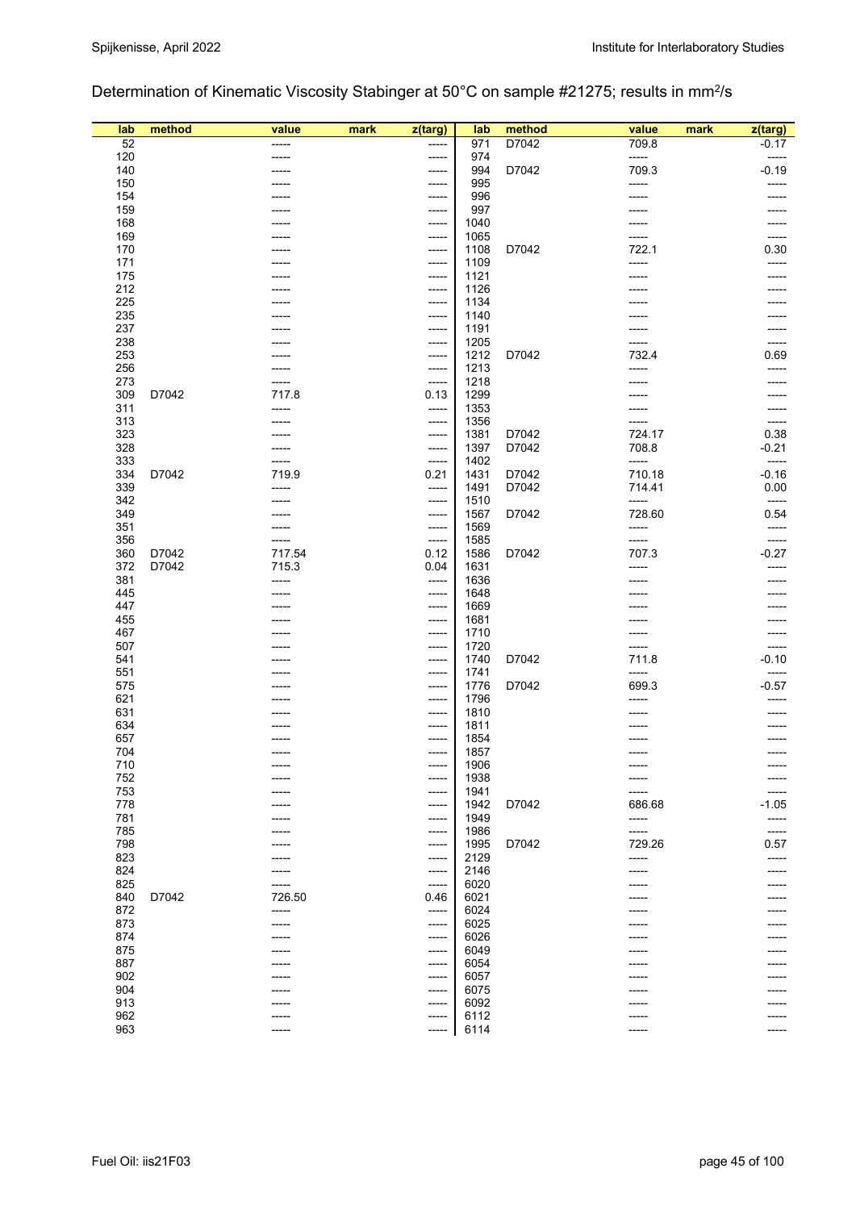## Determination of Kinematic Viscosity Stabinger at 50°C on sample #21275; results in $mm^2/s$

| lab | method | value | mark | z(targ) | lab | method | value | mark | z(targ) |
|---|---|---|---|---|---|---|---|---|---|
| 52 | | ----- | | ----- | 971 | D7042 | 709.8 | | -0.17 |
| 120 | | ----- | | ----- | 974 | | ----- | | ----- |
| 140 | | ----- | | ----- | 994 | D7042 | 709.3 | | -0.19 |
| 150 | | ----- | | ----- | 995 | | ----- | | ----- |
| 154 | | ----- | | ----- | 996 | | ----- | | ----- |
| 159 | | ----- | | ----- | 997 | | ----- | | ----- |
| 168 | | ----- | | ----- | 1040 | | ----- | | ----- |
| 169 | | ----- | | ----- | 1065 | | ----- | | ----- |
| 170 | | ----- | | ----- | 1108 | D7042 | 722.1 | | 0.30 |
| 171 | | ----- | | ----- | 1109 | | ----- | | ----- |
| 175 | | ----- | | ----- | 1121 | | ----- | | ----- |
| 212 | | ----- | | ----- | 1126 | | ----- | | ----- |
| 225 | | ----- | | ----- | 1134 | | ----- | | ----- |
| 235 | | ----- | | ----- | 1140 | | ----- | | ----- |
| 237 | | ----- | | ----- | 1191 | | ----- | | ----- |
| 238 | | ----- | | ----- | 1205 | | ----- | | ----- |
| 253 | | ----- | | ----- | 1212 | D7042 | 732.4 | | 0.69 |
| 256 | | ----- | | ----- | 1213 | | ----- | | ----- |
| 273 | | ----- | | ----- | 1218 | | ----- | | ----- |
| 309 | D7042 | 717.8 | | 0.13 | 1299 | | ----- | | ----- |
| 311 | | ----- | | ----- | 1353 | | ----- | | ----- |
| 313 | | ----- | | ----- | 1356 | | ----- | | ----- |
| 323 | | ----- | | ----- | 1381 | D7042 | 724.17 | | 0.38 |
| 328 | | ----- | | ----- | 1397 | D7042 | 708.8 | | -0.21 |
| 333 | | ----- | | ----- | 1402 | | ----- | | ----- |
| 334 | D7042 | 719.9 | | 0.21 | 1431 | D7042 | 710.18 | | -0.16 |
| 339 | | ----- | | ----- | 1491 | D7042 | 714.41 | | 0.00 |
| 342 | | ----- | | ----- | 1510 | | ----- | | ----- |
| 349 | | ----- | | ----- | 1567 | D7042 | 728.60 | | 0.54 |
| 351 | | ----- | | ----- | 1569 | | ----- | | ----- |
| 356 | | ----- | | ----- | 1585 | | ----- | | ----- |
| 360 | D7042 | 717.54 | | 0.12 | 1586 | D7042 | 707.3 | | -0.27 |
| 372 | D7042 | 715.3 | | 0.04 | 1631 | | ----- | | ----- |
| 381 | | ----- | | ----- | 1636 | | ----- | | ----- |
| 445 | | ----- | | ----- | 1648 | | ----- | | ----- |
| 447 | | ----- | | ----- | 1669 | | ----- | | ----- |
| 455 | | ----- | | ----- | 1681 | | ----- | | ----- |
| 467 | | ----- | | ----- | 1710 | | ----- | | ----- |
| 507 | | ----- | | ----- | 1720 | | ----- | | ----- |
| 541 | | ----- | | ----- | 1740 | D7042 | 711.8 | | -0.10 |
| 551 | | ----- | | ----- | 1741 | | ----- | | ----- |
| 575 | | ----- | | ----- | 1776 | D7042 | 699.3 | | -0.57 |
| 621 | | ----- | | ----- | 1796 | | ----- | | ----- |
| 631 | | ----- | | ----- | 1810 | | ----- | | ----- |
| 634 | | ----- | | ----- | 1811 | | ----- | | ----- |
| 657 | | ----- | | ----- | 1854 | | ----- | | ----- |
| 704 | | ----- | | ----- | 1857 | | ----- | | ----- |
| 710 | | ----- | | ----- | 1906 | | ----- | | ----- |
| 752 | | ----- | | ----- | 1938 | | ----- | | ----- |
| 753 | | ----- | | ----- | 1941 | | ----- | | ----- |
| 778 | | ----- | | ----- | 1942 | D7042 | 686.68 | | -1.05 |
| 781 | | ----- | | ----- | 1949 | | ----- | | ----- |
| 785 | | ----- | | ----- | 1986 | | ----- | | ----- |
| 798 | | ----- | | ----- | 1995 | D7042 | 729.26 | | 0.57 |
| 823 | | ----- | | ----- | 2129 | | ----- | | ----- |
| 824 | | ----- | | ----- | 2146 | | ----- | | ----- |
| 825 | | ----- | | ----- | 6020 | | ----- | | ----- |
| 840 | D7042 | 726.50 | | 0.46 | 6021 | | ----- | | ----- |
| 872 | | ----- | | ----- | 6024 | | ----- | | ----- |
| 873 | | ----- | | ----- | 6025 | | ----- | | ----- |
| 874 | | ----- | | ----- | 6026 | | ----- | | ----- |
| 875 | | ----- | | ----- | 6049 | | ----- | | ----- |
| 887 | | ----- | | ----- | 6054 | | ----- | | ----- |
| 902 | | ----- | | ----- | 6057 | | ----- | | ----- |
| 904 | | ----- | | ----- | 6075 | | ----- | | ----- |
| 913 | | ----- | | ----- | 6092 | | ----- | | ----- |
| 962 | | ----- | | ----- | 6112 | | ----- | | ----- |
| 963 | | ----- | | ----- | 6114 | | ----- | | ----- |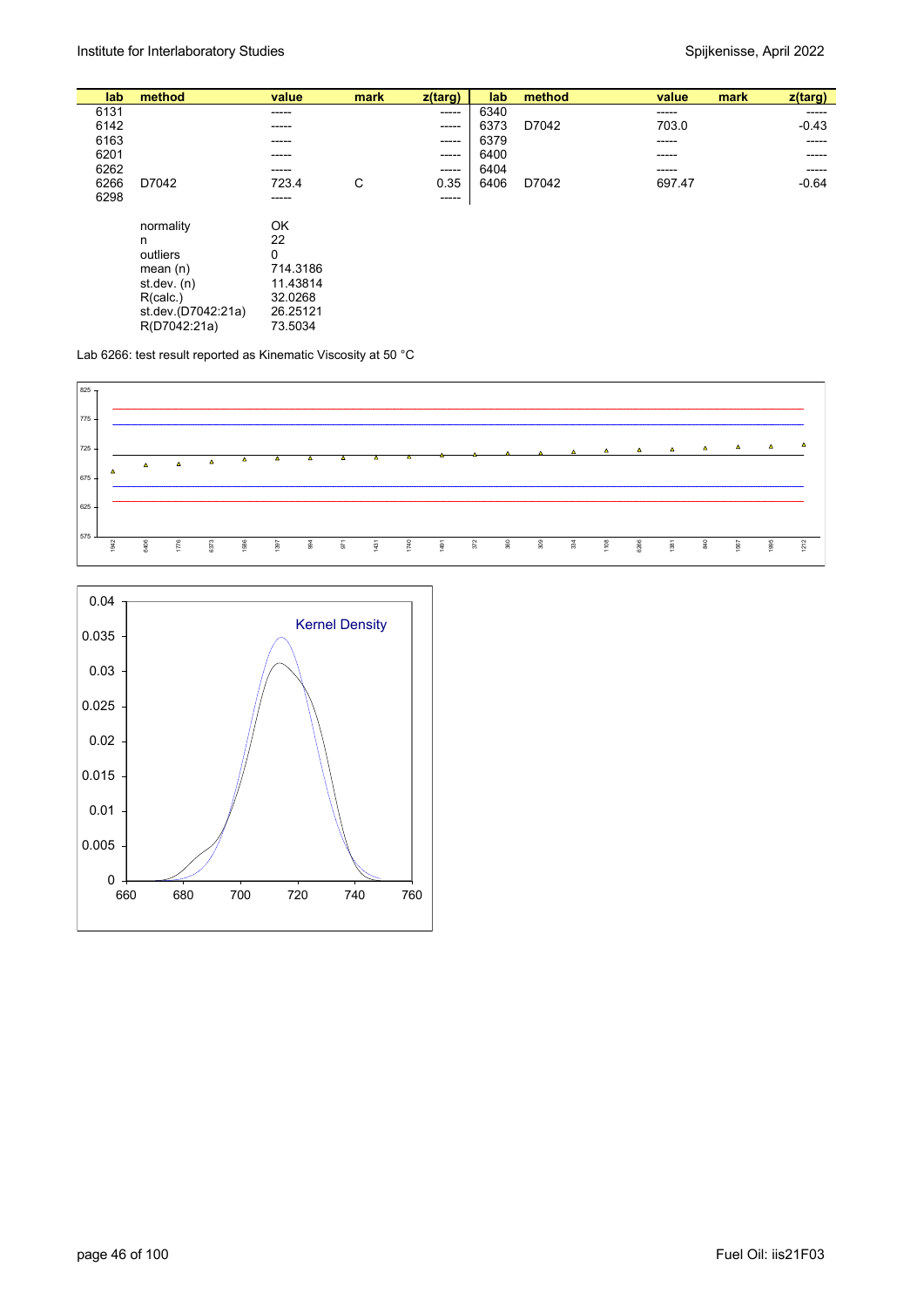| lab | method | value | mark | z(targ) | lab | method | value | mark | z(targ) |
|---|---|---|---|---|---|---|---|---|---|
| 6131 | | ----- | | ----- | 6340 | | ----- | | ----- |
| 6142 | | ----- | | ----- | 6373 | D7042 | 703.0 | | -0.43 |
| 6163 | | ----- | | ----- | 6379 | | ----- | | ----- |
| 6201 | | ----- | | ----- | 6400 | | ----- | | ----- |
| 6262 | | ----- | | ----- | 6404 | | ----- | | ----- |
| 6266 | D7042 | 723.4 | C | 0.35 | 6406 | D7042 | 697.47 | | -0.64 |
| 6298 | | ----- | | ----- | | | | | |

| | |
|---|---|
| normality | OK |
| n | 22 |
| outliers | 0 |
| mean (n) | 714.3186 |
| st.dev. (n) | 11.43814 |
| R(calc.) | 32.0268 |
| st.dev.(D7042:21a) | 26.25121 |
| R(D7042:21a) | 73.5034 |

Lab 6266: test result reported as Kinematic Viscosity at 50 °C

825
775
725
675
625
575
1942 6406 1776 6373 1586 1397 994 971 1431 1740 1491 372 360 309 334 1108 6266 1381 840 1587 1995 1212

0.04
0.035
0.03
0.025
0.02
0.015
0.01
0.005
0
660 680 700 720 740 760
Kernel Density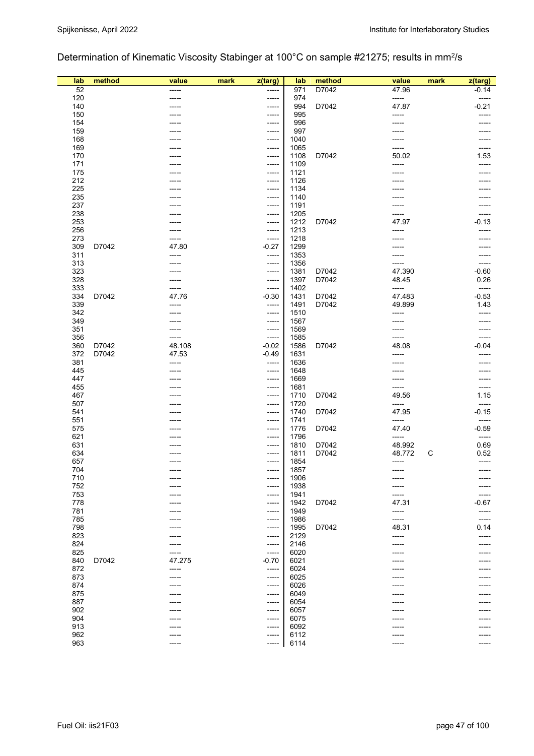Determination of Kinematic Viscosity Stabinger at 100°C on sample #21275; results in mm²/s

| lab | method | value | mark | z(targ) | lab | method | value | mark | z(targ) |
|---|---|---|---|---|---|---|---|---|---|
| 52 | | ----- | | ----- | 971 | D7042 | 47.96 | | -0.14 |
| 120 | | ----- | | ----- | 974 | | ----- | | ----- |
| 140 | | ----- | | ----- | 994 | D7042 | 47.87 | | -0.21 |
| 150 | | ----- | | ----- | 995 | | ----- | | ----- |
| 154 | | ----- | | ----- | 996 | | ----- | | ----- |
| 159 | | ----- | | ----- | 997 | | ----- | | ----- |
| 168 | | ----- | | ----- | 1040 | | ----- | | ----- |
| 169 | | ----- | | ----- | 1065 | | ----- | | ----- |
| 170 | | ----- | | ----- | 1108 | D7042 | 50.02 | | 1.53 |
| 171 | | ----- | | ----- | 1109 | | ----- | | ----- |
| 175 | | ----- | | ----- | 1121 | | ----- | | ----- |
| 212 | | ----- | | ----- | 1126 | | ----- | | ----- |
| 225 | | ----- | | ----- | 1134 | | ----- | | ----- |
| 235 | | ----- | | ----- | 1140 | | ----- | | ----- |
| 237 | | ----- | | ----- | 1191 | | ----- | | ----- |
| 238 | | ----- | | ----- | 1205 | | ----- | | ----- |
| 253 | | ----- | | ----- | 1212 | D7042 | 47.97 | | -0.13 |
| 256 | | ----- | | ----- | 1213 | | ----- | | ----- |
| 273 | | ----- | | ----- | 1218 | | ----- | | ----- |
| 309 | D7042 | 47.80 | | -0.27 | 1299 | | ----- | | ----- |
| 311 | | ----- | | ----- | 1353 | | ----- | | ----- |
| 313 | | ----- | | ----- | 1356 | | ----- | | ----- |
| 323 | | ----- | | ----- | 1381 | D7042 | 47.390 | | -0.60 |
| 328 | | ----- | | ----- | 1397 | D7042 | 48.45 | | 0.26 |
| 333 | | ----- | | ----- | 1402 | | ----- | | ----- |
| 334 | D7042 | 47.76 | | -0.30 | 1431 | D7042 | 47.483 | | -0.53 |
| 339 | | ----- | | ----- | 1491 | D7042 | 49.899 | | 1.43 |
| 342 | | ----- | | ----- | 1510 | | ----- | | ----- |
| 349 | | ----- | | ----- | 1567 | | ----- | | ----- |
| 351 | | ----- | | ----- | 1569 | | ----- | | ----- |
| 356 | | ----- | | ----- | 1585 | | ----- | | ----- |
| 360 | D7042 | 48.108 | | -0.02 | 1586 | D7042 | 48.08 | | -0.04 |
| 372 | D7042 | 47.53 | | -0.49 | 1631 | | ----- | | ----- |
| 381 | | ----- | | ----- | 1636 | | ----- | | ----- |
| 445 | | ----- | | ----- | 1648 | | ----- | | ----- |
| 447 | | ----- | | ----- | 1669 | | ----- | | ----- |
| 455 | | ----- | | ----- | 1681 | | ----- | | ----- |
| 467 | | ----- | | ----- | 1710 | D7042 | 49.56 | | 1.15 |
| 507 | | ----- | | ----- | 1720 | | ----- | | ----- |
| 541 | | ----- | | ----- | 1740 | D7042 | 47.95 | | -0.15 |
| 551 | | ----- | | ----- | 1741 | | ----- | | ----- |
| 575 | | ----- | | ----- | 1776 | D7042 | 47.40 | | -0.59 |
| 621 | | ----- | | ----- | 1796 | | ----- | | ----- |
| 631 | | ----- | | ----- | 1810 | D7042 | 48.992 | | 0.69 |
| 634 | | ----- | | ----- | 1811 | D7042 | 48.772 | C | 0.52 |
| 657 | | ----- | | ----- | 1854 | | ----- | | ----- |
| 704 | | ----- | | ----- | 1857 | | ----- | | ----- |
| 710 | | ----- | | ----- | 1906 | | ----- | | ----- |
| 752 | | ----- | | ----- | 1938 | | ----- | | ----- |
| 753 | | ----- | | ----- | 1941 | | ----- | | ----- |
| 778 | | ----- | | ----- | 1942 | D7042 | 47.31 | | -0.67 |
| 781 | | ----- | | ----- | 1949 | | ----- | | ----- |
| 785 | | ----- | | ----- | 1986 | | ----- | | ----- |
| 798 | | ----- | | ----- | 1995 | D7042 | 48.31 | | 0.14 |
| 823 | | ----- | | ----- | 2129 | | ----- | | ----- |
| 824 | | ----- | | ----- | 2146 | | ----- | | ----- |
| 825 | | ----- | | ----- | 6020 | | ----- | | ----- |
| 840 | D7042 | 47.275 | | -0.70 | 6021 | | ----- | | ----- |
| 872 | | ----- | | ----- | 6024 | | ----- | | ----- |
| 873 | | ----- | | ----- | 6025 | | ----- | | ----- |
| 874 | | ----- | | ----- | 6026 | | ----- | | ----- |
| 875 | | ----- | | ----- | 6049 | | ----- | | ----- |
| 887 | | ----- | | ----- | 6054 | | ----- | | ----- |
| 902 | | ----- | | ----- | 6057 | | ----- | | ----- |
| 904 | | ----- | | ----- | 6075 | | ----- | | ----- |
| 913 | | ----- | | ----- | 6092 | | ----- | | ----- |
| 962 | | ----- | | ----- | 6112 | | ----- | | ----- |
| 963 | | ----- | | ----- | 6114 | | ----- | | ----- |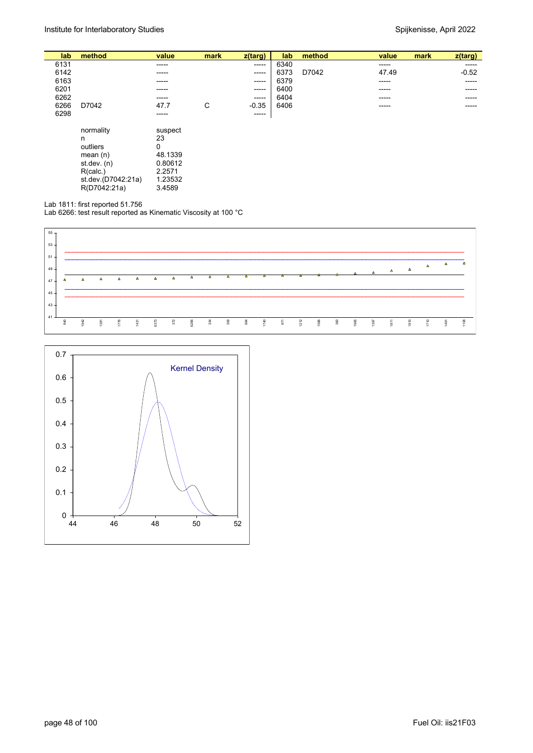| lab | method | value | mark | z(targ) | lab | method | value | mark | z(targ) |
|---|---|---|---|---|---|---|---|---|---|
| 6131 | | ----- | | ----- | 6340 | | ----- | | ----- |
| 6142 | | ----- | | ----- | 6373 | D7042 | 47.49 | | -0.52 |
| 6163 | | ----- | | ----- | 6379 | | ----- | | ----- |
| 6201 | | ----- | | ----- | 6400 | | ----- | | ----- |
| 6262 | | ----- | | ----- | 6404 | | ----- | | ----- |
| 6266 | D7042 | 47.7 | C | -0.35 | 6406 | | ----- | | ----- |
| 6298 | | ----- | | ----- | | | | | |

| | |
|---|---|
| normality | suspect |
| n | 23 |
| outliers | 0 |
| mean (n) | 48.1339 |
| st.dev. (n) | 0.80612 |
| R(calc.) | 2.2571 |
| st.dev.(D7042:21a) | 1.23532 |
| R(D7042:21a) | 3.4589 |

Lab 1811: first reported 51.756
Lab 6266: test result reported as Kinematic Viscosity at 100 °C

55
53
51
49
47
45
43
41
840 1942 1381 1776 1431 6373 372 6266 334 309 994 1740 971 1212 1586 360 1995 1397 1811 1810 1710 1491 1108

0.7
0.6
0.5
0.4
0.3
0.2
0.1
0
44 46 48 50 52
Kernel Density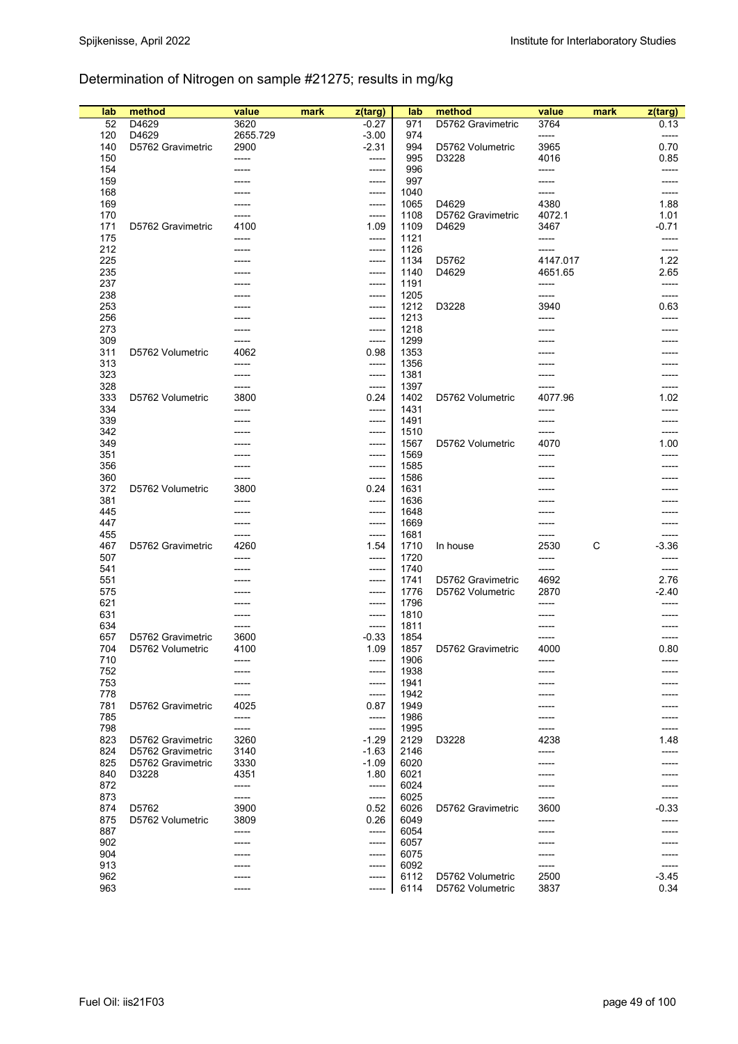## Determination of Nitrogen on sample #21275; results in mg/kg

| lab | method | value | mark | z(targ) | lab | method | value | mark | z(targ) |
|---|---|---|---|---|---|---|---|---|---|
| 52 | D4629 | 3620 | | -0.27 | 971 | D5762 Gravimetric | 3764 | | 0.13 |
| 120 | D4629 | 2655.729 | | -3.00 | 974 | | ----- | | ----- |
| 140 | D5762 Gravimetric | 2900 | | -2.31 | 994 | D5762 Volumetric | 3965 | | 0.70 |
| 150 | | ----- | | ----- | 995 | D3228 | 4016 | | 0.85 |
| 154 | | ----- | | ----- | 996 | | ----- | | ----- |
| 159 | | ----- | | ----- | 997 | | ----- | | ----- |
| 168 | | ----- | | ----- | 1040 | | ----- | | ----- |
| 169 | | ----- | | ----- | 1065 | D4629 | 4380 | | 1.88 |
| 170 | | ----- | | ----- | 1108 | D5762 Gravimetric | 4072.1 | | 1.01 |
| 171 | D5762 Gravimetric | 4100 | | 1.09 | 1109 | D4629 | 3467 | | -0.71 |
| 175 | | ----- | | ----- | 1121 | | ----- | | ----- |
| 212 | | ----- | | ----- | 1126 | | ----- | | ----- |
| 225 | | ----- | | ----- | 1134 | D5762 | 4147.017 | | 1.22 |
| 235 | | ----- | | ----- | 1140 | D4629 | 4651.65 | | 2.65 |
| 237 | | ----- | | ----- | 1191 | | ----- | | ----- |
| 238 | | ----- | | ----- | 1205 | | ----- | | ----- |
| 253 | | ----- | | ----- | 1212 | D3228 | 3940 | | 0.63 |
| 256 | | ----- | | ----- | 1213 | | ----- | | ----- |
| 273 | | ----- | | ----- | 1218 | | ----- | | ----- |
| 309 | | ----- | | ----- | 1299 | | ----- | | ----- |
| 311 | D5762 Volumetric | 4062 | | 0.98 | 1353 | | ----- | | ----- |
| 313 | | ----- | | ----- | 1356 | | ----- | | ----- |
| 323 | | ----- | | ----- | 1381 | | ----- | | ----- |
| 328 | | ----- | | ----- | 1397 | | ----- | | ----- |
| 333 | D5762 Volumetric | 3800 | | 0.24 | 1402 | D5762 Volumetric | 4077.96 | | 1.02 |
| 334 | | ----- | | ----- | 1431 | | ----- | | ----- |
| 339 | | ----- | | ----- | 1491 | | ----- | | ----- |
| 342 | | ----- | | ----- | 1510 | | ----- | | ----- |
| 349 | | ----- | | ----- | 1567 | D5762 Volumetric | 4070 | | 1.00 |
| 351 | | ----- | | ----- | 1569 | | ----- | | ----- |
| 356 | | ----- | | ----- | 1585 | | ----- | | ----- |
| 360 | | ----- | | ----- | 1586 | | ----- | | ----- |
| 372 | D5762 Volumetric | 3800 | | 0.24 | 1631 | | ----- | | ----- |
| 381 | | ----- | | ----- | 1636 | | ----- | | ----- |
| 445 | | ----- | | ----- | 1648 | | ----- | | ----- |
| 447 | | ----- | | ----- | 1669 | | ----- | | ----- |
| 455 | | ----- | | ----- | 1681 | | ----- | | ----- |
| 467 | D5762 Gravimetric | 4260 | | 1.54 | 1710 | In house | 2530 | C | -3.36 |
| 507 | | ----- | | ----- | 1720 | | ----- | | ----- |
| 541 | | ----- | | ----- | 1740 | | ----- | | ----- |
| 551 | | ----- | | ----- | 1741 | D5762 Gravimetric | 4692 | | 2.76 |
| 575 | | ----- | | ----- | 1776 | D5762 Volumetric | 2870 | | -2.40 |
| 621 | | ----- | | ----- | 1796 | | ----- | | ----- |
| 631 | | ----- | | ----- | 1810 | | ----- | | ----- |
| 634 | | ----- | | ----- | 1811 | | ----- | | ----- |
| 657 | D5762 Gravimetric | 3600 | | -0.33 | 1854 | | ----- | | ----- |
| 704 | D5762 Volumetric | 4100 | | 1.09 | 1857 | D5762 Gravimetric | 4000 | | 0.80 |
| 710 | | ----- | | ----- | 1906 | | ----- | | ----- |
| 752 | | ----- | | ----- | 1938 | | ----- | | ----- |
| 753 | | ----- | | ----- | 1941 | | ----- | | ----- |
| 778 | | ----- | | ----- | 1942 | | ----- | | ----- |
| 781 | D5762 Gravimetric | 4025 | | 0.87 | 1949 | | ----- | | ----- |
| 785 | | ----- | | ----- | 1986 | | ----- | | ----- |
| 798 | | ----- | | ----- | 1995 | | ----- | | ----- |
| 823 | D5762 Gravimetric | 3260 | | -1.29 | 2129 | D3228 | 4238 | | 1.48 |
| 824 | D5762 Gravimetric | 3140 | | -1.63 | 2146 | | ----- | | ----- |
| 825 | D5762 Gravimetric | 3330 | | -1.09 | 6020 | | ----- | | ----- |
| 840 | D3228 | 4351 | | 1.80 | 6021 | | ----- | | ----- |
| 872 | | ----- | | ----- | 6024 | | ----- | | ----- |
| 873 | | ----- | | ----- | 6025 | | ----- | | ----- |
| 874 | D5762 | 3900 | | 0.52 | 6026 | D5762 Gravimetric | 3600 | | -0.33 |
| 875 | D5762 Volumetric | 3809 | | 0.26 | 6049 | | ----- | | ----- |
| 887 | | ----- | | ----- | 6054 | | ----- | | ----- |
| 902 | | ----- | | ----- | 6057 | | ----- | | ----- |
| 904 | | ----- | | ----- | 6075 | | ----- | | ----- |
| 913 | | ----- | | ----- | 6092 | | ----- | | ----- |
| 962 | | ----- | | ----- | 6112 | D5762 Volumetric | 2500 | | -3.45 |
| 963 | | ----- | | ----- | 6114 | D5762 Volumetric | 3837 | | 0.34 |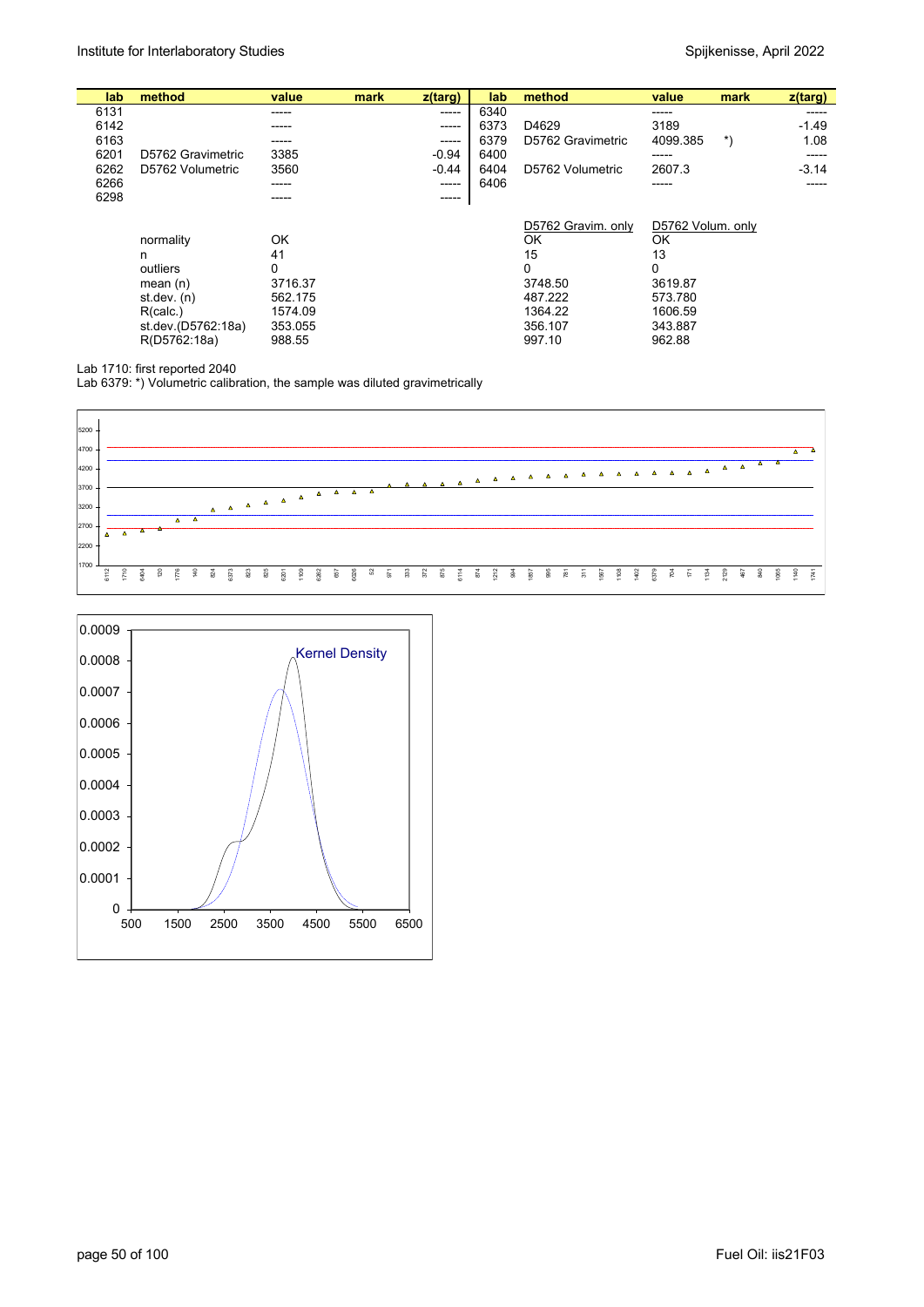| lab | method | value | mark | z(targ) | lab | method | value | mark | z(targ) |
|---|---|---|---|---|---|---|---|---|---|
| 6131 | | ----- | | ----- | 6340 | | ----- | | ----- |
| 6142 | | ----- | | ----- | 6373 | D4629 | 3189 | | -1.49 |
| 6163 | | ----- | | ----- | 6379 | D5762 Gravimetric | 4099.385 | *) | 1.08 |
| 6201 | D5762 Gravimetric | 3385 | | -0.94 | 6400 | | ----- | | ----- |
| 6262 | D5762 Volumetric | 3560 | | -0.44 | 6404 | D5762 Volumetric | 2607.3 | | -3.14 |
| 6266 | | ----- | | ----- | 6406 | | ----- | | ----- |
| 6298 | | ----- | | ----- | | | | | |

| | | D5762 Gravim. only | D5762 Volum. only |
|---|---|---|---|
| normality | OK | OK | OK |
| n | 41 | 15 | 13 |
| outliers | 0 | 0 | 0 |
| mean (n) | 3716.37 | 3748.50 | 3619.87 |
| st.dev. (n) | 562.175 | 487.222 | 573.780 |
| R(calc.) | 1574.09 | 1364.22 | 1606.59 |
| st.dev.(D5762:18a) | 353.055 | 356.107 | 343.887 |
| R(D5762:18a) | 988.55 | 997.10 | 962.88 |

Lab 1710: first reported 2040

Lab 6379: *) Volumetric calibration, the sample was diluted gravimetrically

5200
4700
4200
3700
3200
2700
2200
1700

6112 1710 6404 120 1776 140 824 6373 823 825 6201 1109 6262 657 6026 52 971 333 372 875 6114 874 1212 994 1857 995 781 311 1567 1108 1402 6379 704 171 1134 2129 467 840 1065 1140 1741

0.0009
0.0008
0.0007
0.0006
0.0005
0.0004
0.0003
0.0002
0.0001
0

500 1500 2500 3500 4500 5500 6500

Kernel Density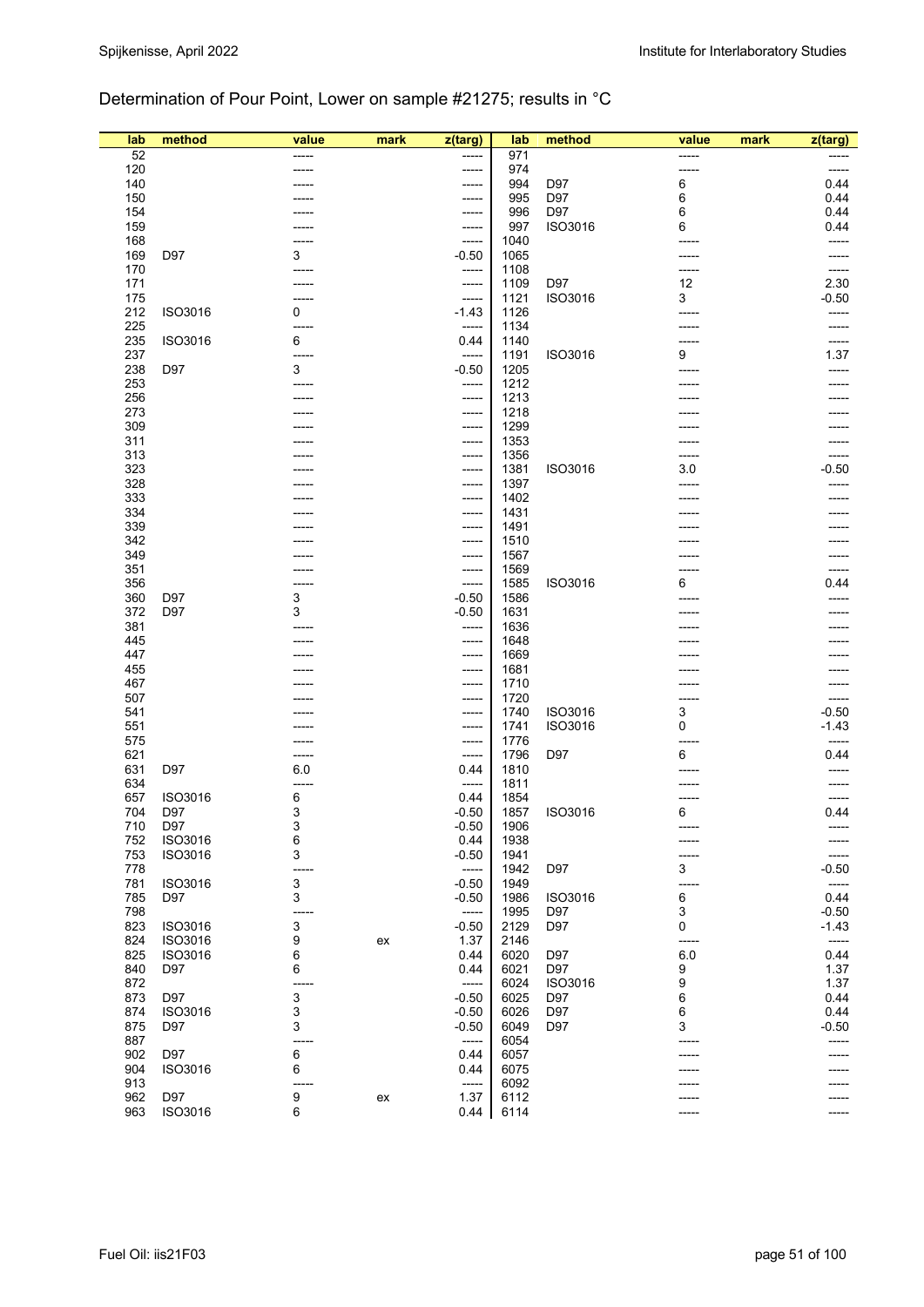## Determination of Pour Point, Lower on sample #21275; results in °C

| lab | method | value | mark | z(targ) | lab | method | value | mark | z(targ) |
|---|---|---|---|---|---|---|---|---|---|
| 52 | | ----- | | ----- | 971 | | ----- | | ----- |
| 120 | | ----- | | ----- | 974 | | ----- | | ----- |
| 140 | | ----- | | ----- | 994 | D97 | 6 | | 0.44 |
| 150 | | ----- | | ----- | 995 | D97 | 6 | | 0.44 |
| 154 | | ----- | | ----- | 996 | D97 | 6 | | 0.44 |
| 159 | | ----- | | ----- | 997 | ISO3016 | 6 | | 0.44 |
| 168 | | ----- | | ----- | 1040 | | ----- | | ----- |
| 169 | D97 | 3 | | -0.50 | 1065 | | ----- | | ----- |
| 170 | | ----- | | ----- | 1108 | | ----- | | ----- |
| 171 | | ----- | | ----- | 1109 | D97 | 12 | | 2.30 |
| 175 | | ----- | | ----- | 1121 | ISO3016 | 3 | | -0.50 |
| 212 | ISO3016 | 0 | | -1.43 | 1126 | | ----- | | ----- |
| 225 | | ----- | | ----- | 1134 | | ----- | | ----- |
| 235 | ISO3016 | 6 | | 0.44 | 1140 | | ----- | | ----- |
| 237 | | ----- | | ----- | 1191 | ISO3016 | 9 | | 1.37 |
| 238 | D97 | 3 | | -0.50 | 1205 | | ----- | | ----- |
| 253 | | ----- | | ----- | 1212 | | ----- | | ----- |
| 256 | | ----- | | ----- | 1213 | | ----- | | ----- |
| 273 | | ----- | | ----- | 1218 | | ----- | | ----- |
| 309 | | ----- | | ----- | 1299 | | ----- | | ----- |
| 311 | | ----- | | ----- | 1353 | | ----- | | ----- |
| 313 | | ----- | | ----- | 1356 | | ----- | | ----- |
| 323 | | ----- | | ----- | 1381 | ISO3016 | 3.0 | | -0.50 |
| 328 | | ----- | | ----- | 1397 | | ----- | | ----- |
| 333 | | ----- | | ----- | 1402 | | ----- | | ----- |
| 334 | | ----- | | ----- | 1431 | | ----- | | ----- |
| 339 | | ----- | | ----- | 1491 | | ----- | | ----- |
| 342 | | ----- | | ----- | 1510 | | ----- | | ----- |
| 349 | | ----- | | ----- | 1567 | | ----- | | ----- |
| 351 | | ----- | | ----- | 1569 | | ----- | | ----- |
| 356 | | ----- | | ----- | 1585 | ISO3016 | 6 | | 0.44 |
| 360 | D97 | 3 | | -0.50 | 1586 | | ----- | | ----- |
| 372 | D97 | 3 | | -0.50 | 1631 | | ----- | | ----- |
| 381 | | ----- | | ----- | 1636 | | ----- | | ----- |
| 445 | | ----- | | ----- | 1648 | | ----- | | ----- |
| 447 | | ----- | | ----- | 1669 | | ----- | | ----- |
| 455 | | ----- | | ----- | 1681 | | ----- | | ----- |
| 467 | | ----- | | ----- | 1710 | | ----- | | ----- |
| 507 | | ----- | | ----- | 1720 | | ----- | | ----- |
| 541 | | ----- | | ----- | 1740 | ISO3016 | 3 | | -0.50 |
| 551 | | ----- | | ----- | 1741 | ISO3016 | 0 | | -1.43 |
| 575 | | ----- | | ----- | 1776 | | ----- | | ----- |
| 621 | | ----- | | ----- | 1796 | D97 | 6 | | 0.44 |
| 631 | D97 | 6.0 | | 0.44 | 1810 | | ----- | | ----- |
| 634 | | ----- | | ----- | 1811 | | ----- | | ----- |
| 657 | ISO3016 | 6 | | 0.44 | 1854 | | ----- | | ----- |
| 704 | D97 | 3 | | -0.50 | 1857 | ISO3016 | 6 | | 0.44 |
| 710 | D97 | 3 | | -0.50 | 1906 | | ----- | | ----- |
| 752 | ISO3016 | 6 | | 0.44 | 1938 | | ----- | | ----- |
| 753 | ISO3016 | 3 | | -0.50 | 1941 | | ----- | | ----- |
| 778 | | ----- | | ----- | 1942 | D97 | 3 | | -0.50 |
| 781 | ISO3016 | 3 | | -0.50 | 1949 | | ----- | | ----- |
| 785 | D97 | 3 | | -0.50 | 1986 | ISO3016 | 6 | | 0.44 |
| 798 | | ----- | | ----- | 1995 | D97 | 3 | | -0.50 |
| 823 | ISO3016 | 3 | | -0.50 | 2129 | D97 | 0 | | -1.43 |
| 824 | ISO3016 | 9 | ex | 1.37 | 2146 | | ----- | | ----- |
| 825 | ISO3016 | 6 | | 0.44 | 6020 | D97 | 6.0 | | 0.44 |
| 840 | D97 | 6 | | 0.44 | 6021 | D97 | 9 | | 1.37 |
| 872 | | ----- | | ----- | 6024 | ISO3016 | 9 | | 1.37 |
| 873 | D97 | 3 | | -0.50 | 6025 | D97 | 6 | | 0.44 |
| 874 | ISO3016 | 3 | | -0.50 | 6026 | D97 | 6 | | 0.44 |
| 875 | D97 | 3 | | -0.50 | 6049 | D97 | 3 | | -0.50 |
| 887 | | ----- | | ----- | 6054 | | ----- | | ----- |
| 902 | D97 | 6 | | 0.44 | 6057 | | ----- | | ----- |
| 904 | ISO3016 | 6 | | 0.44 | 6075 | | ----- | | ----- |
| 913 | | ----- | | ----- | 6092 | | ----- | | ----- |
| 962 | D97 | 9 | ex | 1.37 | 6112 | | ----- | | ----- |
| 963 | ISO3016 | 6 | | 0.44 | 6114 | | ----- | | ----- |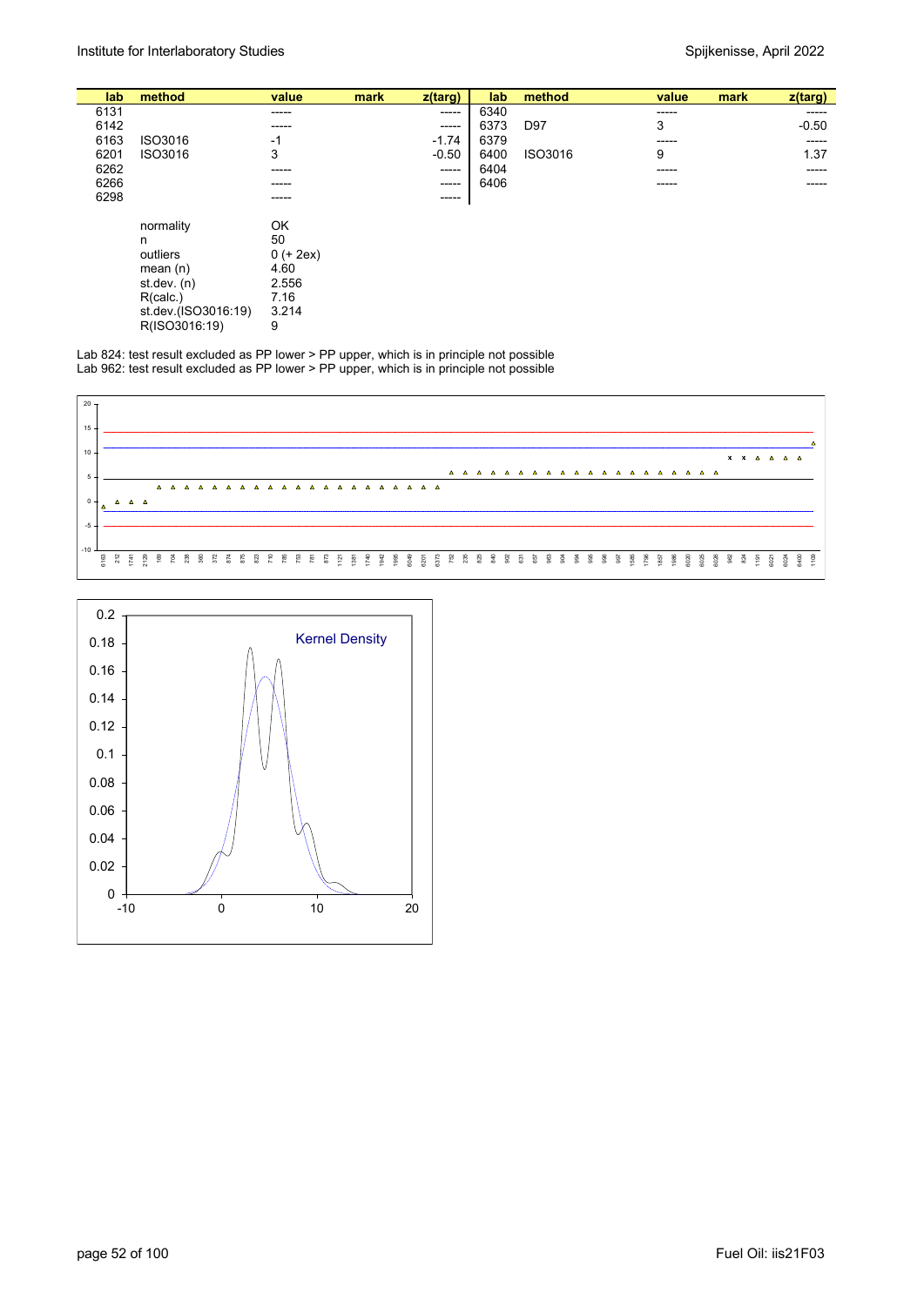| lab | method | value | mark | z(targ) | lab | method | value | mark | z(targ) |
|---|---|---|---|---|---|---|---|---|---|
| 6131 | | ----- | | ----- | 6340 | | ----- | | ----- |
| 6142 | | ----- | | ----- | 6373 | D97 | 3 | | -0.50 |
| 6163 | ISO3016 | -1 | | -1.74 | 6379 | | ----- | | ----- |
| 6201 | ISO3016 | 3 | | -0.50 | 6400 | ISO3016 | 9 | | 1.37 |
| 6262 | | ----- | | ----- | 6404 | | ----- | | ----- |
| 6266 | | ----- | | ----- | 6406 | | ----- | | ----- |
| 6298 | | ----- | | ----- | | | | | |

| | |
|---|---|
| normality | OK |
| n | 50 |
| outliers | 0 (+ 2ex) |
| mean (n) | 4.60 |
| st.dev. (n) | 2.556 |
| R(calc.) | 7.16 |
| st.dev.(ISO3016:19) | 3.214 |
| R(ISO3016:19) | 9 |

Lab 824: test result excluded as PP lower > PP upper, which is in principle not possible
Lab 962: test result excluded as PP lower > PP upper, which is in principle not possible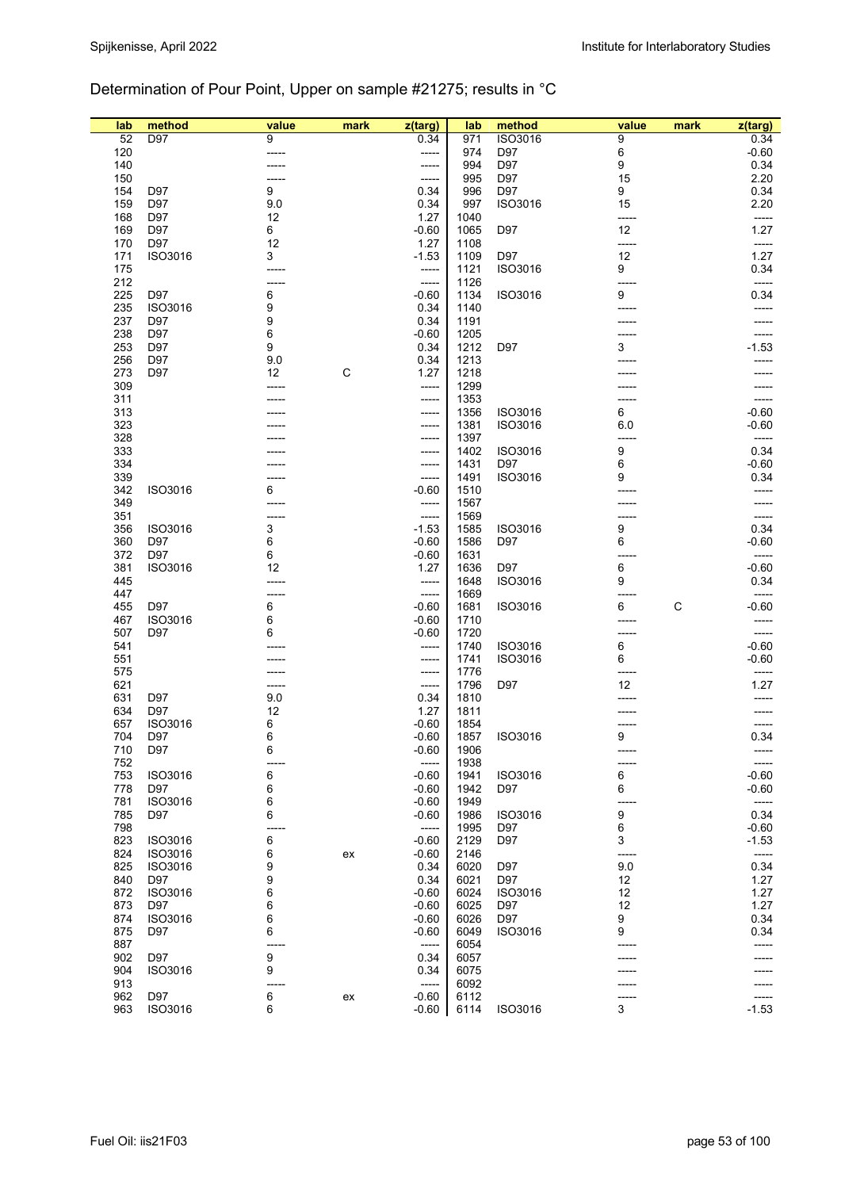## Determination of Pour Point, Upper on sample #21275; results in °C

| lab | method | value | mark | z(targ) | lab | method | value | mark | z(targ) |
|---|---|---|---|---|---|---|---|---|---|
| 52 | D97 | 9 | | 0.34 | 971 | ISO3016 | 9 | | 0.34 |
| 120 | | ----- | | ----- | 974 | D97 | 6 | | -0.60 |
| 140 | | ----- | | ----- | 994 | D97 | 9 | | 0.34 |
| 150 | | ----- | | ----- | 995 | D97 | 15 | | 2.20 |
| 154 | D97 | 9 | | 0.34 | 996 | D97 | 9 | | 0.34 |
| 159 | D97 | 9.0 | | 0.34 | 997 | ISO3016 | 15 | | 2.20 |
| 168 | D97 | 12 | | 1.27 | 1040 | | ----- | | ----- |
| 169 | D97 | 6 | | -0.60 | 1065 | D97 | 12 | | 1.27 |
| 170 | D97 | 12 | | 1.27 | 1108 | | ----- | | ----- |
| 171 | ISO3016 | 3 | | -1.53 | 1109 | D97 | 12 | | 1.27 |
| 175 | | ----- | | ----- | 1121 | ISO3016 | 9 | | 0.34 |
| 212 | | ----- | | ----- | 1126 | | ----- | | ----- |
| 225 | D97 | 6 | | -0.60 | 1134 | ISO3016 | 9 | | 0.34 |
| 235 | ISO3016 | 9 | | 0.34 | 1140 | | ----- | | ----- |
| 237 | D97 | 9 | | 0.34 | 1191 | | ----- | | ----- |
| 238 | D97 | 6 | | -0.60 | 1205 | | ----- | | ----- |
| 253 | D97 | 9 | | 0.34 | 1212 | D97 | 3 | | -1.53 |
| 256 | D97 | 9.0 | | 0.34 | 1213 | | ----- | | ----- |
| 273 | D97 | 12 | C | 1.27 | 1218 | | ----- | | ----- |
| 309 | | ----- | | ----- | 1299 | | ----- | | ----- |
| 311 | | ----- | | ----- | 1353 | | ----- | | ----- |
| 313 | | ----- | | ----- | 1356 | ISO3016 | 6 | | -0.60 |
| 323 | | ----- | | ----- | 1381 | ISO3016 | 6.0 | | -0.60 |
| 328 | | ----- | | ----- | 1397 | | ----- | | ----- |
| 333 | | ----- | | ----- | 1402 | ISO3016 | 9 | | 0.34 |
| 334 | | ----- | | ----- | 1431 | D97 | 6 | | -0.60 |
| 339 | | ----- | | ----- | 1491 | ISO3016 | 9 | | 0.34 |
| 342 | ISO3016 | 6 | | -0.60 | 1510 | | ----- | | ----- |
| 349 | | ----- | | ----- | 1567 | | ----- | | ----- |
| 351 | | ----- | | ----- | 1569 | | ----- | | ----- |
| 356 | ISO3016 | 3 | | -1.53 | 1585 | ISO3016 | 9 | | 0.34 |
| 360 | D97 | 6 | | -0.60 | 1586 | D97 | 6 | | -0.60 |
| 372 | D97 | 6 | | -0.60 | 1631 | | ----- | | ----- |
| 381 | ISO3016 | 12 | | 1.27 | 1636 | D97 | 6 | | -0.60 |
| 445 | | ----- | | ----- | 1648 | ISO3016 | 9 | | 0.34 |
| 447 | | ----- | | ----- | 1669 | | ----- | | ----- |
| 455 | D97 | 6 | | -0.60 | 1681 | ISO3016 | 6 | C | -0.60 |
| 467 | ISO3016 | 6 | | -0.60 | 1710 | | ----- | | ----- |
| 507 | D97 | 6 | | -0.60 | 1720 | | ----- | | ----- |
| 541 | | ----- | | ----- | 1740 | ISO3016 | 6 | | -0.60 |
| 551 | | ----- | | ----- | 1741 | ISO3016 | 6 | | -0.60 |
| 575 | | ----- | | ----- | 1776 | | ----- | | ----- |
| 621 | | ----- | | ----- | 1796 | D97 | 12 | | 1.27 |
| 631 | D97 | 9.0 | | 0.34 | 1810 | | ----- | | ----- |
| 634 | D97 | 12 | | 1.27 | 1811 | | ----- | | ----- |
| 657 | ISO3016 | 6 | | -0.60 | 1854 | | ----- | | ----- |
| 704 | D97 | 6 | | -0.60 | 1857 | ISO3016 | 9 | | 0.34 |
| 710 | D97 | 6 | | -0.60 | 1906 | | ----- | | ----- |
| 752 | | ----- | | ----- | 1938 | | ----- | | ----- |
| 753 | ISO3016 | 6 | | -0.60 | 1941 | ISO3016 | 6 | | -0.60 |
| 778 | D97 | 6 | | -0.60 | 1942 | D97 | 6 | | -0.60 |
| 781 | ISO3016 | 6 | | -0.60 | 1949 | | ----- | | ----- |
| 785 | D97 | 6 | | -0.60 | 1986 | ISO3016 | 9 | | 0.34 |
| 798 | | ----- | | ----- | 1995 | D97 | 6 | | -0.60 |
| 823 | ISO3016 | 6 | | -0.60 | 2129 | D97 | 3 | | -1.53 |
| 824 | ISO3016 | 6 | ex | -0.60 | 2146 | | ----- | | ----- |
| 825 | ISO3016 | 9 | | 0.34 | 6020 | D97 | 9.0 | | 0.34 |
| 840 | D97 | 9 | | 0.34 | 6021 | D97 | 12 | | 1.27 |
| 872 | ISO3016 | 6 | | -0.60 | 6024 | ISO3016 | 12 | | 1.27 |
| 873 | D97 | 6 | | -0.60 | 6025 | D97 | 12 | | 1.27 |
| 874 | ISO3016 | 6 | | -0.60 | 6026 | D97 | 9 | | 0.34 |
| 875 | D97 | 6 | | -0.60 | 6049 | ISO3016 | 9 | | 0.34 |
| 887 | | ----- | | ----- | 6054 | | ----- | | ----- |
| 902 | D97 | 9 | | 0.34 | 6057 | | ----- | | ----- |
| 904 | ISO3016 | 9 | | 0.34 | 6075 | | ----- | | ----- |
| 913 | | ----- | | ----- | 6092 | | ----- | | ----- |
| 962 | D97 | 6 | ex | -0.60 | 6112 | | ----- | | ----- |
| 963 | ISO3016 | 6 | | -0.60 | 6114 | ISO3016 | 3 | | -1.53 |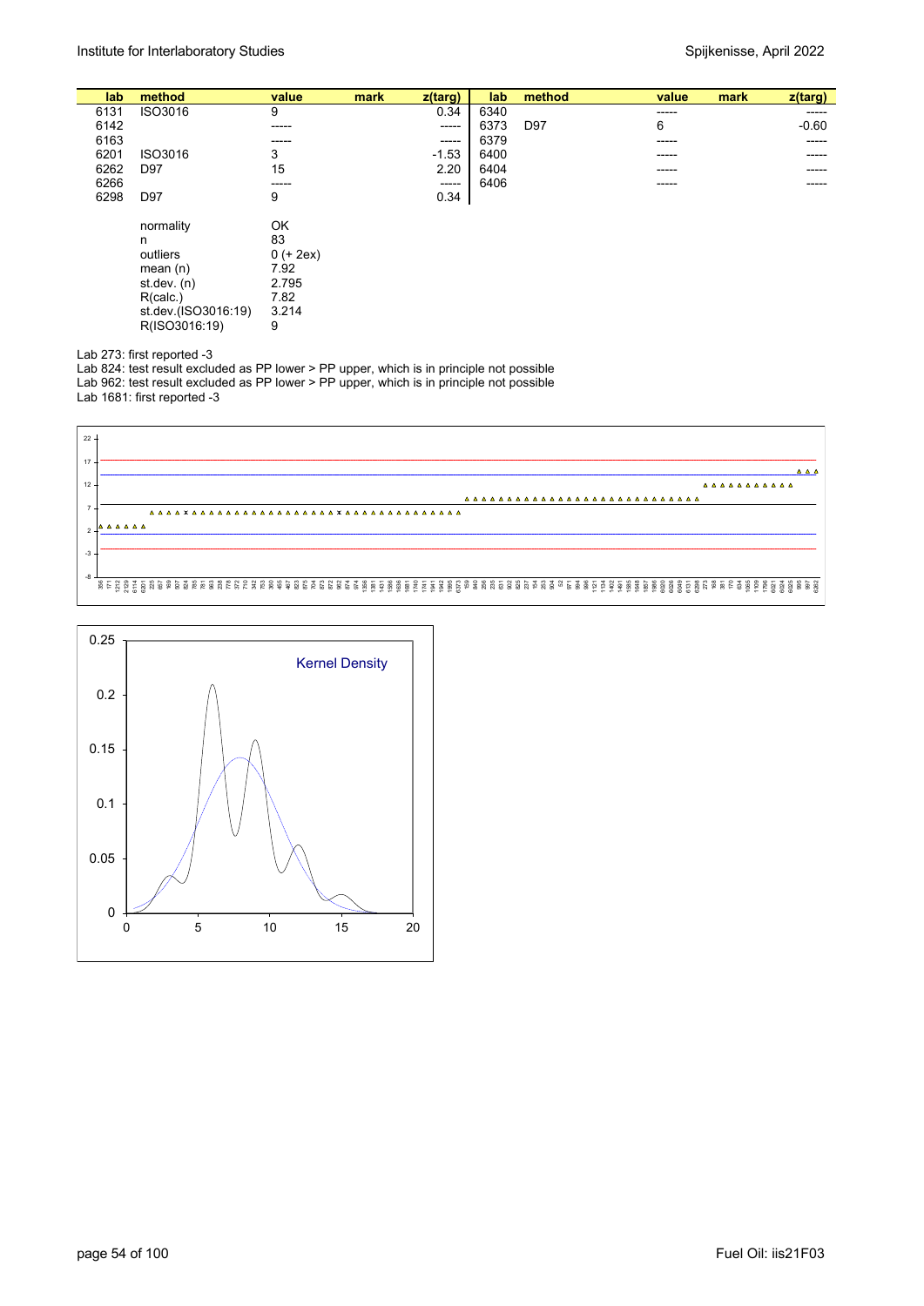| lab | method | value | mark | z(targ) | lab | method | value | mark | z(targ) |
|---|---|---|---|---|---|---|---|---|---|
| 6131 | ISO3016 | 9 | | 0.34 | 6340 | | ----- | | ----- |
| 6142 | | ----- | | ----- | 6373 | D97 | 6 | | -0.60 |
| 6163 | | ----- | | ----- | 6379 | | ----- | | ----- |
| 6201 | ISO3016 | 3 | | -1.53 | 6400 | | ----- | | ----- |
| 6262 | D97 | 15 | | 2.20 | 6404 | | ----- | | ----- |
| 6266 | | ----- | | ----- | 6406 | | ----- | | ----- |
| 6298 | D97 | 9 | | 0.34 | | | | | |

| | |
|---|---|
| normality | OK |
| n | 83 |
| outliers | 0 (+ 2ex) |
| mean (n) | 7.92 |
| st.dev. (n) | 2.795 |
| R(calc.) | 7.82 |
| st.dev.(ISO3016:19) | 3.214 |
| R(ISO3016:19) | 9 |

Lab 273: first reported -3
Lab 824: test result excluded as PP lower > PP upper, which is in principle not possible
Lab 962: test result excluded as PP lower > PP upper, which is in principle not possible
Lab 1681: first reported -3

22
17
12
7
2
-3
-8

356 171 1212 2129 6114 6201 225 657 169 607 824 765 781 963 228 779 372 710 342 753 360 455 467 823 875 704 873 872 962 874 974 1356 1381 1431 1586 1656 1681 1740 1741 1941 1942 1995 6373 159 840 256 235 631 922 825 237 154 253 904 52 971 994 995 1121 1134 1402 1491 1585 1648 1857 1866 6020 6026 6049 6131 6298 273 168 381 170 634 1065 1109 1796 6021 6024 6025 995 997 6262

0.25
0.2
0.15
0.1
0.05
0
0 5 10 15 20
Kernel Density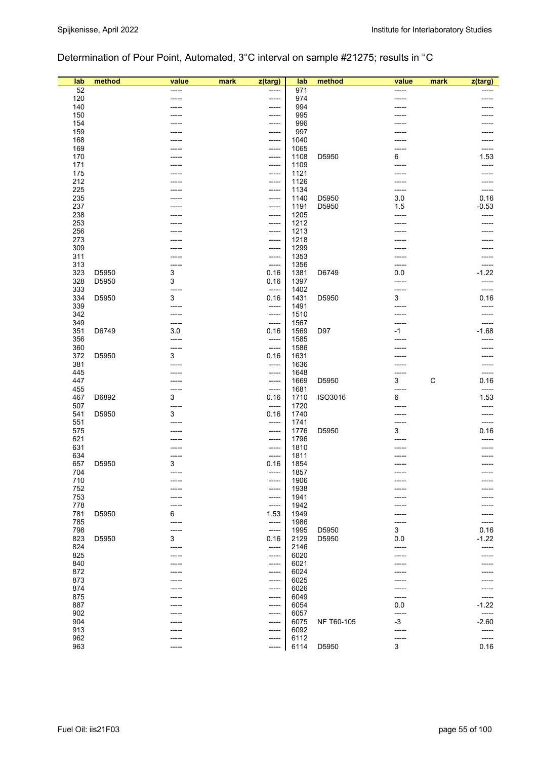## Determination of Pour Point, Automated, 3°C interval on sample #21275; results in °C

| lab | method | value | mark | z(targ) | lab | method | value | mark | z(targ) |
|---|---|---|---|---|---|---|---|---|---|
| 52 | | ----- | | ----- | 971 | | ----- | | ----- |
| 120 | | ----- | | ----- | 974 | | ----- | | ----- |
| 140 | | ----- | | ----- | 994 | | ----- | | ----- |
| 150 | | ----- | | ----- | 995 | | ----- | | ----- |
| 154 | | ----- | | ----- | 996 | | ----- | | ----- |
| 159 | | ----- | | ----- | 997 | | ----- | | ----- |
| 168 | | ----- | | ----- | 1040 | | ----- | | ----- |
| 169 | | ----- | | ----- | 1065 | | ----- | | ----- |
| 170 | | ----- | | ----- | 1108 | D5950 | 6 | | 1.53 |
| 171 | | ----- | | ----- | 1109 | | ----- | | ----- |
| 175 | | ----- | | ----- | 1121 | | ----- | | ----- |
| 212 | | ----- | | ----- | 1126 | | ----- | | ----- |
| 225 | | ----- | | ----- | 1134 | | ----- | | ----- |
| 235 | | ----- | | ----- | 1140 | D5950 | 3.0 | | 0.16 |
| 237 | | ----- | | ----- | 1191 | D5950 | 1.5 | | -0.53 |
| 238 | | ----- | | ----- | 1205 | | ----- | | ----- |
| 253 | | ----- | | ----- | 1212 | | ----- | | ----- |
| 256 | | ----- | | ----- | 1213 | | ----- | | ----- |
| 273 | | ----- | | ----- | 1218 | | ----- | | ----- |
| 309 | | ----- | | ----- | 1299 | | ----- | | ----- |
| 311 | | ----- | | ----- | 1353 | | ----- | | ----- |
| 313 | | ----- | | ----- | 1356 | | ----- | | ----- |
| 323 | D5950 | 3 | | 0.16 | 1381 | D6749 | 0.0 | | -1.22 |
| 328 | D5950 | 3 | | 0.16 | 1397 | | ----- | | ----- |
| 333 | | ----- | | ----- | 1402 | | ----- | | ----- |
| 334 | D5950 | 3 | | 0.16 | 1431 | D5950 | 3 | | 0.16 |
| 339 | | ----- | | ----- | 1491 | | ----- | | ----- |
| 342 | | ----- | | ----- | 1510 | | ----- | | ----- |
| 349 | | ----- | | ----- | 1567 | | ----- | | ----- |
| 351 | D6749 | 3.0 | | 0.16 | 1569 | D97 | -1 | | -1.68 |
| 356 | | ----- | | ----- | 1585 | | ----- | | ----- |
| 360 | | ----- | | ----- | 1586 | | ----- | | ----- |
| 372 | D5950 | 3 | | 0.16 | 1631 | | ----- | | ----- |
| 381 | | ----- | | ----- | 1636 | | ----- | | ----- |
| 445 | | ----- | | ----- | 1648 | | ----- | | ----- |
| 447 | | ----- | | ----- | 1669 | D5950 | 3 | C | 0.16 |
| 455 | | ----- | | ----- | 1681 | | ----- | | ----- |
| 467 | D6892 | 3 | | 0.16 | 1710 | ISO3016 | 6 | | 1.53 |
| 507 | | ----- | | ----- | 1720 | | ----- | | ----- |
| 541 | D5950 | 3 | | 0.16 | 1740 | | ----- | | ----- |
| 551 | | ----- | | ----- | 1741 | | ----- | | ----- |
| 575 | | ----- | | ----- | 1776 | D5950 | 3 | | 0.16 |
| 621 | | ----- | | ----- | 1796 | | ----- | | ----- |
| 631 | | ----- | | ----- | 1810 | | ----- | | ----- |
| 634 | | ----- | | ----- | 1811 | | ----- | | ----- |
| 657 | D5950 | 3 | | 0.16 | 1854 | | ----- | | ----- |
| 704 | | ----- | | ----- | 1857 | | ----- | | ----- |
| 710 | | ----- | | ----- | 1906 | | ----- | | ----- |
| 752 | | ----- | | ----- | 1938 | | ----- | | ----- |
| 753 | | ----- | | ----- | 1941 | | ----- | | ----- |
| 778 | | ----- | | ----- | 1942 | | ----- | | ----- |
| 781 | D5950 | 6 | | 1.53 | 1949 | | ----- | | ----- |
| 785 | | ----- | | ----- | 1986 | | ----- | | ----- |
| 798 | | ----- | | ----- | 1995 | D5950 | 3 | | 0.16 |
| 823 | D5950 | 3 | | 0.16 | 2129 | D5950 | 0.0 | | -1.22 |
| 824 | | ----- | | ----- | 2146 | | ----- | | ----- |
| 825 | | ----- | | ----- | 6020 | | ----- | | ----- |
| 840 | | ----- | | ----- | 6021 | | ----- | | ----- |
| 872 | | ----- | | ----- | 6024 | | ----- | | ----- |
| 873 | | ----- | | ----- | 6025 | | ----- | | ----- |
| 874 | | ----- | | ----- | 6026 | | ----- | | ----- |
| 875 | | ----- | | ----- | 6049 | | ----- | | ----- |
| 887 | | ----- | | ----- | 6054 | | 0.0 | | -1.22 |
| 902 | | ----- | | ----- | 6057 | | ----- | | ----- |
| 904 | | ----- | | ----- | 6075 | NF T60-105 | -3 | | -2.60 |
| 913 | | ----- | | ----- | 6092 | | ----- | | ----- |
| 962 | | ----- | | ----- | 6112 | | ----- | | ----- |
| 963 | | ----- | | ----- | 6114 | D5950 | 3 | | 0.16 |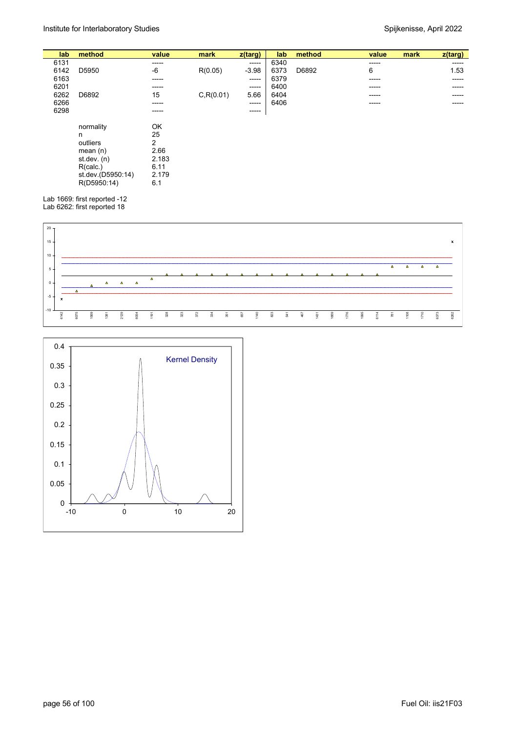| lab | method | value | mark | z(targ) | lab | method | value | mark | z(targ) |
|---|---|---|---|---|---|---|---|---|---|
| 6131 | | ----- | | ----- | 6340 | | ----- | | ----- |
| 6142 | D5950 | -6 | R(0.05) | -3.98 | 6373 | D6892 | 6 | | 1.53 |
| 6163 | | ----- | | ----- | 6379 | | ----- | | ----- |
| 6201 | | ----- | | ----- | 6400 | | ----- | | ----- |
| 6262 | D6892 | 15 | C,R(0.01) | 5.66 | 6404 | | ----- | | ----- |
| 6266 | | ----- | | ----- | 6406 | | ----- | | ----- |
| 6298 | | ----- | | ----- | | | | | |

| | |
|---|---|
| normality | OK |
| n | 25 |
| outliers | 2 |
| mean (n) | 2.66 |
| st.dev. (n) | 2.183 |
| R(calc.) | 6.11 |
| st.dev.(D5950:14) | 2.179 |
| R(D5950:14) | 6.1 |

Lab 1669: first reported -12
Lab 6262: first reported 18

20
15
10
5
0
-5
-10
6142 6075 1569 1381 2129 6054 1191 328 323 372 334 351 657 1140 823 541 467 1431 1669 1776 1995 6114 781 1108 1710 6373 6262

0.4
0.35
0.3
0.25
0.2
0.15
0.1
0.05
0
-10 0 10 20
Kernel Density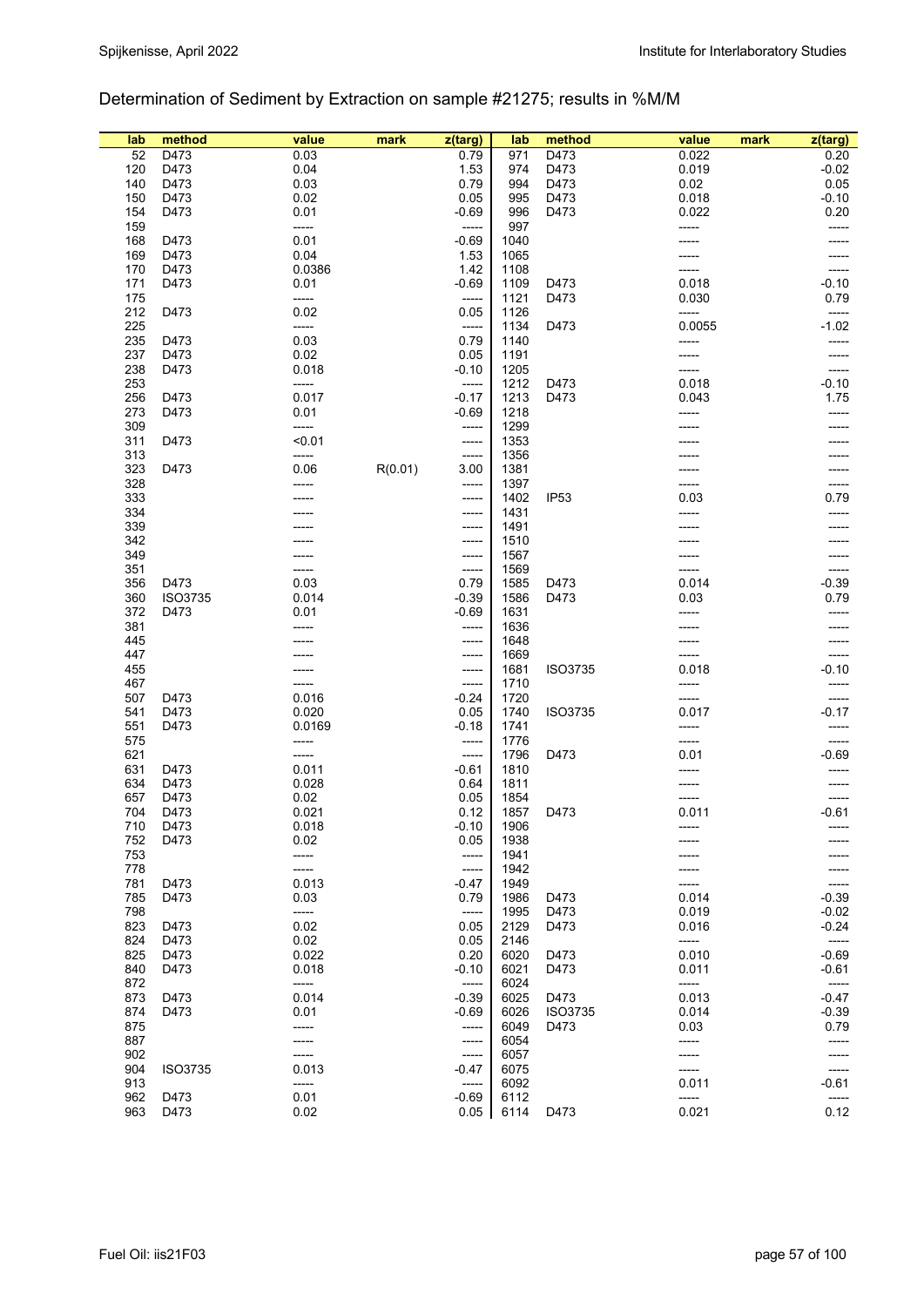## Determination of Sediment by Extraction on sample #21275; results in %M/M

| lab | method | value | mark | z(targ) | lab | method | value | mark | z(targ) |
|---|---|---|---|---|---|---|---|---|---|
| 52 | D473 | 0.03 | | 0.79 | 971 | D473 | 0.022 | | 0.20 |
| 120 | D473 | 0.04 | | 1.53 | 974 | D473 | 0.019 | | -0.02 |
| 140 | D473 | 0.03 | | 0.79 | 994 | D473 | 0.02 | | 0.05 |
| 150 | D473 | 0.02 | | 0.05 | 995 | D473 | 0.018 | | -0.10 |
| 154 | D473 | 0.01 | | -0.69 | 996 | D473 | 0.022 | | 0.20 |
| 159 | | ----- | | ----- | 997 | | ----- | | ----- |
| 168 | D473 | 0.01 | | -0.69 | 1040 | | ----- | | ----- |
| 169 | D473 | 0.04 | | 1.53 | 1065 | | ----- | | ----- |
| 170 | D473 | 0.0386 | | 1.42 | 1108 | | ----- | | ----- |
| 171 | D473 | 0.01 | | -0.69 | 1109 | D473 | 0.018 | | -0.10 |
| 175 | | ----- | | ----- | 1121 | D473 | 0.030 | | 0.79 |
| 212 | D473 | 0.02 | | 0.05 | 1126 | | ----- | | ----- |
| 225 | | ----- | | ----- | 1134 | D473 | 0.0055 | | -1.02 |
| 235 | D473 | 0.03 | | 0.79 | 1140 | | ----- | | ----- |
| 237 | D473 | 0.02 | | 0.05 | 1191 | | ----- | | ----- |
| 238 | D473 | 0.018 | | -0.10 | 1205 | | ----- | | ----- |
| 253 | | ----- | | ----- | 1212 | D473 | 0.018 | | -0.10 |
| 256 | D473 | 0.017 | | -0.17 | 1213 | D473 | 0.043 | | 1.75 |
| 273 | D473 | 0.01 | | -0.69 | 1218 | | ----- | | ----- |
| 309 | | ----- | | ----- | 1299 | | ----- | | ----- |
| 311 | D473 | <0.01 | | ----- | 1353 | | ----- | | ----- |
| 313 | | ----- | | ----- | 1356 | | ----- | | ----- |
| 323 | D473 | 0.06 | R(0.01) | 3.00 | 1381 | | ----- | | ----- |
| 328 | | ----- | | ----- | 1397 | | ----- | | ----- |
| 333 | | ----- | | ----- | 1402 | IP53 | 0.03 | | 0.79 |
| 334 | | ----- | | ----- | 1431 | | ----- | | ----- |
| 339 | | ----- | | ----- | 1491 | | ----- | | ----- |
| 342 | | ----- | | ----- | 1510 | | ----- | | ----- |
| 349 | | ----- | | ----- | 1567 | | ----- | | ----- |
| 351 | | ----- | | ----- | 1569 | | ----- | | ----- |
| 356 | D473 | 0.03 | | 0.79 | 1585 | D473 | 0.014 | | -0.39 |
| 360 | ISO3735 | 0.014 | | -0.39 | 1586 | D473 | 0.03 | | 0.79 |
| 372 | D473 | 0.01 | | -0.69 | 1631 | | ----- | | ----- |
| 381 | | ----- | | ----- | 1636 | | ----- | | ----- |
| 445 | | ----- | | ----- | 1648 | | ----- | | ----- |
| 447 | | ----- | | ----- | 1669 | | ----- | | ----- |
| 455 | | ----- | | ----- | 1681 | ISO3735 | 0.018 | | -0.10 |
| 467 | | ----- | | ----- | 1710 | | ----- | | ----- |
| 507 | D473 | 0.016 | | -0.24 | 1720 | | ----- | | ----- |
| 541 | D473 | 0.020 | | 0.05 | 1740 | ISO3735 | 0.017 | | -0.17 |
| 551 | D473 | 0.0169 | | -0.18 | 1741 | | ----- | | ----- |
| 575 | | ----- | | ----- | 1776 | | ----- | | ----- |
| 621 | | ----- | | ----- | 1796 | D473 | 0.01 | | -0.69 |
| 631 | D473 | 0.011 | | -0.61 | 1810 | | ----- | | ----- |
| 634 | D473 | 0.028 | | 0.64 | 1811 | | ----- | | ----- |
| 657 | D473 | 0.02 | | 0.05 | 1854 | | ----- | | ----- |
| 704 | D473 | 0.021 | | 0.12 | 1857 | D473 | 0.011 | | -0.61 |
| 710 | D473 | 0.018 | | -0.10 | 1906 | | ----- | | ----- |
| 752 | D473 | 0.02 | | 0.05 | 1938 | | ----- | | ----- |
| 753 | | ----- | | ----- | 1941 | | ----- | | ----- |
| 778 | | ----- | | ----- | 1942 | | ----- | | ----- |
| 781 | D473 | 0.013 | | -0.47 | 1949 | | ----- | | ----- |
| 785 | D473 | 0.03 | | 0.79 | 1986 | D473 | 0.014 | | -0.39 |
| 798 | | ----- | | ----- | 1995 | D473 | 0.019 | | -0.02 |
| 823 | D473 | 0.02 | | 0.05 | 2129 | D473 | 0.016 | | -0.24 |
| 824 | D473 | 0.02 | | 0.05 | 2146 | | ----- | | ----- |
| 825 | D473 | 0.022 | | 0.20 | 6020 | D473 | 0.010 | | -0.69 |
| 840 | D473 | 0.018 | | -0.10 | 6021 | D473 | 0.011 | | -0.61 |
| 872 | | ----- | | ----- | 6024 | | ----- | | ----- |
| 873 | D473 | 0.014 | | -0.39 | 6025 | D473 | 0.013 | | -0.47 |
| 874 | D473 | 0.01 | | -0.69 | 6026 | ISO3735 | 0.014 | | -0.39 |
| 875 | | ----- | | ----- | 6049 | D473 | 0.03 | | 0.79 |
| 887 | | ----- | | ----- | 6054 | | ----- | | ----- |
| 902 | | ----- | | ----- | 6057 | | ----- | | ----- |
| 904 | ISO3735 | 0.013 | | -0.47 | 6075 | | ----- | | ----- |
| 913 | | ----- | | ----- | 6092 | | 0.011 | | -0.61 |
| 962 | D473 | 0.01 | | -0.69 | 6112 | | ----- | | ----- |
| 963 | D473 | 0.02 | | 0.05 | 6114 | D473 | 0.021 | | 0.12 |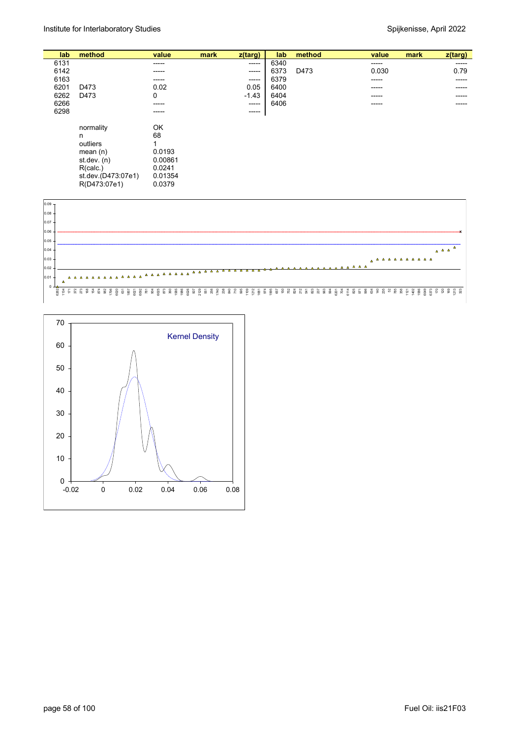| lab | method | value | mark | z(targ) | lab | method | value | mark | z(targ) |
|---|---|---|---|---|---|---|---|---|---|
| 6131 | | ----- | | ----- | 6340 | | ----- | | ----- |
| 6142 | | ----- | | ----- | 6373 | D473 | 0.030 | | 0.79 |
| 6163 | | ----- | | ----- | 6379 | | ----- | | ----- |
| 6201 | D473 | 0.02 | | 0.05 | 6400 | | ----- | | ----- |
| 6262 | D473 | 0 | | -1.43 | 6404 | | ----- | | ----- |
| 6266 | | ----- | | ----- | 6406 | | ----- | | ----- |
| 6298 | | ----- | | ----- | | | | | |

| | |
|---|---|
| normality | OK |
| n | 68 |
| outliers | 1 |
| mean (n) | 0.0193 |
| st.dev. (n) | 0.00861 |
| R(calc.) | 0.0241 |
| st.dev.(D473:07e1) | 0.01354 |
| R(D473:07e1) | 0.0379 |

0.09
0.08
0.07
0.06
0.05
0.04
0.03
0.02
0.01
0

6262 1134 171 372 273 168 154 874 962 1766 6020 631 1857 6021 6092 781 904 6025 873 360 1885 1866 6026 557 2129 551 258 1740 238 840 710 995 1109 1212 1681 974 1995 657 150 782 824 212 541 823 237 963 994 6201 704 6114 825 971 995 634 140 235 52 785 356 1121 1402 1886 6049 6373 170 120 169 1213 323

70
60
50
40
30
20
10
0

-0.02 0 0.02 0.04 0.06 0.08

Kernel Density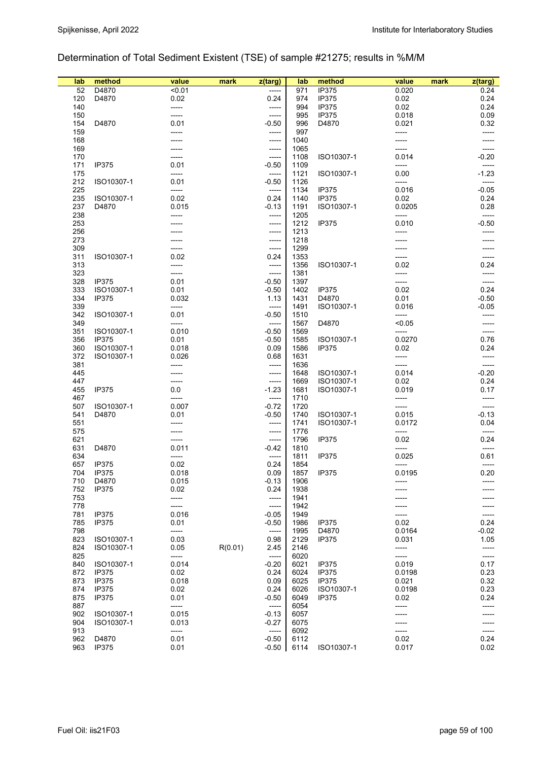## Determination of Total Sediment Existent (TSE) of sample #21275; results in %M/M

| lab | method | value | mark | z(targ) | lab | method | value | mark | z(targ) |
|---|---|---|---|---|---|---|---|---|---|
| 52 | D4870 | <0.01 | | ----- | 971 | IP375 | 0.020 | | 0.24 |
| 120 | D4870 | 0.02 | | 0.24 | 974 | IP375 | 0.02 | | 0.24 |
| 140 | | ----- | | ----- | 994 | IP375 | 0.02 | | 0.24 |
| 150 | | ----- | | ----- | 995 | IP375 | 0.018 | | 0.09 |
| 154 | D4870 | 0.01 | | -0.50 | 996 | D4870 | 0.021 | | 0.32 |
| 159 | | ----- | | ----- | 997 | | ----- | | ----- |
| 168 | | ----- | | ----- | 1040 | | ----- | | ----- |
| 169 | | ----- | | ----- | 1065 | | ----- | | ----- |
| 170 | | ----- | | ----- | 1108 | ISO10307-1 | 0.014 | | -0.20 |
| 171 | IP375 | 0.01 | | -0.50 | 1109 | | ----- | | ----- |
| 175 | | ----- | | ----- | 1121 | ISO10307-1 | 0.00 | | -1.23 |
| 212 | ISO10307-1 | 0.01 | | -0.50 | 1126 | | ----- | | ----- |
| 225 | | ----- | | ----- | 1134 | IP375 | 0.016 | | -0.05 |
| 235 | ISO10307-1 | 0.02 | | 0.24 | 1140 | IP375 | 0.02 | | 0.24 |
| 237 | D4870 | 0.015 | | -0.13 | 1191 | ISO10307-1 | 0.0205 | | 0.28 |
| 238 | | ----- | | ----- | 1205 | | ----- | | ----- |
| 253 | | ----- | | ----- | 1212 | IP375 | 0.010 | | -0.50 |
| 256 | | ----- | | ----- | 1213 | | ----- | | ----- |
| 273 | | ----- | | ----- | 1218 | | ----- | | ----- |
| 309 | | ----- | | ----- | 1299 | | ----- | | ----- |
| 311 | ISO10307-1 | 0.02 | | 0.24 | 1353 | | ----- | | ----- |
| 313 | | ----- | | ----- | 1356 | ISO10307-1 | 0.02 | | 0.24 |
| 323 | | ----- | | ----- | 1381 | | ----- | | ----- |
| 328 | IP375 | 0.01 | | -0.50 | 1397 | | ----- | | ----- |
| 333 | ISO10307-1 | 0.01 | | -0.50 | 1402 | IP375 | 0.02 | | 0.24 |
| 334 | IP375 | 0.032 | | 1.13 | 1431 | D4870 | 0.01 | | -0.50 |
| 339 | | ----- | | ----- | 1491 | ISO10307-1 | 0.016 | | -0.05 |
| 342 | ISO10307-1 | 0.01 | | -0.50 | 1510 | | ----- | | ----- |
| 349 | | ----- | | ----- | 1567 | D4870 | <0.05 | | ----- |
| 351 | ISO10307-1 | 0.010 | | -0.50 | 1569 | | ----- | | ----- |
| 356 | IP375 | 0.01 | | -0.50 | 1585 | ISO10307-1 | 0.0270 | | 0.76 |
| 360 | ISO10307-1 | 0.018 | | 0.09 | 1586 | IP375 | 0.02 | | 0.24 |
| 372 | ISO10307-1 | 0.026 | | 0.68 | 1631 | | ----- | | ----- |
| 381 | | ----- | | ----- | 1636 | | ----- | | ----- |
| 445 | | ----- | | ----- | 1648 | ISO10307-1 | 0.014 | | -0.20 |
| 447 | | ----- | | ----- | 1669 | ISO10307-1 | 0.02 | | 0.24 |
| 455 | IP375 | 0.0 | | -1.23 | 1681 | ISO10307-1 | 0.019 | | 0.17 |
| 467 | | ----- | | ----- | 1710 | | ----- | | ----- |
| 507 | ISO10307-1 | 0.007 | | -0.72 | 1720 | | ----- | | ----- |
| 541 | D4870 | 0.01 | | -0.50 | 1740 | ISO10307-1 | 0.015 | | -0.13 |
| 551 | | ----- | | ----- | 1741 | ISO10307-1 | 0.0172 | | 0.04 |
| 575 | | ----- | | ----- | 1776 | | ----- | | ----- |
| 621 | | ----- | | ----- | 1796 | IP375 | 0.02 | | 0.24 |
| 631 | D4870 | 0.011 | | -0.42 | 1810 | | ----- | | ----- |
| 634 | | ----- | | ----- | 1811 | IP375 | 0.025 | | 0.61 |
| 657 | IP375 | 0.02 | | 0.24 | 1854 | | ----- | | ----- |
| 704 | IP375 | 0.018 | | 0.09 | 1857 | IP375 | 0.0195 | | 0.20 |
| 710 | D4870 | 0.015 | | -0.13 | 1906 | | ----- | | ----- |
| 752 | IP375 | 0.02 | | 0.24 | 1938 | | ----- | | ----- |
| 753 | | ----- | | ----- | 1941 | | ----- | | ----- |
| 778 | | ----- | | ----- | 1942 | | ----- | | ----- |
| 781 | IP375 | 0.016 | | -0.05 | 1949 | | ----- | | ----- |
| 785 | IP375 | 0.01 | | -0.50 | 1986 | IP375 | 0.02 | | 0.24 |
| 798 | | ----- | | ----- | 1995 | D4870 | 0.0164 | | -0.02 |
| 823 | ISO10307-1 | 0.03 | | 0.98 | 2129 | IP375 | 0.031 | | 1.05 |
| 824 | ISO10307-1 | 0.05 | R(0.01) | 2.45 | 2146 | | ----- | | ----- |
| 825 | | ----- | | ----- | 6020 | | ----- | | ----- |
| 840 | ISO10307-1 | 0.014 | | -0.20 | 6021 | IP375 | 0.019 | | 0.17 |
| 872 | IP375 | 0.02 | | 0.24 | 6024 | IP375 | 0.0198 | | 0.23 |
| 873 | IP375 | 0.018 | | 0.09 | 6025 | IP375 | 0.021 | | 0.32 |
| 874 | IP375 | 0.02 | | 0.24 | 6026 | ISO10307-1 | 0.0198 | | 0.23 |
| 875 | IP375 | 0.01 | | -0.50 | 6049 | IP375 | 0.02 | | 0.24 |
| 887 | | ----- | | ----- | 6054 | | ----- | | ----- |
| 902 | ISO10307-1 | 0.015 | | -0.13 | 6057 | | ----- | | ----- |
| 904 | ISO10307-1 | 0.013 | | -0.27 | 6075 | | ----- | | ----- |
| 913 | | ----- | | ----- | 6092 | | ----- | | ----- |
| 962 | D4870 | 0.01 | | -0.50 | 6112 | | 0.02 | | 0.24 |
| 963 | IP375 | 0.01 | | -0.50 | 6114 | ISO10307-1 | 0.017 | | 0.02 |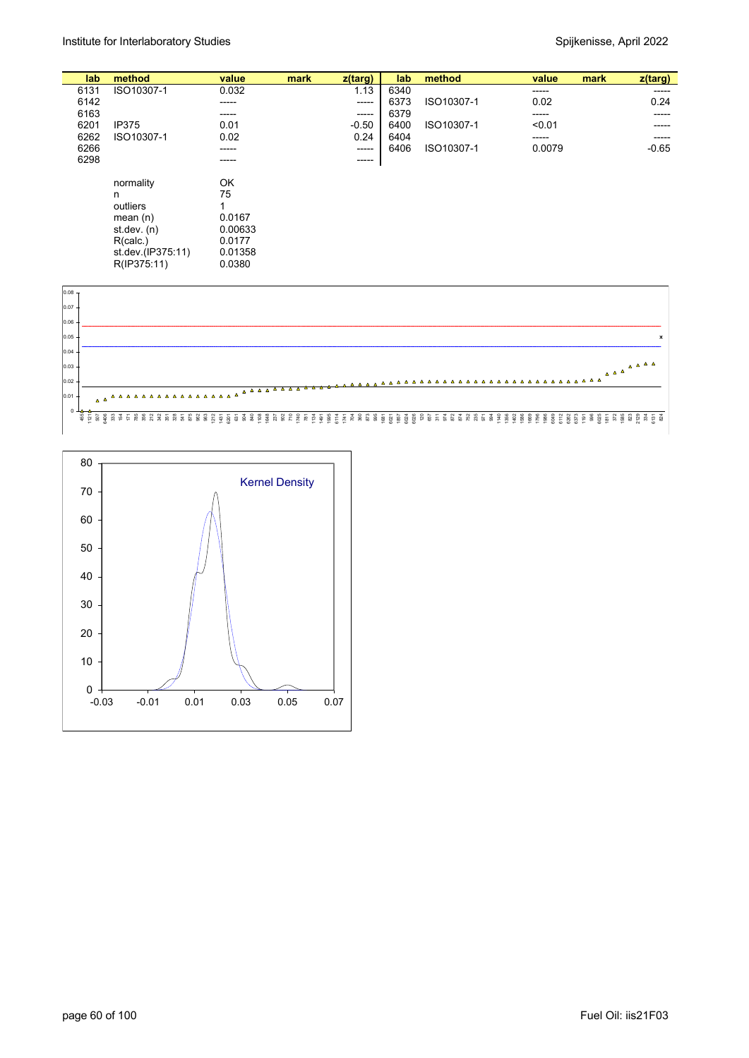| lab | method | value | mark | z(targ) | lab | method | value | mark | z(targ) |
|---|---|---|---|---|---|---|---|---|---|
| 6131 | ISO10307-1 | 0.032 | | 1.13 | 6340 | | ----- | | ----- |
| 6142 | | ----- | | ----- | 6373 | ISO10307-1 | 0.02 | | 0.24 |
| 6163 | | ----- | | ----- | 6379 | | ----- | | ----- |
| 6201 | IP375 | 0.01 | | -0.50 | 6400 | ISO10307-1 | <0.01 | | ----- |
| 6262 | ISO10307-1 | 0.02 | | 0.24 | 6404 | | ----- | | ----- |
| 6266 | | ----- | | ----- | 6406 | ISO10307-1 | 0.0079 | | -0.65 |
| 6298 | | ----- | | ----- | | | | | |

| | |
|---|---|
| normality | OK |
| n | 75 |
| outliers | 1 |
| mean (n) | 0.0167 |
| st.dev. (n) | 0.00633 |
| R(calc.) | 0.0177 |
| st.dev.(IP375:11) | 0.01358 |
| R(IP375:11) | 0.0380 |

0.08
0.07
0.06
0.05
0.04
0.03
0.02
0.01
0

Kernel Density

80
70
60
50
40
30
20
10
0
-0.03 -0.01 0.01 0.03 0.05 0.07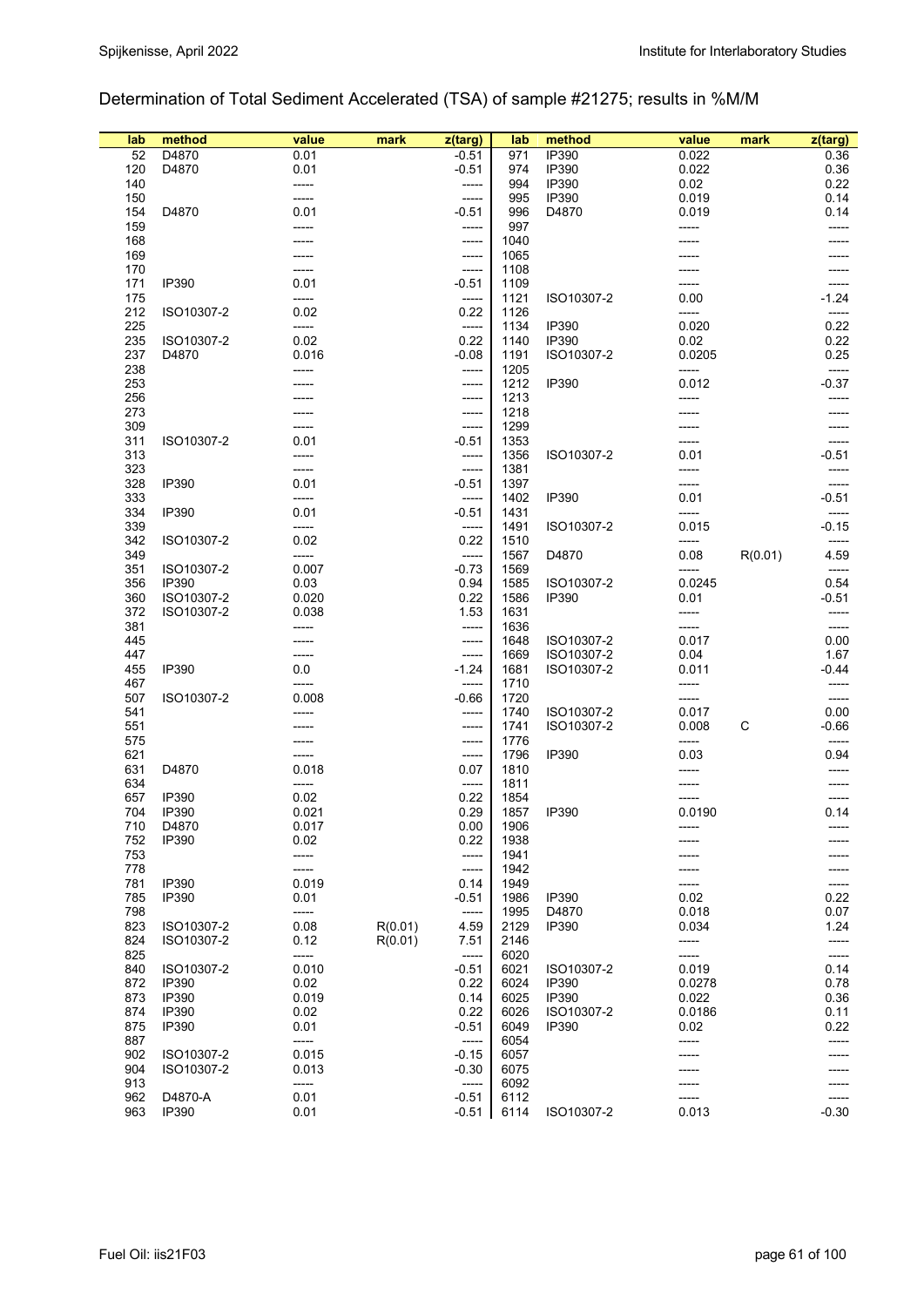## Determination of Total Sediment Accelerated (TSA) of sample #21275; results in %M/M

| lab | method | value | mark | z(targ) | lab | method | value | mark | z(targ) |
|---|---|---|---|---|---|---|---|---|---|
| 52 | D4870 | 0.01 | | -0.51 | 971 | IP390 | 0.022 | | 0.36 |
| 120 | D4870 | 0.01 | | -0.51 | 974 | IP390 | 0.022 | | 0.36 |
| 140 | | ----- | | ----- | 994 | IP390 | 0.02 | | 0.22 |
| 150 | | ----- | | ----- | 995 | IP390 | 0.019 | | 0.14 |
| 154 | D4870 | 0.01 | | -0.51 | 996 | D4870 | 0.019 | | 0.14 |
| 159 | | ----- | | ----- | 997 | | ----- | | ----- |
| 168 | | ----- | | ----- | 1040 | | ----- | | ----- |
| 169 | | ----- | | ----- | 1065 | | ----- | | ----- |
| 170 | | ----- | | ----- | 1108 | | ----- | | ----- |
| 171 | IP390 | 0.01 | | -0.51 | 1109 | | ----- | | ----- |
| 175 | | ----- | | ----- | 1121 | ISO10307-2 | 0.00 | | -1.24 |
| 212 | ISO10307-2 | 0.02 | | 0.22 | 1126 | | ----- | | ----- |
| 225 | | ----- | | ----- | 1134 | IP390 | 0.020 | | 0.22 |
| 235 | ISO10307-2 | 0.02 | | 0.22 | 1140 | IP390 | 0.02 | | 0.22 |
| 237 | D4870 | 0.016 | | -0.08 | 1191 | ISO10307-2 | 0.0205 | | 0.25 |
| 238 | | ----- | | ----- | 1205 | | ----- | | ----- |
| 253 | | ----- | | ----- | 1212 | IP390 | 0.012 | | -0.37 |
| 256 | | ----- | | ----- | 1213 | | ----- | | ----- |
| 273 | | ----- | | ----- | 1218 | | ----- | | ----- |
| 309 | | ----- | | ----- | 1299 | | ----- | | ----- |
| 311 | ISO10307-2 | 0.01 | | -0.51 | 1353 | | ----- | | ----- |
| 313 | | ----- | | ----- | 1356 | ISO10307-2 | 0.01 | | -0.51 |
| 323 | | ----- | | ----- | 1381 | | ----- | | ----- |
| 328 | IP390 | 0.01 | | -0.51 | 1397 | | ----- | | ----- |
| 333 | | ----- | | ----- | 1402 | IP390 | 0.01 | | -0.51 |
| 334 | IP390 | 0.01 | | -0.51 | 1431 | | ----- | | ----- |
| 339 | | ----- | | ----- | 1491 | ISO10307-2 | 0.015 | | -0.15 |
| 342 | ISO10307-2 | 0.02 | | 0.22 | 1510 | | ----- | | ----- |
| 349 | | ----- | | ----- | 1567 | D4870 | 0.08 | R(0.01) | 4.59 |
| 351 | ISO10307-2 | 0.007 | | -0.73 | 1569 | | ----- | | ----- |
| 356 | IP390 | 0.03 | | 0.94 | 1585 | ISO10307-2 | 0.0245 | | 0.54 |
| 360 | ISO10307-2 | 0.020 | | 0.22 | 1586 | IP390 | 0.01 | | -0.51 |
| 372 | ISO10307-2 | 0.038 | | 1.53 | 1631 | | ----- | | ----- |
| 381 | | ----- | | ----- | 1636 | | ----- | | ----- |
| 445 | | ----- | | ----- | 1648 | ISO10307-2 | 0.017 | | 0.00 |
| 447 | | ----- | | ----- | 1669 | ISO10307-2 | 0.04 | | 1.67 |
| 455 | IP390 | 0.0 | | -1.24 | 1681 | ISO10307-2 | 0.011 | | -0.44 |
| 467 | | ----- | | ----- | 1710 | | ----- | | ----- |
| 507 | ISO10307-2 | 0.008 | | -0.66 | 1720 | | ----- | | ----- |
| 541 | | ----- | | ----- | 1740 | ISO10307-2 | 0.017 | | 0.00 |
| 551 | | ----- | | ----- | 1741 | ISO10307-2 | 0.008 | C | -0.66 |
| 575 | | ----- | | ----- | 1776 | | ----- | | ----- |
| 621 | | ----- | | ----- | 1796 | IP390 | 0.03 | | 0.94 |
| 631 | D4870 | 0.018 | | 0.07 | 1810 | | ----- | | ----- |
| 634 | | ----- | | ----- | 1811 | | ----- | | ----- |
| 657 | IP390 | 0.02 | | 0.22 | 1854 | | ----- | | ----- |
| 704 | IP390 | 0.021 | | 0.29 | 1857 | IP390 | 0.0190 | | 0.14 |
| 710 | D4870 | 0.017 | | 0.00 | 1906 | | ----- | | ----- |
| 752 | IP390 | 0.02 | | 0.22 | 1938 | | ----- | | ----- |
| 753 | | ----- | | ----- | 1941 | | ----- | | ----- |
| 778 | | ----- | | ----- | 1942 | | ----- | | ----- |
| 781 | IP390 | 0.019 | | 0.14 | 1949 | | ----- | | ----- |
| 785 | IP390 | 0.01 | | -0.51 | 1986 | IP390 | 0.02 | | 0.22 |
| 798 | | ----- | | ----- | 1995 | D4870 | 0.018 | | 0.07 |
| 823 | ISO10307-2 | 0.08 | R(0.01) | 4.59 | 2129 | IP390 | 0.034 | | 1.24 |
| 824 | ISO10307-2 | 0.12 | R(0.01) | 7.51 | 2146 | | ----- | | ----- |
| 825 | | ----- | | ----- | 6020 | | ----- | | ----- |
| 840 | ISO10307-2 | 0.010 | | -0.51 | 6021 | ISO10307-2 | 0.019 | | 0.14 |
| 872 | IP390 | 0.02 | | 0.22 | 6024 | IP390 | 0.0278 | | 0.78 |
| 873 | IP390 | 0.019 | | 0.14 | 6025 | IP390 | 0.022 | | 0.36 |
| 874 | IP390 | 0.02 | | 0.22 | 6026 | ISO10307-2 | 0.0186 | | 0.11 |
| 875 | IP390 | 0.01 | | -0.51 | 6049 | IP390 | 0.02 | | 0.22 |
| 887 | | ----- | | ----- | 6054 | | ----- | | ----- |
| 902 | ISO10307-2 | 0.015 | | -0.15 | 6057 | | ----- | | ----- |
| 904 | ISO10307-2 | 0.013 | | -0.30 | 6075 | | ----- | | ----- |
| 913 | | ----- | | ----- | 6092 | | ----- | | ----- |
| 962 | D4870-A | 0.01 | | -0.51 | 6112 | | ----- | | ----- |
| 963 | IP390 | 0.01 | | -0.51 | 6114 | ISO10307-2 | 0.013 | | -0.30 |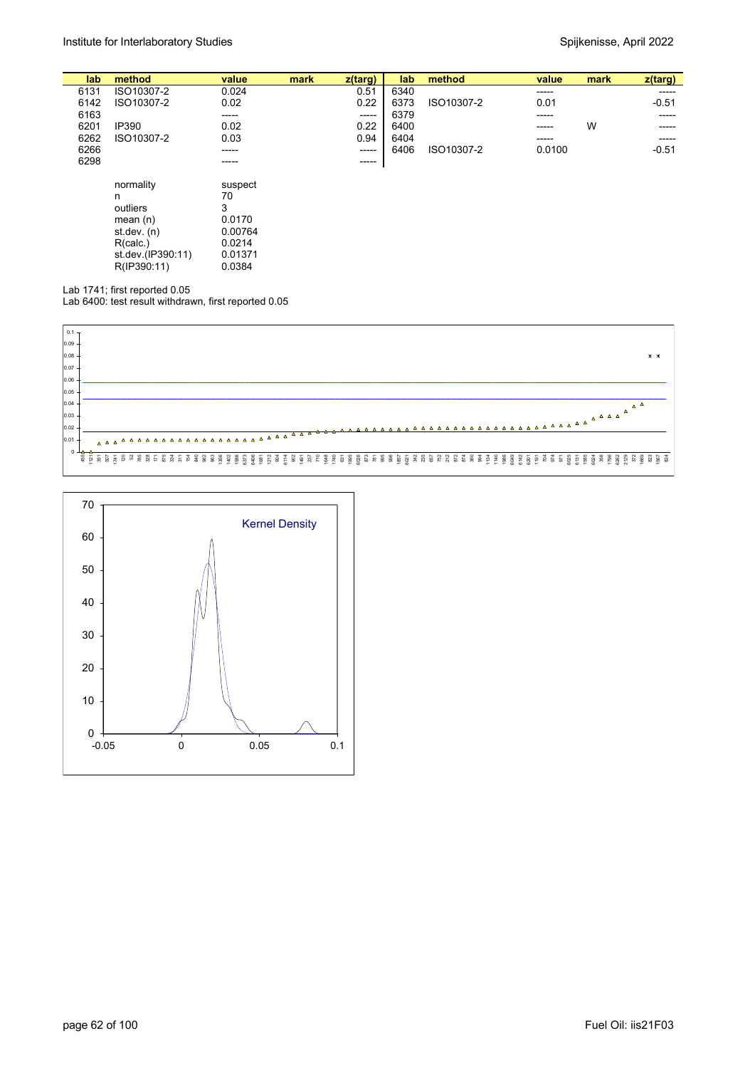| lab | method | value | mark | z(targ) | lab | method | value | mark | z(targ) |
|---|---|---|---|---|---|---|---|---|---|
| 6131 | ISO10307-2 | 0.024 | | 0.51 | 6340 | | ----- | | ----- |
| 6142 | ISO10307-2 | 0.02 | | 0.22 | 6373 | ISO10307-2 | 0.01 | | -0.51 |
| 6163 | | ----- | | ----- | 6379 | | ----- | | ----- |
| 6201 | IP390 | 0.02 | | 0.22 | 6400 | | ----- | W | ----- |
| 6262 | ISO10307-2 | 0.03 | | 0.94 | 6404 | | ----- | | ----- |
| 6266 | | ----- | | ----- | 6406 | ISO10307-2 | 0.0100 | | -0.51 |
| 6298 | | ----- | | ----- | | | | | |

| | |
|---|---|
| normality | suspect |
| n | 70 |
| outliers | 3 |
| mean (n) | 0.0170 |
| st.dev. (n) | 0.00764 |
| R(calc.) | 0.0214 |
| st.dev.(IP390:11) | 0.01371 |
| R(IP390:11) | 0.0384 |

Lab 1741; first reported 0.05

Lab 6400: test result withdrawn, first reported 0.05

Kernel Density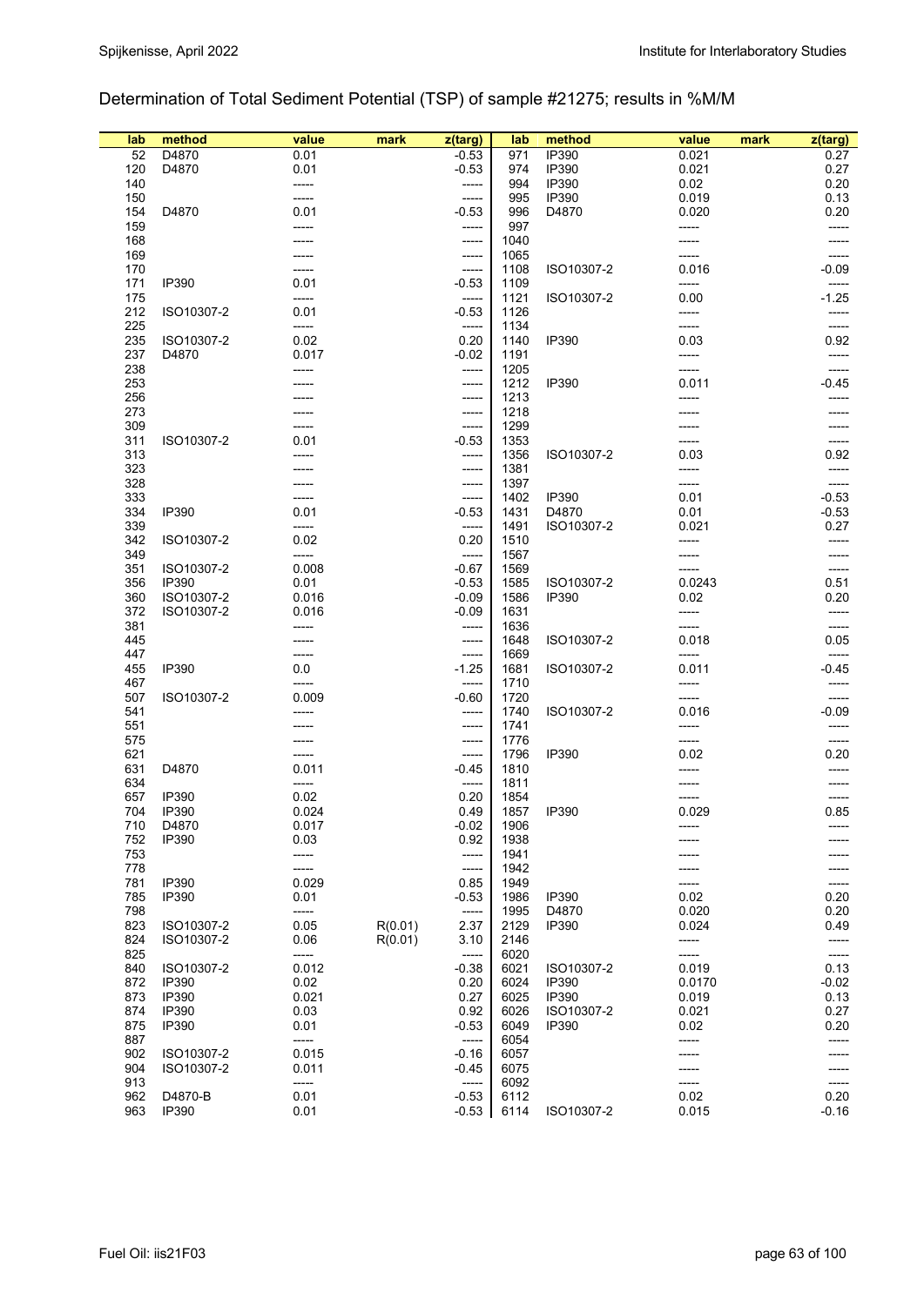## Determination of Total Sediment Potential (TSP) of sample #21275; results in %M/M

| lab | method | value | mark | z(targ) | lab | method | value | mark | z(targ) |
|---|---|---|---|---|---|---|---|---|---|
| 52 | D4870 | 0.01 | | -0.53 | 971 | IP390 | 0.021 | | 0.27 |
| 120 | D4870 | 0.01 | | -0.53 | 974 | IP390 | 0.021 | | 0.27 |
| 140 | | ----- | | ----- | 994 | IP390 | 0.02 | | 0.20 |
| 150 | | ----- | | ----- | 995 | IP390 | 0.019 | | 0.13 |
| 154 | D4870 | 0.01 | | -0.53 | 996 | D4870 | 0.020 | | 0.20 |
| 159 | | ----- | | ----- | 997 | | ----- | | ----- |
| 168 | | ----- | | ----- | 1040 | | ----- | | ----- |
| 169 | | ----- | | ----- | 1065 | | ----- | | ----- |
| 170 | | ----- | | ----- | 1108 | ISO10307-2 | 0.016 | | -0.09 |
| 171 | IP390 | 0.01 | | -0.53 | 1109 | | ----- | | ----- |
| 175 | | ----- | | ----- | 1121 | ISO10307-2 | 0.00 | | -1.25 |
| 212 | ISO10307-2 | 0.01 | | -0.53 | 1126 | | ----- | | ----- |
| 225 | | ----- | | ----- | 1134 | | ----- | | ----- |
| 235 | ISO10307-2 | 0.02 | | 0.20 | 1140 | IP390 | 0.03 | | 0.92 |
| 237 | D4870 | 0.017 | | -0.02 | 1191 | | ----- | | ----- |
| 238 | | ----- | | ----- | 1205 | | ----- | | ----- |
| 253 | | ----- | | ----- | 1212 | IP390 | 0.011 | | -0.45 |
| 256 | | ----- | | ----- | 1213 | | ----- | | ----- |
| 273 | | ----- | | ----- | 1218 | | ----- | | ----- |
| 309 | | ----- | | ----- | 1299 | | ----- | | ----- |
| 311 | ISO10307-2 | 0.01 | | -0.53 | 1353 | | ----- | | ----- |
| 313 | | ----- | | ----- | 1356 | ISO10307-2 | 0.03 | | 0.92 |
| 323 | | ----- | | ----- | 1381 | | ----- | | ----- |
| 328 | | ----- | | ----- | 1397 | | ----- | | ----- |
| 333 | | ----- | | ----- | 1402 | IP390 | 0.01 | | -0.53 |
| 334 | IP390 | 0.01 | | -0.53 | 1431 | D4870 | 0.01 | | -0.53 |
| 339 | | ----- | | ----- | 1491 | ISO10307-2 | 0.021 | | 0.27 |
| 342 | ISO10307-2 | 0.02 | | 0.20 | 1510 | | ----- | | ----- |
| 349 | | ----- | | ----- | 1567 | | ----- | | ----- |
| 351 | ISO10307-2 | 0.008 | | -0.67 | 1569 | | ----- | | ----- |
| 356 | IP390 | 0.01 | | -0.53 | 1585 | ISO10307-2 | 0.0243 | | 0.51 |
| 360 | ISO10307-2 | 0.016 | | -0.09 | 1586 | IP390 | 0.02 | | 0.20 |
| 372 | ISO10307-2 | 0.016 | | -0.09 | 1631 | | ----- | | ----- |
| 381 | | ----- | | ----- | 1636 | | ----- | | ----- |
| 445 | | ----- | | ----- | 1648 | ISO10307-2 | 0.018 | | 0.05 |
| 447 | | ----- | | ----- | 1669 | | ----- | | ----- |
| 455 | IP390 | 0.0 | | -1.25 | 1681 | ISO10307-2 | 0.011 | | -0.45 |
| 467 | | ----- | | ----- | 1710 | | ----- | | ----- |
| 507 | ISO10307-2 | 0.009 | | -0.60 | 1720 | | ----- | | ----- |
| 541 | | ----- | | ----- | 1740 | ISO10307-2 | 0.016 | | -0.09 |
| 551 | | ----- | | ----- | 1741 | | ----- | | ----- |
| 575 | | ----- | | ----- | 1776 | | ----- | | ----- |
| 621 | | ----- | | ----- | 1796 | IP390 | 0.02 | | 0.20 |
| 631 | D4870 | 0.011 | | -0.45 | 1810 | | ----- | | ----- |
| 634 | | ----- | | ----- | 1811 | | ----- | | ----- |
| 657 | IP390 | 0.02 | | 0.20 | 1854 | | ----- | | ----- |
| 704 | IP390 | 0.024 | | 0.49 | 1857 | IP390 | 0.029 | | 0.85 |
| 710 | D4870 | 0.017 | | -0.02 | 1906 | | ----- | | ----- |
| 752 | IP390 | 0.03 | | 0.92 | 1938 | | ----- | | ----- |
| 753 | | ----- | | ----- | 1941 | | ----- | | ----- |
| 778 | | ----- | | ----- | 1942 | | ----- | | ----- |
| 781 | IP390 | 0.029 | | 0.85 | 1949 | | ----- | | ----- |
| 785 | IP390 | 0.01 | | -0.53 | 1986 | IP390 | 0.02 | | 0.20 |
| 798 | | ----- | | ----- | 1995 | D4870 | 0.020 | | 0.20 |
| 823 | ISO10307-2 | 0.05 | R(0.01) | 2.37 | 2129 | IP390 | 0.024 | | 0.49 |
| 824 | ISO10307-2 | 0.06 | R(0.01) | 3.10 | 2146 | | ----- | | ----- |
| 825 | | ----- | | ----- | 6020 | | ----- | | ----- |
| 840 | ISO10307-2 | 0.012 | | -0.38 | 6021 | ISO10307-2 | 0.019 | | 0.13 |
| 872 | IP390 | 0.02 | | 0.20 | 6024 | IP390 | 0.0170 | | -0.02 |
| 873 | IP390 | 0.021 | | 0.27 | 6025 | IP390 | 0.019 | | 0.13 |
| 874 | IP390 | 0.03 | | 0.92 | 6026 | ISO10307-2 | 0.021 | | 0.27 |
| 875 | IP390 | 0.01 | | -0.53 | 6049 | IP390 | 0.02 | | 0.20 |
| 887 | | ----- | | ----- | 6054 | | ----- | | ----- |
| 902 | ISO10307-2 | 0.015 | | -0.16 | 6057 | | ----- | | ----- |
| 904 | ISO10307-2 | 0.011 | | -0.45 | 6075 | | ----- | | ----- |
| 913 | | ----- | | ----- | 6092 | | ----- | | ----- |
| 962 | D4870-B | 0.01 | | -0.53 | 6112 | | 0.02 | | 0.20 |
| 963 | IP390 | 0.01 | | -0.53 | 6114 | ISO10307-2 | 0.015 | | -0.16 |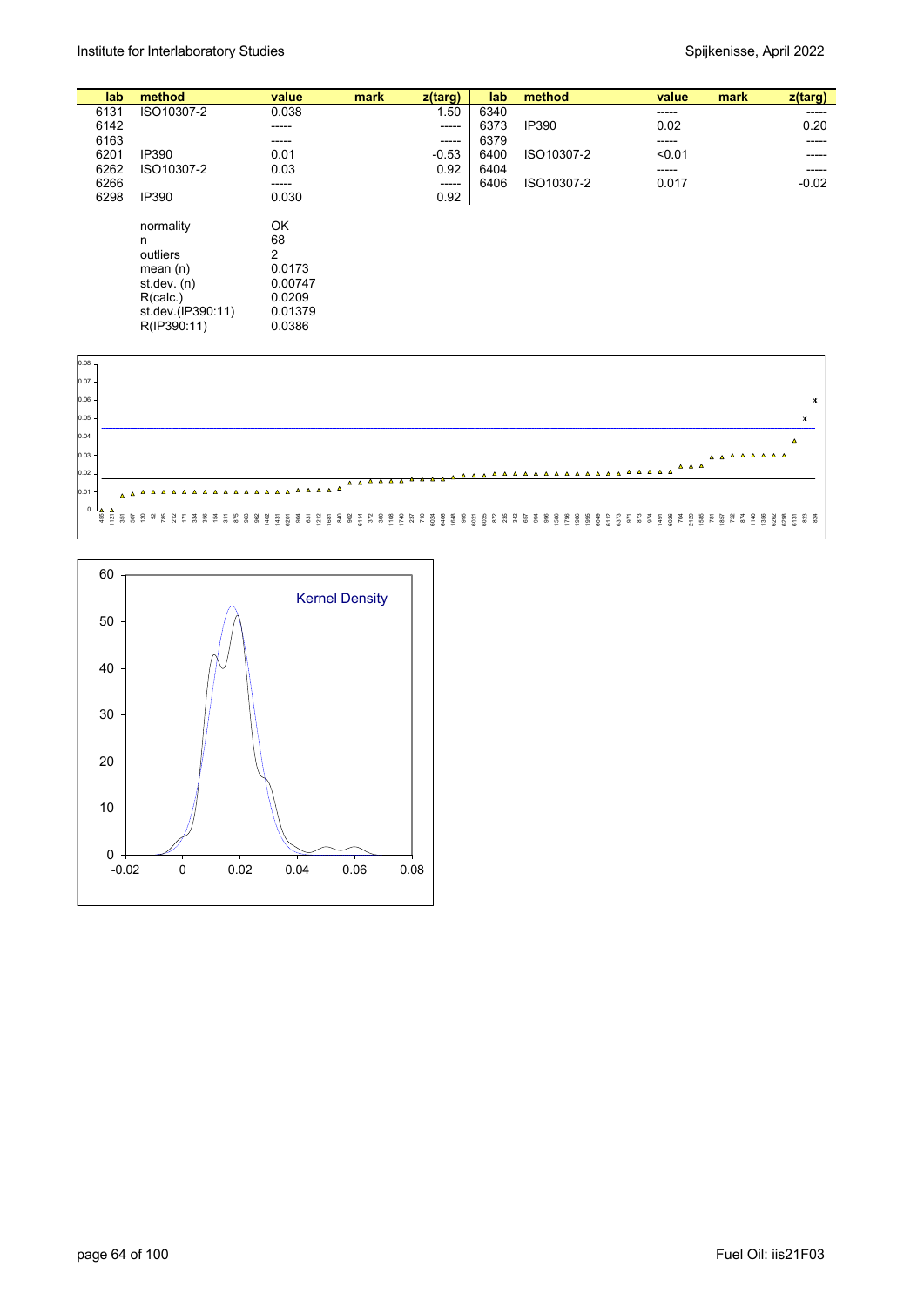| lab | method | value | mark | z(targ) | lab | method | value | mark | z(targ) |
|---|---|---|---|---|---|---|---|---|---|
| 6131 | ISO10307-2 | 0.038 | | 1.50 | 6340 | | ----- | | ----- |
| 6142 | | ----- | | ----- | 6373 | IP390 | 0.02 | | 0.20 |
| 6163 | | ----- | | ----- | 6379 | | ----- | | ----- |
| 6201 | IP390 | 0.01 | | -0.53 | 6400 | ISO10307-2 | <0.01 | | ----- |
| 6262 | ISO10307-2 | 0.03 | | 0.92 | 6404 | | ----- | | ----- |
| 6266 | | ----- | | ----- | 6406 | ISO10307-2 | 0.017 | | -0.02 |
| 6298 | IP390 | 0.030 | | 0.92 | | | | | |

| | |
|---|---|
| normality | OK |
| n | 68 |
| outliers | 2 |
| mean (n) | 0.0173 |
| st.dev. (n) | 0.00747 |
| R(calc.) | 0.0209 |
| st.dev.(IP390:11) | 0.01379 |
| R(IP390:11) | 0.0386 |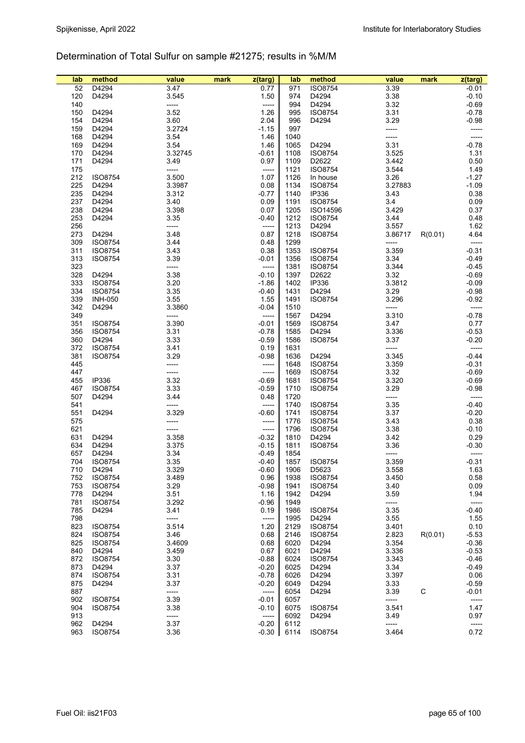## Determination of Total Sulfur on sample #21275; results in %M/M

| lab | method | value | mark | z(targ) | lab | method | value | mark | z(targ) |
|---|---|---|---|---|---|---|---|---|---|
| 52 | D4294 | 3.47 | | 0.77 | 971 | ISO8754 | 3.39 | | -0.01 |
| 120 | D4294 | 3.545 | | 1.50 | 974 | D4294 | 3.38 | | -0.10 |
| 140 | | ----- | | ----- | 994 | D4294 | 3.32 | | -0.69 |
| 150 | D4294 | 3.52 | | 1.26 | 995 | ISO8754 | 3.31 | | -0.78 |
| 154 | D4294 | 3.60 | | 2.04 | 996 | D4294 | 3.29 | | -0.98 |
| 159 | D4294 | 3.2724 | | -1.15 | 997 | | ----- | | ----- |
| 168 | D4294 | 3.54 | | 1.46 | 1040 | | ----- | | ----- |
| 169 | D4294 | 3.54 | | 1.46 | 1065 | D4294 | 3.31 | | -0.78 |
| 170 | D4294 | 3.32745 | | -0.61 | 1108 | ISO8754 | 3.525 | | 1.31 |
| 171 | D4294 | 3.49 | | 0.97 | 1109 | D2622 | 3.442 | | 0.50 |
| 175 | | ----- | | ----- | 1121 | ISO8754 | 3.544 | | 1.49 |
| 212 | ISO8754 | 3.500 | | 1.07 | 1126 | In house | 3.26 | | -1.27 |
| 225 | D4294 | 3.3987 | | 0.08 | 1134 | ISO8754 | 3.27883 | | -1.09 |
| 235 | D4294 | 3.312 | | -0.77 | 1140 | IP336 | 3.43 | | 0.38 |
| 237 | D4294 | 3.40 | | 0.09 | 1191 | ISO8754 | 3.4 | | 0.09 |
| 238 | D4294 | 3.398 | | 0.07 | 1205 | ISO14596 | 3.429 | | 0.37 |
| 253 | D4294 | 3.35 | | -0.40 | 1212 | ISO8754 | 3.44 | | 0.48 |
| 256 | | ----- | | ----- | 1213 | D4294 | 3.557 | | 1.62 |
| 273 | D4294 | 3.48 | | 0.87 | 1218 | ISO8754 | 3.86717 | R(0.01) | 4.64 |
| 309 | ISO8754 | 3.44 | | 0.48 | 1299 | | ----- | | ----- |
| 311 | ISO8754 | 3.43 | | 0.38 | 1353 | ISO8754 | 3.359 | | -0.31 |
| 313 | ISO8754 | 3.39 | | -0.01 | 1356 | ISO8754 | 3.34 | | -0.49 |
| 323 | | ----- | | ----- | 1381 | ISO8754 | 3.344 | | -0.45 |
| 328 | D4294 | 3.38 | | -0.10 | 1397 | D2622 | 3.32 | | -0.69 |
| 333 | ISO8754 | 3.20 | | -1.86 | 1402 | IP336 | 3.3812 | | -0.09 |
| 334 | ISO8754 | 3.35 | | -0.40 | 1431 | D4294 | 3.29 | | -0.98 |
| 339 | INH-050 | 3.55 | | 1.55 | 1491 | ISO8754 | 3.296 | | -0.92 |
| 342 | D4294 | 3.3860 | | -0.04 | 1510 | | ----- | | ----- |
| 349 | | ----- | | ----- | 1567 | D4294 | 3.310 | | -0.78 |
| 351 | ISO8754 | 3.390 | | -0.01 | 1569 | ISO8754 | 3.47 | | 0.77 |
| 356 | ISO8754 | 3.31 | | -0.78 | 1585 | D4294 | 3.336 | | -0.53 |
| 360 | D4294 | 3.33 | | -0.59 | 1586 | ISO8754 | 3.37 | | -0.20 |
| 372 | ISO8754 | 3.41 | | 0.19 | 1631 | | ----- | | ----- |
| 381 | ISO8754 | 3.29 | | -0.98 | 1636 | D4294 | 3.345 | | -0.44 |
| 445 | | ----- | | ----- | 1648 | ISO8754 | 3.359 | | -0.31 |
| 447 | | ----- | | ----- | 1669 | ISO8754 | 3.32 | | -0.69 |
| 455 | IP336 | 3.32 | | -0.69 | 1681 | ISO8754 | 3.320 | | -0.69 |
| 467 | ISO8754 | 3.33 | | -0.59 | 1710 | ISO8754 | 3.29 | | -0.98 |
| 507 | D4294 | 3.44 | | 0.48 | 1720 | | ----- | | ----- |
| 541 | | ----- | | ----- | 1740 | ISO8754 | 3.35 | | -0.40 |
| 551 | D4294 | 3.329 | | -0.60 | 1741 | ISO8754 | 3.37 | | -0.20 |
| 575 | | ----- | | ----- | 1776 | ISO8754 | 3.43 | | 0.38 |
| 621 | | ----- | | ----- | 1796 | ISO8754 | 3.38 | | -0.10 |
| 631 | D4294 | 3.358 | | -0.32 | 1810 | D4294 | 3.42 | | 0.29 |
| 634 | D4294 | 3.375 | | -0.15 | 1811 | ISO8754 | 3.36 | | -0.30 |
| 657 | D4294 | 3.34 | | -0.49 | 1854 | | ----- | | ----- |
| 704 | ISO8754 | 3.35 | | -0.40 | 1857 | ISO8754 | 3.359 | | -0.31 |
| 710 | D4294 | 3.329 | | -0.60 | 1906 | D5623 | 3.558 | | 1.63 |
| 752 | ISO8754 | 3.489 | | 0.96 | 1938 | ISO8754 | 3.450 | | 0.58 |
| 753 | ISO8754 | 3.29 | | -0.98 | 1941 | ISO8754 | 3.40 | | 0.09 |
| 778 | D4294 | 3.51 | | 1.16 | 1942 | D4294 | 3.59 | | 1.94 |
| 781 | ISO8754 | 3.292 | | -0.96 | 1949 | | ----- | | ----- |
| 785 | D4294 | 3.41 | | 0.19 | 1986 | ISO8754 | 3.35 | | -0.40 |
| 798 | | ----- | | ----- | 1995 | D4294 | 3.55 | | 1.55 |
| 823 | ISO8754 | 3.514 | | 1.20 | 2129 | ISO8754 | 3.401 | | 0.10 |
| 824 | ISO8754 | 3.46 | | 0.68 | 2146 | ISO8754 | 2.823 | R(0.01) | -5.53 |
| 825 | ISO8754 | 3.4609 | | 0.68 | 6020 | D4294 | 3.354 | | -0.36 |
| 840 | D4294 | 3.459 | | 0.67 | 6021 | D4294 | 3.336 | | -0.53 |
| 872 | ISO8754 | 3.30 | | -0.88 | 6024 | ISO8754 | 3.343 | | -0.46 |
| 873 | D4294 | 3.37 | | -0.20 | 6025 | D4294 | 3.34 | | -0.49 |
| 874 | ISO8754 | 3.31 | | -0.78 | 6026 | D4294 | 3.397 | | 0.06 |
| 875 | D4294 | 3.37 | | -0.20 | 6049 | D4294 | 3.33 | | -0.59 |
| 887 | | ----- | | ----- | 6054 | D4294 | 3.39 | C | -0.01 |
| 902 | ISO8754 | 3.39 | | -0.01 | 6057 | | ----- | | ----- |
| 904 | ISO8754 | 3.38 | | -0.10 | 6075 | ISO8754 | 3.541 | | 1.47 |
| 913 | | ----- | | ----- | 6092 | D4294 | 3.49 | | 0.97 |
| 962 | D4294 | 3.37 | | -0.20 | 6112 | | ----- | | ----- |
| 963 | ISO8754 | 3.36 | | -0.30 | 6114 | ISO8754 | 3.464 | | 0.72 |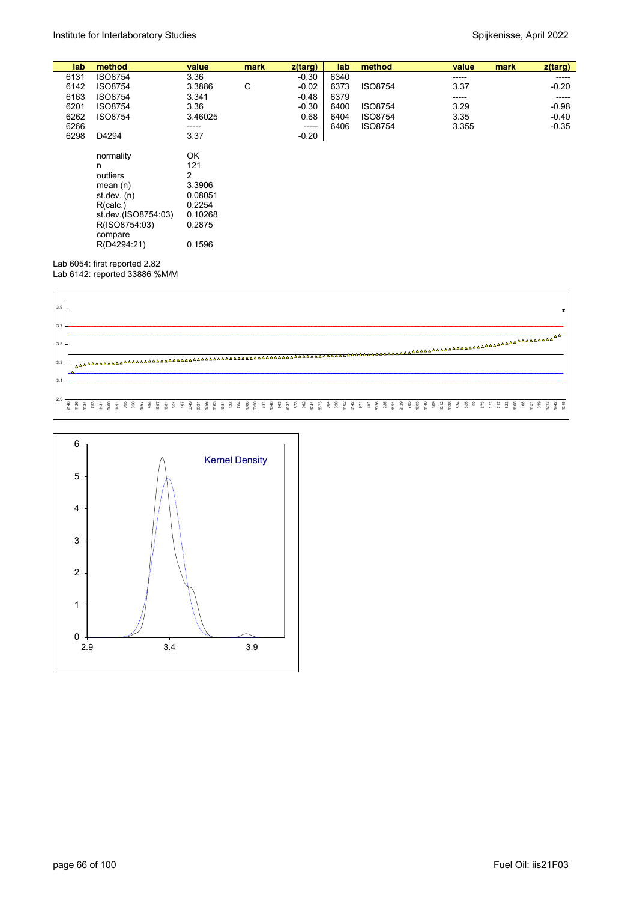| lab | method | value | mark | z(targ) | lab | method | value | mark | z(targ) |
|---|---|---|---|---|---|---|---|---|---|
| 6131 | ISO8754 | 3.36 | | -0.30 | 6340 | | ----- | | ----- |
| 6142 | ISO8754 | 3.3886 | C | -0.02 | 6373 | ISO8754 | 3.37 | | -0.20 |
| 6163 | ISO8754 | 3.341 | | -0.48 | 6379 | | ----- | | ----- |
| 6201 | ISO8754 | 3.36 | | -0.30 | 6400 | ISO8754 | 3.29 | | -0.98 |
| 6262 | ISO8754 | 3.46025 | | 0.68 | 6404 | ISO8754 | 3.35 | | -0.40 |
| 6266 | | ----- | | ----- | 6406 | ISO8754 | 3.355 | | -0.35 |
| 6298 | D4294 | 3.37 | | -0.20 | | | | | |

| | |
|---|---|
| normality | OK |
| n | 121 |
| outliers | 2 |
| mean (n) | 3.3906 |
| st.dev. (n) | 0.08051 |
| R(calc.) | 0.2254 |
| st.dev.(ISO8754:03) | 0.10268 |
| R(ISO8754:03) | 0.2875 |
| compare | |
| R(D4294:21) | 0.1596 |

Lab 6054: first reported 2.82
Lab 6142: reported 33886 %M/M

3.9
3.7
3.5
3.3
3.1
2.9

2146 1126 1134 753 1431 6400 1491 995 356 1567 994 1397 1681 551 467 6049 6021 1356 6163 1381 334 704 1986 6220 631 1648 963 6131 873 962 1741 6373 904 328 1402 6142 971 351 6026 225 1191 2129 785 1205 1140 309 1212 1938 824 825 52 273 171 212 823 1108 168 1121 339 1213 1842 1218

Kernel Density

6
5
4
3
2
1
0
2.9
3.4
3.9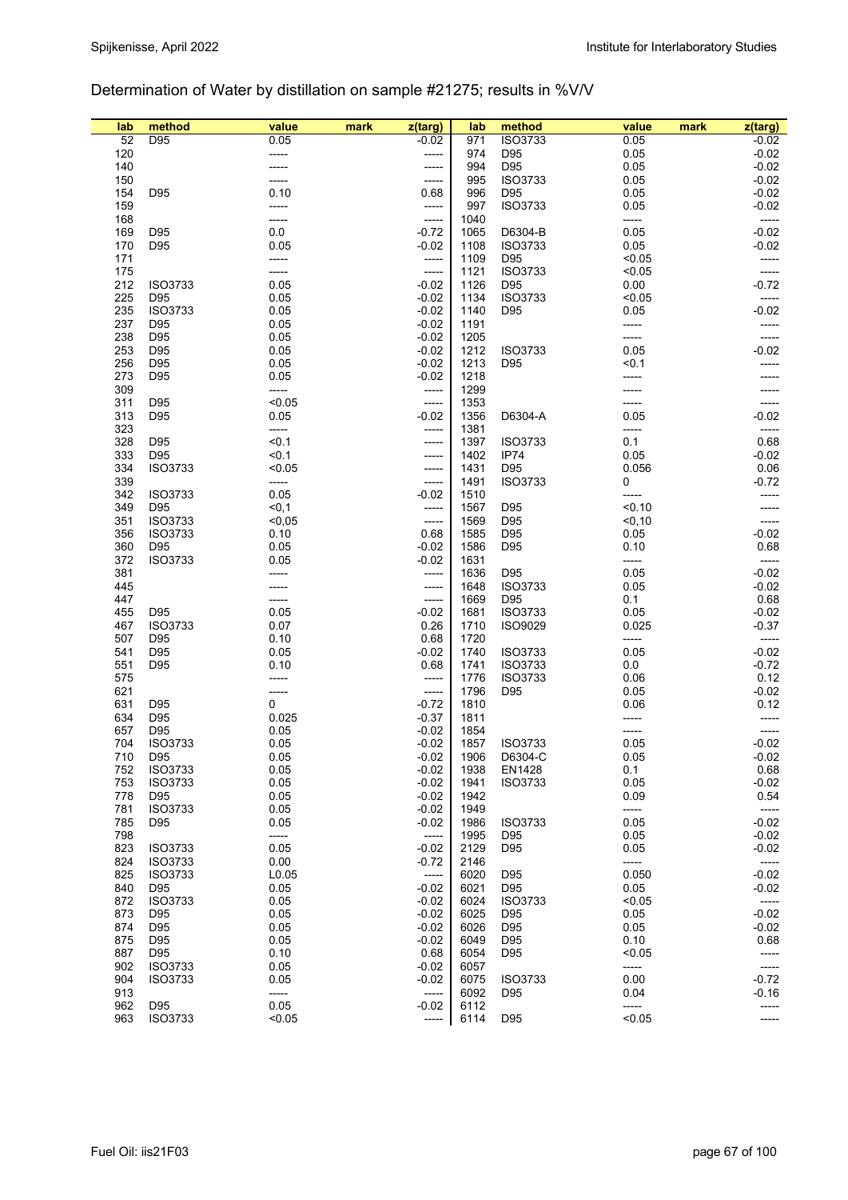## Determination of Water by distillation on sample #21275; results in %V/V

| lab | method | value | mark | z(targ) | lab | method | value | mark | z(targ) |
|---|---|---|---|---|---|---|---|---|---|
| 52 | D95 | 0.05 | | -0.02 | 971 | ISO3733 | 0.05 | | -0.02 |
| 120 | | ----- | | ----- | 974 | D95 | 0.05 | | -0.02 |
| 140 | | ----- | | ----- | 994 | D95 | 0.05 | | -0.02 |
| 150 | | ----- | | ----- | 995 | ISO3733 | 0.05 | | -0.02 |
| 154 | D95 | 0.10 | | 0.68 | 996 | D95 | 0.05 | | -0.02 |
| 159 | | ----- | | ----- | 997 | ISO3733 | 0.05 | | -0.02 |
| 168 | | ----- | | ----- | 1040 | | ----- | | ----- |
| 169 | D95 | 0.0 | | -0.72 | 1065 | D6304-B | 0.05 | | -0.02 |
| 170 | D95 | 0.05 | | -0.02 | 1108 | ISO3733 | 0.05 | | -0.02 |
| 171 | | ----- | | ----- | 1109 | D95 | <0.05 | | ----- |
| 175 | | ----- | | ----- | 1121 | ISO3733 | <0.05 | | ----- |
| 212 | ISO3733 | 0.05 | | -0.02 | 1126 | D95 | 0.00 | | -0.72 |
| 225 | D95 | 0.05 | | -0.02 | 1134 | ISO3733 | <0.05 | | ----- |
| 235 | ISO3733 | 0.05 | | -0.02 | 1140 | D95 | 0.05 | | -0.02 |
| 237 | D95 | 0.05 | | -0.02 | 1191 | | ----- | | ----- |
| 238 | D95 | 0.05 | | -0.02 | 1205 | | ----- | | ----- |
| 253 | D95 | 0.05 | | -0.02 | 1212 | ISO3733 | 0.05 | | -0.02 |
| 256 | D95 | 0.05 | | -0.02 | 1213 | D95 | <0.1 | | ----- |
| 273 | D95 | 0.05 | | -0.02 | 1218 | | ----- | | ----- |
| 309 | | ----- | | ----- | 1299 | | ----- | | ----- |
| 311 | D95 | <0.05 | | ----- | 1353 | | ----- | | ----- |
| 313 | D95 | 0.05 | | -0.02 | 1356 | D6304-A | 0.05 | | -0.02 |
| 323 | | ----- | | ----- | 1381 | | ----- | | ----- |
| 328 | D95 | <0.1 | | ----- | 1397 | ISO3733 | 0.1 | | 0.68 |
| 333 | D95 | <0.1 | | ----- | 1402 | IP74 | 0.05 | | -0.02 |
| 334 | ISO3733 | <0.05 | | ----- | 1431 | D95 | 0.056 | | 0.06 |
| 339 | | ----- | | ----- | 1491 | ISO3733 | 0 | | -0.72 |
| 342 | ISO3733 | 0.05 | | -0.02 | 1510 | | ----- | | ----- |
| 349 | D95 | <0,1 | | ----- | 1567 | D95 | <0.10 | | ----- |
| 351 | ISO3733 | <0,05 | | ----- | 1569 | D95 | <0,10 | | ----- |
| 356 | ISO3733 | 0.10 | | 0.68 | 1585 | D95 | 0.05 | | -0.02 |
| 360 | D95 | 0.05 | | -0.02 | 1586 | D95 | 0.10 | | 0.68 |
| 372 | ISO3733 | 0.05 | | -0.02 | 1631 | | ----- | | ----- |
| 381 | | ----- | | ----- | 1636 | D95 | 0.05 | | -0.02 |
| 445 | | ----- | | ----- | 1648 | ISO3733 | 0.05 | | -0.02 |
| 447 | | ----- | | ----- | 1669 | D95 | 0.1 | | 0.68 |
| 455 | D95 | 0.05 | | -0.02 | 1681 | ISO3733 | 0.05 | | -0.02 |
| 467 | ISO3733 | 0.07 | | 0.26 | 1710 | ISO9029 | 0.025 | | -0.37 |
| 507 | D95 | 0.10 | | 0.68 | 1720 | | ----- | | ----- |
| 541 | D95 | 0.05 | | -0.02 | 1740 | ISO3733 | 0.05 | | -0.02 |
| 551 | D95 | 0.10 | | 0.68 | 1741 | ISO3733 | 0.0 | | -0.72 |
| 575 | | ----- | | ----- | 1776 | ISO3733 | 0.06 | | 0.12 |
| 621 | | ----- | | ----- | 1796 | D95 | 0.05 | | -0.02 |
| 631 | D95 | 0 | | -0.72 | 1810 | | 0.06 | | 0.12 |
| 634 | D95 | 0.025 | | -0.37 | 1811 | | ----- | | ----- |
| 657 | D95 | 0.05 | | -0.02 | 1854 | | ----- | | ----- |
| 704 | ISO3733 | 0.05 | | -0.02 | 1857 | ISO3733 | 0.05 | | -0.02 |
| 710 | D95 | 0.05 | | -0.02 | 1906 | D6304-C | 0.05 | | -0.02 |
| 752 | ISO3733 | 0.05 | | -0.02 | 1938 | EN1428 | 0.1 | | 0.68 |
| 753 | ISO3733 | 0.05 | | -0.02 | 1941 | ISO3733 | 0.05 | | -0.02 |
| 778 | D95 | 0.05 | | -0.02 | 1942 | | 0.09 | | 0.54 |
| 781 | ISO3733 | 0.05 | | -0.02 | 1949 | | ----- | | ----- |
| 785 | D95 | 0.05 | | -0.02 | 1986 | ISO3733 | 0.05 | | -0.02 |
| 798 | | ----- | | ----- | 1995 | D95 | 0.05 | | -0.02 |
| 823 | ISO3733 | 0.05 | | -0.02 | 2129 | D95 | 0.05 | | -0.02 |
| 824 | ISO3733 | 0.00 | | -0.72 | 2146 | | ----- | | ----- |
| 825 | ISO3733 | L0.05 | | ----- | 6020 | D95 | 0.050 | | -0.02 |
| 840 | D95 | 0.05 | | -0.02 | 6021 | D95 | 0.05 | | -0.02 |
| 872 | ISO3733 | 0.05 | | -0.02 | 6024 | ISO3733 | <0.05 | | ----- |
| 873 | D95 | 0.05 | | -0.02 | 6025 | D95 | 0.05 | | -0.02 |
| 874 | D95 | 0.05 | | -0.02 | 6026 | D95 | 0.05 | | -0.02 |
| 875 | D95 | 0.05 | | -0.02 | 6049 | D95 | 0.10 | | 0.68 |
| 887 | D95 | 0.10 | | 0.68 | 6054 | D95 | <0.05 | | ----- |
| 902 | ISO3733 | 0.05 | | -0.02 | 6057 | | ----- | | ----- |
| 904 | ISO3733 | 0.05 | | -0.02 | 6075 | ISO3733 | 0.00 | | -0.72 |
| 913 | | ----- | | ----- | 6092 | D95 | 0.04 | | -0.16 |
| 962 | D95 | 0.05 | | -0.02 | 6112 | | ----- | | ----- |
| 963 | ISO3733 | <0.05 | | ----- | 6114 | D95 | <0.05 | | ----- |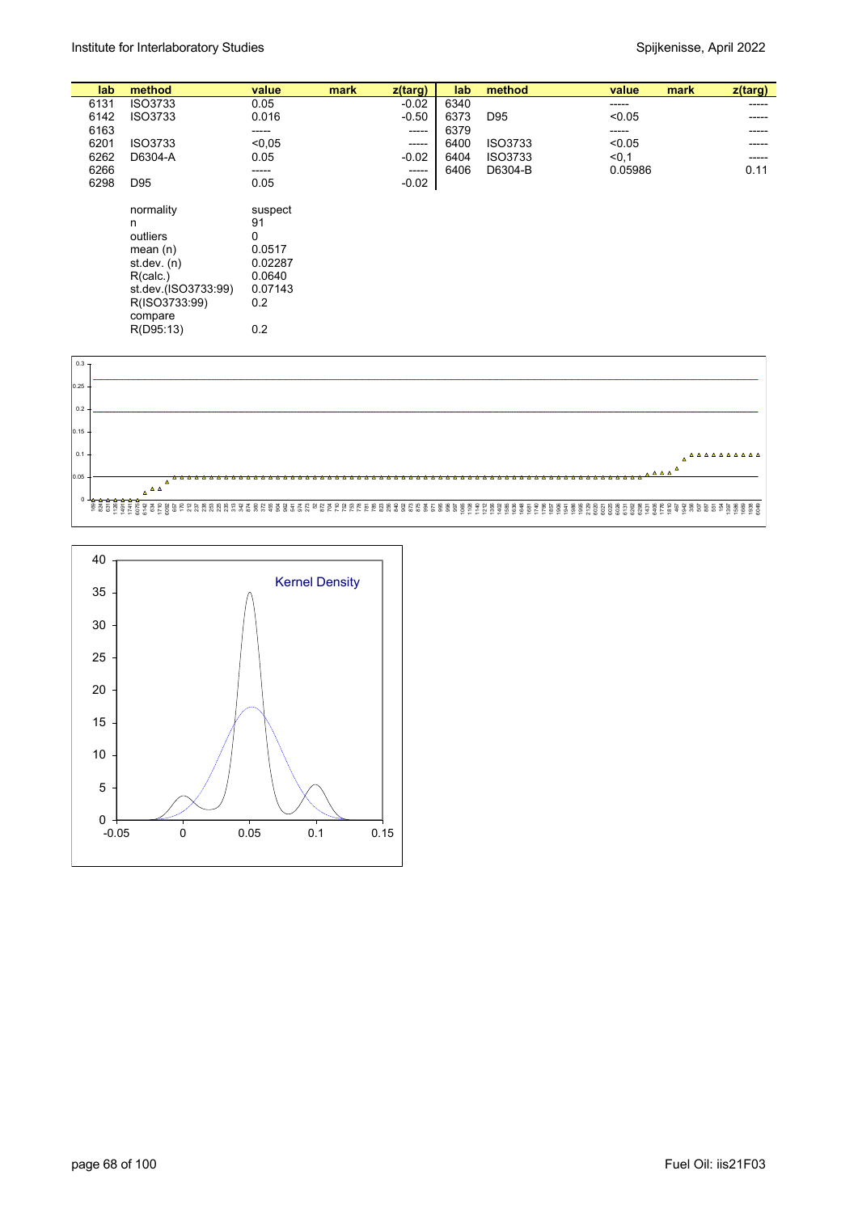| lab | method | value | mark | z(targ) | lab | method | value | mark | z(targ) |
|---|---|---|---|---|---|---|---|---|---|
| 6131 | ISO3733 | 0.05 | | -0.02 | 6340 | | ----- | | ----- |
| 6142 | ISO3733 | 0.016 | | -0.50 | 6373 | D95 | <0.05 | | ----- |
| 6163 | | ----- | | ----- | 6379 | | ----- | | ----- |
| 6201 | ISO3733 | <0,05 | | ----- | 6400 | ISO3733 | <0.05 | | ----- |
| 6262 | D6304-A | 0.05 | | -0.02 | 6404 | ISO3733 | <0,1 | | ----- |
| 6266 | | ----- | | ----- | 6406 | D6304-B | 0.05986 | | 0.11 |
| 6298 | D95 | 0.05 | | -0.02 | | | | | |

| | |
|---|---|
| normality | suspect |
| n | 91 |
| outliers | 0 |
| mean (n) | 0.0517 |
| st.dev. (n) | 0.02287 |
| R(calc.) | 0.0640 |
| st.dev.(ISO3733:99) | 0.07143 |
| R(ISO3733:99) | 0.2 |
| compare | |
| R(D95:13) | 0.2 |

0.3
0.25
0.2
0.15
0.1
0.05
0

Kernel Density

40
35
30
25
20
15
10
5
0
-0.05
0
0.05
0.1
0.15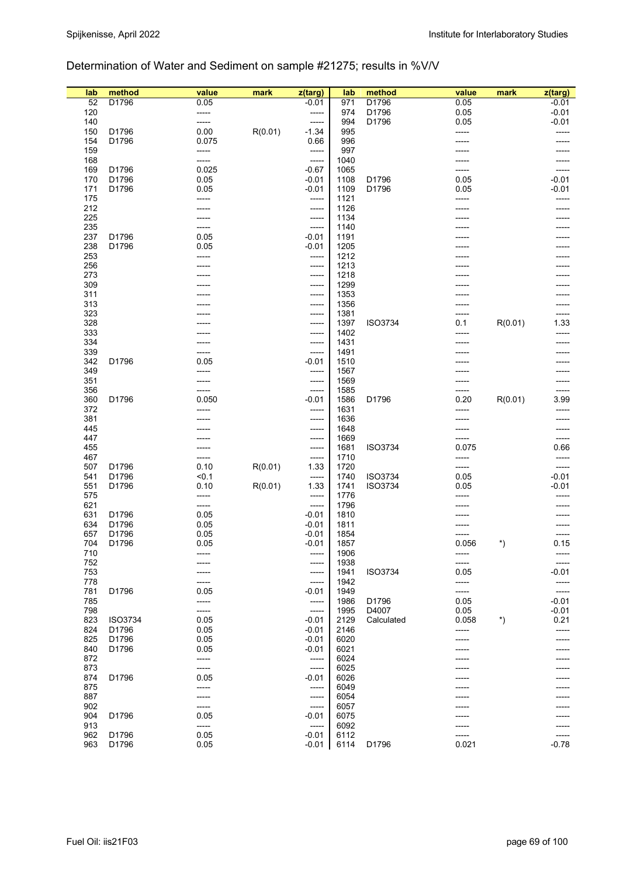## Determination of Water and Sediment on sample #21275; results in %V/V

| lab | method | value | mark | z(targ) | lab | method | value | mark | z(targ) |
|---|---|---|---|---|---|---|---|---|---|
| 52 | D1796 | 0.05 | | -0.01 | 971 | D1796 | 0.05 | | -0.01 |
| 120 | | ----- | | ----- | 974 | D1796 | 0.05 | | -0.01 |
| 140 | | ----- | | ----- | 994 | D1796 | 0.05 | | -0.01 |
| 150 | D1796 | 0.00 | R(0.01) | -1.34 | 995 | | ----- | | ----- |
| 154 | D1796 | 0.075 | | 0.66 | 996 | | ----- | | ----- |
| 159 | | ----- | | ----- | 997 | | ----- | | ----- |
| 168 | | ----- | | ----- | 1040 | | ----- | | ----- |
| 169 | D1796 | 0.025 | | -0.67 | 1065 | | ----- | | ----- |
| 170 | D1796 | 0.05 | | -0.01 | 1108 | D1796 | 0.05 | | -0.01 |
| 171 | D1796 | 0.05 | | -0.01 | 1109 | D1796 | 0.05 | | -0.01 |
| 175 | | ----- | | ----- | 1121 | | ----- | | ----- |
| 212 | | ----- | | ----- | 1126 | | ----- | | ----- |
| 225 | | ----- | | ----- | 1134 | | ----- | | ----- |
| 235 | | ----- | | ----- | 1140 | | ----- | | ----- |
| 237 | D1796 | 0.05 | | -0.01 | 1191 | | ----- | | ----- |
| 238 | D1796 | 0.05 | | -0.01 | 1205 | | ----- | | ----- |
| 253 | | ----- | | ----- | 1212 | | ----- | | ----- |
| 256 | | ----- | | ----- | 1213 | | ----- | | ----- |
| 273 | | ----- | | ----- | 1218 | | ----- | | ----- |
| 309 | | ----- | | ----- | 1299 | | ----- | | ----- |
| 311 | | ----- | | ----- | 1353 | | ----- | | ----- |
| 313 | | ----- | | ----- | 1356 | | ----- | | ----- |
| 323 | | ----- | | ----- | 1381 | | ----- | | ----- |
| 328 | | ----- | | ----- | 1397 | ISO3734 | 0.1 | R(0.01) | 1.33 |
| 333 | | ----- | | ----- | 1402 | | ----- | | ----- |
| 334 | | ----- | | ----- | 1431 | | ----- | | ----- |
| 339 | | ----- | | ----- | 1491 | | ----- | | ----- |
| 342 | D1796 | 0.05 | | -0.01 | 1510 | | ----- | | ----- |
| 349 | | ----- | | ----- | 1567 | | ----- | | ----- |
| 351 | | ----- | | ----- | 1569 | | ----- | | ----- |
| 356 | | ----- | | ----- | 1585 | | ----- | | ----- |
| 360 | D1796 | 0.050 | | -0.01 | 1586 | D1796 | 0.20 | R(0.01) | 3.99 |
| 372 | | ----- | | ----- | 1631 | | ----- | | ----- |
| 381 | | ----- | | ----- | 1636 | | ----- | | ----- |
| 445 | | ----- | | ----- | 1648 | | ----- | | ----- |
| 447 | | ----- | | ----- | 1669 | | ----- | | ----- |
| 455 | | ----- | | ----- | 1681 | ISO3734 | 0.075 | | 0.66 |
| 467 | | ----- | | ----- | 1710 | | ----- | | ----- |
| 507 | D1796 | 0.10 | R(0.01) | 1.33 | 1720 | | ----- | | ----- |
| 541 | D1796 | <0.1 | | ----- | 1740 | ISO3734 | 0.05 | | -0.01 |
| 551 | D1796 | 0.10 | R(0.01) | 1.33 | 1741 | ISO3734 | 0.05 | | -0.01 |
| 575 | | ----- | | ----- | 1776 | | ----- | | ----- |
| 621 | | ----- | | ----- | 1796 | | ----- | | ----- |
| 631 | D1796 | 0.05 | | -0.01 | 1810 | | ----- | | ----- |
| 634 | D1796 | 0.05 | | -0.01 | 1811 | | ----- | | ----- |
| 657 | D1796 | 0.05 | | -0.01 | 1854 | | ----- | | ----- |
| 704 | D1796 | 0.05 | | -0.01 | 1857 | | 0.056 | *) | 0.15 |
| 710 | | ----- | | ----- | 1906 | | ----- | | ----- |
| 752 | | ----- | | ----- | 1938 | | ----- | | ----- |
| 753 | | ----- | | ----- | 1941 | ISO3734 | 0.05 | | -0.01 |
| 778 | | ----- | | ----- | 1942 | | ----- | | ----- |
| 781 | D1796 | 0.05 | | -0.01 | 1949 | | ----- | | ----- |
| 785 | | ----- | | ----- | 1986 | D1796 | 0.05 | | -0.01 |
| 798 | | ----- | | ----- | 1995 | D4007 | 0.05 | | -0.01 |
| 823 | ISO3734 | 0.05 | | -0.01 | 2129 | Calculated | 0.058 | *) | 0.21 |
| 824 | D1796 | 0.05 | | -0.01 | 2146 | | ----- | | ----- |
| 825 | D1796 | 0.05 | | -0.01 | 6020 | | ----- | | ----- |
| 840 | D1796 | 0.05 | | -0.01 | 6021 | | ----- | | ----- |
| 872 | | ----- | | ----- | 6024 | | ----- | | ----- |
| 873 | | ----- | | ----- | 6025 | | ----- | | ----- |
| 874 | D1796 | 0.05 | | -0.01 | 6026 | | ----- | | ----- |
| 875 | | ----- | | ----- | 6049 | | ----- | | ----- |
| 887 | | ----- | | ----- | 6054 | | ----- | | ----- |
| 902 | | ----- | | ----- | 6057 | | ----- | | ----- |
| 904 | D1796 | 0.05 | | -0.01 | 6075 | | ----- | | ----- |
| 913 | | ----- | | ----- | 6092 | | ----- | | ----- |
| 962 | D1796 | 0.05 | | -0.01 | 6112 | | ----- | | ----- |
| 963 | D1796 | 0.05 | | -0.01 | 6114 | D1796 | 0.021 | | -0.78 |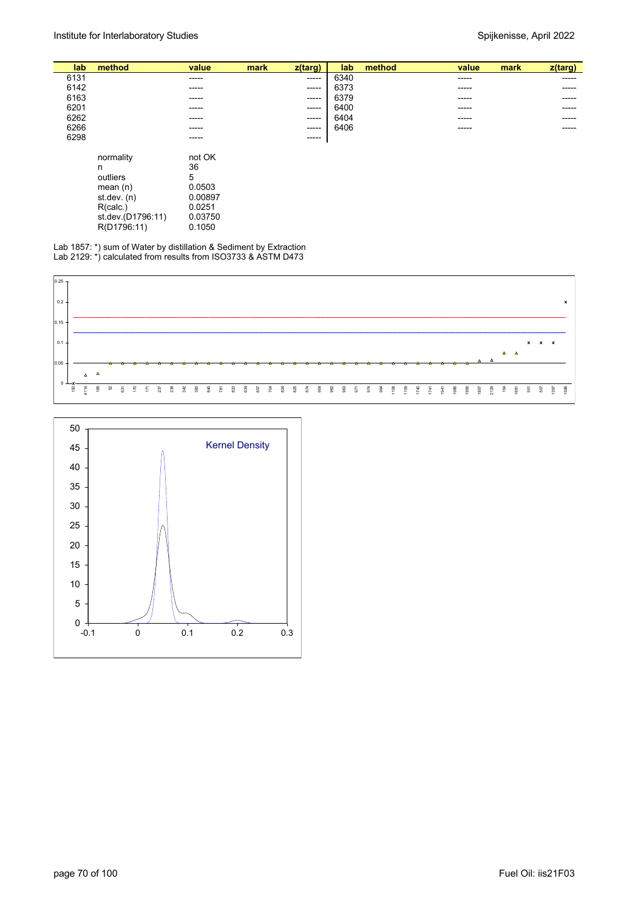| lab | method | value | mark | z(targ) | lab | method | value | mark | z(targ) |
|---|---|---|---|---|---|---|---|---|---|
| 6131 | | ----- | | ----- | 6340 | | ----- | | ----- |
| 6142 | | ----- | | ----- | 6373 | | ----- | | ----- |
| 6163 | | ----- | | ----- | 6379 | | ----- | | ----- |
| 6201 | | ----- | | ----- | 6400 | | ----- | | ----- |
| 6262 | | ----- | | ----- | 6404 | | ----- | | ----- |
| 6266 | | ----- | | ----- | 6406 | | ----- | | ----- |
| 6298 | | ----- | | ----- | | | | | |

| | |
|---|---|
| normality | not OK |
| n | 36 |
| outliers | 5 |
| mean (n) | 0.0503 |
| st.dev. (n) | 0.00897 |
| R(calc.) | 0.0251 |
| st.dev.(D1796:11) | 0.03750 |
| R(D1796:11) | 0.1050 |

Lab 1857: *) sum of Water by distillation & Sediment by Extraction
Lab 2129: *) calculated from results from ISO3733 & ASTM D473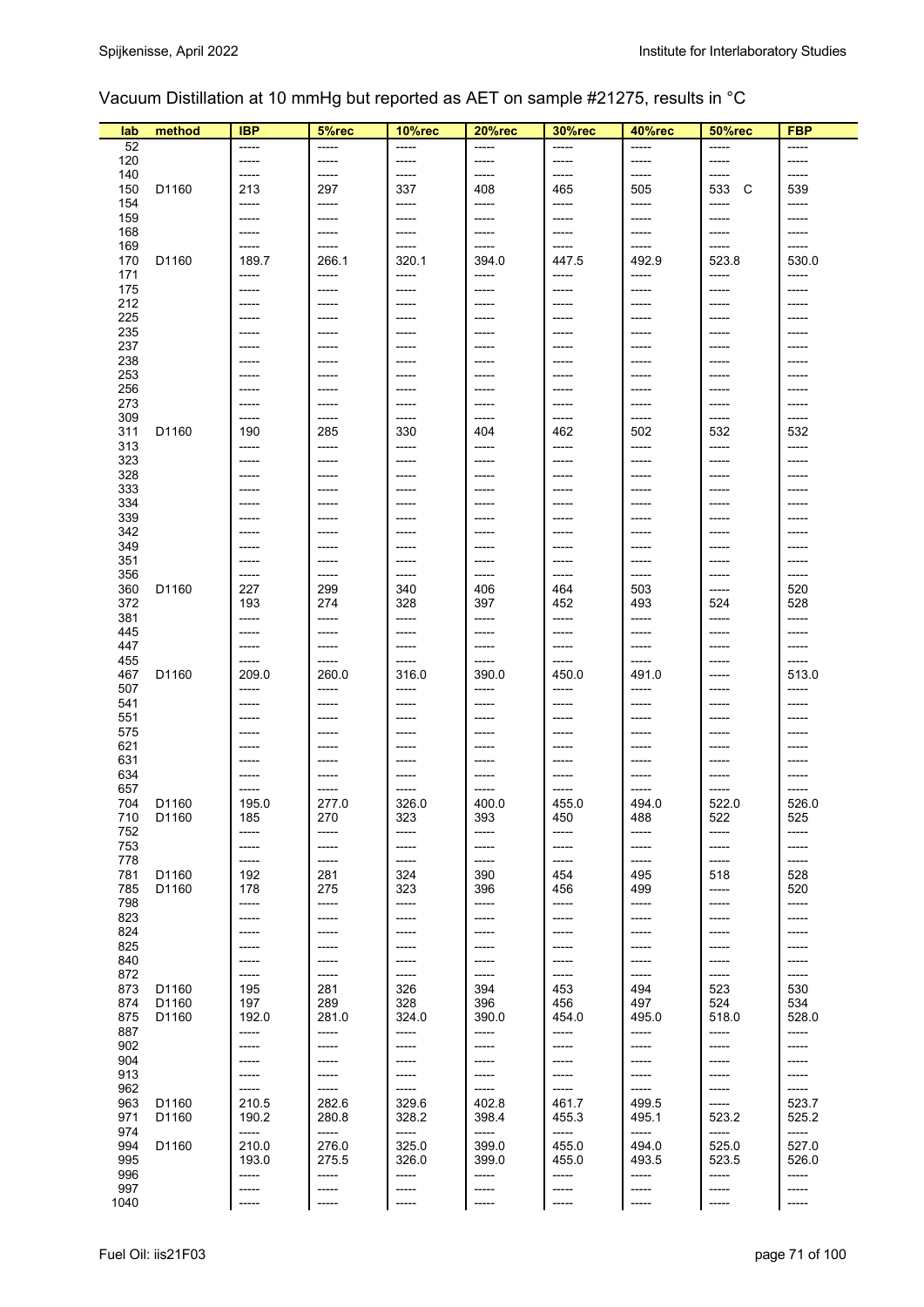## Vacuum Distillation at 10 mmHg but reported as AET on sample #21275, results in °C

| lab | method | IBP | 5%rec | 10%rec | 20%rec | 30%rec | 40%rec | 50%rec | FBP |
|---|---|---|---|---|---|---|---|---|---|
| 52 | | ----- | ----- | ----- | ----- | ----- | ----- | ----- | ----- |
| 120 | | ----- | ----- | ----- | ----- | ----- | ----- | ----- | ----- |
| 140 | | ----- | ----- | ----- | ----- | ----- | ----- | ----- | ----- |
| 150 | D1160 | 213 | 297 | 337 | 408 | 465 | 505 | 533 C | 539 |
| 154 | | ----- | ----- | ----- | ----- | ----- | ----- | ----- | ----- |
| 159 | | ----- | ----- | ----- | ----- | ----- | ----- | ----- | ----- |
| 168 | | ----- | ----- | ----- | ----- | ----- | ----- | ----- | ----- |
| 169 | | ----- | ----- | ----- | ----- | ----- | ----- | ----- | ----- |
| 170 | D1160 | 189.7 | 266.1 | 320.1 | 394.0 | 447.5 | 492.9 | 523.8 | 530.0 |
| 171 | | ----- | ----- | ----- | ----- | ----- | ----- | ----- | ----- |
| 175 | | ----- | ----- | ----- | ----- | ----- | ----- | ----- | ----- |
| 212 | | ----- | ----- | ----- | ----- | ----- | ----- | ----- | ----- |
| 225 | | ----- | ----- | ----- | ----- | ----- | ----- | ----- | ----- |
| 235 | | ----- | ----- | ----- | ----- | ----- | ----- | ----- | ----- |
| 237 | | ----- | ----- | ----- | ----- | ----- | ----- | ----- | ----- |
| 238 | | ----- | ----- | ----- | ----- | ----- | ----- | ----- | ----- |
| 253 | | ----- | ----- | ----- | ----- | ----- | ----- | ----- | ----- |
| 256 | | ----- | ----- | ----- | ----- | ----- | ----- | ----- | ----- |
| 273 | | ----- | ----- | ----- | ----- | ----- | ----- | ----- | ----- |
| 309 | | ----- | ----- | ----- | ----- | ----- | ----- | ----- | ----- |
| 311 | D1160 | 190 | 285 | 330 | 404 | 462 | 502 | 532 | 532 |
| 313 | | ----- | ----- | ----- | ----- | ----- | ----- | ----- | ----- |
| 323 | | ----- | ----- | ----- | ----- | ----- | ----- | ----- | ----- |
| 328 | | ----- | ----- | ----- | ----- | ----- | ----- | ----- | ----- |
| 333 | | ----- | ----- | ----- | ----- | ----- | ----- | ----- | ----- |
| 334 | | ----- | ----- | ----- | ----- | ----- | ----- | ----- | ----- |
| 339 | | ----- | ----- | ----- | ----- | ----- | ----- | ----- | ----- |
| 342 | | ----- | ----- | ----- | ----- | ----- | ----- | ----- | ----- |
| 349 | | ----- | ----- | ----- | ----- | ----- | ----- | ----- | ----- |
| 351 | | ----- | ----- | ----- | ----- | ----- | ----- | ----- | ----- |
| 356 | | ----- | ----- | ----- | ----- | ----- | ----- | ----- | ----- |
| 360 | D1160 | 227 | 299 | 340 | 406 | 464 | 503 | ----- | 520 |
| 372 | | 193 | 274 | 328 | 397 | 452 | 493 | 524 | 528 |
| 381 | | ----- | ----- | ----- | ----- | ----- | ----- | ----- | ----- |
| 445 | | ----- | ----- | ----- | ----- | ----- | ----- | ----- | ----- |
| 447 | | ----- | ----- | ----- | ----- | ----- | ----- | ----- | ----- |
| 455 | | ----- | ----- | ----- | ----- | ----- | ----- | ----- | ----- |
| 467 | D1160 | 209.0 | 260.0 | 316.0 | 390.0 | 450.0 | 491.0 | ----- | 513.0 |
| 507 | | ----- | ----- | ----- | ----- | ----- | ----- | ----- | ----- |
| 541 | | ----- | ----- | ----- | ----- | ----- | ----- | ----- | ----- |
| 551 | | ----- | ----- | ----- | ----- | ----- | ----- | ----- | ----- |
| 575 | | ----- | ----- | ----- | ----- | ----- | ----- | ----- | ----- |
| 621 | | ----- | ----- | ----- | ----- | ----- | ----- | ----- | ----- |
| 631 | | ----- | ----- | ----- | ----- | ----- | ----- | ----- | ----- |
| 634 | | ----- | ----- | ----- | ----- | ----- | ----- | ----- | ----- |
| 657 | | ----- | ----- | ----- | ----- | ----- | ----- | ----- | ----- |
| 704 | D1160 | 195.0 | 277.0 | 326.0 | 400.0 | 455.0 | 494.0 | 522.0 | 526.0 |
| 710 | D1160 | 185 | 270 | 323 | 393 | 450 | 488 | 522 | 525 |
| 752 | | ----- | ----- | ----- | ----- | ----- | ----- | ----- | ----- |
| 753 | | ----- | ----- | ----- | ----- | ----- | ----- | ----- | ----- |
| 778 | | ----- | ----- | ----- | ----- | ----- | ----- | ----- | ----- |
| 781 | D1160 | 192 | 281 | 324 | 390 | 454 | 495 | 518 | 528 |
| 785 | D1160 | 178 | 275 | 323 | 396 | 456 | 499 | ----- | 520 |
| 798 | | ----- | ----- | ----- | ----- | ----- | ----- | ----- | ----- |
| 823 | | ----- | ----- | ----- | ----- | ----- | ----- | ----- | ----- |
| 824 | | ----- | ----- | ----- | ----- | ----- | ----- | ----- | ----- |
| 825 | | ----- | ----- | ----- | ----- | ----- | ----- | ----- | ----- |
| 840 | | ----- | ----- | ----- | ----- | ----- | ----- | ----- | ----- |
| 872 | | ----- | ----- | ----- | ----- | ----- | ----- | ----- | ----- |
| 873 | D1160 | 195 | 281 | 326 | 394 | 453 | 494 | 523 | 530 |
| 874 | D1160 | 197 | 289 | 328 | 396 | 456 | 497 | 524 | 534 |
| 875 | D1160 | 192.0 | 281.0 | 324.0 | 390.0 | 454.0 | 495.0 | 518.0 | 528.0 |
| 887 | | ----- | ----- | ----- | ----- | ----- | ----- | ----- | ----- |
| 902 | | ----- | ----- | ----- | ----- | ----- | ----- | ----- | ----- |
| 904 | | ----- | ----- | ----- | ----- | ----- | ----- | ----- | ----- |
| 913 | | ----- | ----- | ----- | ----- | ----- | ----- | ----- | ----- |
| 962 | | ----- | ----- | ----- | ----- | ----- | ----- | ----- | ----- |
| 963 | D1160 | 210.5 | 282.6 | 329.6 | 402.8 | 461.7 | 499.5 | ----- | 523.7 |
| 971 | D1160 | 190.2 | 280.8 | 328.2 | 398.4 | 455.3 | 495.1 | 523.2 | 525.2 |
| 974 | | ----- | ----- | ----- | ----- | ----- | ----- | ----- | ----- |
| 994 | D1160 | 210.0 | 276.0 | 325.0 | 399.0 | 455.0 | 494.0 | 525.0 | 527.0 |
| 995 | | 193.0 | 275.5 | 326.0 | 399.0 | 455.0 | 493.5 | 523.5 | 526.0 |
| 996 | | ----- | ----- | ----- | ----- | ----- | ----- | ----- | ----- |
| 997 | | ----- | ----- | ----- | ----- | ----- | ----- | ----- | ----- |
| 1040 | | ----- | ----- | ----- | ----- | ----- | ----- | ----- | ----- |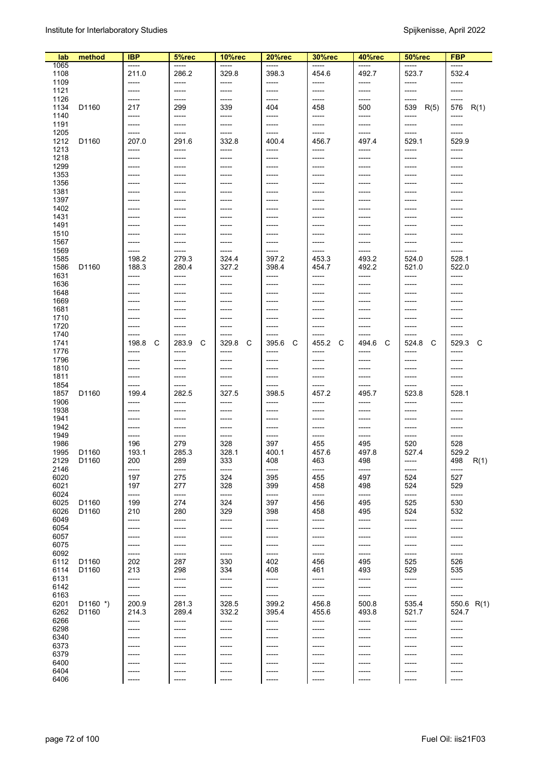| lab | method | IBP | 5%rec | 10%rec | 20%rec | 30%rec | 40%rec | 50%rec | FBP |
|---|---|---|---|---|---|---|---|---|---|
| 1065 | | ----- | ----- | ----- | ----- | ----- | ----- | ----- | ----- |
| 1108 | | 211.0 | 286.2 | 329.8 | 398.3 | 454.6 | 492.7 | 523.7 | 532.4 |
| 1109 | | ----- | ----- | ----- | ----- | ----- | ----- | ----- | ----- |
| 1121 | | ----- | ----- | ----- | ----- | ----- | ----- | ----- | ----- |
| 1126 | | ----- | ----- | ----- | ----- | ----- | ----- | ----- | ----- |
| 1134 | D1160 | 217 | 299 | 339 | 404 | 458 | 500 | 539 R(5) | 576 R(1) |
| 1140 | | ----- | ----- | ----- | ----- | ----- | ----- | ----- | ----- |
| 1191 | | ----- | ----- | ----- | ----- | ----- | ----- | ----- | ----- |
| 1205 | | ----- | ----- | ----- | ----- | ----- | ----- | ----- | ----- |
| 1212 | D1160 | 207.0 | 291.6 | 332.8 | 400.4 | 456.7 | 497.4 | 529.1 | 529.9 |
| 1213 | | ----- | ----- | ----- | ----- | ----- | ----- | ----- | ----- |
| 1218 | | ----- | ----- | ----- | ----- | ----- | ----- | ----- | ----- |
| 1299 | | ----- | ----- | ----- | ----- | ----- | ----- | ----- | ----- |
| 1353 | | ----- | ----- | ----- | ----- | ----- | ----- | ----- | ----- |
| 1356 | | ----- | ----- | ----- | ----- | ----- | ----- | ----- | ----- |
| 1381 | | ----- | ----- | ----- | ----- | ----- | ----- | ----- | ----- |
| 1397 | | ----- | ----- | ----- | ----- | ----- | ----- | ----- | ----- |
| 1402 | | ----- | ----- | ----- | ----- | ----- | ----- | ----- | ----- |
| 1431 | | ----- | ----- | ----- | ----- | ----- | ----- | ----- | ----- |
| 1491 | | ----- | ----- | ----- | ----- | ----- | ----- | ----- | ----- |
| 1510 | | ----- | ----- | ----- | ----- | ----- | ----- | ----- | ----- |
| 1567 | | ----- | ----- | ----- | ----- | ----- | ----- | ----- | ----- |
| 1569 | | ----- | ----- | ----- | ----- | ----- | ----- | ----- | ----- |
| 1585 | | 198.2 | 279.3 | 324.4 | 397.2 | 453.3 | 493.2 | 524.0 | 528.1 |
| 1586 | D1160 | 188.3 | 280.4 | 327.2 | 398.4 | 454.7 | 492.2 | 521.0 | 522.0 |
| 1631 | | ----- | ----- | ----- | ----- | ----- | ----- | ----- | ----- |
| 1636 | | ----- | ----- | ----- | ----- | ----- | ----- | ----- | ----- |
| 1648 | | ----- | ----- | ----- | ----- | ----- | ----- | ----- | ----- |
| 1669 | | ----- | ----- | ----- | ----- | ----- | ----- | ----- | ----- |
| 1681 | | ----- | ----- | ----- | ----- | ----- | ----- | ----- | ----- |
| 1710 | | ----- | ----- | ----- | ----- | ----- | ----- | ----- | ----- |
| 1720 | | ----- | ----- | ----- | ----- | ----- | ----- | ----- | ----- |
| 1740 | | ----- | ----- | ----- | ----- | ----- | ----- | ----- | ----- |
| 1741 | | 198.8 C | 283.9 C | 329.8 C | 395.6 C | 455.2 C | 494.6 C | 524.8 C | 529.3 C |
| 1776 | | ----- | ----- | ----- | ----- | ----- | ----- | ----- | ----- |
| 1796 | | ----- | ----- | ----- | ----- | ----- | ----- | ----- | ----- |
| 1810 | | ----- | ----- | ----- | ----- | ----- | ----- | ----- | ----- |
| 1811 | | ----- | ----- | ----- | ----- | ----- | ----- | ----- | ----- |
| 1854 | | ----- | ----- | ----- | ----- | ----- | ----- | ----- | ----- |
| 1857 | D1160 | 199.4 | 282.5 | 327.5 | 398.5 | 457.2 | 495.7 | 523.8 | 528.1 |
| 1906 | | ----- | ----- | ----- | ----- | ----- | ----- | ----- | ----- |
| 1938 | | ----- | ----- | ----- | ----- | ----- | ----- | ----- | ----- |
| 1941 | | ----- | ----- | ----- | ----- | ----- | ----- | ----- | ----- |
| 1942 | | ----- | ----- | ----- | ----- | ----- | ----- | ----- | ----- |
| 1949 | | ----- | ----- | ----- | ----- | ----- | ----- | ----- | ----- |
| 1986 | | 196 | 279 | 328 | 397 | 455 | 495 | 520 | 528 |
| 1995 | D1160 | 193.1 | 285.3 | 328.1 | 400.1 | 457.6 | 497.8 | 527.4 | 529.2 |
| 2129 | D1160 | 200 | 289 | 333 | 408 | 463 | 498 | ----- | 498 R(1) |
| 2146 | | ----- | ----- | ----- | ----- | ----- | ----- | ----- | ----- |
| 6020 | | 197 | 275 | 324 | 395 | 455 | 497 | 524 | 527 |
| 6021 | | 197 | 277 | 328 | 399 | 458 | 498 | 524 | 529 |
| 6024 | | ----- | ----- | ----- | ----- | ----- | ----- | ----- | ----- |
| 6025 | D1160 | 199 | 274 | 324 | 397 | 456 | 495 | 525 | 530 |
| 6026 | D1160 | 210 | 280 | 329 | 398 | 458 | 495 | 524 | 532 |
| 6049 | | ----- | ----- | ----- | ----- | ----- | ----- | ----- | ----- |
| 6054 | | ----- | ----- | ----- | ----- | ----- | ----- | ----- | ----- |
| 6057 | | ----- | ----- | ----- | ----- | ----- | ----- | ----- | ----- |
| 6075 | | ----- | ----- | ----- | ----- | ----- | ----- | ----- | ----- |
| 6092 | | ----- | ----- | ----- | ----- | ----- | ----- | ----- | ----- |
| 6112 | D1160 | 202 | 287 | 330 | 402 | 456 | 495 | 525 | 526 |
| 6114 | D1160 | 213 | 298 | 334 | 408 | 461 | 493 | 529 | 535 |
| 6131 | | ----- | ----- | ----- | ----- | ----- | ----- | ----- | ----- |
| 6142 | | ----- | ----- | ----- | ----- | ----- | ----- | ----- | ----- |
| 6163 | | ----- | ----- | ----- | ----- | ----- | ----- | ----- | ----- |
| 6201 | D1160 *) | 200.9 | 281.3 | 328.5 | 399.2 | 456.8 | 500.8 | 535.4 | 550.6 R(1) |
| 6262 | D1160 | 214.3 | 289.4 | 332.2 | 395.4 | 455.6 | 493.8 | 521.7 | 524.7 |
| 6266 | | ----- | ----- | ----- | ----- | ----- | ----- | ----- | ----- |
| 6298 | | ----- | ----- | ----- | ----- | ----- | ----- | ----- | ----- |
| 6340 | | ----- | ----- | ----- | ----- | ----- | ----- | ----- | ----- |
| 6373 | | ----- | ----- | ----- | ----- | ----- | ----- | ----- | ----- |
| 6379 | | ----- | ----- | ----- | ----- | ----- | ----- | ----- | ----- |
| 6400 | | ----- | ----- | ----- | ----- | ----- | ----- | ----- | ----- |
| 6404 | | ----- | ----- | ----- | ----- | ----- | ----- | ----- | ----- |
| 6406 | | ----- | ----- | ----- | ----- | ----- | ----- | ----- | ----- |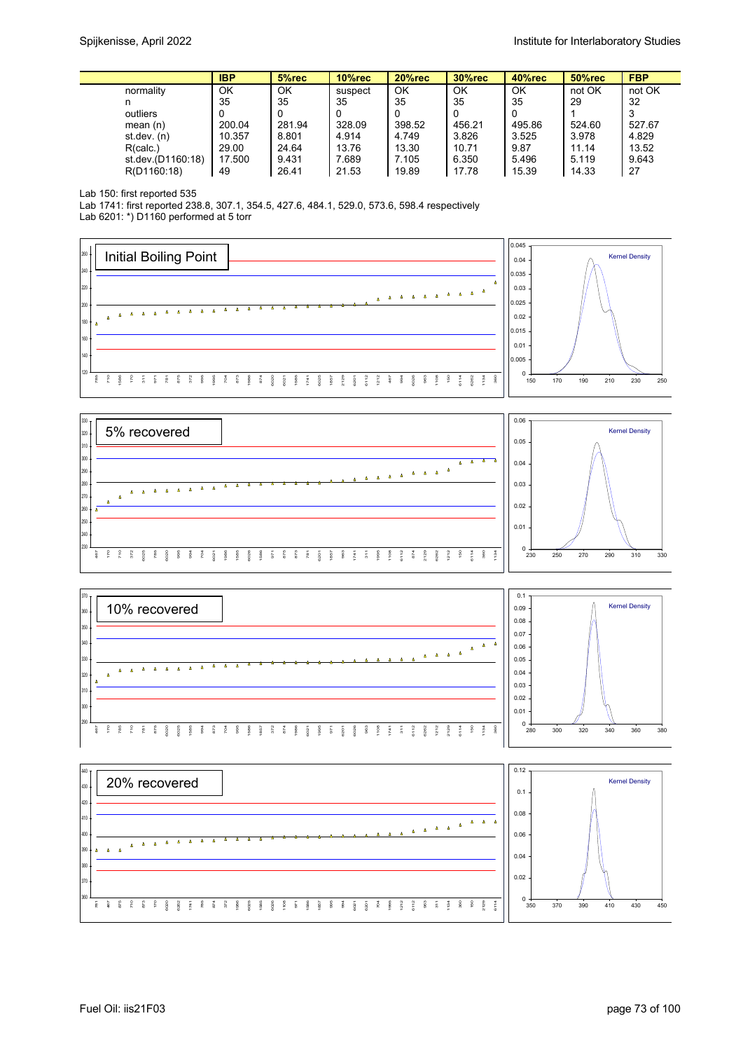| | IBP | 5%rec | 10%rec | 20%rec | 30%rec | 40%rec | 50%rec | FBP |
|---|---|---|---|---|---|---|---|---|
| normality | OK | OK | suspect | OK | OK | OK | not OK | not OK |
| n | 35 | 35 | 35 | 35 | 35 | 35 | 29 | 32 |
| outliers | 0 | 0 | 0 | 0 | 0 | 0 | 1 | 3 |
| mean (n) | 200.04 | 281.94 | 328.09 | 398.52 | 456.21 | 495.86 | 524.60 | 527.67 |
| st.dev. (n) | 10.357 | 8.801 | 4.914 | 4.749 | 3.826 | 3.525 | 3.978 | 4.829 |
| R(calc.) | 29.00 | 24.64 | 13.76 | 13.30 | 10.71 | 9.87 | 11.14 | 13.52 |
| st.dev.(D1160:18) | 17.500 | 9.431 | 7.689 | 7.105 | 6.350 | 5.496 | 5.119 | 9.643 |
| R(D1160:18) | 49 | 26.41 | 21.53 | 19.89 | 17.78 | 15.39 | 14.33 | 27 |

Lab 150: first reported 535

Lab 1741: first reported 238.8, 307.1, 354.5, 427.6, 484.1, 529.0, 573.6, 598.4 respectively

Lab 6201: *) D1160 performed at 5 torr

Initial Boiling Point

Kernel Density

5% recovered

Kernel Density

10% recovered

Kernel Density

20% recovered

Kernel Density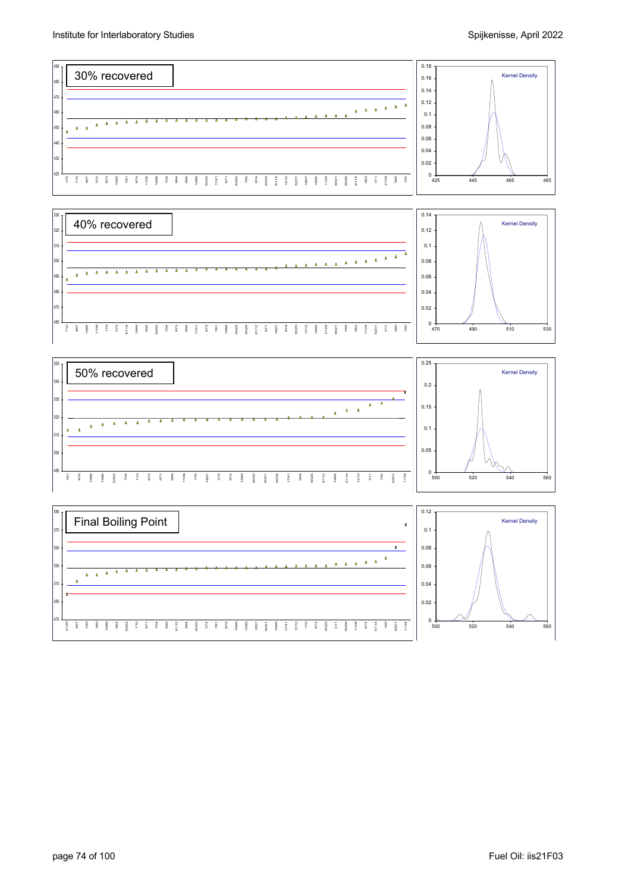30% recovered

490
480
470
460
450
440
430
420

170 710 467 372 873 1585 781 875 1108 1586 704 994 965 1986 6020 1741 971 6262 785 874 6025 6112 1212 6201 1857 1966 1134 6021 6026 6114 963 311 2129 360 150

Kernel Density

0.18
0.16
0.14
0.12
0.1
0.08
0.06
0.04
0.02
0
425 445 465 485

40% recovered

530
520
510
500
490
480
470
460

710 467 1586 1108 170 372 6114 1585 965 6262 704 873 994 1741 875 781 1986 6025 6112 971 1857 874 6020 1212 1966 2129 6021 785 963 1134 6201 311 360 150

Kernel Density

0.14
0.12
0.1
0.08
0.06
0.04
0.02
0
470 490 510 530

50% recovered

555
545
535
525
515
505
495

781 875 1986 1586 6262 704 710 873 971 965 1108 170 1857 372 874 1585 6020 6021 6026 1741 994 6025 6112 1966 6114 1212 311 150 6201 1134

Kernel Density

0.25
0.2
0.15
0.1
0.05
0
500 520 540 560

Final Boiling Point

590
570
550
530
510
490
470

2129 467 785 360 1586 963 6262 710 971 704 965 6112 994 6020 372 781 875 1986 1585 1857 6021 1966 1741 1212 170 873 6025 311 6026 1108 874 6114 150 6201 1134

Kernel Density

0.12
0.1
0.08
0.06
0.04
0.02
0
500 520 540 560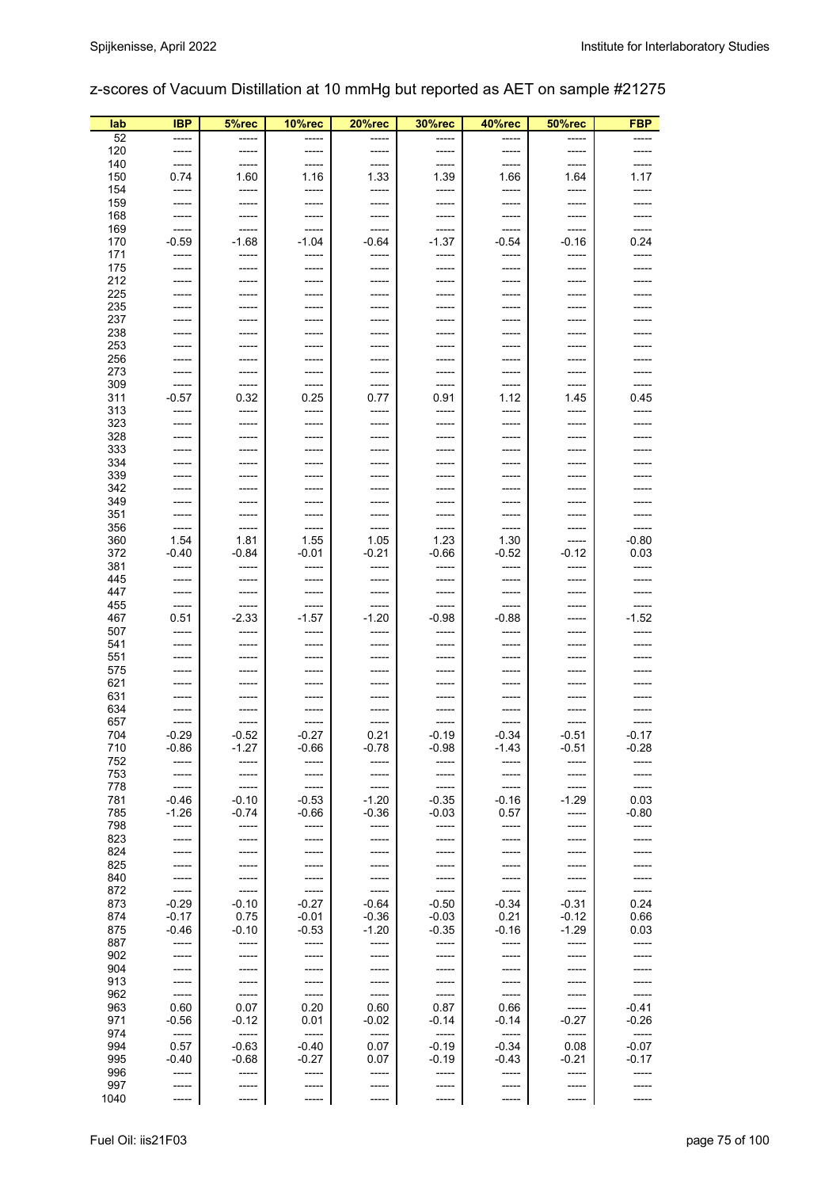## z-scores of Vacuum Distillation at 10 mmHg but reported as AET on sample #21275

| lab | IBP | 5%rec | 10%rec | 20%rec | 30%rec | 40%rec | 50%rec | FBP |
|---|---|---|---|---|---|---|---|---|
| 52 | ----- | ----- | ----- | ----- | ----- | ----- | ----- | ----- |
| 120 | ----- | ----- | ----- | ----- | ----- | ----- | ----- | ----- |
| 140 | ----- | ----- | ----- | ----- | ----- | ----- | ----- | ----- |
| 150 | 0.74 | 1.60 | 1.16 | 1.33 | 1.39 | 1.66 | 1.64 | 1.17 |
| 154 | ----- | ----- | ----- | ----- | ----- | ----- | ----- | ----- |
| 159 | ----- | ----- | ----- | ----- | ----- | ----- | ----- | ----- |
| 168 | ----- | ----- | ----- | ----- | ----- | ----- | ----- | ----- |
| 169 | ----- | ----- | ----- | ----- | ----- | ----- | ----- | ----- |
| 170 | -0.59 | -1.68 | -1.04 | -0.64 | -1.37 | -0.54 | -0.16 | 0.24 |
| 171 | ----- | ----- | ----- | ----- | ----- | ----- | ----- | ----- |
| 175 | ----- | ----- | ----- | ----- | ----- | ----- | ----- | ----- |
| 212 | ----- | ----- | ----- | ----- | ----- | ----- | ----- | ----- |
| 225 | ----- | ----- | ----- | ----- | ----- | ----- | ----- | ----- |
| 235 | ----- | ----- | ----- | ----- | ----- | ----- | ----- | ----- |
| 237 | ----- | ----- | ----- | ----- | ----- | ----- | ----- | ----- |
| 238 | ----- | ----- | ----- | ----- | ----- | ----- | ----- | ----- |
| 253 | ----- | ----- | ----- | ----- | ----- | ----- | ----- | ----- |
| 256 | ----- | ----- | ----- | ----- | ----- | ----- | ----- | ----- |
| 273 | ----- | ----- | ----- | ----- | ----- | ----- | ----- | ----- |
| 309 | ----- | ----- | ----- | ----- | ----- | ----- | ----- | ----- |
| 311 | -0.57 | 0.32 | 0.25 | 0.77 | 0.91 | 1.12 | 1.45 | 0.45 |
| 313 | ----- | ----- | ----- | ----- | ----- | ----- | ----- | ----- |
| 323 | ----- | ----- | ----- | ----- | ----- | ----- | ----- | ----- |
| 328 | ----- | ----- | ----- | ----- | ----- | ----- | ----- | ----- |
| 333 | ----- | ----- | ----- | ----- | ----- | ----- | ----- | ----- |
| 334 | ----- | ----- | ----- | ----- | ----- | ----- | ----- | ----- |
| 339 | ----- | ----- | ----- | ----- | ----- | ----- | ----- | ----- |
| 342 | ----- | ----- | ----- | ----- | ----- | ----- | ----- | ----- |
| 349 | ----- | ----- | ----- | ----- | ----- | ----- | ----- | ----- |
| 351 | ----- | ----- | ----- | ----- | ----- | ----- | ----- | ----- |
| 356 | ----- | ----- | ----- | ----- | ----- | ----- | ----- | ----- |
| 360 | 1.54 | 1.81 | 1.55 | 1.05 | 1.23 | 1.30 | ----- | -0.80 |
| 372 | -0.40 | -0.84 | -0.01 | -0.21 | -0.66 | -0.52 | -0.12 | 0.03 |
| 381 | ----- | ----- | ----- | ----- | ----- | ----- | ----- | ----- |
| 445 | ----- | ----- | ----- | ----- | ----- | ----- | ----- | ----- |
| 447 | ----- | ----- | ----- | ----- | ----- | ----- | ----- | ----- |
| 455 | ----- | ----- | ----- | ----- | ----- | ----- | ----- | ----- |
| 467 | 0.51 | -2.33 | -1.57 | -1.20 | -0.98 | -0.88 | ----- | -1.52 |
| 507 | ----- | ----- | ----- | ----- | ----- | ----- | ----- | ----- |
| 541 | ----- | ----- | ----- | ----- | ----- | ----- | ----- | ----- |
| 551 | ----- | ----- | ----- | ----- | ----- | ----- | ----- | ----- |
| 575 | ----- | ----- | ----- | ----- | ----- | ----- | ----- | ----- |
| 621 | ----- | ----- | ----- | ----- | ----- | ----- | ----- | ----- |
| 631 | ----- | ----- | ----- | ----- | ----- | ----- | ----- | ----- |
| 634 | ----- | ----- | ----- | ----- | ----- | ----- | ----- | ----- |
| 657 | ----- | ----- | ----- | ----- | ----- | ----- | ----- | ----- |
| 704 | -0.29 | -0.52 | -0.27 | 0.21 | -0.19 | -0.34 | -0.51 | -0.17 |
| 710 | -0.86 | -1.27 | -0.66 | -0.78 | -0.98 | -1.43 | -0.51 | -0.28 |
| 752 | ----- | ----- | ----- | ----- | ----- | ----- | ----- | ----- |
| 753 | ----- | ----- | ----- | ----- | ----- | ----- | ----- | ----- |
| 778 | ----- | ----- | ----- | ----- | ----- | ----- | ----- | ----- |
| 781 | -0.46 | -0.10 | -0.53 | -1.20 | -0.35 | -0.16 | -1.29 | 0.03 |
| 785 | -1.26 | -0.74 | -0.66 | -0.36 | -0.03 | 0.57 | ----- | -0.80 |
| 798 | ----- | ----- | ----- | ----- | ----- | ----- | ----- | ----- |
| 823 | ----- | ----- | ----- | ----- | ----- | ----- | ----- | ----- |
| 824 | ----- | ----- | ----- | ----- | ----- | ----- | ----- | ----- |
| 825 | ----- | ----- | ----- | ----- | ----- | ----- | ----- | ----- |
| 840 | ----- | ----- | ----- | ----- | ----- | ----- | ----- | ----- |
| 872 | ----- | ----- | ----- | ----- | ----- | ----- | ----- | ----- |
| 873 | -0.29 | -0.10 | -0.27 | -0.64 | -0.50 | -0.34 | -0.31 | 0.24 |
| 874 | -0.17 | 0.75 | -0.01 | -0.36 | -0.03 | 0.21 | -0.12 | 0.66 |
| 875 | -0.46 | -0.10 | -0.53 | -1.20 | -0.35 | -0.16 | -1.29 | 0.03 |
| 887 | ----- | ----- | ----- | ----- | ----- | ----- | ----- | ----- |
| 902 | ----- | ----- | ----- | ----- | ----- | ----- | ----- | ----- |
| 904 | ----- | ----- | ----- | ----- | ----- | ----- | ----- | ----- |
| 913 | ----- | ----- | ----- | ----- | ----- | ----- | ----- | ----- |
| 962 | ----- | ----- | ----- | ----- | ----- | ----- | ----- | ----- |
| 963 | 0.60 | 0.07 | 0.20 | 0.60 | 0.87 | 0.66 | ----- | -0.41 |
| 971 | -0.56 | -0.12 | 0.01 | -0.02 | -0.14 | -0.14 | -0.27 | -0.26 |
| 974 | ----- | ----- | ----- | ----- | ----- | ----- | ----- | ----- |
| 994 | 0.57 | -0.63 | -0.40 | 0.07 | -0.19 | -0.34 | 0.08 | -0.07 |
| 995 | -0.40 | -0.68 | -0.27 | 0.07 | -0.19 | -0.43 | -0.21 | -0.17 |
| 996 | ----- | ----- | ----- | ----- | ----- | ----- | ----- | ----- |
| 997 | ----- | ----- | ----- | ----- | ----- | ----- | ----- | ----- |
| 1040 | ----- | ----- | ----- | ----- | ----- | ----- | ----- | ----- |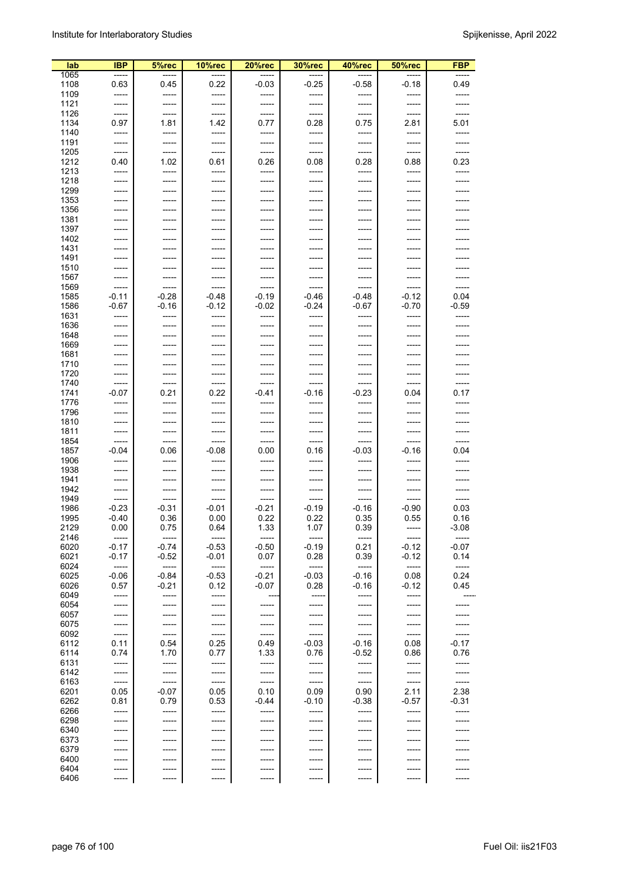| lab | IBP | 5%rec | 10%rec | 20%rec | 30%rec | 40%rec | 50%rec | FBP |
|---|---|---|---|---|---|---|---|---|
| 1065 | ----- | ----- | ----- | ----- | ----- | ----- | ----- | ----- |
| 1108 | 0.63 | 0.45 | 0.22 | -0.03 | -0.25 | -0.58 | -0.18 | 0.49 |
| 1109 | ----- | ----- | ----- | ----- | ----- | ----- | ----- | ----- |
| 1121 | ----- | ----- | ----- | ----- | ----- | ----- | ----- | ----- |
| 1126 | ----- | ----- | ----- | ----- | ----- | ----- | ----- | ----- |
| 1134 | 0.97 | 1.81 | 1.42 | 0.77 | 0.28 | 0.75 | 2.81 | 5.01 |
| 1140 | ----- | ----- | ----- | ----- | ----- | ----- | ----- | ----- |
| 1191 | ----- | ----- | ----- | ----- | ----- | ----- | ----- | ----- |
| 1205 | ----- | ----- | ----- | ----- | ----- | ----- | ----- | ----- |
| 1212 | 0.40 | 1.02 | 0.61 | 0.26 | 0.08 | 0.28 | 0.88 | 0.23 |
| 1213 | ----- | ----- | ----- | ----- | ----- | ----- | ----- | ----- |
| 1218 | ----- | ----- | ----- | ----- | ----- | ----- | ----- | ----- |
| 1299 | ----- | ----- | ----- | ----- | ----- | ----- | ----- | ----- |
| 1353 | ----- | ----- | ----- | ----- | ----- | ----- | ----- | ----- |
| 1356 | ----- | ----- | ----- | ----- | ----- | ----- | ----- | ----- |
| 1381 | ----- | ----- | ----- | ----- | ----- | ----- | ----- | ----- |
| 1397 | ----- | ----- | ----- | ----- | ----- | ----- | ----- | ----- |
| 1402 | ----- | ----- | ----- | ----- | ----- | ----- | ----- | ----- |
| 1431 | ----- | ----- | ----- | ----- | ----- | ----- | ----- | ----- |
| 1491 | ----- | ----- | ----- | ----- | ----- | ----- | ----- | ----- |
| 1510 | ----- | ----- | ----- | ----- | ----- | ----- | ----- | ----- |
| 1567 | ----- | ----- | ----- | ----- | ----- | ----- | ----- | ----- |
| 1569 | ----- | ----- | ----- | ----- | ----- | ----- | ----- | ----- |
| 1585 | -0.11 | -0.28 | -0.48 | -0.19 | -0.46 | -0.48 | -0.12 | 0.04 |
| 1586 | -0.67 | -0.16 | -0.12 | -0.02 | -0.24 | -0.67 | -0.70 | -0.59 |
| 1631 | ----- | ----- | ----- | ----- | ----- | ----- | ----- | ----- |
| 1636 | ----- | ----- | ----- | ----- | ----- | ----- | ----- | ----- |
| 1648 | ----- | ----- | ----- | ----- | ----- | ----- | ----- | ----- |
| 1669 | ----- | ----- | ----- | ----- | ----- | ----- | ----- | ----- |
| 1681 | ----- | ----- | ----- | ----- | ----- | ----- | ----- | ----- |
| 1710 | ----- | ----- | ----- | ----- | ----- | ----- | ----- | ----- |
| 1720 | ----- | ----- | ----- | ----- | ----- | ----- | ----- | ----- |
| 1740 | ----- | ----- | ----- | ----- | ----- | ----- | ----- | ----- |
| 1741 | -0.07 | 0.21 | 0.22 | -0.41 | -0.16 | -0.23 | 0.04 | 0.17 |
| 1776 | ----- | ----- | ----- | ----- | ----- | ----- | ----- | ----- |
| 1796 | ----- | ----- | ----- | ----- | ----- | ----- | ----- | ----- |
| 1810 | ----- | ----- | ----- | ----- | ----- | ----- | ----- | ----- |
| 1811 | ----- | ----- | ----- | ----- | ----- | ----- | ----- | ----- |
| 1854 | ----- | ----- | ----- | ----- | ----- | ----- | ----- | ----- |
| 1857 | -0.04 | 0.06 | -0.08 | 0.00 | 0.16 | -0.03 | -0.16 | 0.04 |
| 1906 | ----- | ----- | ----- | ----- | ----- | ----- | ----- | ----- |
| 1938 | ----- | ----- | ----- | ----- | ----- | ----- | ----- | ----- |
| 1941 | ----- | ----- | ----- | ----- | ----- | ----- | ----- | ----- |
| 1942 | ----- | ----- | ----- | ----- | ----- | ----- | ----- | ----- |
| 1949 | ----- | ----- | ----- | ----- | ----- | ----- | ----- | ----- |
| 1986 | -0.23 | -0.31 | -0.01 | -0.21 | -0.19 | -0.16 | -0.90 | 0.03 |
| 1995 | -0.40 | 0.36 | 0.00 | 0.22 | 0.22 | 0.35 | 0.55 | 0.16 |
| 2129 | 0.00 | 0.75 | 0.64 | 1.33 | 1.07 | 0.39 | ----- | -3.08 |
| 2146 | ----- | ----- | ----- | ----- | ----- | ----- | ----- | ----- |
| 6020 | -0.17 | -0.74 | -0.53 | -0.50 | -0.19 | 0.21 | -0.12 | -0.07 |
| 6021 | -0.17 | -0.52 | -0.01 | 0.07 | 0.28 | 0.39 | -0.12 | 0.14 |
| 6024 | ----- | ----- | ----- | ----- | ----- | ----- | ----- | ----- |
| 6025 | -0.06 | -0.84 | -0.53 | -0.21 | -0.03 | -0.16 | 0.08 | 0.24 |
| 6026 | 0.57 | -0.21 | 0.12 | -0.07 | 0.28 | -0.16 | -0.12 | 0.45 |
| 6049 | ----- | ----- | ----- | ----- | ----- | ----- | ----- | ----- |
| 6054 | ----- | ----- | ----- | ----- | ----- | ----- | ----- | ----- |
| 6057 | ----- | ----- | ----- | ----- | ----- | ----- | ----- | ----- |
| 6075 | ----- | ----- | ----- | ----- | ----- | ----- | ----- | ----- |
| 6092 | ----- | ----- | ----- | ----- | ----- | ----- | ----- | ----- |
| 6112 | 0.11 | 0.54 | 0.25 | 0.49 | -0.03 | -0.16 | 0.08 | -0.17 |
| 6114 | 0.74 | 1.70 | 0.77 | 1.33 | 0.76 | -0.52 | 0.86 | 0.76 |
| 6131 | ----- | ----- | ----- | ----- | ----- | ----- | ----- | ----- |
| 6142 | ----- | ----- | ----- | ----- | ----- | ----- | ----- | ----- |
| 6163 | ----- | ----- | ----- | ----- | ----- | ----- | ----- | ----- |
| 6201 | 0.05 | -0.07 | 0.05 | 0.10 | 0.09 | 0.90 | 2.11 | 2.38 |
| 6262 | 0.81 | 0.79 | 0.53 | -0.44 | -0.10 | -0.38 | -0.57 | -0.31 |
| 6266 | ----- | ----- | ----- | ----- | ----- | ----- | ----- | ----- |
| 6298 | ----- | ----- | ----- | ----- | ----- | ----- | ----- | ----- |
| 6340 | ----- | ----- | ----- | ----- | ----- | ----- | ----- | ----- |
| 6373 | ----- | ----- | ----- | ----- | ----- | ----- | ----- | ----- |
| 6379 | ----- | ----- | ----- | ----- | ----- | ----- | ----- | ----- |
| 6400 | ----- | ----- | ----- | ----- | ----- | ----- | ----- | ----- |
| 6404 | ----- | ----- | ----- | ----- | ----- | ----- | ----- | ----- |
| 6406 | ----- | ----- | ----- | ----- | ----- | ----- | ----- | ----- |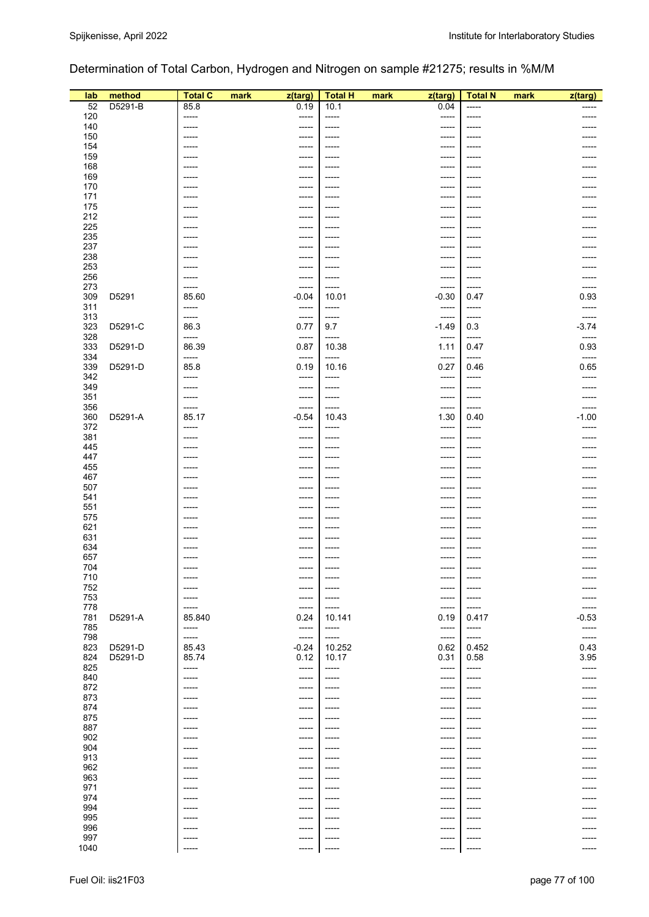# Determination of Total Carbon, Hydrogen and Nitrogen on sample #21275; results in %M/M

| lab | method | Total C | mark | z(targ) | Total H | mark | z(targ) | Total N | mark | z(targ) |
|---|---|---|---|---|---|---|---|---|---|---|
| 52 | D5291-B | 85.8 | | 0.19 | 10.1 | | 0.04 | ----- | | ----- |
| 120 | | ----- | | ----- | ----- | | ----- | ----- | | ----- |
| 140 | | ----- | | ----- | ----- | | ----- | ----- | | ----- |
| 150 | | ----- | | ----- | ----- | | ----- | ----- | | ----- |
| 154 | | ----- | | ----- | ----- | | ----- | ----- | | ----- |
| 159 | | ----- | | ----- | ----- | | ----- | ----- | | ----- |
| 168 | | ----- | | ----- | ----- | | ----- | ----- | | ----- |
| 169 | | ----- | | ----- | ----- | | ----- | ----- | | ----- |
| 170 | | ----- | | ----- | ----- | | ----- | ----- | | ----- |
| 171 | | ----- | | ----- | ----- | | ----- | ----- | | ----- |
| 175 | | ----- | | ----- | ----- | | ----- | ----- | | ----- |
| 212 | | ----- | | ----- | ----- | | ----- | ----- | | ----- |
| 225 | | ----- | | ----- | ----- | | ----- | ----- | | ----- |
| 235 | | ----- | | ----- | ----- | | ----- | ----- | | ----- |
| 237 | | ----- | | ----- | ----- | | ----- | ----- | | ----- |
| 238 | | ----- | | ----- | ----- | | ----- | ----- | | ----- |
| 253 | | ----- | | ----- | ----- | | ----- | ----- | | ----- |
| 256 | | ----- | | ----- | ----- | | ----- | ----- | | ----- |
| 273 | | ----- | | ----- | ----- | | ----- | ----- | | ----- |
| 309 | D5291 | 85.60 | | -0.04 | 10.01 | | -0.30 | 0.47 | | 0.93 |
| 311 | | ----- | | ----- | ----- | | ----- | ----- | | ----- |
| 313 | | ----- | | ----- | ----- | | ----- | ----- | | ----- |
| 323 | D5291-C | 86.3 | | 0.77 | 9.7 | | -1.49 | 0.3 | | -3.74 |
| 328 | | ----- | | ----- | ----- | | ----- | ----- | | ----- |
| 333 | D5291-D | 86.39 | | 0.87 | 10.38 | | 1.11 | 0.47 | | 0.93 |
| 334 | | ----- | | ----- | ----- | | ----- | ----- | | ----- |
| 339 | D5291-D | 85.8 | | 0.19 | 10.16 | | 0.27 | 0.46 | | 0.65 |
| 342 | | ----- | | ----- | ----- | | ----- | ----- | | ----- |
| 349 | | ----- | | ----- | ----- | | ----- | ----- | | ----- |
| 351 | | ----- | | ----- | ----- | | ----- | ----- | | ----- |
| 356 | | ----- | | ----- | ----- | | ----- | ----- | | ----- |
| 360 | D5291-A | 85.17 | | -0.54 | 10.43 | | 1.30 | 0.40 | | -1.00 |
| 372 | | ----- | | ----- | ----- | | ----- | ----- | | ----- |
| 381 | | ----- | | ----- | ----- | | ----- | ----- | | ----- |
| 445 | | ----- | | ----- | ----- | | ----- | ----- | | ----- |
| 447 | | ----- | | ----- | ----- | | ----- | ----- | | ----- |
| 455 | | ----- | | ----- | ----- | | ----- | ----- | | ----- |
| 467 | | ----- | | ----- | ----- | | ----- | ----- | | ----- |
| 507 | | ----- | | ----- | ----- | | ----- | ----- | | ----- |
| 541 | | ----- | | ----- | ----- | | ----- | ----- | | ----- |
| 551 | | ----- | | ----- | ----- | | ----- | ----- | | ----- |
| 575 | | ----- | | ----- | ----- | | ----- | ----- | | ----- |
| 621 | | ----- | | ----- | ----- | | ----- | ----- | | ----- |
| 631 | | ----- | | ----- | ----- | | ----- | ----- | | ----- |
| 634 | | ----- | | ----- | ----- | | ----- | ----- | | ----- |
| 657 | | ----- | | ----- | ----- | | ----- | ----- | | ----- |
| 704 | | ----- | | ----- | ----- | | ----- | ----- | | ----- |
| 710 | | ----- | | ----- | ----- | | ----- | ----- | | ----- |
| 752 | | ----- | | ----- | ----- | | ----- | ----- | | ----- |
| 753 | | ----- | | ----- | ----- | | ----- | ----- | | ----- |
| 778 | | ----- | | ----- | ----- | | ----- | ----- | | ----- |
| 781 | D5291-A | 85.840 | | 0.24 | 10.141 | | 0.19 | 0.417 | | -0.53 |
| 785 | | ----- | | ----- | ----- | | ----- | ----- | | ----- |
| 798 | | ----- | | ----- | ----- | | ----- | ----- | | ----- |
| 823 | D5291-D | 85.43 | | -0.24 | 10.252 | | 0.62 | 0.452 | | 0.43 |
| 824 | D5291-D | 85.74 | | 0.12 | 10.17 | | 0.31 | 0.58 | | 3.95 |
| 825 | | ----- | | ----- | ----- | | ----- | ----- | | ----- |
| 840 | | ----- | | ----- | ----- | | ----- | ----- | | ----- |
| 872 | | ----- | | ----- | ----- | | ----- | ----- | | ----- |
| 873 | | ----- | | ----- | ----- | | ----- | ----- | | ----- |
| 874 | | ----- | | ----- | ----- | | ----- | ----- | | ----- |
| 875 | | ----- | | ----- | ----- | | ----- | ----- | | ----- |
| 887 | | ----- | | ----- | ----- | | ----- | ----- | | ----- |
| 902 | | ----- | | ----- | ----- | | ----- | ----- | | ----- |
| 904 | | ----- | | ----- | ----- | | ----- | ----- | | ----- |
| 913 | | ----- | | ----- | ----- | | ----- | ----- | | ----- |
| 962 | | ----- | | ----- | ----- | | ----- | ----- | | ----- |
| 963 | | ----- | | ----- | ----- | | ----- | ----- | | ----- |
| 971 | | ----- | | ----- | ----- | | ----- | ----- | | ----- |
| 974 | | ----- | | ----- | ----- | | ----- | ----- | | ----- |
| 994 | | ----- | | ----- | ----- | | ----- | ----- | | ----- |
| 995 | | ----- | | ----- | ----- | | ----- | ----- | | ----- |
| 996 | | ----- | | ----- | ----- | | ----- | ----- | | ----- |
| 997 | | ----- | | ----- | ----- | | ----- | ----- | | ----- |
| 1040 | | ----- | | ----- | ----- | | ----- | ----- | | ----- |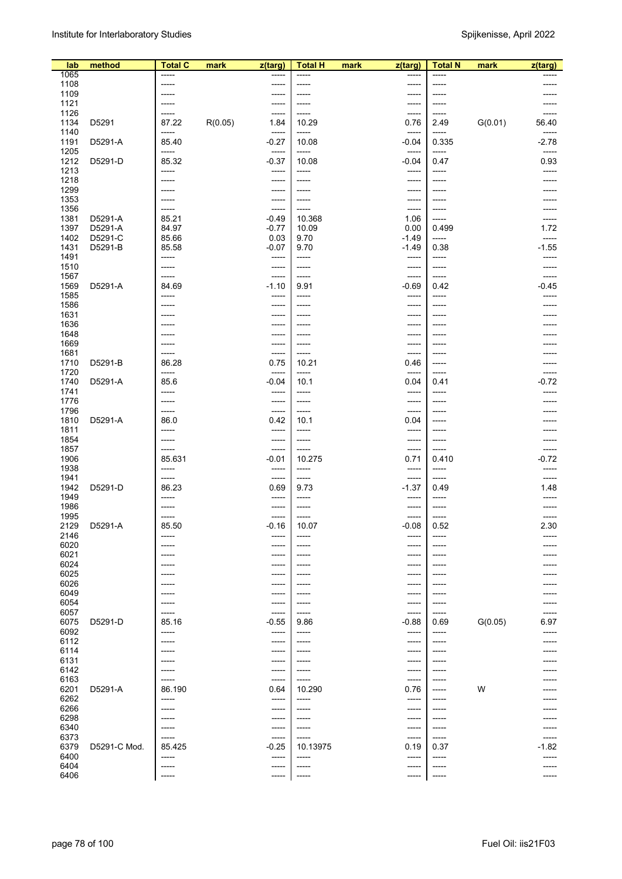| lab | method | Total C | mark | z(targ) | Total H | mark | z(targ) | Total N | mark | z(targ) |
|---|---|---|---|---|---|---|---|---|---|---|
| 1065 | | ----- | | ----- | ----- | | ----- | ----- | | ----- |
| 1108 | | ----- | | ----- | ----- | | ----- | ----- | | ----- |
| 1109 | | ----- | | ----- | ----- | | ----- | ----- | | ----- |
| 1121 | | ----- | | ----- | ----- | | ----- | ----- | | ----- |
| 1126 | | ----- | | ----- | ----- | | ----- | ----- | | ----- |
| 1134 | D5291 | 87.22 | R(0.05) | 1.84 | 10.29 | | 0.76 | 2.49 | G(0.01) | 56.40 |
| 1140 | | ----- | | ----- | ----- | | ----- | ----- | | ----- |
| 1191 | D5291-A | 85.40 | | -0.27 | 10.08 | | -0.04 | 0.335 | | -2.78 |
| 1205 | | ----- | | ----- | ----- | | ----- | ----- | | ----- |
| 1212 | D5291-D | 85.32 | | -0.37 | 10.08 | | -0.04 | 0.47 | | 0.93 |
| 1213 | | ----- | | ----- | ----- | | ----- | ----- | | ----- |
| 1218 | | ----- | | ----- | ----- | | ----- | ----- | | ----- |
| 1299 | | ----- | | ----- | ----- | | ----- | ----- | | ----- |
| 1353 | | ----- | | ----- | ----- | | ----- | ----- | | ----- |
| 1356 | | ----- | | ----- | ----- | | ----- | ----- | | ----- |
| 1381 | D5291-A | 85.21 | | -0.49 | 10.368 | | 1.06 | ----- | | ----- |
| 1397 | D5291-A | 84.97 | | -0.77 | 10.09 | | 0.00 | 0.499 | | 1.72 |
| 1402 | D5291-C | 85.66 | | 0.03 | 9.70 | | -1.49 | ----- | | ----- |
| 1431 | D5291-B | 85.58 | | -0.07 | 9.70 | | -1.49 | 0.38 | | -1.55 |
| 1491 | | ----- | | ----- | ----- | | ----- | ----- | | ----- |
| 1510 | | ----- | | ----- | ----- | | ----- | ----- | | ----- |
| 1567 | | ----- | | ----- | ----- | | ----- | ----- | | ----- |
| 1569 | D5291-A | 84.69 | | -1.10 | 9.91 | | -0.69 | 0.42 | | -0.45 |
| 1585 | | ----- | | ----- | ----- | | ----- | ----- | | ----- |
| 1586 | | ----- | | ----- | ----- | | ----- | ----- | | ----- |
| 1631 | | ----- | | ----- | ----- | | ----- | ----- | | ----- |
| 1636 | | ----- | | ----- | ----- | | ----- | ----- | | ----- |
| 1648 | | ----- | | ----- | ----- | | ----- | ----- | | ----- |
| 1669 | | ----- | | ----- | ----- | | ----- | ----- | | ----- |
| 1681 | | ----- | | ----- | ----- | | ----- | ----- | | ----- |
| 1710 | D5291-B | 86.28 | | 0.75 | 10.21 | | 0.46 | ----- | | ----- |
| 1720 | | ----- | | ----- | ----- | | ----- | ----- | | ----- |
| 1740 | D5291-A | 85.6 | | -0.04 | 10.1 | | 0.04 | 0.41 | | -0.72 |
| 1741 | | ----- | | ----- | ----- | | ----- | ----- | | ----- |
| 1776 | | ----- | | ----- | ----- | | ----- | ----- | | ----- |
| 1796 | | ----- | | ----- | ----- | | ----- | ----- | | ----- |
| 1810 | D5291-A | 86.0 | | 0.42 | 10.1 | | 0.04 | ----- | | ----- |
| 1811 | | ----- | | ----- | ----- | | ----- | ----- | | ----- |
| 1854 | | ----- | | ----- | ----- | | ----- | ----- | | ----- |
| 1857 | | ----- | | ----- | ----- | | ----- | ----- | | ----- |
| 1906 | | 85.631 | | -0.01 | 10.275 | | 0.71 | 0.410 | | -0.72 |
| 1938 | | ----- | | ----- | ----- | | ----- | ----- | | ----- |
| 1941 | | ----- | | ----- | ----- | | ----- | ----- | | ----- |
| 1942 | D5291-D | 86.23 | | 0.69 | 9.73 | | -1.37 | 0.49 | | 1.48 |
| 1949 | | ----- | | ----- | ----- | | ----- | ----- | | ----- |
| 1986 | | ----- | | ----- | ----- | | ----- | ----- | | ----- |
| 1995 | | ----- | | ----- | ----- | | ----- | ----- | | ----- |
| 2129 | D5291-A | 85.50 | | -0.16 | 10.07 | | -0.08 | 0.52 | | 2.30 |
| 2146 | | ----- | | ----- | ----- | | ----- | ----- | | ----- |
| 6020 | | ----- | | ----- | ----- | | ----- | ----- | | ----- |
| 6021 | | ----- | | ----- | ----- | | ----- | ----- | | ----- |
| 6024 | | ----- | | ----- | ----- | | ----- | ----- | | ----- |
| 6025 | | ----- | | ----- | ----- | | ----- | ----- | | ----- |
| 6026 | | ----- | | ----- | ----- | | ----- | ----- | | ----- |
| 6049 | | ----- | | ----- | ----- | | ----- | ----- | | ----- |
| 6054 | | ----- | | ----- | ----- | | ----- | ----- | | ----- |
| 6057 | | ----- | | ----- | ----- | | ----- | ----- | | ----- |
| 6075 | D5291-D | 85.16 | | -0.55 | 9.86 | | -0.88 | 0.69 | G(0.05) | 6.97 |
| 6092 | | ----- | | ----- | ----- | | ----- | ----- | | ----- |
| 6112 | | ----- | | ----- | ----- | | ----- | ----- | | ----- |
| 6114 | | ----- | | ----- | ----- | | ----- | ----- | | ----- |
| 6131 | | ----- | | ----- | ----- | | ----- | ----- | | ----- |
| 6142 | | ----- | | ----- | ----- | | ----- | ----- | | ----- |
| 6163 | | ----- | | ----- | ----- | | ----- | ----- | | ----- |
| 6201 | D5291-A | 86.190 | | 0.64 | 10.290 | | 0.76 | ----- | W | ----- |
| 6262 | | ----- | | ----- | ----- | | ----- | ----- | | ----- |
| 6266 | | ----- | | ----- | ----- | | ----- | ----- | | ----- |
| 6298 | | ----- | | ----- | ----- | | ----- | ----- | | ----- |
| 6340 | | ----- | | ----- | ----- | | ----- | ----- | | ----- |
| 6373 | | ----- | | ----- | ----- | | ----- | ----- | | ----- |
| 6379 | D5291-C Mod. | 85.425 | | -0.25 | 10.13975 | | 0.19 | 0.37 | | -1.82 |
| 6400 | | ----- | | ----- | ----- | | ----- | ----- | | ----- |
| 6404 | | ----- | | ----- | ----- | | ----- | ----- | | ----- |
| 6406 | | ----- | | ----- | ----- | | ----- | ----- | | ----- |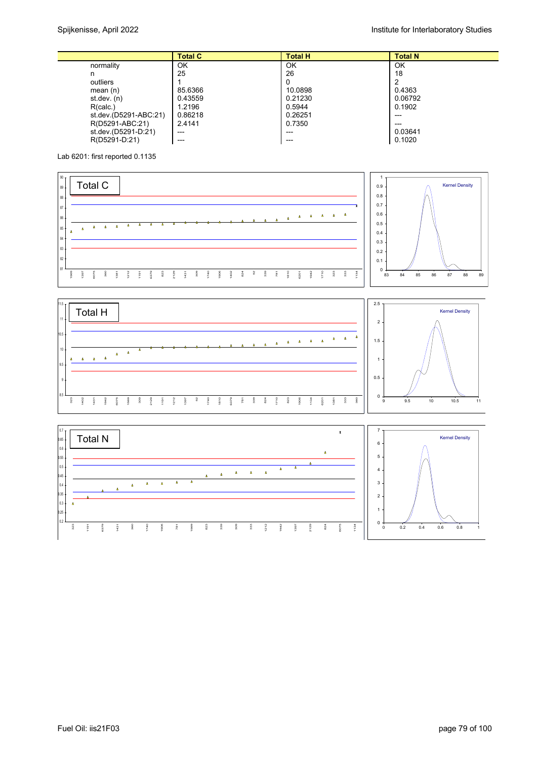| | Total C | Total H | Total N |
|---|---|---|---|
| normality | OK | OK | OK |
| n | 25 | 26 | 18 |
| outliers | 1 | 0 | 2 |
| mean (n) | 85.6366 | 10.0898 | 0.4363 |
| st.dev. (n) | 0.43559 | 0.21230 | 0.06792 |
| R(calc.) | 1.2196 | 0.5944 | 0.1902 |
| st.dev.(D5291-ABC:21) | 0.86218 | 0.26251 | --- |
| R(D5291-ABC:21) | 2.4141 | 0.7350 | --- |
| st.dev.(D5291-D:21) | --- | --- | 0.03641 |
| R(D5291-D:21) | --- | --- | 0.1020 |

Lab 6201: first reported 0.1135

Total C

90
89
88
87
86
85
84
83
82
81

1569 1397 6075 360 1381 1212 1191 6379 623 2129 1431 309 1740 1906 1402 624 52 339 781 1810 6201 1942 1710 323 333 1134

Kernel Density

1
0.9
0.8
0.7
0.6
0.5
0.4
0.3
0.2
0.1
0

83 84 85 86 87 88 89

Total H

11.5
11
10.5
10
9.5
9
8.5

323 1402 1431 1942 6075 1569 309 2129 1191 1212 1397 52 1740 1810 6379 781 339 624 1710 623 1906 1134 6201 1381 333 360

Kernel Density

2.5
2
1.5
1
0.5
0

9 9.5 10 10.5 11

Total N

0.7
0.65
0.6
0.55
0.5
0.45
0.4
0.35
0.3
0.25
0.2

323 1191 6379 1431 360 1740 1906 781 1569 623 339 309 333 1212 1942 1397 2129 624 6075 1134

Kernel Density

7
6
5
4
3
2
1
0

0 0.2 0.4 0.6 0.8 1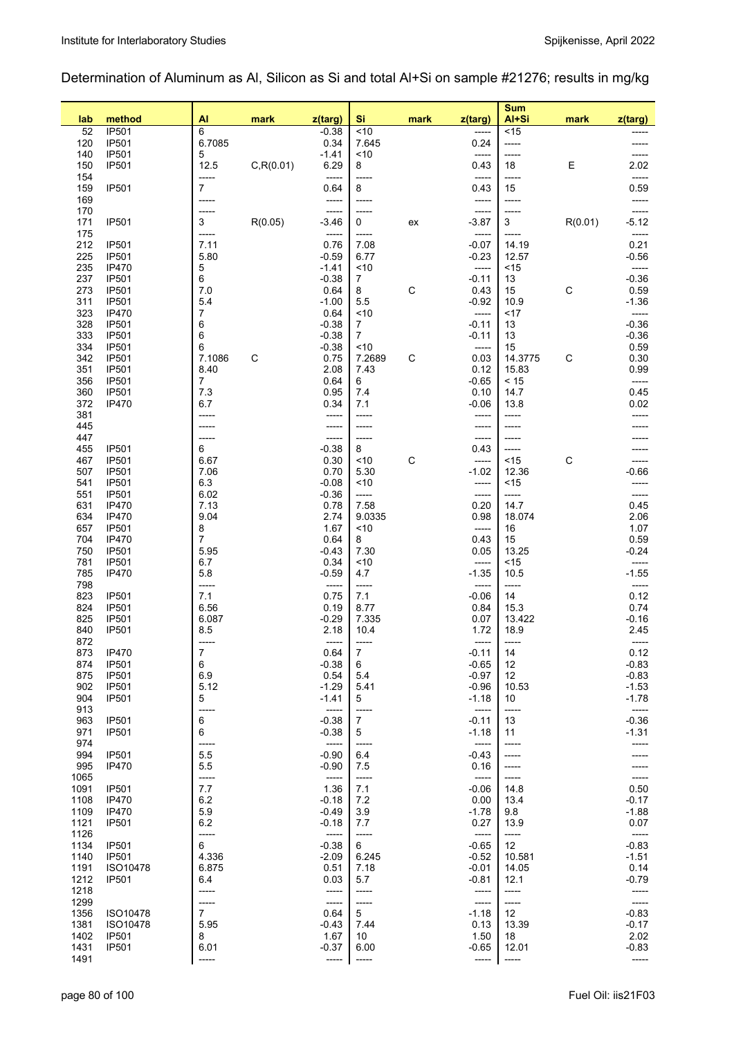# Determination of Aluminum as Al, Silicon as Si and total Al+Si on sample #21276; results in mg/kg

| lab | method | Al | mark | z(targ) | Si | mark | z(targ) | Sum Al+Si | mark | z(targ) |
|---|---|---|---|---|---|---|---|---|---|---|
| 52 | IP501 | 6 | | -0.38 | <10 | | ----- | <15 | | ----- |
| 120 | IP501 | 6.7085 | | 0.34 | 7.645 | | 0.24 | ----- | | ----- |
| 140 | IP501 | 5 | | -1.41 | <10 | | ----- | ----- | | ----- |
| 150 | IP501 | 12.5 | C,R(0.01) | 6.29 | 8 | | 0.43 | 18 | E | 2.02 |
| 154 | | ----- | | ----- | ----- | | ----- | ----- | | ----- |
| 159 | IP501 | 7 | | 0.64 | 8 | | 0.43 | 15 | | 0.59 |
| 169 | | ----- | | ----- | ----- | | ----- | ----- | | ----- |
| 170 | | ----- | | ----- | ----- | | ----- | ----- | | ----- |
| 171 | IP501 | 3 | R(0.05) | -3.46 | 0 | ex | -3.87 | 3 | R(0.01) | -5.12 |
| 175 | | ----- | | ----- | ----- | | ----- | ----- | | ----- |
| 212 | IP501 | 7.11 | | 0.76 | 7.08 | | -0.07 | 14.19 | | 0.21 |
| 225 | IP501 | 5.80 | | -0.59 | 6.77 | | -0.23 | 12.57 | | -0.56 |
| 235 | IP470 | 5 | | -1.41 | <10 | | ----- | <15 | | ----- |
| 237 | IP501 | 6 | | -0.38 | 7 | | -0.11 | 13 | | -0.36 |
| 273 | IP501 | 7.0 | | 0.64 | 8 | C | 0.43 | 15 | C | 0.59 |
| 311 | IP501 | 5.4 | | -1.00 | 5.5 | | -0.92 | 10.9 | | -1.36 |
| 323 | IP470 | 7 | | 0.64 | <10 | | ----- | <17 | | ----- |
| 328 | IP501 | 6 | | -0.38 | 7 | | -0.11 | 13 | | -0.36 |
| 333 | IP501 | 6 | | -0.38 | 7 | | -0.11 | 13 | | -0.36 |
| 334 | IP501 | 6 | | -0.38 | <10 | | ----- | 15 | | 0.59 |
| 342 | IP501 | 7.1086 | C | 0.75 | 7.2689 | C | 0.03 | 14.3775 | C | 0.30 |
| 351 | IP501 | 8.40 | | 2.08 | 7.43 | | 0.12 | 15.83 | | 0.99 |
| 356 | IP501 | 7 | | 0.64 | 6 | | -0.65 | < 15 | | ----- |
| 360 | IP501 | 7.3 | | 0.95 | 7.4 | | 0.10 | 14.7 | | 0.45 |
| 372 | IP470 | 6.7 | | 0.34 | 7.1 | | -0.06 | 13.8 | | 0.02 |
| 381 | | ----- | | ----- | ----- | | ----- | ----- | | ----- |
| 445 | | ----- | | ----- | ----- | | ----- | ----- | | ----- |
| 447 | | ----- | | ----- | ----- | | ----- | ----- | | ----- |
| 455 | IP501 | 6 | | -0.38 | 8 | | 0.43 | ----- | | ----- |
| 467 | IP501 | 6.67 | | 0.30 | <10 | C | ----- | <15 | C | ----- |
| 507 | IP501 | 7.06 | | 0.70 | 5.30 | | -1.02 | 12.36 | | -0.66 |
| 541 | IP501 | 6.3 | | -0.08 | <10 | | ----- | <15 | | ----- |
| 551 | IP501 | 6.02 | | -0.36 | ----- | | ----- | ----- | | ----- |
| 631 | IP470 | 7.13 | | 0.78 | 7.58 | | 0.20 | 14.7 | | 0.45 |
| 634 | IP470 | 9.04 | | 2.74 | 9.0335 | | 0.98 | 18.074 | | 2.06 |
| 657 | IP501 | 8 | | 1.67 | <10 | | ----- | 16 | | 1.07 |
| 704 | IP470 | 7 | | 0.64 | 8 | | 0.43 | 15 | | 0.59 |
| 750 | IP501 | 5.95 | | -0.43 | 7.30 | | 0.05 | 13.25 | | -0.24 |
| 781 | IP501 | 6.7 | | 0.34 | <10 | | ----- | <15 | | ----- |
| 785 | IP470 | 5.8 | | -0.59 | 4.7 | | -1.35 | 10.5 | | -1.55 |
| 798 | | ----- | | ----- | ----- | | ----- | ----- | | ----- |
| 823 | IP501 | 7.1 | | 0.75 | 7.1 | | -0.06 | 14 | | 0.12 |
| 824 | IP501 | 6.56 | | 0.19 | 8.77 | | 0.84 | 15.3 | | 0.74 |
| 825 | IP501 | 6.087 | | -0.29 | 7.335 | | 0.07 | 13.422 | | -0.16 |
| 840 | IP501 | 8.5 | | 2.18 | 10.4 | | 1.72 | 18.9 | | 2.45 |
| 872 | | ----- | | ----- | ----- | | ----- | ----- | | ----- |
| 873 | IP470 | 7 | | 0.64 | 7 | | -0.11 | 14 | | 0.12 |
| 874 | IP501 | 6 | | -0.38 | 6 | | -0.65 | 12 | | -0.83 |
| 875 | IP501 | 6.9 | | 0.54 | 5.4 | | -0.97 | 12 | | -0.83 |
| 902 | IP501 | 5.12 | | -1.29 | 5.41 | | -0.96 | 10.53 | | -1.53 |
| 904 | IP501 | 5 | | -1.41 | 5 | | -1.18 | 10 | | -1.78 |
| 913 | | ----- | | ----- | ----- | | ----- | ----- | | ----- |
| 963 | IP501 | 6 | | -0.38 | 7 | | -0.11 | 13 | | -0.36 |
| 971 | IP501 | 6 | | -0.38 | 5 | | -1.18 | 11 | | -1.31 |
| 974 | | ----- | | ----- | ----- | | ----- | ----- | | ----- |
| 994 | IP501 | 5.5 | | -0.90 | 6.4 | | -0.43 | ----- | | ----- |
| 995 | IP470 | 5.5 | | -0.90 | 7.5 | | 0.16 | ----- | | ----- |
| 1065 | | ----- | | ----- | ----- | | ----- | ----- | | ----- |
| 1091 | IP501 | 7.7 | | 1.36 | 7.1 | | -0.06 | 14.8 | | 0.50 |
| 1108 | IP470 | 6.2 | | -0.18 | 7.2 | | 0.00 | 13.4 | | -0.17 |
| 1109 | IP470 | 5.9 | | -0.49 | 3.9 | | -1.78 | 9.8 | | -1.88 |
| 1121 | IP501 | 6.2 | | -0.18 | 7.7 | | 0.27 | 13.9 | | 0.07 |
| 1126 | | ----- | | ----- | ----- | | ----- | ----- | | ----- |
| 1134 | IP501 | 6 | | -0.38 | 6 | | -0.65 | 12 | | -0.83 |
| 1140 | IP501 | 4.336 | | -2.09 | 6.245 | | -0.52 | 10.581 | | -1.51 |
| 1191 | ISO10478 | 6.875 | | 0.51 | 7.18 | | -0.01 | 14.05 | | 0.14 |
| 1212 | IP501 | 6.4 | | 0.03 | 5.7 | | -0.81 | 12.1 | | -0.79 |
| 1218 | | ----- | | ----- | ----- | | ----- | ----- | | ----- |
| 1299 | | ----- | | ----- | ----- | | ----- | ----- | | ----- |
| 1356 | ISO10478 | 7 | | 0.64 | 5 | | -1.18 | 12 | | -0.83 |
| 1381 | ISO10478 | 5.95 | | -0.43 | 7.44 | | 0.13 | 13.39 | | -0.17 |
| 1402 | IP501 | 8 | | 1.67 | 10 | | 1.50 | 18 | | 2.02 |
| 1431 | IP501 | 6.01 | | -0.37 | 6.00 | | -0.65 | 12.01 | | -0.83 |
| 1491 | | ----- | | ----- | ----- | | ----- | ----- | | ----- |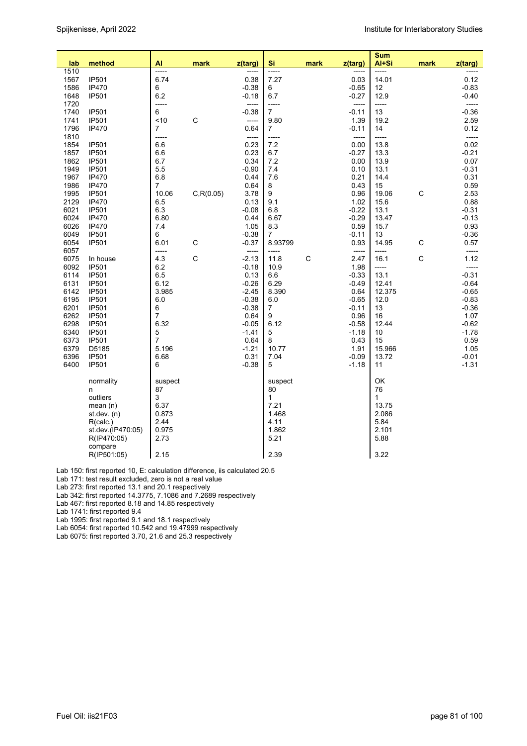| lab | method | Al | mark | z(targ) | Si | mark | z(targ) | Sum Al+Si | mark | z(targ) |
|---|---|---|---|---|---|---|---|---|---|---|
| 1510 | | ----- | | ----- | ----- | | ----- | ----- | | ----- |
| 1567 | IP501 | 6.74 | | 0.38 | 7.27 | | 0.03 | 14.01 | | 0.12 |
| 1586 | IP470 | 6 | | -0.38 | 6 | | -0.65 | 12 | | -0.83 |
| 1648 | IP501 | 6.2 | | -0.18 | 6.7 | | -0.27 | 12.9 | | -0.40 |
| 1720 | | ----- | | ----- | ----- | | ----- | ----- | | ----- |
| 1740 | IP501 | 6 | | -0.38 | 7 | | -0.11 | 13 | | -0.36 |
| 1741 | IP501 | <10 | C | ----- | 9.80 | | 1.39 | 19.2 | | 2.59 |
| 1796 | IP470 | 7 | | 0.64 | 7 | | -0.11 | 14 | | 0.12 |
| 1810 | | ----- | | ----- | ----- | | ----- | ----- | | ----- |
| 1854 | IP501 | 6.6 | | 0.23 | 7.2 | | 0.00 | 13.8 | | 0.02 |
| 1857 | IP501 | 6.6 | | 0.23 | 6.7 | | -0.27 | 13.3 | | -0.21 |
| 1862 | IP501 | 6.7 | | 0.34 | 7.2 | | 0.00 | 13.9 | | 0.07 |
| 1949 | IP501 | 5.5 | | -0.90 | 7.4 | | 0.10 | 13.1 | | -0.31 |
| 1967 | IP470 | 6.8 | | 0.44 | 7.6 | | 0.21 | 14.4 | | 0.31 |
| 1986 | IP470 | 7 | | 0.64 | 8 | | 0.43 | 15 | | 0.59 |
| 1995 | IP501 | 10.06 | C,R(0.05) | 3.78 | 9 | | 0.96 | 19.06 | C | 2.53 |
| 2129 | IP470 | 6.5 | | 0.13 | 9.1 | | 1.02 | 15.6 | | 0.88 |
| 6021 | IP501 | 6.3 | | -0.08 | 6.8 | | -0.22 | 13.1 | | -0.31 |
| 6024 | IP470 | 6.80 | | 0.44 | 6.67 | | -0.29 | 13.47 | | -0.13 |
| 6026 | IP470 | 7.4 | | 1.05 | 8.3 | | 0.59 | 15.7 | | 0.93 |
| 6049 | IP501 | 6 | | -0.38 | 7 | | -0.11 | 13 | | -0.36 |
| 6054 | IP501 | 6.01 | C | -0.37 | 8.93799 | | 0.93 | 14.95 | C | 0.57 |
| 6057 | | ----- | | ----- | ----- | | ----- | ----- | | ----- |
| 6075 | In house | 4.3 | C | -2.13 | 11.8 | C | 2.47 | 16.1 | C | 1.12 |
| 6092 | IP501 | 6.2 | | -0.18 | 10.9 | | 1.98 | ----- | | ----- |
| 6114 | IP501 | 6.5 | | 0.13 | 6.6 | | -0.33 | 13.1 | | -0.31 |
| 6131 | IP501 | 6.12 | | -0.26 | 6.29 | | -0.49 | 12.41 | | -0.64 |
| 6142 | IP501 | 3.985 | | -2.45 | 8.390 | | 0.64 | 12.375 | | -0.65 |
| 6195 | IP501 | 6.0 | | -0.38 | 6.0 | | -0.65 | 12.0 | | -0.83 |
| 6201 | IP501 | 6 | | -0.38 | 7 | | -0.11 | 13 | | -0.36 |
| 6262 | IP501 | 7 | | 0.64 | 9 | | 0.96 | 16 | | 1.07 |
| 6298 | IP501 | 6.32 | | -0.05 | 6.12 | | -0.58 | 12.44 | | -0.62 |
| 6340 | IP501 | 5 | | -1.41 | 5 | | -1.18 | 10 | | -1.78 |
| 6373 | IP501 | 7 | | 0.64 | 8 | | 0.43 | 15 | | 0.59 |
| 6379 | D5185 | 5.196 | | -1.21 | 10.77 | | 1.91 | 15.966 | | 1.05 |
| 6396 | IP501 | 6.68 | | 0.31 | 7.04 | | -0.09 | 13.72 | | -0.01 |
| 6400 | IP501 | 6 | | -0.38 | 5 | | -1.18 | 11 | | -1.31 |
| | | | | | | | | | | |
| | normality | suspect | | | suspect | | | OK | | |
| | n | 87 | | | 80 | | | 76 | | |
| | outliers | 3 | | | 1 | | | 1 | | |
| | mean (n) | 6.37 | | | 7.21 | | | 13.75 | | |
| | st.dev. (n) | 0.873 | | | 1.468 | | | 2.086 | | |
| | R(calc.) | 2.44 | | | 4.11 | | | 5.84 | | |
| | st.dev.(IP470:05) | 0.975 | | | 1.862 | | | 2.101 | | |
| | R(IP470:05) | 2.73 | | | 5.21 | | | 5.88 | | |
| | compare | | | | | | | | | |
| | R(IP501:05) | 2.15 | | | 2.39 | | | 3.22 | | |

Lab 150: first reported 10, E: calculation difference, iis calculated 20.5
Lab 171: test result excluded, zero is not a real value
Lab 273: first reported 13.1 and 20.1 respectively
Lab 342: first reported 14.3775, 7.1086 and 7.2689 respectively
Lab 467: first reported 8.18 and 14.85 respectively
Lab 1741: first reported 9.4
Lab 1995: first reported 9.1 and 18.1 respectively
Lab 6054: first reported 10.542 and 19.47999 respectively
Lab 6075: first reported 3.70, 21.6 and 25.3 respectively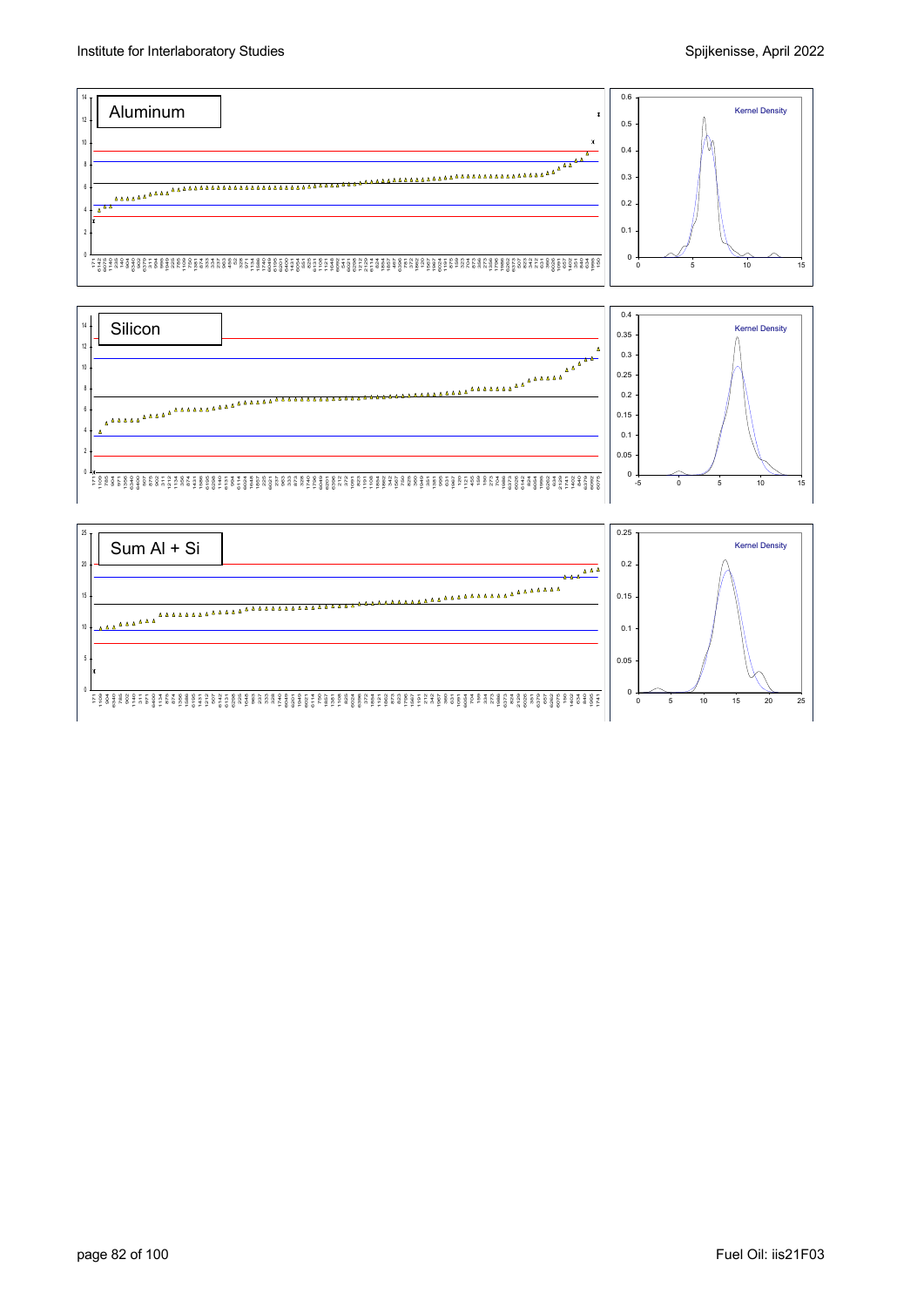Aluminum

Kernel Density

Silicon

Kernel Density

Sum Al + Si

Kernel Density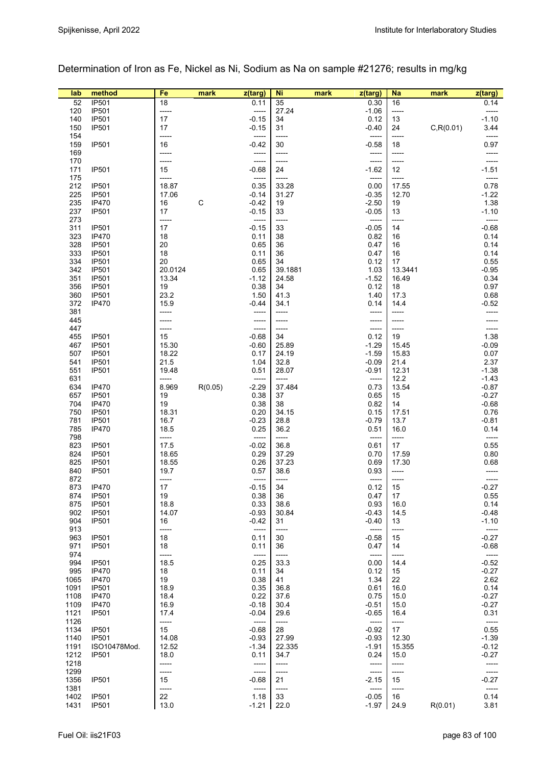## Determination of Iron as Fe, Nickel as Ni, Sodium as Na on sample #21276; results in mg/kg

| lab | method | Fe | mark | z(targ) | Ni | mark | z(targ) | Na | mark | z(targ) |
|---|---|---|---|---|---|---|---|---|---|---|
| 52 | IP501 | 18 | | 0.11 | 35 | | 0.30 | 16 | | 0.14 |
| 120 | IP501 | ----- | | ----- | 27.24 | | -1.06 | ----- | | ----- |
| 140 | IP501 | 17 | | -0.15 | 34 | | 0.12 | 13 | | -1.10 |
| 150 | IP501 | 17 | | -0.15 | 31 | | -0.40 | 24 | C,R(0.01) | 3.44 |
| 154 | | ----- | | ----- | ----- | | ----- | ----- | | ----- |
| 159 | IP501 | 16 | | -0.42 | 30 | | -0.58 | 18 | | 0.97 |
| 169 | | ----- | | ----- | ----- | | ----- | ----- | | ----- |
| 170 | | ----- | | ----- | ----- | | ----- | ----- | | ----- |
| 171 | IP501 | 15 | | -0.68 | 24 | | -1.62 | 12 | | -1.51 |
| 175 | | ----- | | ----- | ----- | | ----- | ----- | | ----- |
| 212 | IP501 | 18.87 | | 0.35 | 33.28 | | 0.00 | 17.55 | | 0.78 |
| 225 | IP501 | 17.06 | | -0.14 | 31.27 | | -0.35 | 12.70 | | -1.22 |
| 235 | IP470 | 16 | C | -0.42 | 19 | | -2.50 | 19 | | 1.38 |
| 237 | IP501 | 17 | | -0.15 | 33 | | -0.05 | 13 | | -1.10 |
| 273 | | ----- | | ----- | ----- | | ----- | ----- | | ----- |
| 311 | IP501 | 17 | | -0.15 | 33 | | -0.05 | 14 | | -0.68 |
| 323 | IP470 | 18 | | 0.11 | 38 | | 0.82 | 16 | | 0.14 |
| 328 | IP501 | 20 | | 0.65 | 36 | | 0.47 | 16 | | 0.14 |
| 333 | IP501 | 18 | | 0.11 | 36 | | 0.47 | 16 | | 0.14 |
| 334 | IP501 | 20 | | 0.65 | 34 | | 0.12 | 17 | | 0.55 |
| 342 | IP501 | 20.0124 | | 0.65 | 39.1881 | | 1.03 | 13.3441 | | -0.95 |
| 351 | IP501 | 13.34 | | -1.12 | 24.58 | | -1.52 | 16.49 | | 0.34 |
| 356 | IP501 | 19 | | 0.38 | 34 | | 0.12 | 18 | | 0.97 |
| 360 | IP501 | 23.2 | | 1.50 | 41.3 | | 1.40 | 17.3 | | 0.68 |
| 372 | IP470 | 15.9 | | -0.44 | 34.1 | | 0.14 | 14.4 | | -0.52 |
| 381 | | ----- | | ----- | ----- | | ----- | ----- | | ----- |
| 445 | | ----- | | ----- | ----- | | ----- | ----- | | ----- |
| 447 | | ----- | | ----- | ----- | | ----- | ----- | | ----- |
| 455 | IP501 | 15 | | -0.68 | 34 | | 0.12 | 19 | | 1.38 |
| 467 | IP501 | 15.30 | | -0.60 | 25.89 | | -1.29 | 15.45 | | -0.09 |
| 507 | IP501 | 18.22 | | 0.17 | 24.19 | | -1.59 | 15.83 | | 0.07 |
| 541 | IP501 | 21.5 | | 1.04 | 32.8 | | -0.09 | 21.4 | | 2.37 |
| 551 | IP501 | 19.48 | | 0.51 | 28.07 | | -0.91 | 12.31 | | -1.38 |
| 631 | | ----- | | ----- | ----- | | ----- | 12.2 | | -1.43 |
| 634 | IP470 | 8.969 | R(0.05) | -2.29 | 37.484 | | 0.73 | 13.54 | | -0.87 |
| 657 | IP501 | 19 | | 0.38 | 37 | | 0.65 | 15 | | -0.27 |
| 704 | IP470 | 19 | | 0.38 | 38 | | 0.82 | 14 | | -0.68 |
| 750 | IP501 | 18.31 | | 0.20 | 34.15 | | 0.15 | 17.51 | | 0.76 |
| 781 | IP501 | 16.7 | | -0.23 | 28.8 | | -0.79 | 13.7 | | -0.81 |
| 785 | IP470 | 18.5 | | 0.25 | 36.2 | | 0.51 | 16.0 | | 0.14 |
| 798 | | ----- | | ----- | ----- | | ----- | ----- | | ----- |
| 823 | IP501 | 17.5 | | -0.02 | 36.8 | | 0.61 | 17 | | 0.55 |
| 824 | IP501 | 18.65 | | 0.29 | 37.29 | | 0.70 | 17.59 | | 0.80 |
| 825 | IP501 | 18.55 | | 0.26 | 37.23 | | 0.69 | 17.30 | | 0.68 |
| 840 | IP501 | 19.7 | | 0.57 | 38.6 | | 0.93 | ----- | | ----- |
| 872 | | ----- | | ----- | ----- | | ----- | ----- | | ----- |
| 873 | IP470 | 17 | | -0.15 | 34 | | 0.12 | 15 | | -0.27 |
| 874 | IP501 | 19 | | 0.38 | 36 | | 0.47 | 17 | | 0.55 |
| 875 | IP501 | 18.8 | | 0.33 | 38.6 | | 0.93 | 16.0 | | 0.14 |
| 902 | IP501 | 14.07 | | -0.93 | 30.84 | | -0.43 | 14.5 | | -0.48 |
| 904 | IP501 | 16 | | -0.42 | 31 | | -0.40 | 13 | | -1.10 |
| 913 | | ----- | | ----- | ----- | | ----- | ----- | | ----- |
| 963 | IP501 | 18 | | 0.11 | 30 | | -0.58 | 15 | | -0.27 |
| 971 | IP501 | 18 | | 0.11 | 36 | | 0.47 | 14 | | -0.68 |
| 974 | | ----- | | ----- | ----- | | ----- | ----- | | ----- |
| 994 | IP501 | 18.5 | | 0.25 | 33.3 | | 0.00 | 14.4 | | -0.52 |
| 995 | IP470 | 18 | | 0.11 | 34 | | 0.12 | 15 | | -0.27 |
| 1065 | IP470 | 19 | | 0.38 | 41 | | 1.34 | 22 | | 2.62 |
| 1091 | IP501 | 18.9 | | 0.35 | 36.8 | | 0.61 | 16.0 | | 0.14 |
| 1108 | IP470 | 18.4 | | 0.22 | 37.6 | | 0.75 | 15.0 | | -0.27 |
| 1109 | IP470 | 16.9 | | -0.18 | 30.4 | | -0.51 | 15.0 | | -0.27 |
| 1121 | IP501 | 17.4 | | -0.04 | 29.6 | | -0.65 | 16.4 | | 0.31 |
| 1126 | | ----- | | ----- | ----- | | ----- | ----- | | ----- |
| 1134 | IP501 | 15 | | -0.68 | 28 | | -0.92 | 17 | | 0.55 |
| 1140 | IP501 | 14.08 | | -0.93 | 27.99 | | -0.93 | 12.30 | | -1.39 |
| 1191 | ISO10478Mod. | 12.52 | | -1.34 | 22.335 | | -1.91 | 15.355 | | -0.12 |
| 1212 | IP501 | 18.0 | | 0.11 | 34.7 | | 0.24 | 15.0 | | -0.27 |
| 1218 | | ----- | | ----- | ----- | | ----- | ----- | | ----- |
| 1299 | | ----- | | ----- | ----- | | ----- | ----- | | ----- |
| 1356 | IP501 | 15 | | -0.68 | 21 | | -2.15 | 15 | | -0.27 |
| 1381 | | ----- | | ----- | ----- | | ----- | ----- | | ----- |
| 1402 | IP501 | 22 | | 1.18 | 33 | | -0.05 | 16 | | 0.14 |
| 1431 | IP501 | 13.0 | | -1.21 | 22.0 | | -1.97 | 24.9 | R(0.01) | 3.81 |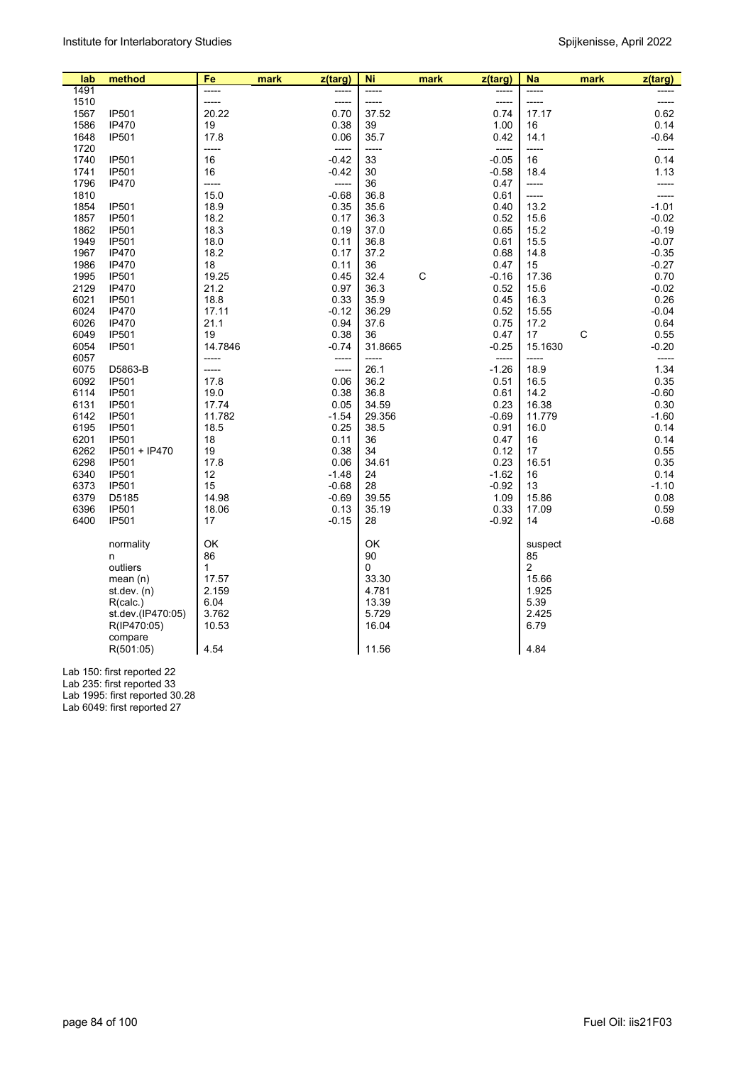| lab | method | Fe | mark | z(targ) | Ni | mark | z(targ) | Na | mark | z(targ) |
|---|---|---|---|---|---|---|---|---|---|---|
| 1491 | | ----- | | ----- | ----- | | ----- | ----- | | ----- |
| 1510 | | ----- | | ----- | ----- | | ----- | ----- | | ----- |
| 1567 | IP501 | 20.22 | | 0.70 | 37.52 | | 0.74 | 17.17 | | 0.62 |
| 1586 | IP470 | 19 | | 0.38 | 39 | | 1.00 | 16 | | 0.14 |
| 1648 | IP501 | 17.8 | | 0.06 | 35.7 | | 0.42 | 14.1 | | -0.64 |
| 1720 | | ----- | | ----- | ----- | | ----- | ----- | | ----- |
| 1740 | IP501 | 16 | | -0.42 | 33 | | -0.05 | 16 | | 0.14 |
| 1741 | IP501 | 16 | | -0.42 | 30 | | -0.58 | 18.4 | | 1.13 |
| 1796 | IP470 | ----- | | ----- | 36 | | 0.47 | ----- | | ----- |
| 1810 | | 15.0 | | -0.68 | 36.8 | | 0.61 | ----- | | ----- |
| 1854 | IP501 | 18.9 | | 0.35 | 35.6 | | 0.40 | 13.2 | | -1.01 |
| 1857 | IP501 | 18.2 | | 0.17 | 36.3 | | 0.52 | 15.6 | | -0.02 |
| 1862 | IP501 | 18.3 | | 0.19 | 37.0 | | 0.65 | 15.2 | | -0.19 |
| 1949 | IP501 | 18.0 | | 0.11 | 36.8 | | 0.61 | 15.5 | | -0.07 |
| 1967 | IP470 | 18.2 | | 0.17 | 37.2 | | 0.68 | 14.8 | | -0.35 |
| 1986 | IP470 | 18 | | 0.11 | 36 | | 0.47 | 15 | | -0.27 |
| 1995 | IP501 | 19.25 | | 0.45 | 32.4 | C | -0.16 | 17.36 | | 0.70 |
| 2129 | IP470 | 21.2 | | 0.97 | 36.3 | | 0.52 | 15.6 | | -0.02 |
| 6021 | IP501 | 18.8 | | 0.33 | 35.9 | | 0.45 | 16.3 | | 0.26 |
| 6024 | IP470 | 17.11 | | -0.12 | 36.29 | | 0.52 | 15.55 | | -0.04 |
| 6026 | IP470 | 21.1 | | 0.94 | 37.6 | | 0.75 | 17.2 | | 0.64 |
| 6049 | IP501 | 19 | | 0.38 | 36 | | 0.47 | 17 | C | 0.55 |
| 6054 | IP501 | 14.7846 | | -0.74 | 31.8665 | | -0.25 | 15.1630 | | -0.20 |
| 6057 | | ----- | | ----- | ----- | | ----- | ----- | | ----- |
| 6075 | D5863-B | ----- | | ----- | 26.1 | | -1.26 | 18.9 | | 1.34 |
| 6092 | IP501 | 17.8 | | 0.06 | 36.2 | | 0.51 | 16.5 | | 0.35 |
| 6114 | IP501 | 19.0 | | 0.38 | 36.8 | | 0.61 | 14.2 | | -0.60 |
| 6131 | IP501 | 17.74 | | 0.05 | 34.59 | | 0.23 | 16.38 | | 0.30 |
| 6142 | IP501 | 11.782 | | -1.54 | 29.356 | | -0.69 | 11.779 | | -1.60 |
| 6195 | IP501 | 18.5 | | 0.25 | 38.5 | | 0.91 | 16.0 | | 0.14 |
| 6201 | IP501 | 18 | | 0.11 | 36 | | 0.47 | 16 | | 0.14 |
| 6262 | IP501 + IP470 | 19 | | 0.38 | 34 | | 0.12 | 17 | | 0.55 |
| 6298 | IP501 | 17.8 | | 0.06 | 34.61 | | 0.23 | 16.51 | | 0.35 |
| 6340 | IP501 | 12 | | -1.48 | 24 | | -1.62 | 16 | | 0.14 |
| 6373 | IP501 | 15 | | -0.68 | 28 | | -0.92 | 13 | | -1.10 |
| 6379 | D5185 | 14.98 | | -0.69 | 39.55 | | 1.09 | 15.86 | | 0.08 |
| 6396 | IP501 | 18.06 | | 0.13 | 35.19 | | 0.33 | 17.09 | | 0.59 |
| 6400 | IP501 | 17 | | -0.15 | 28 | | -0.92 | 14 | | -0.68 |
| | normality | OK | | | OK | | | suspect | | |
| | n | 86 | | | 90 | | | 85 | | |
| | outliers | 1 | | | 0 | | | 2 | | |
| | mean (n) | 17.57 | | | 33.30 | | | 15.66 | | |
| | st.dev. (n) | 2.159 | | | 4.781 | | | 1.925 | | |
| | R(calc.) | 6.04 | | | 13.39 | | | 5.39 | | |
| | st.dev.(IP470:05) | 3.762 | | | 5.729 | | | 2.425 | | |
| | R(IP470:05) | 10.53 | | | 16.04 | | | 6.79 | | |
| | compare | | | | | | | | | |
| | R(501:05) | 4.54 | | | 11.56 | | | 4.84 | | |

Lab 150: first reported 22
Lab 235: first reported 33
Lab 1995: first reported 30.28
Lab 6049: first reported 27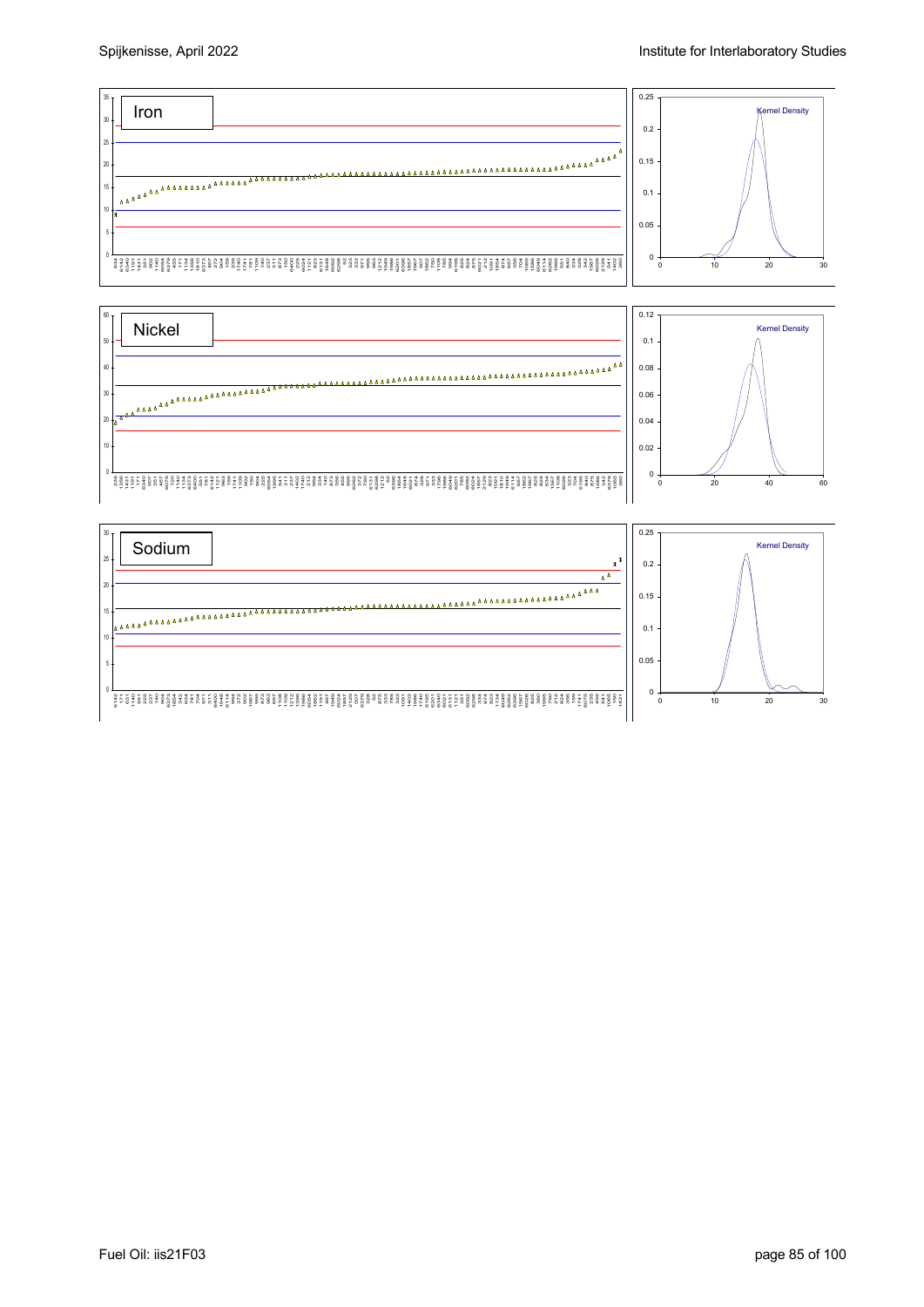Iron

35
30
25
20
15
10
5
0

634 6142 6340 1431 381 502 1140 6094 6378 455 171 1134 1556 6610 6373 497 332 904 158 338 1740 1741 781 1106 140 237 311 873 150 6400 225 6024 1121 823 6131 1646 6062 6296 92 323 333 971 995 963 1212 1896 6201 1057 752 507 1062 750 1106 785 994 6155 629 824 875 6021 212 2129 1091 1654 874 657 350 704 1065 1886 6349 6114 6262 1665 551 840 334 328 340 1067 6029 2129 541 1402 360

0.25
0.2
0.15
0.1
0.05
0
0 10 20 30
Kernel Density

Nickel

60
50
40
30
20
10
0

235 1259 1431 1191 171 6340 6297 331 497 6094 120 1140 1134 6373 6400 551 781 6142 1121 963 159 1741 1062 150 904 225 6024 1665 381 311 237 1402 1740 212 994 334 140 873 355 445 995 6262 372 323 6131 6029 1212 92 6396 1654 1646 6201 874 328 971 333 1109 1886 6049 6201 785 6062 6024 1057 2129 823 1091 1810 6114 657 1062 1647 840 634 1067 1105 6020 323 704 6155 1740 875 6029 342 6397 1065 360

0.12
0.1
0.08
0.06
0.04
0.02
0
0 20 40 60
Kernel Density

Sodium

30
25
20
15
10
5
0

6142 171 631 1140 551 225 237 140 904 6272 1654 342 634 781 704 971 311 6400 1646 6114 1134 372 1062 1967 873 823 657 1109 1105 1212 1886 6054 1952 1191 497 1949 6024 1057 2129 507 6378 328 92 875 333 159 323 1091 1402 1886 1740 6155 6201 6340 6021 6131 1121 381 6062 6026 334 874 823 1134 6049 6262 1967 6029 625 360 1665 750 212 334 356 159 1741 6075 235 455 541 1065 150 1431

0.25
0.2
0.15
0.1
0.05
0
0 10 20 30
Kernel Density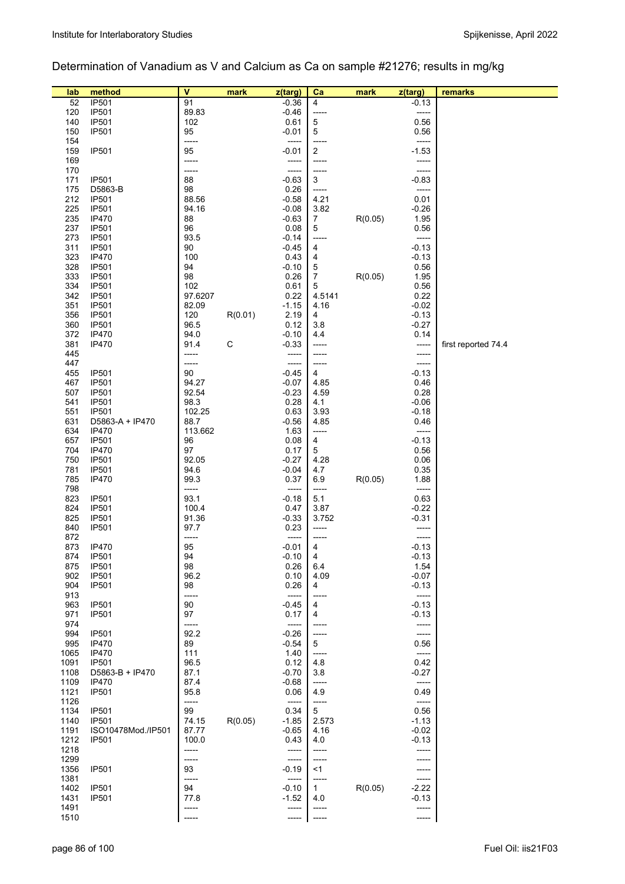Determination of Vanadium as V and Calcium as Ca on sample #21276; results in mg/kg

| lab | method | V | mark | z(targ) | Ca | mark | z(targ) | remarks |
|---|---|---|---|---|---|---|---|---|
| 52 | IP501 | 91 | | -0.36 | 4 | | -0.13 | |
| 120 | IP501 | 89.83 | | -0.46 | ----- | | ----- | |
| 140 | IP501 | 102 | | 0.61 | 5 | | 0.56 | |
| 150 | IP501 | 95 | | -0.01 | 5 | | 0.56 | |
| 154 | | ----- | | ----- | ----- | | ----- | |
| 159 | IP501 | 95 | | -0.01 | 2 | | -1.53 | |
| 169 | | ----- | | ----- | ----- | | ----- | |
| 170 | | ----- | | ----- | ----- | | ----- | |
| 171 | IP501 | 88 | | -0.63 | 3 | | -0.83 | |
| 175 | D5863-B | 98 | | 0.26 | ----- | | ----- | |
| 212 | IP501 | 88.56 | | -0.58 | 4.21 | | 0.01 | |
| 225 | IP501 | 94.16 | | -0.08 | 3.82 | | -0.26 | |
| 235 | IP470 | 88 | | -0.63 | 7 | R(0.05) | 1.95 | |
| 237 | IP501 | 96 | | 0.08 | 5 | | 0.56 | |
| 273 | IP501 | 93.5 | | -0.14 | ----- | | ----- | |
| 311 | IP501 | 90 | | -0.45 | 4 | | -0.13 | |
| 323 | IP470 | 100 | | 0.43 | 4 | | -0.13 | |
| 328 | IP501 | 94 | | -0.10 | 5 | | 0.56 | |
| 333 | IP501 | 98 | | 0.26 | 7 | R(0.05) | 1.95 | |
| 334 | IP501 | 102 | | 0.61 | 5 | | 0.56 | |
| 342 | IP501 | 97.6207 | | 0.22 | 4.5141 | | 0.22 | |
| 351 | IP501 | 82.09 | | -1.15 | 4.16 | | -0.02 | |
| 356 | IP501 | 120 | R(0.01) | 2.19 | 4 | | -0.13 | |
| 360 | IP501 | 96.5 | | 0.12 | 3.8 | | -0.27 | |
| 372 | IP470 | 94.0 | | -0.10 | 4.4 | | 0.14 | |
| 381 | IP470 | 91.4 | C | -0.33 | ----- | | ----- | first reported 74.4 |
| 445 | | ----- | | ----- | ----- | | ----- | |
| 447 | | ----- | | ----- | ----- | | ----- | |
| 455 | IP501 | 90 | | -0.45 | 4 | | -0.13 | |
| 467 | IP501 | 94.27 | | -0.07 | 4.85 | | 0.46 | |
| 507 | IP501 | 92.54 | | -0.23 | 4.59 | | 0.28 | |
| 541 | IP501 | 98.3 | | 0.28 | 4.1 | | -0.06 | |
| 551 | IP501 | 102.25 | | 0.63 | 3.93 | | -0.18 | |
| 631 | D5863-A + IP470 | 88.7 | | -0.56 | 4.85 | | 0.46 | |
| 634 | IP470 | 113.662 | | 1.63 | ----- | | ----- | |
| 657 | IP501 | 96 | | 0.08 | 4 | | -0.13 | |
| 704 | IP470 | 97 | | 0.17 | 5 | | 0.56 | |
| 750 | IP501 | 92.05 | | -0.27 | 4.28 | | 0.06 | |
| 781 | IP501 | 94.6 | | -0.04 | 4.7 | | 0.35 | |
| 785 | IP470 | 99.3 | | 0.37 | 6.9 | R(0.05) | 1.88 | |
| 798 | | ----- | | ----- | ----- | | ----- | |
| 823 | IP501 | 93.1 | | -0.18 | 5.1 | | 0.63 | |
| 824 | IP501 | 100.4 | | 0.47 | 3.87 | | -0.22 | |
| 825 | IP501 | 91.36 | | -0.33 | 3.752 | | -0.31 | |
| 840 | IP501 | 97.7 | | 0.23 | ----- | | ----- | |
| 872 | | ----- | | ----- | ----- | | ----- | |
| 873 | IP470 | 95 | | -0.01 | 4 | | -0.13 | |
| 874 | IP501 | 94 | | -0.10 | 4 | | -0.13 | |
| 875 | IP501 | 98 | | 0.26 | 6.4 | | 1.54 | |
| 902 | IP501 | 96.2 | | 0.10 | 4.09 | | -0.07 | |
| 904 | IP501 | 98 | | 0.26 | 4 | | -0.13 | |
| 913 | | ----- | | ----- | ----- | | ----- | |
| 963 | IP501 | 90 | | -0.45 | 4 | | -0.13 | |
| 971 | IP501 | 97 | | 0.17 | 4 | | -0.13 | |
| 974 | | ----- | | ----- | ----- | | ----- | |
| 994 | IP501 | 92.2 | | -0.26 | ----- | | ----- | |
| 995 | IP470 | 89 | | -0.54 | 5 | | 0.56 | |
| 1065 | IP470 | 111 | | 1.40 | ----- | | ----- | |
| 1091 | IP501 | 96.5 | | 0.12 | 4.8 | | 0.42 | |
| 1108 | D5863-B + IP470 | 87.1 | | -0.70 | 3.8 | | -0.27 | |
| 1109 | IP470 | 87.4 | | -0.68 | ----- | | ----- | |
| 1121 | IP501 | 95.8 | | 0.06 | 4.9 | | 0.49 | |
| 1126 | | ----- | | ----- | ----- | | ----- | |
| 1134 | IP501 | 99 | | 0.34 | 5 | | 0.56 | |
| 1140 | IP501 | 74.15 | R(0.05) | -1.85 | 2.573 | | -1.13 | |
| 1191 | ISO10478Mod./IP501 | 87.77 | | -0.65 | 4.16 | | -0.02 | |
| 1212 | IP501 | 100.0 | | 0.43 | 4.0 | | -0.13 | |
| 1218 | | ----- | | ----- | ----- | | ----- | |
| 1299 | | ----- | | ----- | ----- | | ----- | |
| 1356 | IP501 | 93 | | -0.19 | <1 | | ----- | |
| 1381 | | ----- | | ----- | ----- | | ----- | |
| 1402 | IP501 | 94 | | -0.10 | 1 | R(0.05) | -2.22 | |
| 1431 | IP501 | 77.8 | | -1.52 | 4.0 | | -0.13 | |
| 1491 | | ----- | | ----- | ----- | | ----- | |
| 1510 | | ----- | | ----- | ----- | | ----- | |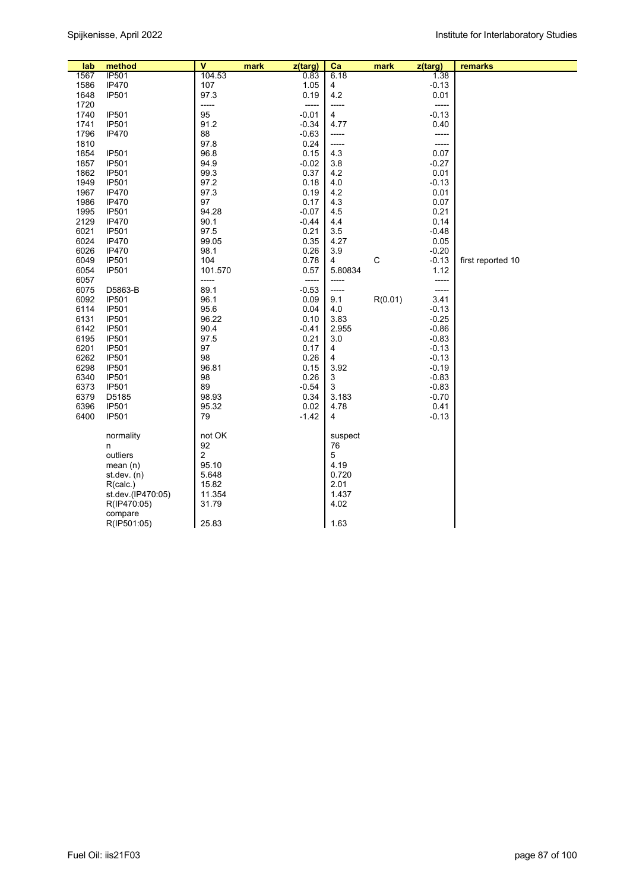| lab | method | V | mark | z(targ) | Ca | mark | z(targ) | remarks |
|---|---|---|---|---|---|---|---|---|
| 1567 | IP501 | 104.53 | | 0.83 | 6.18 | | 1.38 | |
| 1586 | IP470 | 107 | | 1.05 | 4 | | -0.13 | |
| 1648 | IP501 | 97.3 | | 0.19 | 4.2 | | 0.01 | |
| 1720 | | ----- | | ----- | ----- | | ----- | |
| 1740 | IP501 | 95 | | -0.01 | 4 | | -0.13 | |
| 1741 | IP501 | 91.2 | | -0.34 | 4.77 | | 0.40 | |
| 1796 | IP470 | 88 | | -0.63 | ----- | | ----- | |
| 1810 | | 97.8 | | 0.24 | ----- | | ----- | |
| 1854 | IP501 | 96.8 | | 0.15 | 4.3 | | 0.07 | |
| 1857 | IP501 | 94.9 | | -0.02 | 3.8 | | -0.27 | |
| 1862 | IP501 | 99.3 | | 0.37 | 4.2 | | 0.01 | |
| 1949 | IP501 | 97.2 | | 0.18 | 4.0 | | -0.13 | |
| 1967 | IP470 | 97.3 | | 0.19 | 4.2 | | 0.01 | |
| 1986 | IP470 | 97 | | 0.17 | 4.3 | | 0.07 | |
| 1995 | IP501 | 94.28 | | -0.07 | 4.5 | | 0.21 | |
| 2129 | IP470 | 90.1 | | -0.44 | 4.4 | | 0.14 | |
| 6021 | IP501 | 97.5 | | 0.21 | 3.5 | | -0.48 | |
| 6024 | IP470 | 99.05 | | 0.35 | 4.27 | | 0.05 | |
| 6026 | IP470 | 98.1 | | 0.26 | 3.9 | | -0.20 | |
| 6049 | IP501 | 104 | | 0.78 | 4 | C | -0.13 | first reported 10 |
| 6054 | IP501 | 101.570 | | 0.57 | 5.80834 | | 1.12 | |
| 6057 | | ----- | | ----- | ----- | | ----- | |
| 6075 | D5863-B | 89.1 | | -0.53 | ----- | | ----- | |
| 6092 | IP501 | 96.1 | | 0.09 | 9.1 | R(0.01) | 3.41 | |
| 6114 | IP501 | 95.6 | | 0.04 | 4.0 | | -0.13 | |
| 6131 | IP501 | 96.22 | | 0.10 | 3.83 | | -0.25 | |
| 6142 | IP501 | 90.4 | | -0.41 | 2.955 | | -0.86 | |
| 6195 | IP501 | 97.5 | | 0.21 | 3.0 | | -0.83 | |
| 6201 | IP501 | 97 | | 0.17 | 4 | | -0.13 | |
| 6262 | IP501 | 98 | | 0.26 | 4 | | -0.13 | |
| 6298 | IP501 | 96.81 | | 0.15 | 3.92 | | -0.19 | |
| 6340 | IP501 | 98 | | 0.26 | 3 | | -0.83 | |
| 6373 | IP501 | 89 | | -0.54 | 3 | | -0.83 | |
| 6379 | D5185 | 98.93 | | 0.34 | 3.183 | | -0.70 | |
| 6396 | IP501 | 95.32 | | 0.02 | 4.78 | | 0.41 | |
| 6400 | IP501 | 79 | | -1.42 | 4 | | -0.13 | |
| | | | | | | | | |
| | normality | not OK | | | suspect | | | |
| | n | 92 | | | 76 | | | |
| | outliers | 2 | | | 5 | | | |
| | mean (n) | 95.10 | | | 4.19 | | | |
| | st.dev. (n) | 5.648 | | | 0.720 | | | |
| | R(calc.) | 15.82 | | | 2.01 | | | |
| | st.dev.(IP470:05) | 11.354 | | | 1.437 | | | |
| | R(IP470:05) | 31.79 | | | 4.02 | | | |
| | compare | | | | | | | |
| | R(IP501:05) | 25.83 | | | 1.63 | | | |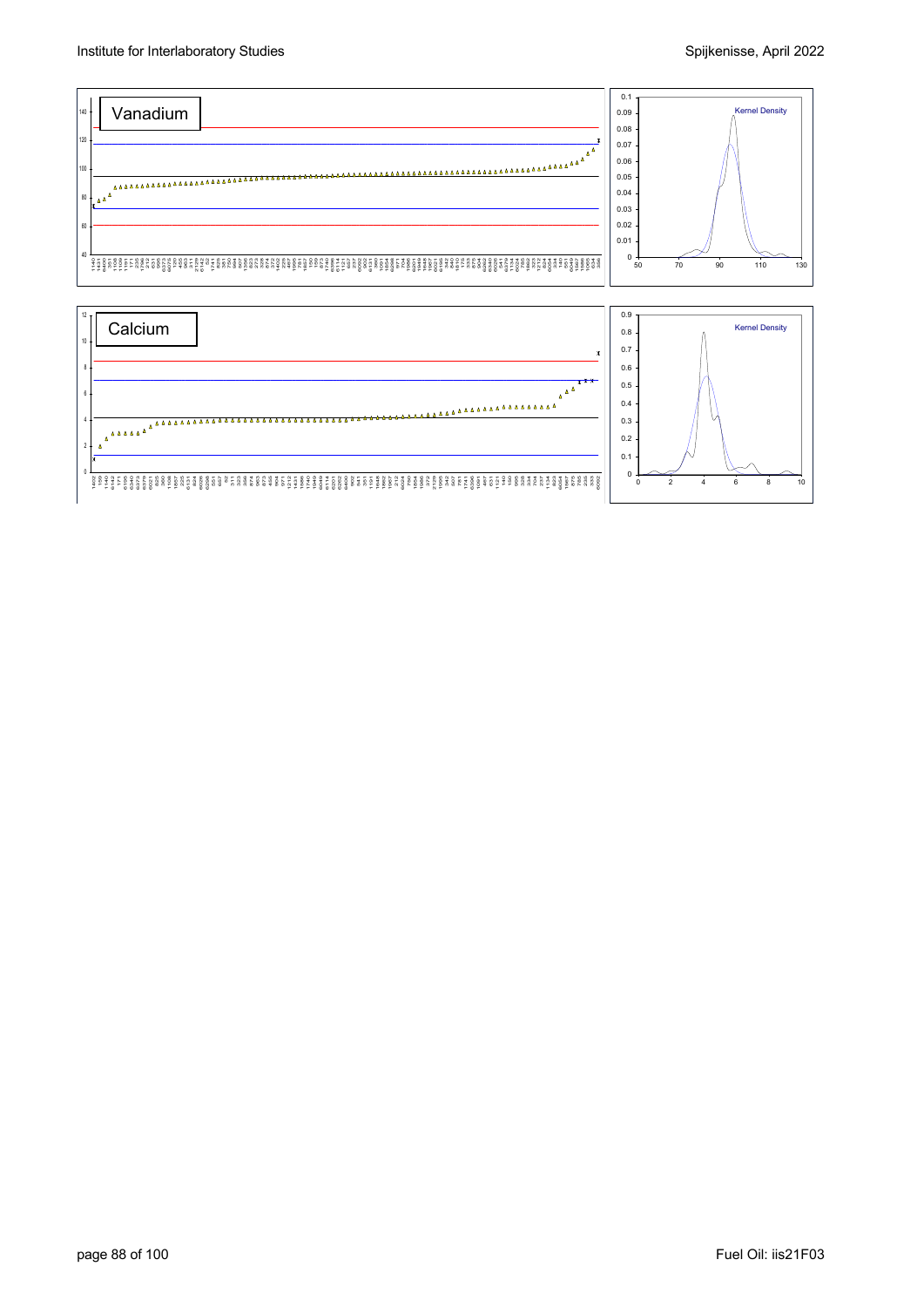Vanadium

140
120
100
80
60
40

1140
1141
6400
351
1108
1109
1191
171
235
1766
312
631
6373
6075
120
455
363
311
2129
6142
52
1741
325
361
750
984
557
1536
823
273
328
274
372
1402
225
447
1236
781
1587
150
992
873
1740
6396
6114
1121
657
237
6002
902
6131
360
1091
1654
626
974
1066
6201
1949
1648
1967
6031
6149
342
1810
175
333
875
904
6262
6040
6201
541
6279
114
6024
785
1862
323
1212
634
6054
334
140
551
6049
1947
1865
1656
334
336

0.1
0.09
0.08
0.07
0.06
0.05
0.04
0.03
0.02
0.01
0
50
70
90
110
130

Kernel Density

Calcium

12
10
8
6
4
2
0

1402
159
1140
6142
171
6195
6340
6373
6379
6021
825
360
1108
1657
225
6131
824
6206
6028
551
447
62
311
323
336
874
353
873
455
904
971
1212
1431
1536
1740
1949
6049
6114
6201
6262
6400
902
341
351
1191
1948
1862
1967
212
6204
750
1984
1966
273
2129
1995
342
507
781
1741
6396
6061
487
631
1121
140
160
995
328
334
704
237
1134
823
6054
1967
875
785
235
333
6002

0.9
0.8
0.7
0.6
0.5
0.4
0.3
0.2
0.1
0
0
2
4
6
8
10

Kernel Density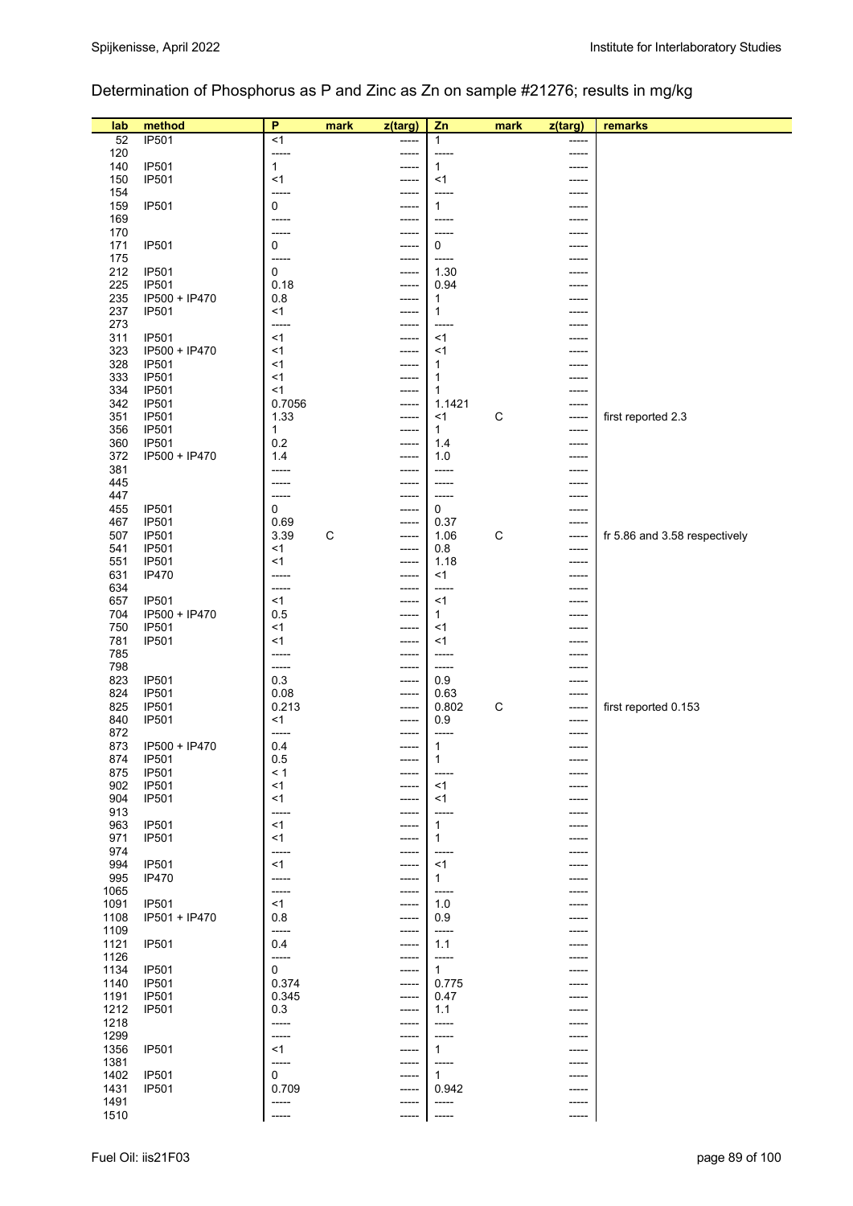Determination of Phosphorus as P and Zinc as Zn on sample #21276; results in mg/kg

| lab | method | P | mark | z(targ) | Zn | mark | z(targ) | remarks |
|---|---|---|---|---|---|---|---|---|
| 52 | IP501 | <1 | | ----- | 1 | | ----- | |
| 120 | | ----- | | ----- | ----- | | ----- | |
| 140 | IP501 | 1 | | ----- | 1 | | ----- | |
| 150 | IP501 | <1 | | ----- | <1 | | ----- | |
| 154 | | ----- | | ----- | ----- | | ----- | |
| 159 | IP501 | 0 | | ----- | 1 | | ----- | |
| 169 | | ----- | | ----- | ----- | | ----- | |
| 170 | | ----- | | ----- | ----- | | ----- | |
| 171 | IP501 | 0 | | ----- | 0 | | ----- | |
| 175 | | ----- | | ----- | ----- | | ----- | |
| 212 | IP501 | 0 | | ----- | 1.30 | | ----- | |
| 225 | IP501 | 0.18 | | ----- | 0.94 | | ----- | |
| 235 | IP500 + IP470 | 0.8 | | ----- | 1 | | ----- | |
| 237 | IP501 | <1 | | ----- | 1 | | ----- | |
| 273 | | ----- | | ----- | ----- | | ----- | |
| 311 | IP501 | <1 | | ----- | <1 | | ----- | |
| 323 | IP500 + IP470 | <1 | | ----- | <1 | | ----- | |
| 328 | IP501 | <1 | | ----- | 1 | | ----- | |
| 333 | IP501 | <1 | | ----- | 1 | | ----- | |
| 334 | IP501 | <1 | | ----- | 1 | | ----- | |
| 342 | IP501 | 0.7056 | | ----- | 1.1421 | | ----- | |
| 351 | IP501 | 1.33 | | ----- | <1 | C | ----- | first reported 2.3 |
| 356 | IP501 | 1 | | ----- | 1 | | ----- | |
| 360 | IP501 | 0.2 | | ----- | 1.4 | | ----- | |
| 372 | IP500 + IP470 | 1.4 | | ----- | 1.0 | | ----- | |
| 381 | | ----- | | ----- | ----- | | ----- | |
| 445 | | ----- | | ----- | ----- | | ----- | |
| 447 | | ----- | | ----- | ----- | | ----- | |
| 455 | IP501 | 0 | | ----- | 0 | | ----- | |
| 467 | IP501 | 0.69 | | ----- | 0.37 | | ----- | |
| 507 | IP501 | 3.39 | C | ----- | 1.06 | C | ----- | fr 5.86 and 3.58 respectively |
| 541 | IP501 | <1 | | ----- | 0.8 | | ----- | |
| 551 | IP501 | <1 | | ----- | 1.18 | | ----- | |
| 631 | IP470 | ----- | | ----- | <1 | | ----- | |
| 634 | | ----- | | ----- | ----- | | ----- | |
| 657 | IP501 | <1 | | ----- | <1 | | ----- | |
| 704 | IP500 + IP470 | 0.5 | | ----- | 1 | | ----- | |
| 750 | IP501 | <1 | | ----- | <1 | | ----- | |
| 781 | IP501 | <1 | | ----- | <1 | | ----- | |
| 785 | | ----- | | ----- | ----- | | ----- | |
| 798 | | ----- | | ----- | ----- | | ----- | |
| 823 | IP501 | 0.3 | | ----- | 0.9 | | ----- | |
| 824 | IP501 | 0.08 | | ----- | 0.63 | | ----- | |
| 825 | IP501 | 0.213 | | ----- | 0.802 | C | ----- | first reported 0.153 |
| 840 | IP501 | <1 | | ----- | 0.9 | | ----- | |
| 872 | | ----- | | ----- | ----- | | ----- | |
| 873 | IP500 + IP470 | 0.4 | | ----- | 1 | | ----- | |
| 874 | IP501 | 0.5 | | ----- | 1 | | ----- | |
| 875 | IP501 | < 1 | | ----- | ----- | | ----- | |
| 902 | IP501 | <1 | | ----- | <1 | | ----- | |
| 904 | IP501 | <1 | | ----- | <1 | | ----- | |
| 913 | | ----- | | ----- | ----- | | ----- | |
| 963 | IP501 | <1 | | ----- | 1 | | ----- | |
| 971 | IP501 | <1 | | ----- | 1 | | ----- | |
| 974 | | ----- | | ----- | ----- | | ----- | |
| 994 | IP501 | <1 | | ----- | <1 | | ----- | |
| 995 | IP470 | ----- | | ----- | 1 | | ----- | |
| 1065 | | ----- | | ----- | ----- | | ----- | |
| 1091 | IP501 | <1 | | ----- | 1.0 | | ----- | |
| 1108 | IP501 + IP470 | 0.8 | | ----- | 0.9 | | ----- | |
| 1109 | | ----- | | ----- | ----- | | ----- | |
| 1121 | IP501 | 0.4 | | ----- | 1.1 | | ----- | |
| 1126 | | ----- | | ----- | ----- | | ----- | |
| 1134 | IP501 | 0 | | ----- | 1 | | ----- | |
| 1140 | IP501 | 0.374 | | ----- | 0.775 | | ----- | |
| 1191 | IP501 | 0.345 | | ----- | 0.47 | | ----- | |
| 1212 | IP501 | 0.3 | | ----- | 1.1 | | ----- | |
| 1218 | | ----- | | ----- | ----- | | ----- | |
| 1299 | | ----- | | ----- | ----- | | ----- | |
| 1356 | IP501 | <1 | | ----- | 1 | | ----- | |
| 1381 | | ----- | | ----- | ----- | | ----- | |
| 1402 | IP501 | 0 | | ----- | 1 | | ----- | |
| 1431 | IP501 | 0.709 | | ----- | 0.942 | | ----- | |
| 1491 | | ----- | | ----- | ----- | | ----- | |
| 1510 | | ----- | | ----- | ----- | | ----- | |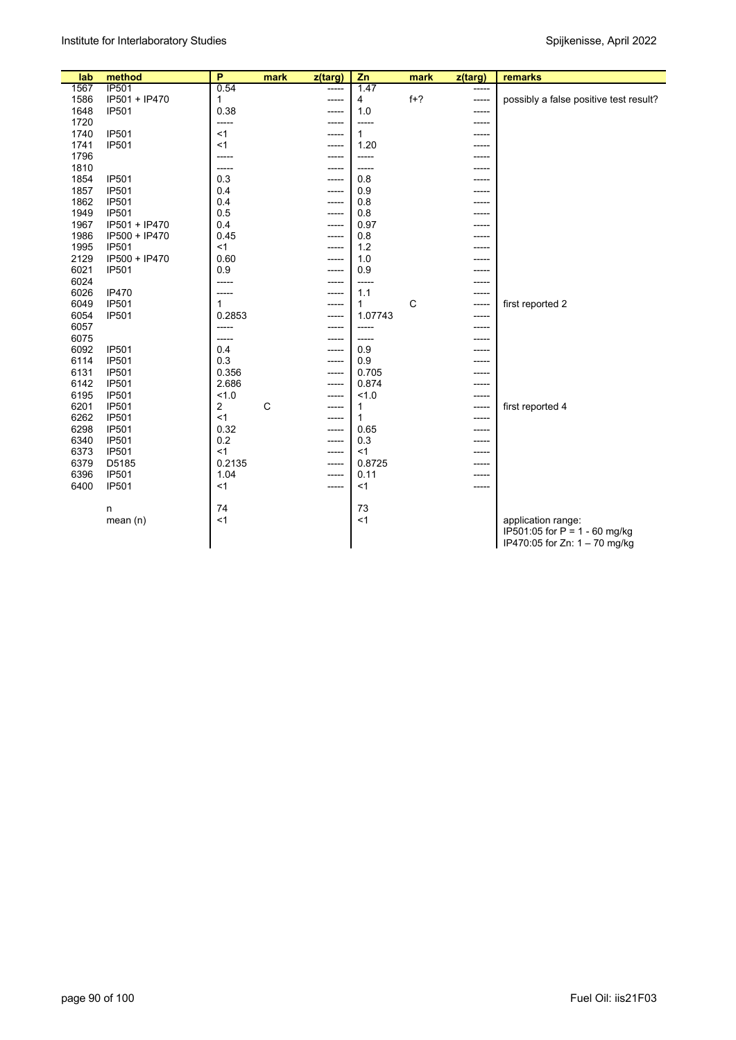| lab | method | P | mark | z(targ) | Zn | mark | z(targ) | remarks |
|---|---|---|---|---|---|---|---|---|
| 1567 | IP501 | 0.54 | | ----- | 1.47 | | ----- | |
| 1586 | IP501 + IP470 | 1 | | ----- | 4 | f+? | ----- | possibly a false positive test result? |
| 1648 | IP501 | 0.38 | | ----- | 1.0 | | ----- | |
| 1720 | | ----- | | ----- | ----- | | ----- | |
| 1740 | IP501 | <1 | | ----- | 1 | | ----- | |
| 1741 | IP501 | <1 | | ----- | 1.20 | | ----- | |
| 1796 | | ----- | | ----- | ----- | | ----- | |
| 1810 | | ----- | | ----- | ----- | | ----- | |
| 1854 | IP501 | 0.3 | | ----- | 0.8 | | ----- | |
| 1857 | IP501 | 0.4 | | ----- | 0.9 | | ----- | |
| 1862 | IP501 | 0.4 | | ----- | 0.8 | | ----- | |
| 1949 | IP501 | 0.5 | | ----- | 0.8 | | ----- | |
| 1967 | IP501 + IP470 | 0.4 | | ----- | 0.97 | | ----- | |
| 1986 | IP500 + IP470 | 0.45 | | ----- | 0.8 | | ----- | |
| 1995 | IP501 | <1 | | ----- | 1.2 | | ----- | |
| 2129 | IP500 + IP470 | 0.60 | | ----- | 1.0 | | ----- | |
| 6021 | IP501 | 0.9 | | ----- | 0.9 | | ----- | |
| 6024 | | ----- | | ----- | ----- | | ----- | |
| 6026 | IP470 | ----- | | ----- | 1.1 | | ----- | |
| 6049 | IP501 | 1 | | ----- | 1 | C | ----- | first reported 2 |
| 6054 | IP501 | 0.2853 | | ----- | 1.07743 | | ----- | |
| 6057 | | ----- | | ----- | ----- | | ----- | |
| 6075 | | ----- | | ----- | ----- | | ----- | |
| 6092 | IP501 | 0.4 | | ----- | 0.9 | | ----- | |
| 6114 | IP501 | 0.3 | | ----- | 0.9 | | ----- | |
| 6131 | IP501 | 0.356 | | ----- | 0.705 | | ----- | |
| 6142 | IP501 | 2.686 | | ----- | 0.874 | | ----- | |
| 6195 | IP501 | <1.0 | | ----- | <1.0 | | ----- | |
| 6201 | IP501 | 2 | C | ----- | 1 | | ----- | first reported 4 |
| 6262 | IP501 | <1 | | ----- | 1 | | ----- | |
| 6298 | IP501 | 0.32 | | ----- | 0.65 | | ----- | |
| 6340 | IP501 | 0.2 | | ----- | 0.3 | | ----- | |
| 6373 | IP501 | <1 | | ----- | <1 | | ----- | |
| 6379 | D5185 | 0.2135 | | ----- | 0.8725 | | ----- | |
| 6396 | IP501 | 1.04 | | ----- | 0.11 | | ----- | |
| 6400 | IP501 | <1 | | ----- | <1 | | ----- | |
| | | | | | | | | |
| | n | 74 | | | 73 | | | |
| | mean (n) | <1 | | | <1 | | | application range: IP501:05 for P = 1 - 60 mg/kg IP470:05 for Zn: 1 – 70 mg/kg |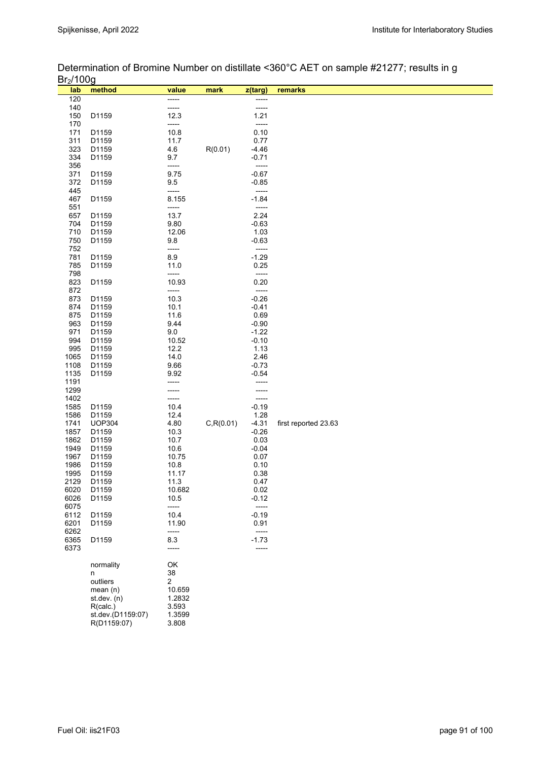Determination of Bromine Number on distillate <360°C AET on sample #21277; results in g $Br_2$/100g

| lab | method | value | mark | z(targ) | remarks |
|---|---|---|---|---|---|
| 120 | | ----- | | ----- | |
| 140 | | ----- | | ----- | |
| 150 | D1159 | 12.3 | | 1.21 | |
| 170 | | ----- | | ----- | |
| 171 | D1159 | 10.8 | | 0.10 | |
| 311 | D1159 | 11.7 | | 0.77 | |
| 323 | D1159 | 4.6 | R(0.01) | -4.46 | |
| 334 | D1159 | 9.7 | | -0.71 | |
| 356 | | ----- | | ----- | |
| 371 | D1159 | 9.75 | | -0.67 | |
| 372 | D1159 | 9.5 | | -0.85 | |
| 445 | | ----- | | ----- | |
| 467 | D1159 | 8.155 | | -1.84 | |
| 551 | | ----- | | ----- | |
| 657 | D1159 | 13.7 | | 2.24 | |
| 704 | D1159 | 9.80 | | -0.63 | |
| 710 | D1159 | 12.06 | | 1.03 | |
| 750 | D1159 | 9.8 | | -0.63 | |
| 752 | | ----- | | ----- | |
| 781 | D1159 | 8.9 | | -1.29 | |
| 785 | D1159 | 11.0 | | 0.25 | |
| 798 | | ----- | | ----- | |
| 823 | D1159 | 10.93 | | 0.20 | |
| 872 | | ----- | | ----- | |
| 873 | D1159 | 10.3 | | -0.26 | |
| 874 | D1159 | 10.1 | | -0.41 | |
| 875 | D1159 | 11.6 | | 0.69 | |
| 963 | D1159 | 9.44 | | -0.90 | |
| 971 | D1159 | 9.0 | | -1.22 | |
| 994 | D1159 | 10.52 | | -0.10 | |
| 995 | D1159 | 12.2 | | 1.13 | |
| 1065 | D1159 | 14.0 | | 2.46 | |
| 1108 | D1159 | 9.66 | | -0.73 | |
| 1135 | D1159 | 9.92 | | -0.54 | |
| 1191 | | ----- | | ----- | |
| 1299 | | ----- | | ----- | |
| 1402 | | ----- | | ----- | |
| 1585 | D1159 | 10.4 | | -0.19 | |
| 1586 | D1159 | 12.4 | | 1.28 | |
| 1741 | UOP304 | 4.80 | C,R(0.01) | -4.31 | first reported 23.63 |
| 1857 | D1159 | 10.3 | | -0.26 | |
| 1862 | D1159 | 10.7 | | 0.03 | |
| 1949 | D1159 | 10.6 | | -0.04 | |
| 1967 | D1159 | 10.75 | | 0.07 | |
| 1986 | D1159 | 10.8 | | 0.10 | |
| 1995 | D1159 | 11.17 | | 0.38 | |
| 2129 | D1159 | 11.3 | | 0.47 | |
| 6020 | D1159 | 10.682 | | 0.02 | |
| 6026 | D1159 | 10.5 | | -0.12 | |
| 6075 | | ----- | | ----- | |
| 6112 | D1159 | 10.4 | | -0.19 | |
| 6201 | D1159 | 11.90 | | 0.91 | |
| 6262 | | ----- | | ----- | |
| 6365 | D1159 | 8.3 | | -1.73 | |
| 6373 | | ----- | | ----- | |
| | normality | OK | | | |
| | n | 38 | | | |
| | outliers | 2 | | | |
| | mean (n) | 10.659 | | | |
| | st.dev. (n) | 1.2832 | | | |
| | R(calc.) | 3.593 | | | |
| | st.dev.(D1159:07) | 1.3599 | | | |
| | R(D1159:07) | 3.808 | | | |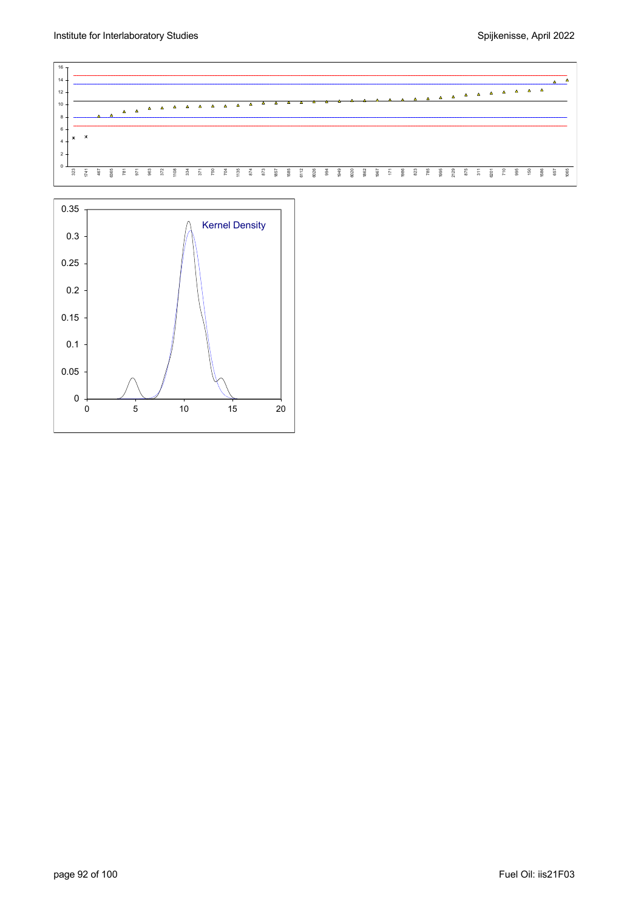16
14
12
10
8
6
4
2
0

323 1741 467 6365 781 971 963 372 1108 334 371 750 704 1135 874 873 1857 1585 6112 6026 994 1949 6020 1862 1967 171 1986 823 785 1995 2129 875 311 6201 710 995 150 1586 657 1066

0.35
0.3
0.25
0.2
0.15
0.1
0.05
0

0 5 10 15 20

Kernel Density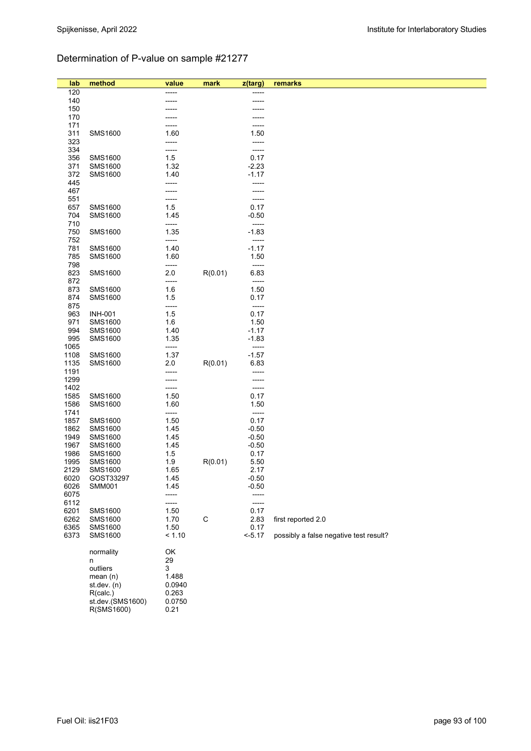## Determination of P-value on sample #21277

| lab | method | value | mark | z(targ) | remarks |
|---|---|---|---|---|---|
| 120 | | ----- | | ----- | |
| 140 | | ----- | | ----- | |
| 150 | | ----- | | ----- | |
| 170 | | ----- | | ----- | |
| 171 | | ----- | | ----- | |
| 311 | SMS1600 | 1.60 | | 1.50 | |
| 323 | | ----- | | ----- | |
| 334 | | ----- | | ----- | |
| 356 | SMS1600 | 1.5 | | 0.17 | |
| 371 | SMS1600 | 1.32 | | -2.23 | |
| 372 | SMS1600 | 1.40 | | -1.17 | |
| 445 | | ----- | | ----- | |
| 467 | | ----- | | ----- | |
| 551 | | ----- | | ----- | |
| 657 | SMS1600 | 1.5 | | 0.17 | |
| 704 | SMS1600 | 1.45 | | -0.50 | |
| 710 | | ----- | | ----- | |
| 750 | SMS1600 | 1.35 | | -1.83 | |
| 752 | | ----- | | ----- | |
| 781 | SMS1600 | 1.40 | | -1.17 | |
| 785 | SMS1600 | 1.60 | | 1.50 | |
| 798 | | ----- | | ----- | |
| 823 | SMS1600 | 2.0 | R(0.01) | 6.83 | |
| 872 | | ----- | | ----- | |
| 873 | SMS1600 | 1.6 | | 1.50 | |
| 874 | SMS1600 | 1.5 | | 0.17 | |
| 875 | | ----- | | ----- | |
| 963 | INH-001 | 1.5 | | 0.17 | |
| 971 | SMS1600 | 1.6 | | 1.50 | |
| 994 | SMS1600 | 1.40 | | -1.17 | |
| 995 | SMS1600 | 1.35 | | -1.83 | |
| 1065 | | ----- | | ----- | |
| 1108 | SMS1600 | 1.37 | | -1.57 | |
| 1135 | SMS1600 | 2.0 | R(0.01) | 6.83 | |
| 1191 | | ----- | | ----- | |
| 1299 | | ----- | | ----- | |
| 1402 | | ----- | | ----- | |
| 1585 | SMS1600 | 1.50 | | 0.17 | |
| 1586 | SMS1600 | 1.60 | | 1.50 | |
| 1741 | | ----- | | ----- | |
| 1857 | SMS1600 | 1.50 | | 0.17 | |
| 1862 | SMS1600 | 1.45 | | -0.50 | |
| 1949 | SMS1600 | 1.45 | | -0.50 | |
| 1967 | SMS1600 | 1.45 | | -0.50 | |
| 1986 | SMS1600 | 1.5 | | 0.17 | |
| 1995 | SMS1600 | 1.9 | R(0.01) | 5.50 | |
| 2129 | SMS1600 | 1.65 | | 2.17 | |
| 6020 | GOST33297 | 1.45 | | -0.50 | |
| 6026 | SMM001 | 1.45 | | -0.50 | |
| 6075 | | ----- | | ----- | |
| 6112 | | ----- | | ----- | |
| 6201 | SMS1600 | 1.50 | | 0.17 | |
| 6262 | SMS1600 | 1.70 | C | 2.83 | first reported 2.0 |
| 6365 | SMS1600 | 1.50 | | 0.17 | |
| 6373 | SMS1600 | < 1.10 | | <-5.17 | possibly a false negative test result? |
| | normality | OK | | | |
| | n | 29 | | | |
| | outliers | 3 | | | |
| | mean (n) | 1.488 | | | |
| | st.dev. (n) | 0.0940 | | | |
| | R(calc.) | 0.263 | | | |
| | st.dev.(SMS1600) | 0.0750 | | | |
| | R(SMS1600) | 0.21 | | | |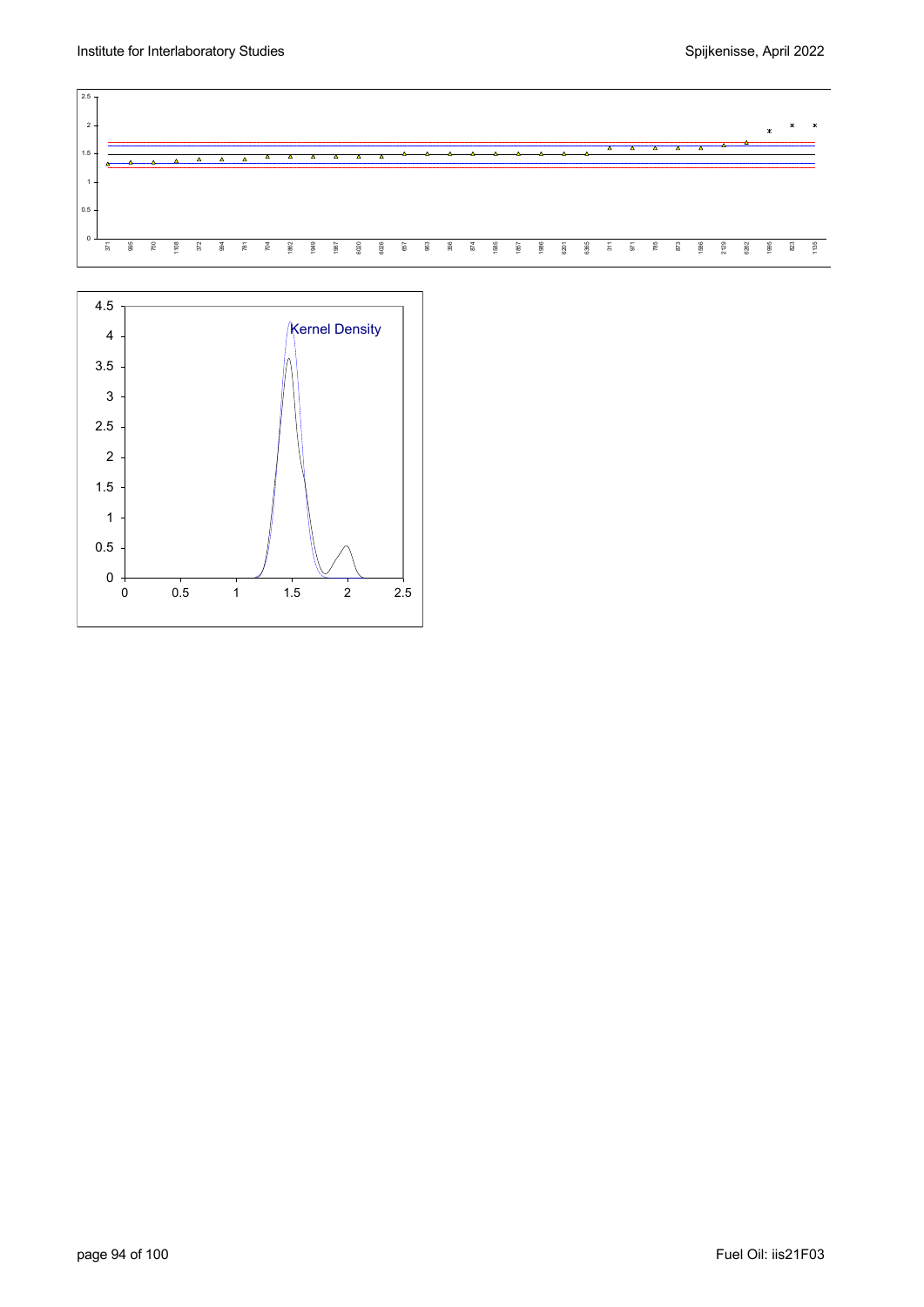2.5
2
1.5
1
0.5
0

371 995 750 1108 372 994 781 704 1862 1949 1957 6020 6026 657 963 356 874 1585 1857 1986 6201 6365 311 971 785 873 1886 2129 6262 1995 823 1135

4.5
4
3.5
3
2.5
2
1.5
1
0.5
0

0 0.5 1 1.5 2 2.5

Kernel Density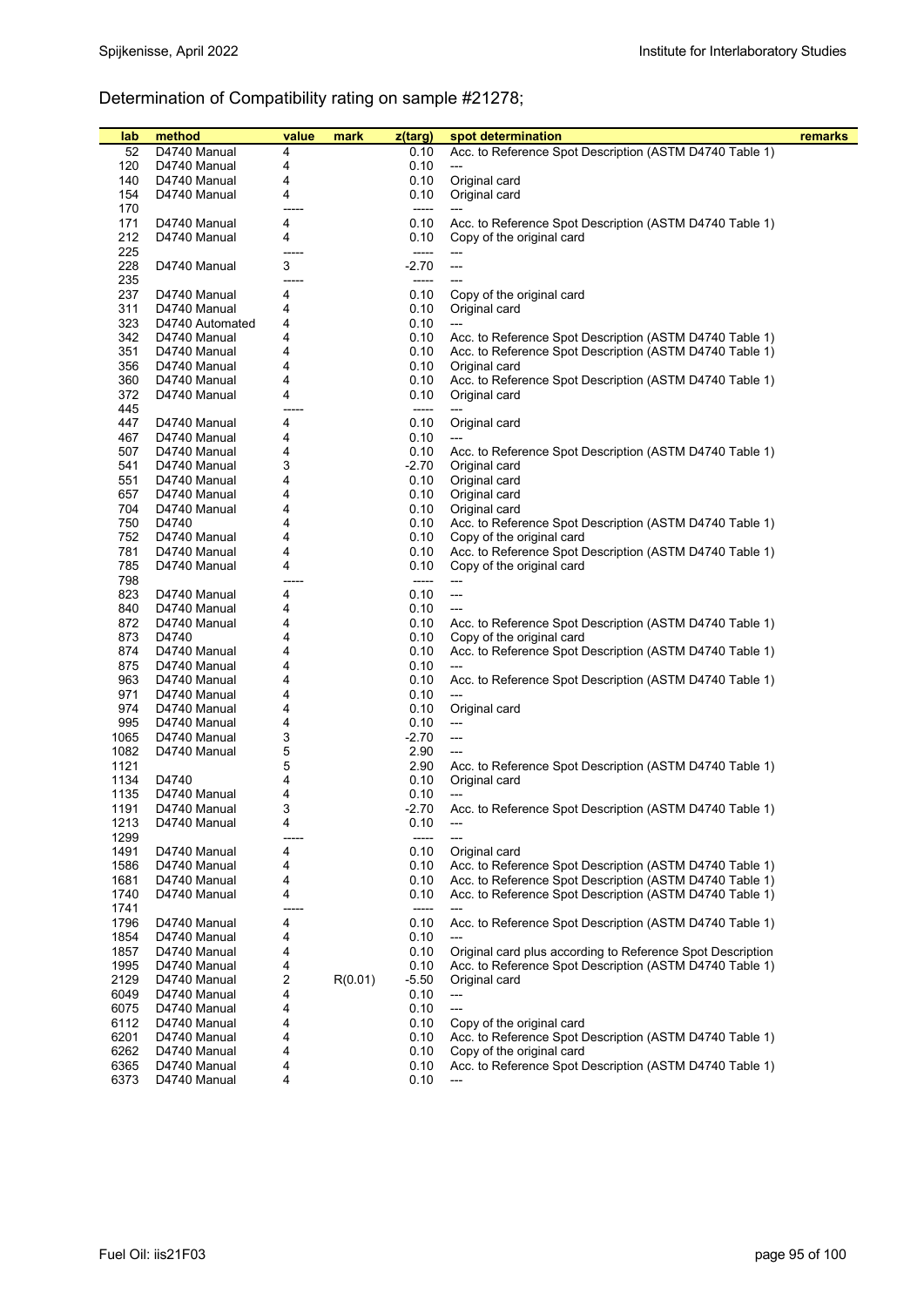Determination of Compatibility rating on sample #21278;

| lab | method | value | mark | z(targ) | spot determination | remarks |
|---|---|---|---|---|---|---|
| 52 | D4740 Manual | 4 | | 0.10 | Acc. to Reference Spot Description (ASTM D4740 Table 1) | |
| 120 | D4740 Manual | 4 | | 0.10 | --- | |
| 140 | D4740 Manual | 4 | | 0.10 | Original card | |
| 154 | D4740 Manual | 4 | | 0.10 | Original card | |
| 170 | | ----- | | ----- | --- | |
| 171 | D4740 Manual | 4 | | 0.10 | Acc. to Reference Spot Description (ASTM D4740 Table 1) | |
| 212 | D4740 Manual | 4 | | 0.10 | Copy of the original card | |
| 225 | | ----- | | ----- | --- | |
| 228 | D4740 Manual | 3 | | -2.70 | --- | |
| 235 | | ----- | | ----- | --- | |
| 237 | D4740 Manual | 4 | | 0.10 | Copy of the original card | |
| 311 | D4740 Manual | 4 | | 0.10 | Original card | |
| 323 | D4740 Automated | 4 | | 0.10 | --- | |
| 342 | D4740 Manual | 4 | | 0.10 | Acc. to Reference Spot Description (ASTM D4740 Table 1) | |
| 351 | D4740 Manual | 4 | | 0.10 | Acc. to Reference Spot Description (ASTM D4740 Table 1) | |
| 356 | D4740 Manual | 4 | | 0.10 | Original card | |
| 360 | D4740 Manual | 4 | | 0.10 | Acc. to Reference Spot Description (ASTM D4740 Table 1) | |
| 372 | D4740 Manual | 4 | | 0.10 | Original card | |
| 445 | | ----- | | ----- | --- | |
| 447 | D4740 Manual | 4 | | 0.10 | Original card | |
| 467 | D4740 Manual | 4 | | 0.10 | --- | |
| 507 | D4740 Manual | 4 | | 0.10 | Acc. to Reference Spot Description (ASTM D4740 Table 1) | |
| 541 | D4740 Manual | 3 | | -2.70 | Original card | |
| 551 | D4740 Manual | 4 | | 0.10 | Original card | |
| 657 | D4740 Manual | 4 | | 0.10 | Original card | |
| 704 | D4740 Manual | 4 | | 0.10 | Original card | |
| 750 | D4740 | 4 | | 0.10 | Acc. to Reference Spot Description (ASTM D4740 Table 1) | |
| 752 | D4740 Manual | 4 | | 0.10 | Copy of the original card | |
| 781 | D4740 Manual | 4 | | 0.10 | Acc. to Reference Spot Description (ASTM D4740 Table 1) | |
| 785 | D4740 Manual | 4 | | 0.10 | Copy of the original card | |
| 798 | | ----- | | ----- | --- | |
| 823 | D4740 Manual | 4 | | 0.10 | --- | |
| 840 | D4740 Manual | 4 | | 0.10 | --- | |
| 872 | D4740 Manual | 4 | | 0.10 | Acc. to Reference Spot Description (ASTM D4740 Table 1) | |
| 873 | D4740 | 4 | | 0.10 | Copy of the original card | |
| 874 | D4740 Manual | 4 | | 0.10 | Acc. to Reference Spot Description (ASTM D4740 Table 1) | |
| 875 | D4740 Manual | 4 | | 0.10 | --- | |
| 963 | D4740 Manual | 4 | | 0.10 | Acc. to Reference Spot Description (ASTM D4740 Table 1) | |
| 971 | D4740 Manual | 4 | | 0.10 | --- | |
| 974 | D4740 Manual | 4 | | 0.10 | Original card | |
| 995 | D4740 Manual | 4 | | 0.10 | --- | |
| 1065 | D4740 Manual | 3 | | -2.70 | --- | |
| 1082 | D4740 Manual | 5 | | 2.90 | --- | |
| 1121 | | 5 | | 2.90 | Acc. to Reference Spot Description (ASTM D4740 Table 1) | |
| 1134 | D4740 | 4 | | 0.10 | Original card | |
| 1135 | D4740 Manual | 4 | | 0.10 | --- | |
| 1191 | D4740 Manual | 3 | | -2.70 | Acc. to Reference Spot Description (ASTM D4740 Table 1) | |
| 1213 | D4740 Manual | 4 | | 0.10 | --- | |
| 1299 | | ----- | | ----- | --- | |
| 1491 | D4740 Manual | 4 | | 0.10 | Original card | |
| 1586 | D4740 Manual | 4 | | 0.10 | Acc. to Reference Spot Description (ASTM D4740 Table 1) | |
| 1681 | D4740 Manual | 4 | | 0.10 | Acc. to Reference Spot Description (ASTM D4740 Table 1) | |
| 1740 | D4740 Manual | 4 | | 0.10 | Acc. to Reference Spot Description (ASTM D4740 Table 1) | |
| 1741 | | ----- | | ----- | --- | |
| 1796 | D4740 Manual | 4 | | 0.10 | Acc. to Reference Spot Description (ASTM D4740 Table 1) | |
| 1854 | D4740 Manual | 4 | | 0.10 | --- | |
| 1857 | D4740 Manual | 4 | | 0.10 | Original card plus according to Reference Spot Description | |
| 1995 | D4740 Manual | 4 | | 0.10 | Acc. to Reference Spot Description (ASTM D4740 Table 1) | |
| 2129 | D4740 Manual | 2 | R(0.01) | -5.50 | Original card | |
| 6049 | D4740 Manual | 4 | | 0.10 | --- | |
| 6075 | D4740 Manual | 4 | | 0.10 | --- | |
| 6112 | D4740 Manual | 4 | | 0.10 | Copy of the original card | |
| 6201 | D4740 Manual | 4 | | 0.10 | Acc. to Reference Spot Description (ASTM D4740 Table 1) | |
| 6262 | D4740 Manual | 4 | | 0.10 | Copy of the original card | |
| 6365 | D4740 Manual | 4 | | 0.10 | Acc. to Reference Spot Description (ASTM D4740 Table 1) | |
| 6373 | D4740 Manual | 4 | | 0.10 | --- | |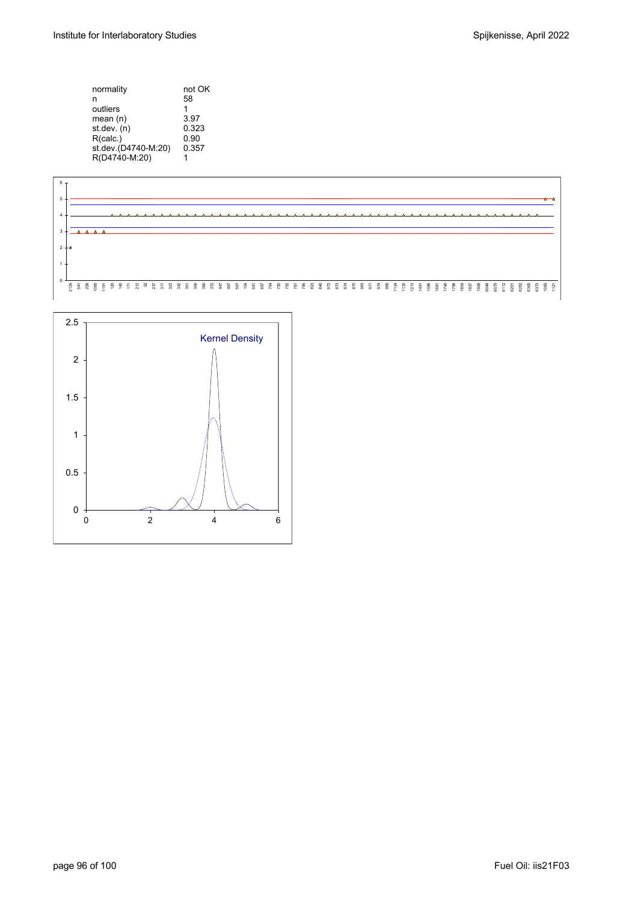| | |
|---|---|
| normality | not OK |
| n | 58 |
| outliers | 1 |
| mean (n) | 3.97 |
| st.dev. (n) | 0.323 |
| R(calc.) | 0.90 |
| st.dev.(D4740-M:20) | 0.357 |
| R(D4740-M:20) | 1 |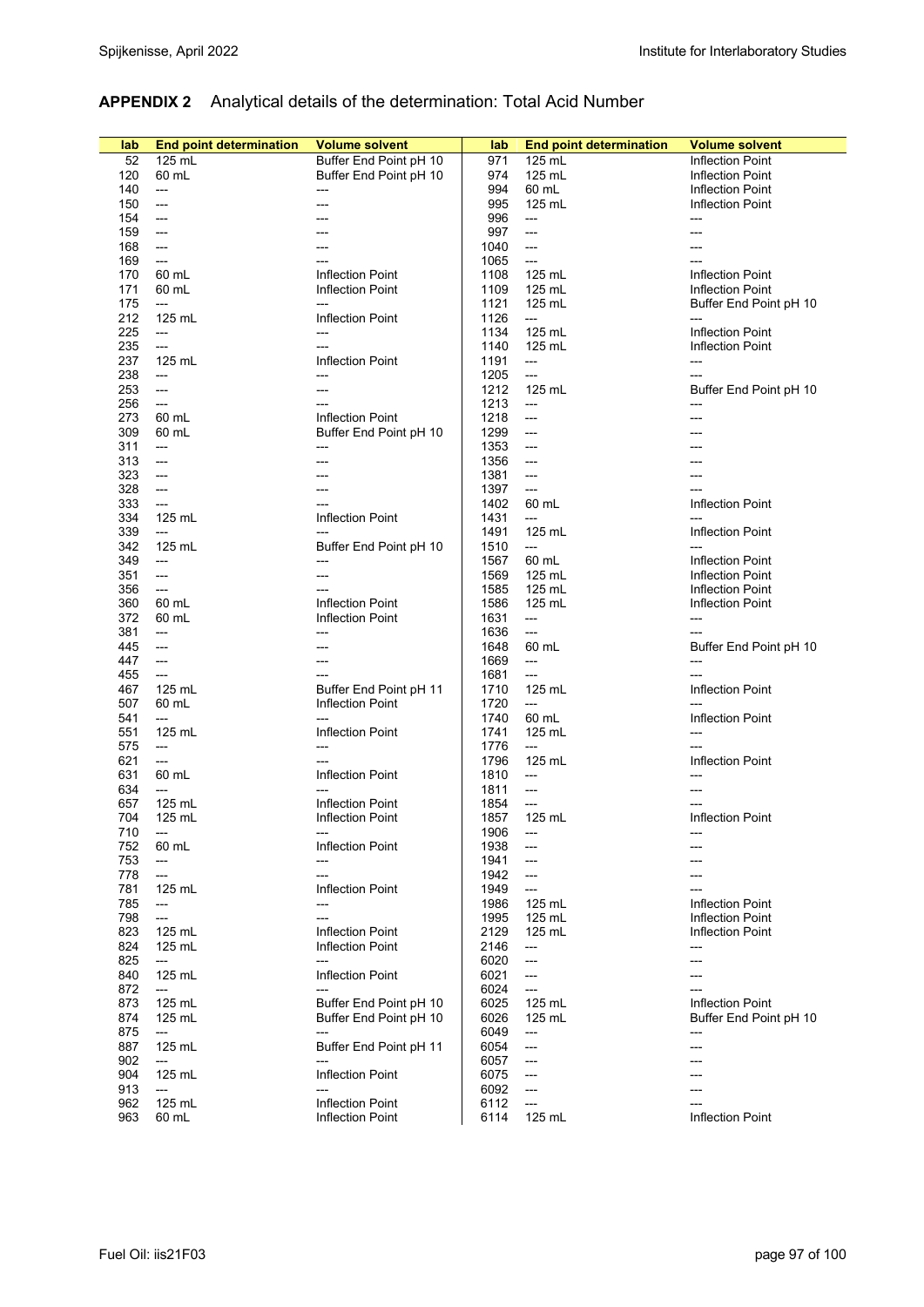## APPENDIX 2 Analytical details of the determination: Total Acid Number

| lab | End point determination | Volume solvent | lab | End point determination | Volume solvent |
|---|---|---|---|---|---|
| 52 | 125 mL | Buffer End Point pH 10 | 971 | 125 mL | Inflection Point |
| 120 | 60 mL | Buffer End Point pH 10 | 974 | 125 mL | Inflection Point |
| 140 | --- | --- | 994 | 60 mL | Inflection Point |
| 150 | --- | --- | 995 | 125 mL | Inflection Point |
| 154 | --- | --- | 996 | --- | --- |
| 159 | --- | --- | 997 | --- | --- |
| 168 | --- | --- | 1040 | --- | --- |
| 169 | --- | --- | 1065 | --- | --- |
| 170 | 60 mL | Inflection Point | 1108 | 125 mL | Inflection Point |
| 171 | 60 mL | Inflection Point | 1109 | 125 mL | Inflection Point |
| 175 | --- | --- | 1121 | 125 mL | Buffer End Point pH 10 |
| 212 | 125 mL | Inflection Point | 1126 | --- | --- |
| 225 | --- | --- | 1134 | 125 mL | Inflection Point |
| 235 | --- | --- | 1140 | 125 mL | Inflection Point |
| 237 | 125 mL | Inflection Point | 1191 | --- | --- |
| 238 | --- | --- | 1205 | --- | --- |
| 253 | --- | --- | 1212 | 125 mL | Buffer End Point pH 10 |
| 256 | --- | --- | 1213 | --- | --- |
| 273 | 60 mL | Inflection Point | 1218 | --- | --- |
| 309 | 60 mL | Buffer End Point pH 10 | 1299 | --- | --- |
| 311 | --- | --- | 1353 | --- | --- |
| 313 | --- | --- | 1356 | --- | --- |
| 323 | --- | --- | 1381 | --- | --- |
| 328 | --- | --- | 1397 | --- | --- |
| 333 | --- | --- | 1402 | 60 mL | Inflection Point |
| 334 | 125 mL | Inflection Point | 1431 | --- | --- |
| 339 | --- | --- | 1491 | 125 mL | Inflection Point |
| 342 | 125 mL | Buffer End Point pH 10 | 1510 | --- | --- |
| 349 | --- | --- | 1567 | 60 mL | Inflection Point |
| 351 | --- | --- | 1569 | 125 mL | Inflection Point |
| 356 | --- | --- | 1585 | 125 mL | Inflection Point |
| 360 | 60 mL | Inflection Point | 1586 | 125 mL | Inflection Point |
| 372 | 60 mL | Inflection Point | 1631 | --- | --- |
| 381 | --- | --- | 1636 | --- | --- |
| 445 | --- | --- | 1648 | 60 mL | Buffer End Point pH 10 |
| 447 | --- | --- | 1669 | --- | --- |
| 455 | --- | --- | 1681 | --- | --- |
| 467 | 125 mL | Buffer End Point pH 11 | 1710 | 125 mL | Inflection Point |
| 507 | 60 mL | Inflection Point | 1720 | --- | --- |
| 541 | --- | --- | 1740 | 60 mL | Inflection Point |
| 551 | 125 mL | Inflection Point | 1741 | 125 mL | --- |
| 575 | --- | --- | 1776 | --- | --- |
| 621 | --- | --- | 1796 | 125 mL | Inflection Point |
| 631 | 60 mL | Inflection Point | 1810 | --- | --- |
| 634 | --- | --- | 1811 | --- | --- |
| 657 | 125 mL | Inflection Point | 1854 | --- | --- |
| 704 | 125 mL | Inflection Point | 1857 | 125 mL | Inflection Point |
| 710 | --- | --- | 1906 | --- | --- |
| 752 | 60 mL | Inflection Point | 1938 | --- | --- |
| 753 | --- | --- | 1941 | --- | --- |
| 778 | --- | --- | 1942 | --- | --- |
| 781 | 125 mL | Inflection Point | 1949 | --- | --- |
| 785 | --- | --- | 1986 | 125 mL | Inflection Point |
| 798 | --- | --- | 1995 | 125 mL | Inflection Point |
| 823 | 125 mL | Inflection Point | 2129 | 125 mL | Inflection Point |
| 824 | 125 mL | Inflection Point | 2146 | --- | --- |
| 825 | --- | --- | 6020 | --- | --- |
| 840 | 125 mL | Inflection Point | 6021 | --- | --- |
| 872 | --- | --- | 6024 | --- | --- |
| 873 | 125 mL | Buffer End Point pH 10 | 6025 | 125 mL | Inflection Point |
| 874 | 125 mL | Buffer End Point pH 10 | 6026 | 125 mL | Buffer End Point pH 10 |
| 875 | --- | --- | 6049 | --- | --- |
| 887 | 125 mL | Buffer End Point pH 11 | 6054 | --- | --- |
| 902 | --- | --- | 6057 | --- | --- |
| 904 | 125 mL | Inflection Point | 6075 | --- | --- |
| 913 | --- | --- | 6092 | --- | --- |
| 962 | 125 mL | Inflection Point | 6112 | --- | --- |
| 963 | 60 mL | Inflection Point | 6114 | 125 mL | Inflection Point |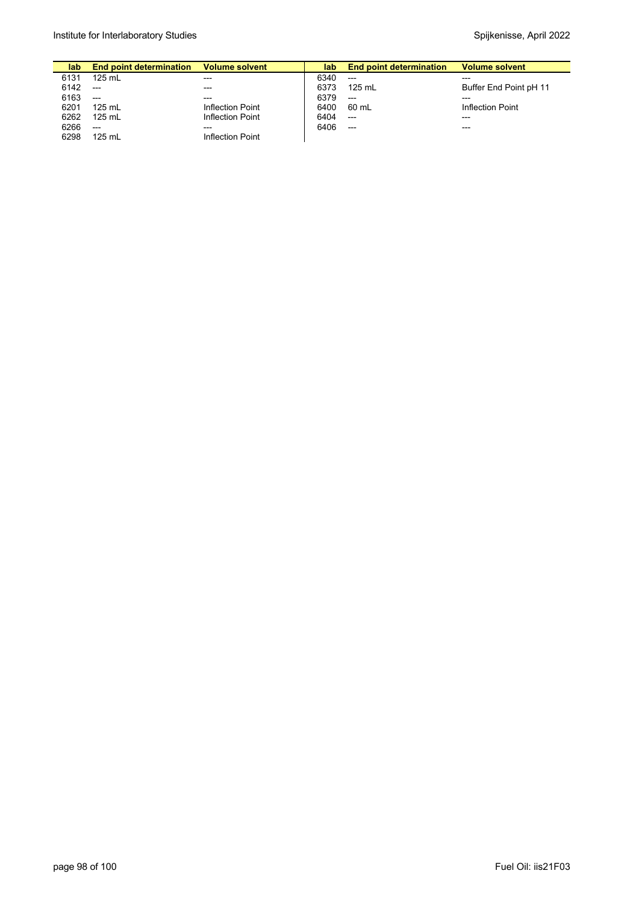| lab | End point determination | Volume solvent | lab | End point determination | Volume solvent |
|---|---|---|---|---|---|
| 6131 | 125 mL | --- | 6340 | --- | --- |
| 6142 | --- | --- | 6373 | 125 mL | Buffer End Point pH 11 |
| 6163 | --- | --- | 6379 | --- | --- |
| 6201 | 125 mL | Inflection Point | 6400 | 60 mL | Inflection Point |
| 6262 | 125 mL | Inflection Point | 6404 | --- | --- |
| 6266 | --- | --- | 6406 | --- | --- |
| 6298 | 125 mL | Inflection Point | | | |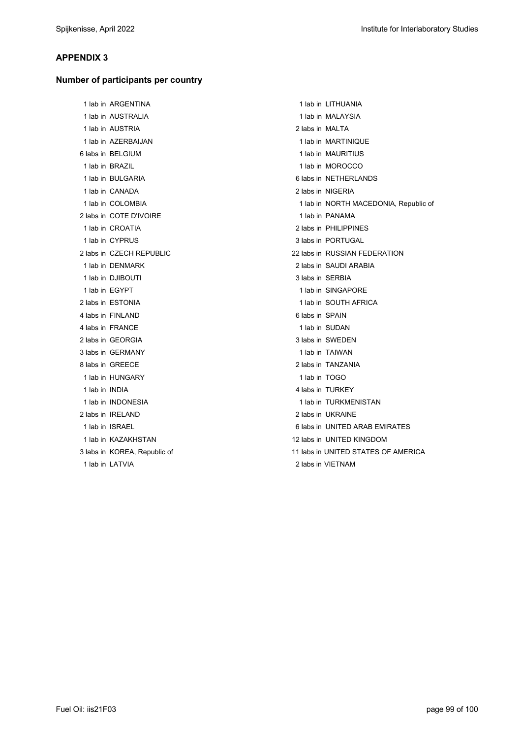## APPENDIX 3

### Number of participants per country

1 lab in ARGENTINA
1 lab in AUSTRALIA
1 lab in AUSTRIA
1 lab in AZERBAIJAN
6 labs in BELGIUM
1 lab in BRAZIL
1 lab in BULGARIA
1 lab in CANADA
1 lab in COLOMBIA
2 labs in COTE D'IVOIRE
1 lab in CROATIA
1 lab in CYPRUS
2 labs in CZECH REPUBLIC
1 lab in DENMARK
1 lab in DJIBOUTI
1 lab in EGYPT
2 labs in ESTONIA
4 labs in FINLAND
4 labs in FRANCE
2 labs in GEORGIA
3 labs in GERMANY
8 labs in GREECE
1 lab in HUNGARY
1 lab in INDIA
1 lab in INDONESIA
2 labs in IRELAND
1 lab in ISRAEL
1 lab in KAZAKHSTAN
3 labs in KOREA, Republic of
1 lab in LATVIA
1 lab in LITHUANIA
1 lab in MALAYSIA
2 labs in MALTA
1 lab in MARTINIQUE
1 lab in MAURITIUS
1 lab in MOROCCO
6 labs in NETHERLANDS
2 labs in NIGERIA
1 lab in NORTH MACEDONIA, Republic of
1 lab in PANAMA
2 labs in PHILIPPINES
3 labs in PORTUGAL
22 labs in RUSSIAN FEDERATION
2 labs in SAUDI ARABIA
3 labs in SERBIA
1 lab in SINGAPORE
1 lab in SOUTH AFRICA
6 labs in SPAIN
1 lab in SUDAN
3 labs in SWEDEN
1 lab in TAIWAN
2 labs in TANZANIA
1 lab in TOGO
4 labs in TURKEY
1 lab in TURKMENISTAN
2 labs in UKRAINE
6 labs in UNITED ARAB EMIRATES
12 labs in UNITED KINGDOM
11 labs in UNITED STATES OF AMERICA
2 labs in VIETNAM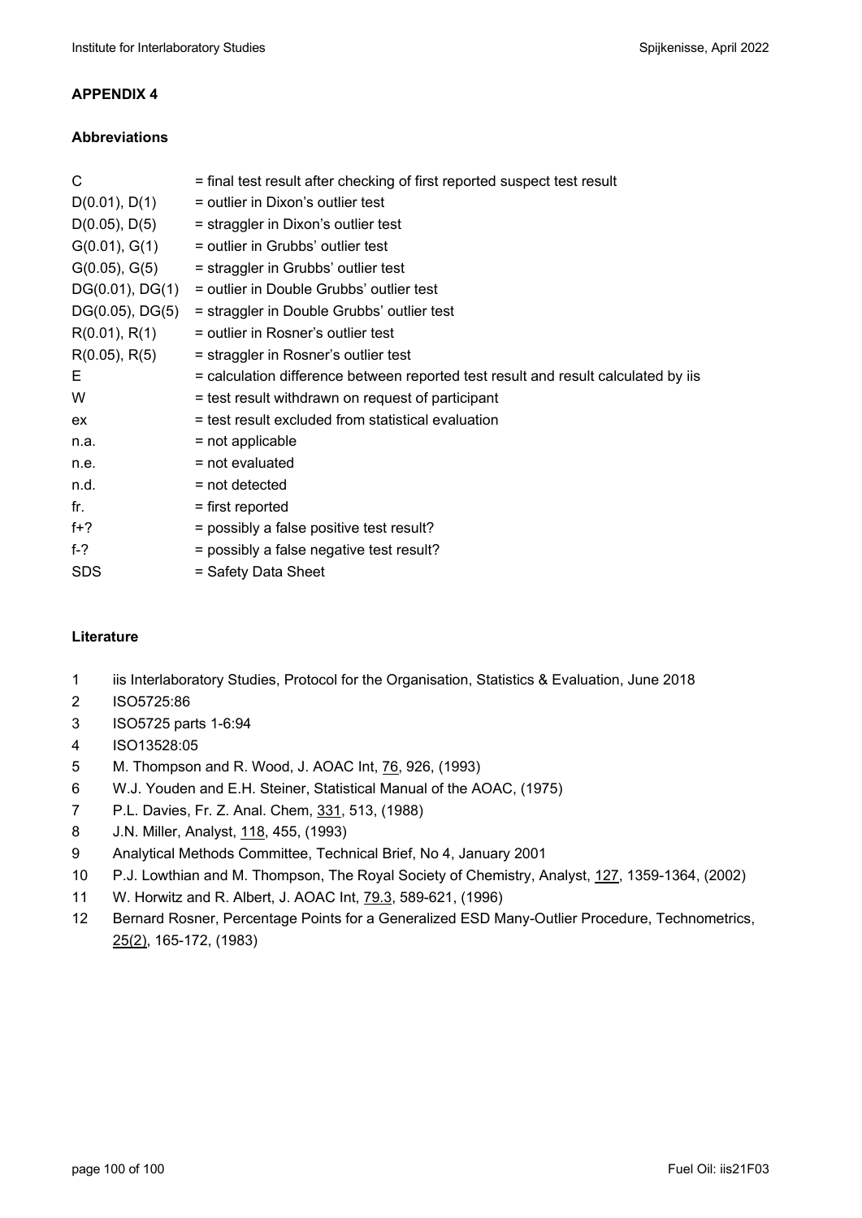**APPENDIX 4**

**Abbreviations**

| | |
|---|---|
| C | = final test result after checking of first reported suspect test result |
| D(0.01), D(1) | = outlier in Dixon's outlier test |
| D(0.05), D(5) | = straggler in Dixon's outlier test |
| G(0.01), G(1) | = outlier in Grubbs' outlier test |
| G(0.05), G(5) | = straggler in Grubbs' outlier test |
| DG(0.01), DG(1) | = outlier in Double Grubbs' outlier test |
| DG(0.05), DG(5) | = straggler in Double Grubbs' outlier test |
| R(0.01), R(1) | = outlier in Rosner's outlier test |
| R(0.05), R(5) | = straggler in Rosner's outlier test |
| E | = calculation difference between reported test result and result calculated by iis |
| W | = test result withdrawn on request of participant |
| ex | = test result excluded from statistical evaluation |
| n.a. | = not applicable |
| n.e. | = not evaluated |
| n.d. | = not detected |
| fr. | = first reported |
| f+? | = possibly a false positive test result? |
| f-? | = possibly a false negative test result? |
| SDS | = Safety Data Sheet |

**Literature**

1. iis Interlaboratory Studies, Protocol for the Organisation, Statistics & Evaluation, June 2018
2. ISO5725:86
3. ISO5725 parts 1-6:94
4. ISO13528:05
5. M. Thompson and R. Wood, J. AOAC Int, 76, 926, (1993)
6. W.J. Youden and E.H. Steiner, Statistical Manual of the AOAC, (1975)
7. P.L. Davies, Fr. Z. Anal. Chem, 331, 513, (1988)
8. J.N. Miller, Analyst, 118, 455, (1993)
9. Analytical Methods Committee, Technical Brief, No 4, January 2001
10. P.J. Lowthian and M. Thompson, The Royal Society of Chemistry, Analyst, 127, 1359-1364, (2002)
11. W. Horwitz and R. Albert, J. AOAC Int, 79.3, 589-621, (1996)
12. Bernard Rosner, Percentage Points for a Generalized ESD Many-Outlier Procedure, Technometrics, 25(2), 165-172, (1983)